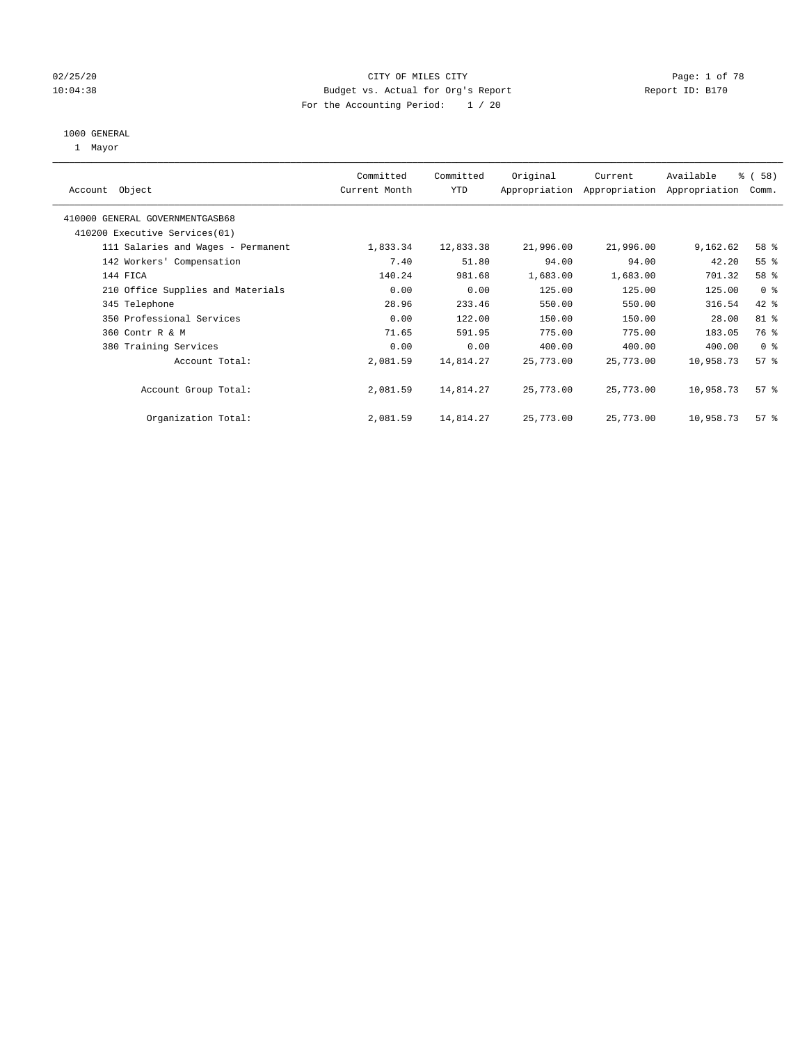02/25/20 CITY OF MILES CITY
10:04:38 Budget vs. Actual for Org's Report Report ID: B170
For the Accounting Period: 1 / 20

1000 GENERAL
1 Mayor

| Account Object | Committed Current Month | Committed YTD | Original Appropriation | Current Appropriation | Available Appropriation | % ( 58) Comm. |
|---|---|---|---|---|---|---|
| 410000 GENERAL GOVERNMENTGASB68 | | | | | | |
| 410200 Executive Services(01) | | | | | | |
| 111 Salaries and Wages - Permanent | 1,833.34 | 12,833.38 | 21,996.00 | 21,996.00 | 9,162.62 | 58 % |
| 142 Workers' Compensation | 7.40 | 51.80 | 94.00 | 94.00 | 42.20 | 55 % |
| 144 FICA | 140.24 | 981.68 | 1,683.00 | 1,683.00 | 701.32 | 58 % |
| 210 Office Supplies and Materials | 0.00 | 0.00 | 125.00 | 125.00 | 125.00 | 0 % |
| 345 Telephone | 28.96 | 233.46 | 550.00 | 550.00 | 316.54 | 42 % |
| 350 Professional Services | 0.00 | 122.00 | 150.00 | 150.00 | 28.00 | 81 % |
| 360 Contr R & M | 71.65 | 591.95 | 775.00 | 775.00 | 183.05 | 76 % |
| 380 Training Services | 0.00 | 0.00 | 400.00 | 400.00 | 400.00 | 0 % |
| Account Total: | 2,081.59 | 14,814.27 | 25,773.00 | 25,773.00 | 10,958.73 | 57 % |
| Account Group Total: | 2,081.59 | 14,814.27 | 25,773.00 | 25,773.00 | 10,958.73 | 57 % |
| Organization Total: | 2,081.59 | 14,814.27 | 25,773.00 | 25,773.00 | 10,958.73 | 57 % |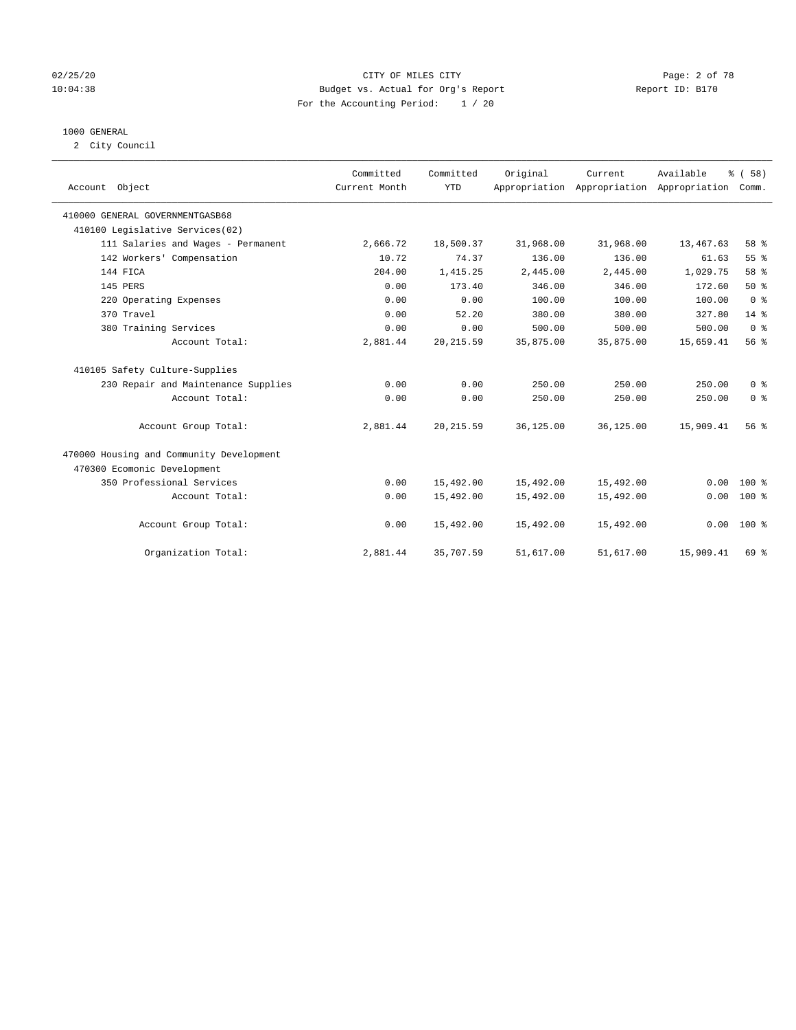CITY OF MILES CITY

Budget vs. Actual for Org's Report

For the Accounting Period: 1 / 20

02/25/20 10:04:38 Report ID: B170

# 1000 GENERAL

## 2 City Council

| Account Object | Committed Current Month | Committed YTD | Original Appropriation | Current Appropriation | Available Appropriation | % ( 58) Comm. |
|---|---|---|---|---|---|---|
| 410000 GENERAL GOVERNMENTGASB68 | | | | | | |
| 410100 Legislative Services(02) | | | | | | |
| 111 Salaries and Wages - Permanent | 2,666.72 | 18,500.37 | 31,968.00 | 31,968.00 | 13,467.63 | 58 % |
| 142 Workers' Compensation | 10.72 | 74.37 | 136.00 | 136.00 | 61.63 | 55 % |
| 144 FICA | 204.00 | 1,415.25 | 2,445.00 | 2,445.00 | 1,029.75 | 58 % |
| 145 PERS | 0.00 | 173.40 | 346.00 | 346.00 | 172.60 | 50 % |
| 220 Operating Expenses | 0.00 | 0.00 | 100.00 | 100.00 | 100.00 | 0 % |
| 370 Travel | 0.00 | 52.20 | 380.00 | 380.00 | 327.80 | 14 % |
| 380 Training Services | 0.00 | 0.00 | 500.00 | 500.00 | 500.00 | 0 % |
| Account Total: | 2,881.44 | 20,215.59 | 35,875.00 | 35,875.00 | 15,659.41 | 56 % |
| 410105 Safety Culture-Supplies | | | | | | |
| 230 Repair and Maintenance Supplies | 0.00 | 0.00 | 250.00 | 250.00 | 250.00 | 0 % |
| Account Total: | 0.00 | 0.00 | 250.00 | 250.00 | 250.00 | 0 % |
| Account Group Total: | 2,881.44 | 20,215.59 | 36,125.00 | 36,125.00 | 15,909.41 | 56 % |
| 470000 Housing and Community Development | | | | | | |
| 470300 Ecomonic Development | | | | | | |
| 350 Professional Services | 0.00 | 15,492.00 | 15,492.00 | 15,492.00 | 0.00 | 100 % |
| Account Total: | 0.00 | 15,492.00 | 15,492.00 | 15,492.00 | 0.00 | 100 % |
| Account Group Total: | 0.00 | 15,492.00 | 15,492.00 | 15,492.00 | 0.00 | 100 % |
| Organization Total: | 2,881.44 | 35,707.59 | 51,617.00 | 51,617.00 | 15,909.41 | 69 % |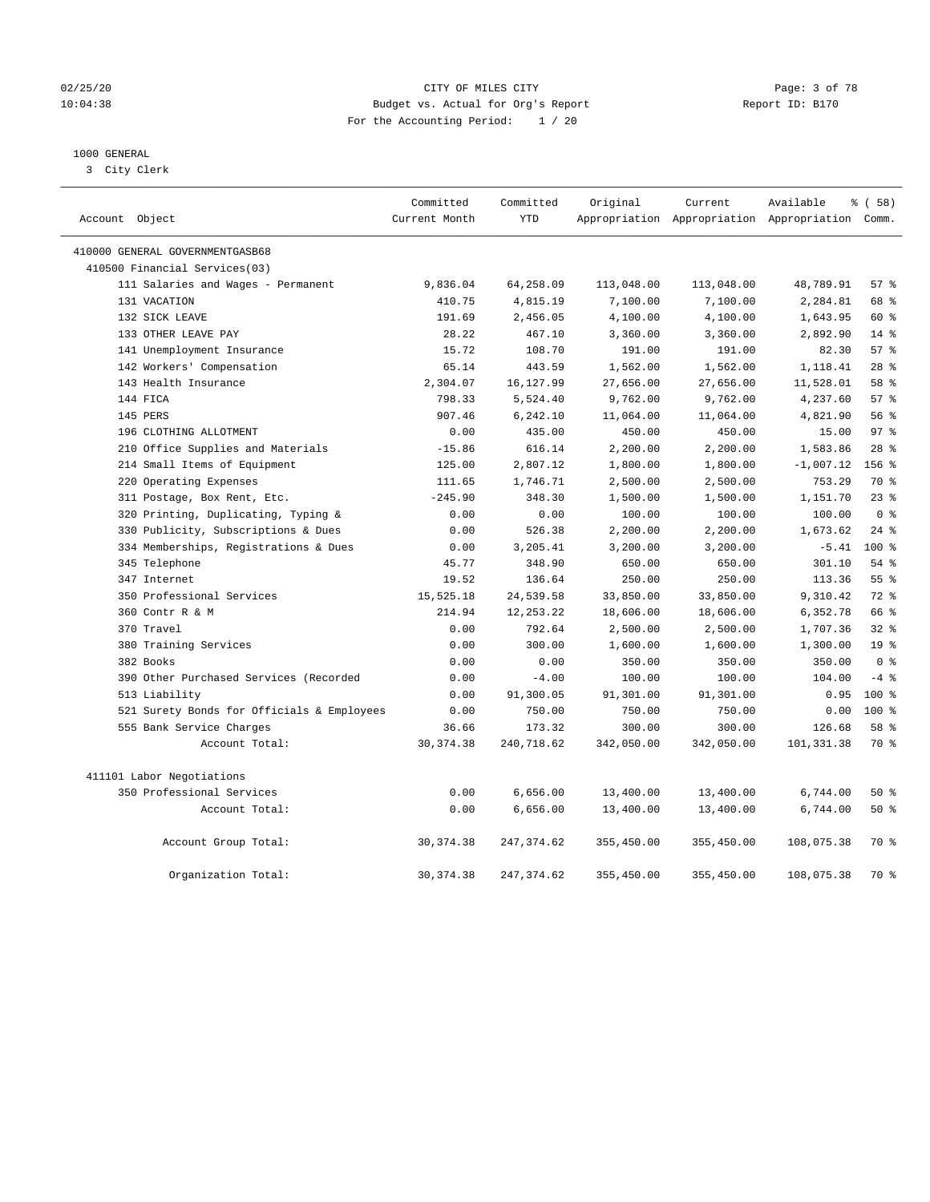02/25/20 CITY OF MILES CITY
10:04:38 Budget vs. Actual for Org's Report Report ID: B170
For the Accounting Period: 1 / 20

1000 GENERAL
3 City Clerk

| Account Object | Committed Current Month | Committed YTD | Original Appropriation | Current Appropriation | Available Appropriation | % ( 58) Comm. |
|---|---|---|---|---|---|---|
| 410000 GENERAL GOVERNMENTGASB68 | | | | | | |
| 410500 Financial Services(03) | | | | | | |
| 111 Salaries and Wages - Permanent | 9,836.04 | 64,258.09 | 113,048.00 | 113,048.00 | 48,789.91 | 57 % |
| 131 VACATION | 410.75 | 4,815.19 | 7,100.00 | 7,100.00 | 2,284.81 | 68 % |
| 132 SICK LEAVE | 191.69 | 2,456.05 | 4,100.00 | 4,100.00 | 1,643.95 | 60 % |
| 133 OTHER LEAVE PAY | 28.22 | 467.10 | 3,360.00 | 3,360.00 | 2,892.90 | 14 % |
| 141 Unemployment Insurance | 15.72 | 108.70 | 191.00 | 191.00 | 82.30 | 57 % |
| 142 Workers' Compensation | 65.14 | 443.59 | 1,562.00 | 1,562.00 | 1,118.41 | 28 % |
| 143 Health Insurance | 2,304.07 | 16,127.99 | 27,656.00 | 27,656.00 | 11,528.01 | 58 % |
| 144 FICA | 798.33 | 5,524.40 | 9,762.00 | 9,762.00 | 4,237.60 | 57 % |
| 145 PERS | 907.46 | 6,242.10 | 11,064.00 | 11,064.00 | 4,821.90 | 56 % |
| 196 CLOTHING ALLOTMENT | 0.00 | 435.00 | 450.00 | 450.00 | 15.00 | 97 % |
| 210 Office Supplies and Materials | -15.86 | 616.14 | 2,200.00 | 2,200.00 | 1,583.86 | 28 % |
| 214 Small Items of Equipment | 125.00 | 2,807.12 | 1,800.00 | 1,800.00 | -1,007.12 | 156 % |
| 220 Operating Expenses | 111.65 | 1,746.71 | 2,500.00 | 2,500.00 | 753.29 | 70 % |
| 311 Postage, Box Rent, Etc. | -245.90 | 348.30 | 1,500.00 | 1,500.00 | 1,151.70 | 23 % |
| 320 Printing, Duplicating, Typing & | 0.00 | 0.00 | 100.00 | 100.00 | 100.00 | 0 % |
| 330 Publicity, Subscriptions & Dues | 0.00 | 526.38 | 2,200.00 | 2,200.00 | 1,673.62 | 24 % |
| 334 Memberships, Registrations & Dues | 0.00 | 3,205.41 | 3,200.00 | 3,200.00 | -5.41 | 100 % |
| 345 Telephone | 45.77 | 348.90 | 650.00 | 650.00 | 301.10 | 54 % |
| 347 Internet | 19.52 | 136.64 | 250.00 | 250.00 | 113.36 | 55 % |
| 350 Professional Services | 15,525.18 | 24,539.58 | 33,850.00 | 33,850.00 | 9,310.42 | 72 % |
| 360 Contr R & M | 214.94 | 12,253.22 | 18,606.00 | 18,606.00 | 6,352.78 | 66 % |
| 370 Travel | 0.00 | 792.64 | 2,500.00 | 2,500.00 | 1,707.36 | 32 % |
| 380 Training Services | 0.00 | 300.00 | 1,600.00 | 1,600.00 | 1,300.00 | 19 % |
| 382 Books | 0.00 | 0.00 | 350.00 | 350.00 | 350.00 | 0 % |
| 390 Other Purchased Services (Recorded | 0.00 | -4.00 | 100.00 | 100.00 | 104.00 | -4 % |
| 513 Liability | 0.00 | 91,300.05 | 91,301.00 | 91,301.00 | 0.95 | 100 % |
| 521 Surety Bonds for Officials & Employees | 0.00 | 750.00 | 750.00 | 750.00 | 0.00 | 100 % |
| 555 Bank Service Charges | 36.66 | 173.32 | 300.00 | 300.00 | 126.68 | 58 % |
| Account Total: | 30,374.38 | 240,718.62 | 342,050.00 | 342,050.00 | 101,331.38 | 70 % |
| 411101 Labor Negotiations | | | | | | |
| 350 Professional Services | 0.00 | 6,656.00 | 13,400.00 | 13,400.00 | 6,744.00 | 50 % |
| Account Total: | 0.00 | 6,656.00 | 13,400.00 | 13,400.00 | 6,744.00 | 50 % |
| Account Group Total: | 30,374.38 | 247,374.62 | 355,450.00 | 355,450.00 | 108,075.38 | 70 % |
| Organization Total: | 30,374.38 | 247,374.62 | 355,450.00 | 355,450.00 | 108,075.38 | 70 % |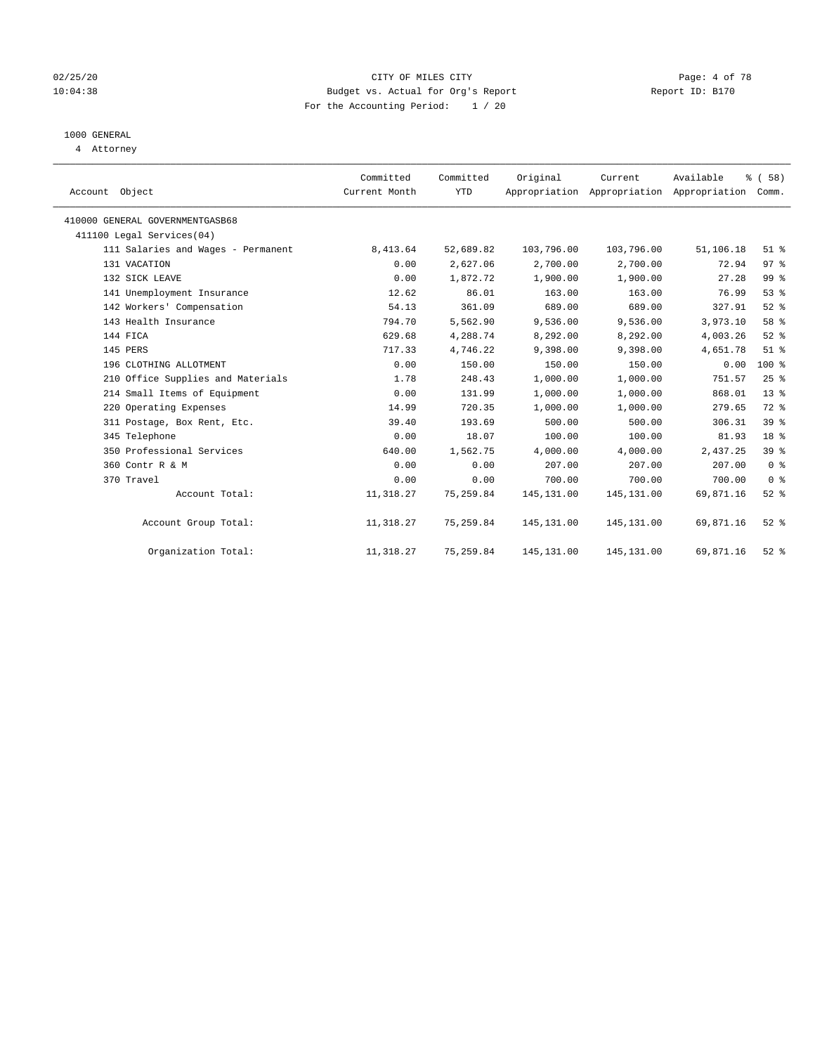CITY OF MILES CITY
Budget vs. Actual for Org's Report
For the Accounting Period: 1 / 20

1000 GENERAL
4 Attorney

| Account Object | Committed Current Month | Committed YTD | Original Appropriation | Current Appropriation | Available Appropriation | % ( 58) Comm. |
|---|---|---|---|---|---|---|
| 410000 GENERAL GOVERNMENTGASB68 | | | | | | |
| 411100 Legal Services(04) | | | | | | |
| 111 Salaries and Wages - Permanent | 8,413.64 | 52,689.82 | 103,796.00 | 103,796.00 | 51,106.18 | 51 % |
| 131 VACATION | 0.00 | 2,627.06 | 2,700.00 | 2,700.00 | 72.94 | 97 % |
| 132 SICK LEAVE | 0.00 | 1,872.72 | 1,900.00 | 1,900.00 | 27.28 | 99 % |
| 141 Unemployment Insurance | 12.62 | 86.01 | 163.00 | 163.00 | 76.99 | 53 % |
| 142 Workers' Compensation | 54.13 | 361.09 | 689.00 | 689.00 | 327.91 | 52 % |
| 143 Health Insurance | 794.70 | 5,562.90 | 9,536.00 | 9,536.00 | 3,973.10 | 58 % |
| 144 FICA | 629.68 | 4,288.74 | 8,292.00 | 8,292.00 | 4,003.26 | 52 % |
| 145 PERS | 717.33 | 4,746.22 | 9,398.00 | 9,398.00 | 4,651.78 | 51 % |
| 196 CLOTHING ALLOTMENT | 0.00 | 150.00 | 150.00 | 150.00 | 0.00 | 100 % |
| 210 Office Supplies and Materials | 1.78 | 248.43 | 1,000.00 | 1,000.00 | 751.57 | 25 % |
| 214 Small Items of Equipment | 0.00 | 131.99 | 1,000.00 | 1,000.00 | 868.01 | 13 % |
| 220 Operating Expenses | 14.99 | 720.35 | 1,000.00 | 1,000.00 | 279.65 | 72 % |
| 311 Postage, Box Rent, Etc. | 39.40 | 193.69 | 500.00 | 500.00 | 306.31 | 39 % |
| 345 Telephone | 0.00 | 18.07 | 100.00 | 100.00 | 81.93 | 18 % |
| 350 Professional Services | 640.00 | 1,562.75 | 4,000.00 | 4,000.00 | 2,437.25 | 39 % |
| 360 Contr R & M | 0.00 | 0.00 | 207.00 | 207.00 | 207.00 | 0 % |
| 370 Travel | 0.00 | 0.00 | 700.00 | 700.00 | 700.00 | 0 % |
| Account Total: | 11,318.27 | 75,259.84 | 145,131.00 | 145,131.00 | 69,871.16 | 52 % |
| Account Group Total: | 11,318.27 | 75,259.84 | 145,131.00 | 145,131.00 | 69,871.16 | 52 % |
| Organization Total: | 11,318.27 | 75,259.84 | 145,131.00 | 145,131.00 | 69,871.16 | 52 % |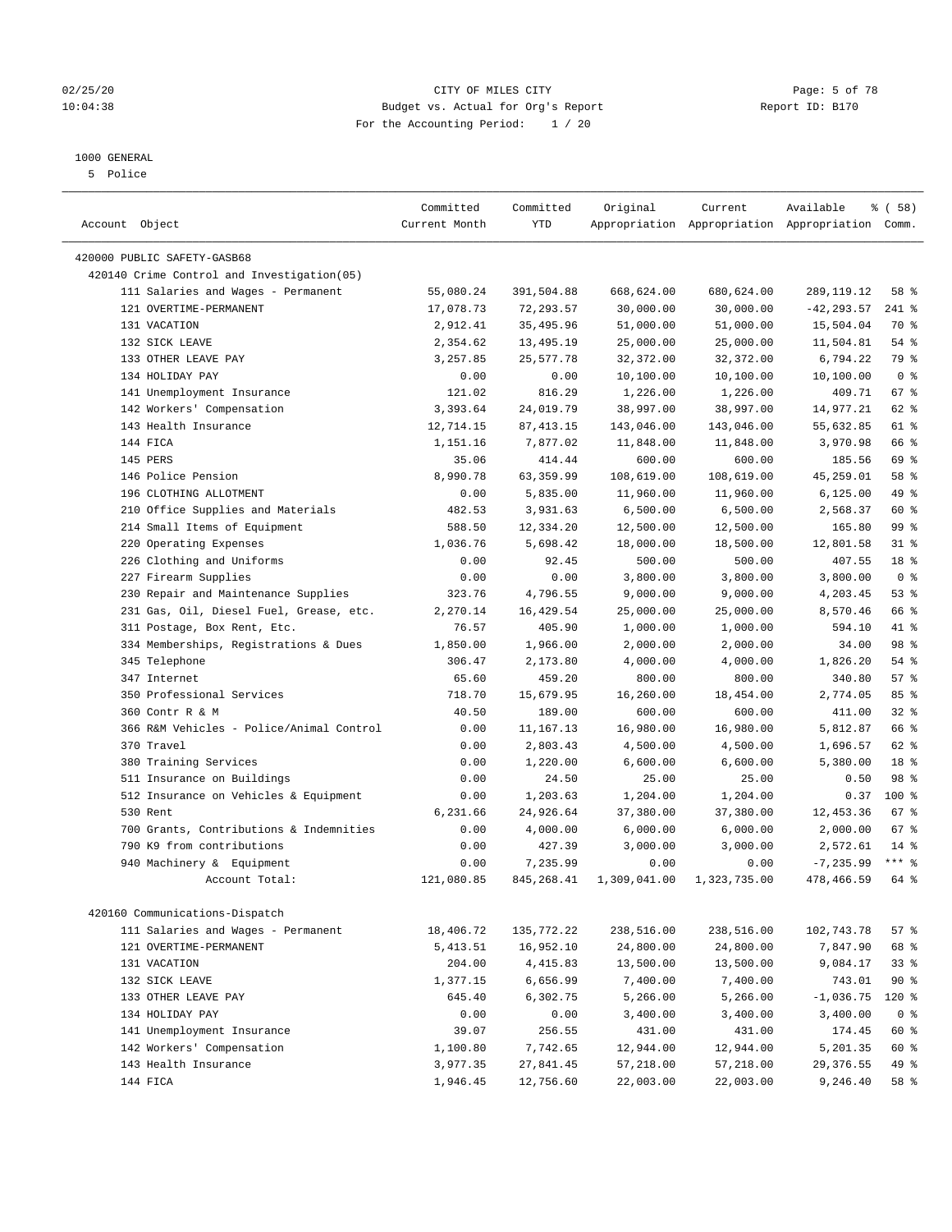CITY OF MILES CITY
Budget vs. Actual for Org's Report
For the Accounting Period: 1 / 20

02/25/20
10:04:38

Report ID: B170

1000 GENERAL
5 Police

| Account Object | Committed Current Month | Committed YTD | Original Appropriation | Current Appropriation | Available Appropriation | % ( 58) Comm. |
|---|---|---|---|---|---|---|
| 420000 PUBLIC SAFETY-GASB68 | | | | | | |
| 420140 Crime Control and Investigation(05) | | | | | | |
| 111 Salaries and Wages - Permanent | 55,080.24 | 391,504.88 | 668,624.00 | 680,624.00 | 289,119.12 | 58 % |
| 121 OVERTIME-PERMANENT | 17,078.73 | 72,293.57 | 30,000.00 | 30,000.00 | -42,293.57 | 241 % |
| 131 VACATION | 2,912.41 | 35,495.96 | 51,000.00 | 51,000.00 | 15,504.04 | 70 % |
| 132 SICK LEAVE | 2,354.62 | 13,495.19 | 25,000.00 | 25,000.00 | 11,504.81 | 54 % |
| 133 OTHER LEAVE PAY | 3,257.85 | 25,577.78 | 32,372.00 | 32,372.00 | 6,794.22 | 79 % |
| 134 HOLIDAY PAY | 0.00 | 0.00 | 10,100.00 | 10,100.00 | 10,100.00 | 0 % |
| 141 Unemployment Insurance | 121.02 | 816.29 | 1,226.00 | 1,226.00 | 409.71 | 67 % |
| 142 Workers' Compensation | 3,393.64 | 24,019.79 | 38,997.00 | 38,997.00 | 14,977.21 | 62 % |
| 143 Health Insurance | 12,714.15 | 87,413.15 | 143,046.00 | 143,046.00 | 55,632.85 | 61 % |
| 144 FICA | 1,151.16 | 7,877.02 | 11,848.00 | 11,848.00 | 3,970.98 | 66 % |
| 145 PERS | 35.06 | 414.44 | 600.00 | 600.00 | 185.56 | 69 % |
| 146 Police Pension | 8,990.78 | 63,359.99 | 108,619.00 | 108,619.00 | 45,259.01 | 58 % |
| 196 CLOTHING ALLOTMENT | 0.00 | 5,835.00 | 11,960.00 | 11,960.00 | 6,125.00 | 49 % |
| 210 Office Supplies and Materials | 482.53 | 3,931.63 | 6,500.00 | 6,500.00 | 2,568.37 | 60 % |
| 214 Small Items of Equipment | 588.50 | 12,334.20 | 12,500.00 | 12,500.00 | 165.80 | 99 % |
| 220 Operating Expenses | 1,036.76 | 5,698.42 | 18,000.00 | 18,500.00 | 12,801.58 | 31 % |
| 226 Clothing and Uniforms | 0.00 | 92.45 | 500.00 | 500.00 | 407.55 | 18 % |
| 227 Firearm Supplies | 0.00 | 0.00 | 3,800.00 | 3,800.00 | 3,800.00 | 0 % |
| 230 Repair and Maintenance Supplies | 323.76 | 4,796.55 | 9,000.00 | 9,000.00 | 4,203.45 | 53 % |
| 231 Gas, Oil, Diesel Fuel, Grease, etc. | 2,270.14 | 16,429.54 | 25,000.00 | 25,000.00 | 8,570.46 | 66 % |
| 311 Postage, Box Rent, Etc. | 76.57 | 405.90 | 1,000.00 | 1,000.00 | 594.10 | 41 % |
| 334 Memberships, Registrations & Dues | 1,850.00 | 1,966.00 | 2,000.00 | 2,000.00 | 34.00 | 98 % |
| 345 Telephone | 306.47 | 2,173.80 | 4,000.00 | 4,000.00 | 1,826.20 | 54 % |
| 347 Internet | 65.60 | 459.20 | 800.00 | 800.00 | 340.80 | 57 % |
| 350 Professional Services | 718.70 | 15,679.95 | 16,260.00 | 18,454.00 | 2,774.05 | 85 % |
| 360 Contr R & M | 40.50 | 189.00 | 600.00 | 600.00 | 411.00 | 32 % |
| 366 R&M Vehicles - Police/Animal Control | 0.00 | 11,167.13 | 16,980.00 | 16,980.00 | 5,812.87 | 66 % |
| 370 Travel | 0.00 | 2,803.43 | 4,500.00 | 4,500.00 | 1,696.57 | 62 % |
| 380 Training Services | 0.00 | 1,220.00 | 6,600.00 | 6,600.00 | 5,380.00 | 18 % |
| 511 Insurance on Buildings | 0.00 | 24.50 | 25.00 | 25.00 | 0.50 | 98 % |
| 512 Insurance on Vehicles & Equipment | 0.00 | 1,203.63 | 1,204.00 | 1,204.00 | 0.37 | 100 % |
| 530 Rent | 6,231.66 | 24,926.64 | 37,380.00 | 37,380.00 | 12,453.36 | 67 % |
| 700 Grants, Contributions & Indemnities | 0.00 | 4,000.00 | 6,000.00 | 6,000.00 | 2,000.00 | 67 % |
| 790 K9 from contributions | 0.00 | 427.39 | 3,000.00 | 3,000.00 | 2,572.61 | 14 % |
| 940 Machinery & Equipment | 0.00 | 7,235.99 | 0.00 | 0.00 | -7,235.99 | *** % |
| Account Total: | 121,080.85 | 845,268.41 | 1,309,041.00 | 1,323,735.00 | 478,466.59 | 64 % |
| | | | | | | |
| 420160 Communications-Dispatch | | | | | | |
| 111 Salaries and Wages - Permanent | 18,406.72 | 135,772.22 | 238,516.00 | 238,516.00 | 102,743.78 | 57 % |
| 121 OVERTIME-PERMANENT | 5,413.51 | 16,952.10 | 24,800.00 | 24,800.00 | 7,847.90 | 68 % |
| 131 VACATION | 204.00 | 4,415.83 | 13,500.00 | 13,500.00 | 9,084.17 | 33 % |
| 132 SICK LEAVE | 1,377.15 | 6,656.99 | 7,400.00 | 7,400.00 | 743.01 | 90 % |
| 133 OTHER LEAVE PAY | 645.40 | 6,302.75 | 5,266.00 | 5,266.00 | -1,036.75 | 120 % |
| 134 HOLIDAY PAY | 0.00 | 0.00 | 3,400.00 | 3,400.00 | 3,400.00 | 0 % |
| 141 Unemployment Insurance | 39.07 | 256.55 | 431.00 | 431.00 | 174.45 | 60 % |
| 142 Workers' Compensation | 1,100.80 | 7,742.65 | 12,944.00 | 12,944.00 | 5,201.35 | 60 % |
| 143 Health Insurance | 3,977.35 | 27,841.45 | 57,218.00 | 57,218.00 | 29,376.55 | 49 % |
| 144 FICA | 1,946.45 | 12,756.60 | 22,003.00 | 22,003.00 | 9,246.40 | 58 % |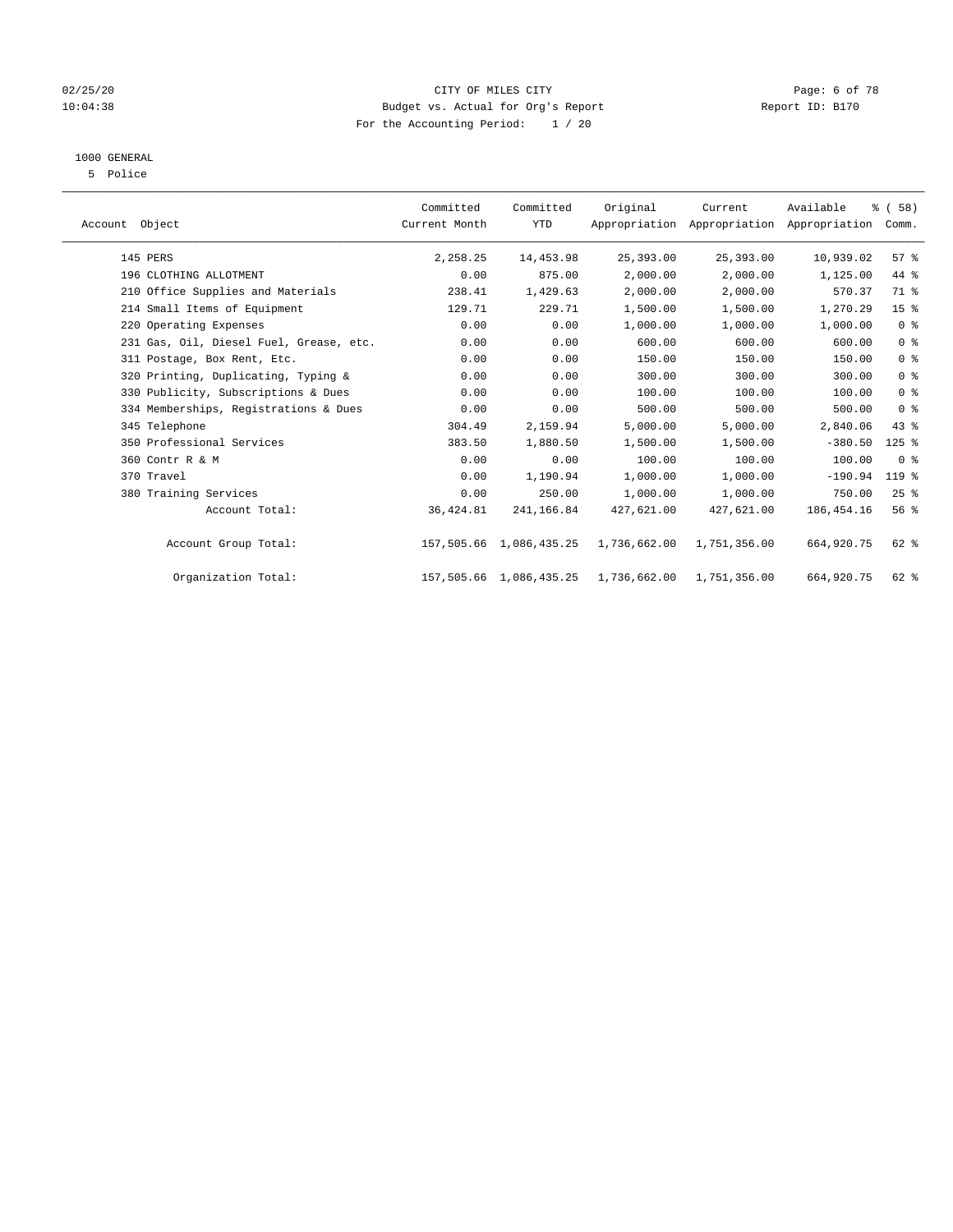CITY OF MILES CITY

Budget vs. Actual for Org's Report

For the Accounting Period: 1 / 20

1000 GENERAL

5 Police

| Account Object | Committed Current Month | Committed YTD | Original Appropriation | Current Appropriation | Available Appropriation | % ( 58) Comm. |
|---|---|---|---|---|---|---|
| 145 PERS | 2,258.25 | 14,453.98 | 25,393.00 | 25,393.00 | 10,939.02 | 57 % |
| 196 CLOTHING ALLOTMENT | 0.00 | 875.00 | 2,000.00 | 2,000.00 | 1,125.00 | 44 % |
| 210 Office Supplies and Materials | 238.41 | 1,429.63 | 2,000.00 | 2,000.00 | 570.37 | 71 % |
| 214 Small Items of Equipment | 129.71 | 229.71 | 1,500.00 | 1,500.00 | 1,270.29 | 15 % |
| 220 Operating Expenses | 0.00 | 0.00 | 1,000.00 | 1,000.00 | 1,000.00 | 0 % |
| 231 Gas, Oil, Diesel Fuel, Grease, etc. | 0.00 | 0.00 | 600.00 | 600.00 | 600.00 | 0 % |
| 311 Postage, Box Rent, Etc. | 0.00 | 0.00 | 150.00 | 150.00 | 150.00 | 0 % |
| 320 Printing, Duplicating, Typing & | 0.00 | 0.00 | 300.00 | 300.00 | 300.00 | 0 % |
| 330 Publicity, Subscriptions & Dues | 0.00 | 0.00 | 100.00 | 100.00 | 100.00 | 0 % |
| 334 Memberships, Registrations & Dues | 0.00 | 0.00 | 500.00 | 500.00 | 500.00 | 0 % |
| 345 Telephone | 304.49 | 2,159.94 | 5,000.00 | 5,000.00 | 2,840.06 | 43 % |
| 350 Professional Services | 383.50 | 1,880.50 | 1,500.00 | 1,500.00 | -380.50 | 125 % |
| 360 Contr R & M | 0.00 | 0.00 | 100.00 | 100.00 | 100.00 | 0 % |
| 370 Travel | 0.00 | 1,190.94 | 1,000.00 | 1,000.00 | -190.94 | 119 % |
| 380 Training Services | 0.00 | 250.00 | 1,000.00 | 1,000.00 | 750.00 | 25 % |
| Account Total: | 36,424.81 | 241,166.84 | 427,621.00 | 427,621.00 | 186,454.16 | 56 % |
| Account Group Total: | 157,505.66 | 1,086,435.25 | 1,736,662.00 | 1,751,356.00 | 664,920.75 | 62 % |
| Organization Total: | 157,505.66 | 1,086,435.25 | 1,736,662.00 | 1,751,356.00 | 664,920.75 | 62 % |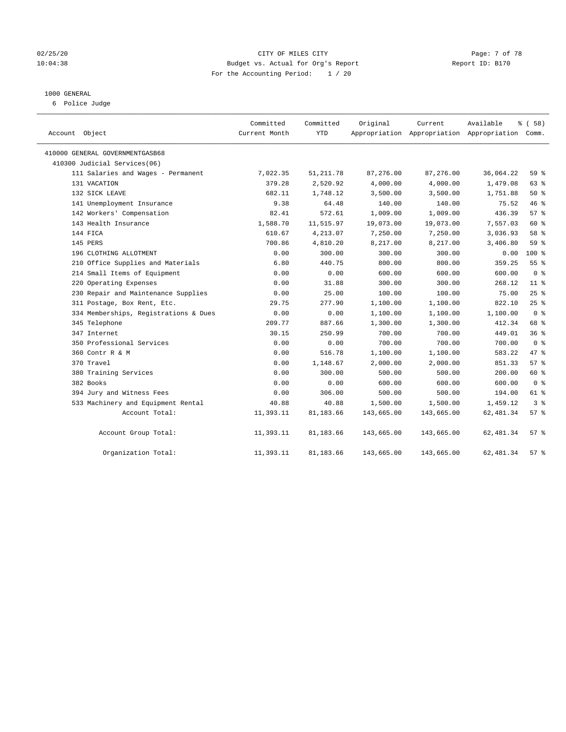CITY OF MILES CITY
Budget vs. Actual for Org's Report
For the Accounting Period: 1 / 20

1000 GENERAL
6 Police Judge

| Account Object | Committed Current Month | Committed YTD | Original Appropriation | Current Appropriation | Available Appropriation | % ( 58) Comm. |
|---|---|---|---|---|---|---|
| 410000 GENERAL GOVERNMENTGASB68 | | | | | | |
| 410300 Judicial Services(06) | | | | | | |
| 111 Salaries and Wages - Permanent | 7,022.35 | 51,211.78 | 87,276.00 | 87,276.00 | 36,064.22 | 59 % |
| 131 VACATION | 379.28 | 2,520.92 | 4,000.00 | 4,000.00 | 1,479.08 | 63 % |
| 132 SICK LEAVE | 682.11 | 1,748.12 | 3,500.00 | 3,500.00 | 1,751.88 | 50 % |
| 141 Unemployment Insurance | 9.38 | 64.48 | 140.00 | 140.00 | 75.52 | 46 % |
| 142 Workers' Compensation | 82.41 | 572.61 | 1,009.00 | 1,009.00 | 436.39 | 57 % |
| 143 Health Insurance | 1,588.70 | 11,515.97 | 19,073.00 | 19,073.00 | 7,557.03 | 60 % |
| 144 FICA | 610.67 | 4,213.07 | 7,250.00 | 7,250.00 | 3,036.93 | 58 % |
| 145 PERS | 700.86 | 4,810.20 | 8,217.00 | 8,217.00 | 3,406.80 | 59 % |
| 196 CLOTHING ALLOTMENT | 0.00 | 300.00 | 300.00 | 300.00 | 0.00 | 100 % |
| 210 Office Supplies and Materials | 6.80 | 440.75 | 800.00 | 800.00 | 359.25 | 55 % |
| 214 Small Items of Equipment | 0.00 | 0.00 | 600.00 | 600.00 | 600.00 | 0 % |
| 220 Operating Expenses | 0.00 | 31.88 | 300.00 | 300.00 | 268.12 | 11 % |
| 230 Repair and Maintenance Supplies | 0.00 | 25.00 | 100.00 | 100.00 | 75.00 | 25 % |
| 311 Postage, Box Rent, Etc. | 29.75 | 277.90 | 1,100.00 | 1,100.00 | 822.10 | 25 % |
| 334 Memberships, Registrations & Dues | 0.00 | 0.00 | 1,100.00 | 1,100.00 | 1,100.00 | 0 % |
| 345 Telephone | 209.77 | 887.66 | 1,300.00 | 1,300.00 | 412.34 | 68 % |
| 347 Internet | 30.15 | 250.99 | 700.00 | 700.00 | 449.01 | 36 % |
| 350 Professional Services | 0.00 | 0.00 | 700.00 | 700.00 | 700.00 | 0 % |
| 360 Contr R & M | 0.00 | 516.78 | 1,100.00 | 1,100.00 | 583.22 | 47 % |
| 370 Travel | 0.00 | 1,148.67 | 2,000.00 | 2,000.00 | 851.33 | 57 % |
| 380 Training Services | 0.00 | 300.00 | 500.00 | 500.00 | 200.00 | 60 % |
| 382 Books | 0.00 | 0.00 | 600.00 | 600.00 | 600.00 | 0 % |
| 394 Jury and Witness Fees | 0.00 | 306.00 | 500.00 | 500.00 | 194.00 | 61 % |
| 533 Machinery and Equipment Rental | 40.88 | 40.88 | 1,500.00 | 1,500.00 | 1,459.12 | 3 % |
| Account Total: | 11,393.11 | 81,183.66 | 143,665.00 | 143,665.00 | 62,481.34 | 57 % |
| Account Group Total: | 11,393.11 | 81,183.66 | 143,665.00 | 143,665.00 | 62,481.34 | 57 % |
| Organization Total: | 11,393.11 | 81,183.66 | 143,665.00 | 143,665.00 | 62,481.34 | 57 % |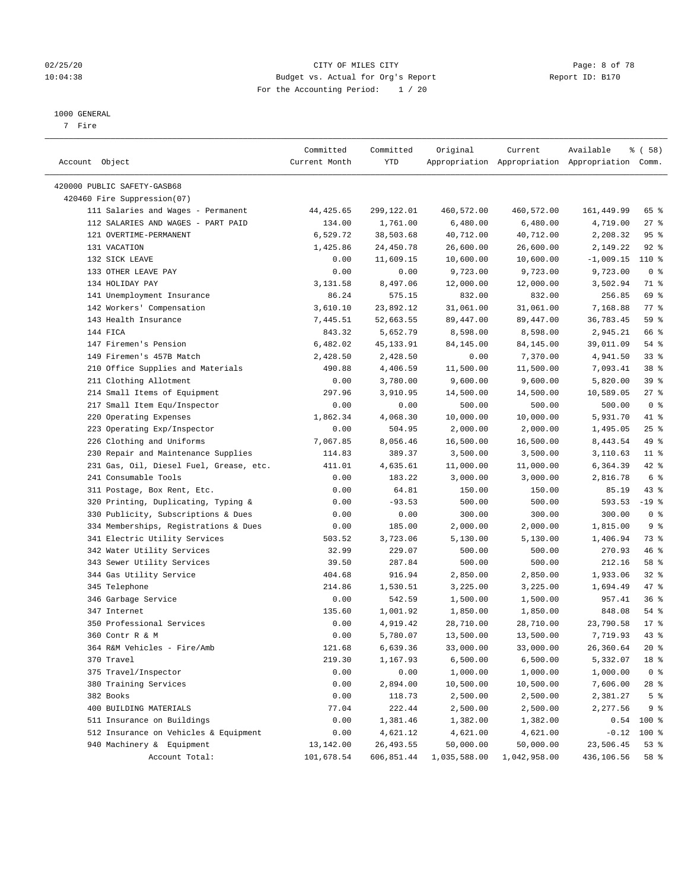CITY OF MILES CITY
Budget vs. Actual for Org's Report
For the Accounting Period: 1 / 20

1000 GENERAL
7 Fire

| Account Object | Committed Current Month | Committed YTD | Original Appropriation | Current Appropriation | Available Appropriation | % ( 58) Comm. |
|---|---|---|---|---|---|---|
| 420000 PUBLIC SAFETY-GASB68 | | | | | | |
| 420460 Fire Suppression(07) | | | | | | |
| 111 Salaries and Wages - Permanent | 44,425.65 | 299,122.01 | 460,572.00 | 460,572.00 | 161,449.99 | 65 % |
| 112 SALARIES AND WAGES - PART PAID | 134.00 | 1,761.00 | 6,480.00 | 6,480.00 | 4,719.00 | 27 % |
| 121 OVERTIME-PERMANENT | 6,529.72 | 38,503.68 | 40,712.00 | 40,712.00 | 2,208.32 | 95 % |
| 131 VACATION | 1,425.86 | 24,450.78 | 26,600.00 | 26,600.00 | 2,149.22 | 92 % |
| 132 SICK LEAVE | 0.00 | 11,609.15 | 10,600.00 | 10,600.00 | -1,009.15 | 110 % |
| 133 OTHER LEAVE PAY | 0.00 | 0.00 | 9,723.00 | 9,723.00 | 9,723.00 | 0 % |
| 134 HOLIDAY PAY | 3,131.58 | 8,497.06 | 12,000.00 | 12,000.00 | 3,502.94 | 71 % |
| 141 Unemployment Insurance | 86.24 | 575.15 | 832.00 | 832.00 | 256.85 | 69 % |
| 142 Workers' Compensation | 3,610.10 | 23,892.12 | 31,061.00 | 31,061.00 | 7,168.88 | 77 % |
| 143 Health Insurance | 7,445.51 | 52,663.55 | 89,447.00 | 89,447.00 | 36,783.45 | 59 % |
| 144 FICA | 843.32 | 5,652.79 | 8,598.00 | 8,598.00 | 2,945.21 | 66 % |
| 147 Firemen's Pension | 6,482.02 | 45,133.91 | 84,145.00 | 84,145.00 | 39,011.09 | 54 % |
| 149 Firemen's 457B Match | 2,428.50 | 2,428.50 | 0.00 | 7,370.00 | 4,941.50 | 33 % |
| 210 Office Supplies and Materials | 490.88 | 4,406.59 | 11,500.00 | 11,500.00 | 7,093.41 | 38 % |
| 211 Clothing Allotment | 0.00 | 3,780.00 | 9,600.00 | 9,600.00 | 5,820.00 | 39 % |
| 214 Small Items of Equipment | 297.96 | 3,910.95 | 14,500.00 | 14,500.00 | 10,589.05 | 27 % |
| 217 Small Item Equ/Inspector | 0.00 | 0.00 | 500.00 | 500.00 | 500.00 | 0 % |
| 220 Operating Expenses | 1,862.34 | 4,068.30 | 10,000.00 | 10,000.00 | 5,931.70 | 41 % |
| 223 Operating Exp/Inspector | 0.00 | 504.95 | 2,000.00 | 2,000.00 | 1,495.05 | 25 % |
| 226 Clothing and Uniforms | 7,067.85 | 8,056.46 | 16,500.00 | 16,500.00 | 8,443.54 | 49 % |
| 230 Repair and Maintenance Supplies | 114.83 | 389.37 | 3,500.00 | 3,500.00 | 3,110.63 | 11 % |
| 231 Gas, Oil, Diesel Fuel, Grease, etc. | 411.01 | 4,635.61 | 11,000.00 | 11,000.00 | 6,364.39 | 42 % |
| 241 Consumable Tools | 0.00 | 183.22 | 3,000.00 | 3,000.00 | 2,816.78 | 6 % |
| 311 Postage, Box Rent, Etc. | 0.00 | 64.81 | 150.00 | 150.00 | 85.19 | 43 % |
| 320 Printing, Duplicating, Typing & | 0.00 | -93.53 | 500.00 | 500.00 | 593.53 | -19 % |
| 330 Publicity, Subscriptions & Dues | 0.00 | 0.00 | 300.00 | 300.00 | 300.00 | 0 % |
| 334 Memberships, Registrations & Dues | 0.00 | 185.00 | 2,000.00 | 2,000.00 | 1,815.00 | 9 % |
| 341 Electric Utility Services | 503.52 | 3,723.06 | 5,130.00 | 5,130.00 | 1,406.94 | 73 % |
| 342 Water Utility Services | 32.99 | 229.07 | 500.00 | 500.00 | 270.93 | 46 % |
| 343 Sewer Utility Services | 39.50 | 287.84 | 500.00 | 500.00 | 212.16 | 58 % |
| 344 Gas Utility Service | 404.68 | 916.94 | 2,850.00 | 2,850.00 | 1,933.06 | 32 % |
| 345 Telephone | 214.86 | 1,530.51 | 3,225.00 | 3,225.00 | 1,694.49 | 47 % |
| 346 Garbage Service | 0.00 | 542.59 | 1,500.00 | 1,500.00 | 957.41 | 36 % |
| 347 Internet | 135.60 | 1,001.92 | 1,850.00 | 1,850.00 | 848.08 | 54 % |
| 350 Professional Services | 0.00 | 4,919.42 | 28,710.00 | 28,710.00 | 23,790.58 | 17 % |
| 360 Contr R & M | 0.00 | 5,780.07 | 13,500.00 | 13,500.00 | 7,719.93 | 43 % |
| 364 R&M Vehicles - Fire/Amb | 121.68 | 6,639.36 | 33,000.00 | 33,000.00 | 26,360.64 | 20 % |
| 370 Travel | 219.30 | 1,167.93 | 6,500.00 | 6,500.00 | 5,332.07 | 18 % |
| 375 Travel/Inspector | 0.00 | 0.00 | 1,000.00 | 1,000.00 | 1,000.00 | 0 % |
| 380 Training Services | 0.00 | 2,894.00 | 10,500.00 | 10,500.00 | 7,606.00 | 28 % |
| 382 Books | 0.00 | 118.73 | 2,500.00 | 2,500.00 | 2,381.27 | 5 % |
| 400 BUILDING MATERIALS | 77.04 | 222.44 | 2,500.00 | 2,500.00 | 2,277.56 | 9 % |
| 511 Insurance on Buildings | 0.00 | 1,381.46 | 1,382.00 | 1,382.00 | 0.54 | 100 % |
| 512 Insurance on Vehicles & Equipment | 0.00 | 4,621.12 | 4,621.00 | 4,621.00 | -0.12 | 100 % |
| 940 Machinery & Equipment | 13,142.00 | 26,493.55 | 50,000.00 | 50,000.00 | 23,506.45 | 53 % |
| Account Total: | 101,678.54 | 606,851.44 | 1,035,588.00 | 1,042,958.00 | 436,106.56 | 58 % |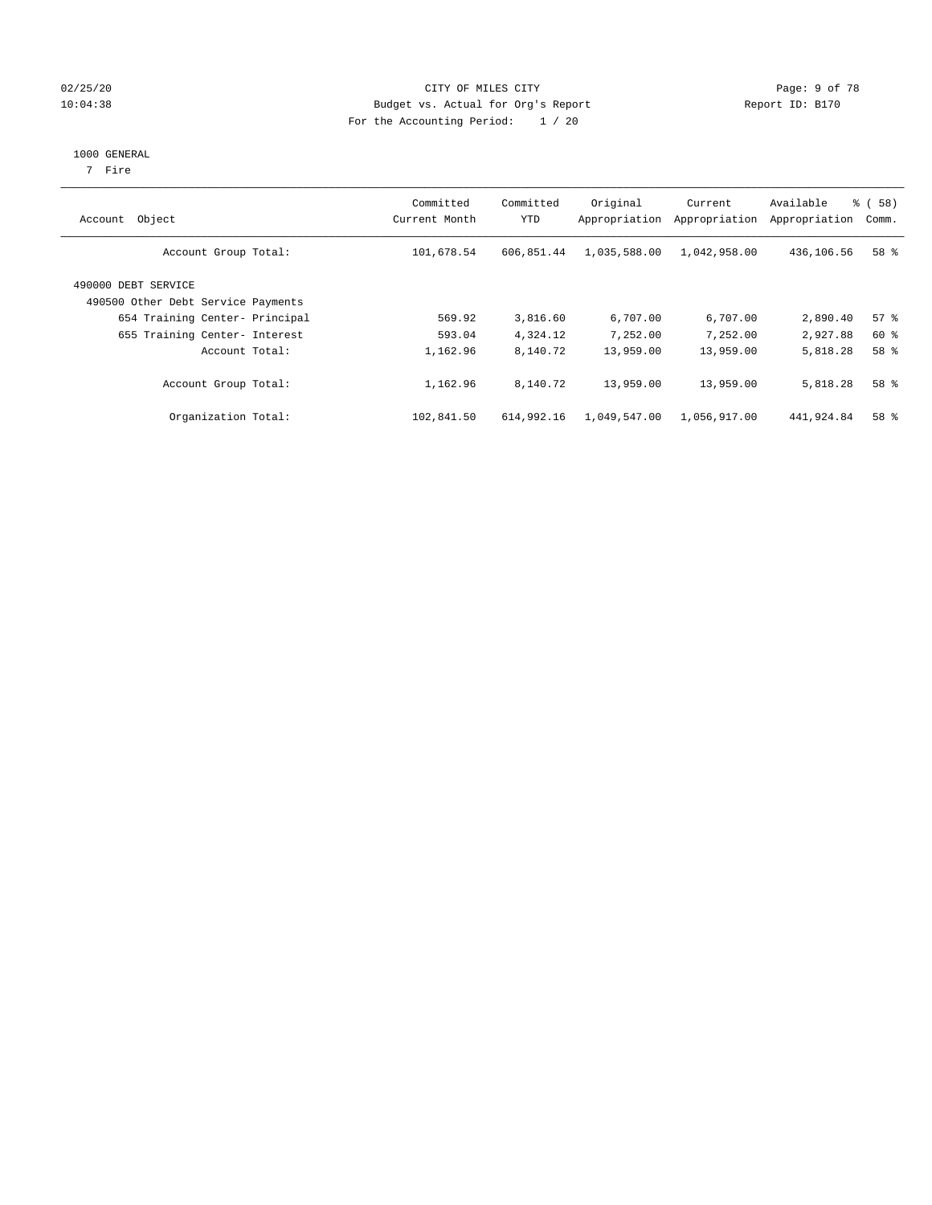CITY OF MILES CITY
Budget vs. Actual for Org's Report
For the Accounting Period: 1 / 20

02/25/20
10:04:38

Report ID: B170

1000 GENERAL
7 Fire

| Account Object | Committed Current Month | Committed YTD | Original Appropriation | Current Appropriation | Available Appropriation | % ( 58) Comm. |
|---|---|---|---|---|---|---|
| Account Group Total: | 101,678.54 | 606,851.44 | 1,035,588.00 | 1,042,958.00 | 436,106.56 | 58 % |
| 490000 DEBT SERVICE | | | | | | |
| 490500 Other Debt Service Payments | | | | | | |
| 654 Training Center- Principal | 569.92 | 3,816.60 | 6,707.00 | 6,707.00 | 2,890.40 | 57 % |
| 655 Training Center- Interest | 593.04 | 4,324.12 | 7,252.00 | 7,252.00 | 2,927.88 | 60 % |
| Account Total: | 1,162.96 | 8,140.72 | 13,959.00 | 13,959.00 | 5,818.28 | 58 % |
| Account Group Total: | 1,162.96 | 8,140.72 | 13,959.00 | 13,959.00 | 5,818.28 | 58 % |
| Organization Total: | 102,841.50 | 614,992.16 | 1,049,547.00 | 1,056,917.00 | 441,924.84 | 58 % |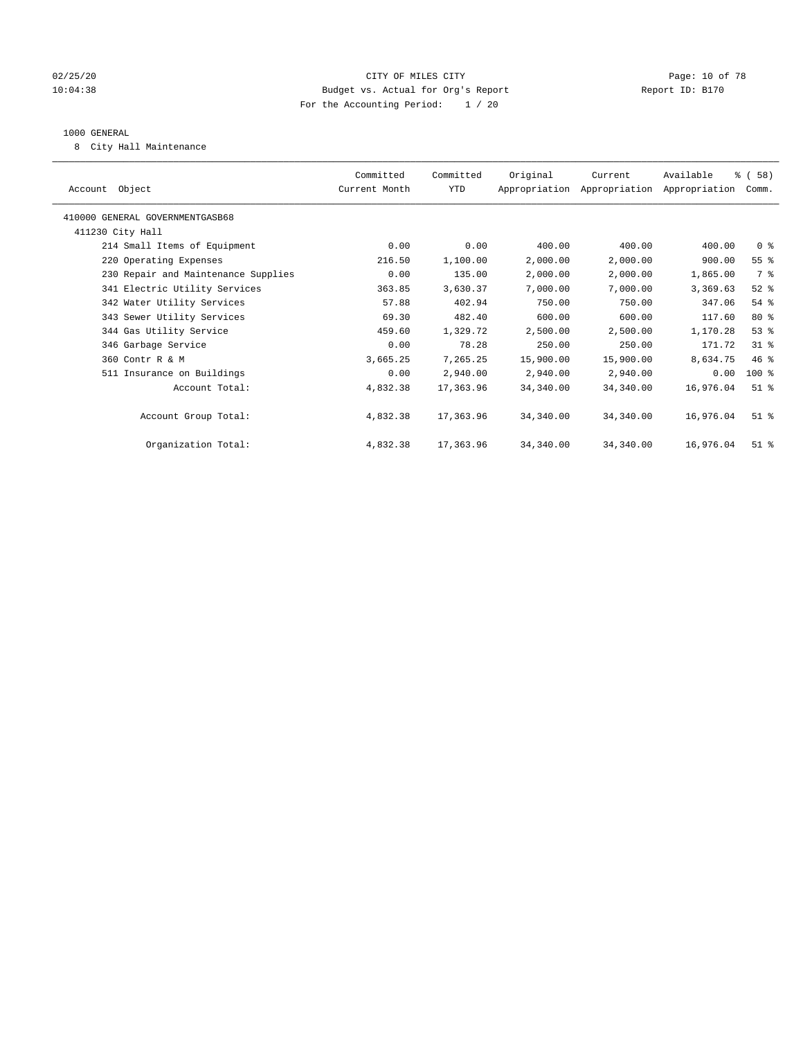CITY OF MILES CITY
Budget vs. Actual for Org's Report
For the Accounting Period: 1 / 20

02/25/20
10:04:38

Report ID: B170

1000 GENERAL

8 City Hall Maintenance

| Account Object | Committed Current Month | Committed YTD | Original Appropriation | Current Appropriation | Available Appropriation | % ( 58) Comm. |
|---|---|---|---|---|---|---|
| 410000 GENERAL GOVERNMENTGASB68 | | | | | | |
| 411230 City Hall | | | | | | |
| 214 Small Items of Equipment | 0.00 | 0.00 | 400.00 | 400.00 | 400.00 | 0 % |
| 220 Operating Expenses | 216.50 | 1,100.00 | 2,000.00 | 2,000.00 | 900.00 | 55 % |
| 230 Repair and Maintenance Supplies | 0.00 | 135.00 | 2,000.00 | 2,000.00 | 1,865.00 | 7 % |
| 341 Electric Utility Services | 363.85 | 3,630.37 | 7,000.00 | 7,000.00 | 3,369.63 | 52 % |
| 342 Water Utility Services | 57.88 | 402.94 | 750.00 | 750.00 | 347.06 | 54 % |
| 343 Sewer Utility Services | 69.30 | 482.40 | 600.00 | 600.00 | 117.60 | 80 % |
| 344 Gas Utility Service | 459.60 | 1,329.72 | 2,500.00 | 2,500.00 | 1,170.28 | 53 % |
| 346 Garbage Service | 0.00 | 78.28 | 250.00 | 250.00 | 171.72 | 31 % |
| 360 Contr R & M | 3,665.25 | 7,265.25 | 15,900.00 | 15,900.00 | 8,634.75 | 46 % |
| 511 Insurance on Buildings | 0.00 | 2,940.00 | 2,940.00 | 2,940.00 | 0.00 | 100 % |
| Account Total: | 4,832.38 | 17,363.96 | 34,340.00 | 34,340.00 | 16,976.04 | 51 % |
| Account Group Total: | 4,832.38 | 17,363.96 | 34,340.00 | 34,340.00 | 16,976.04 | 51 % |
| Organization Total: | 4,832.38 | 17,363.96 | 34,340.00 | 34,340.00 | 16,976.04 | 51 % |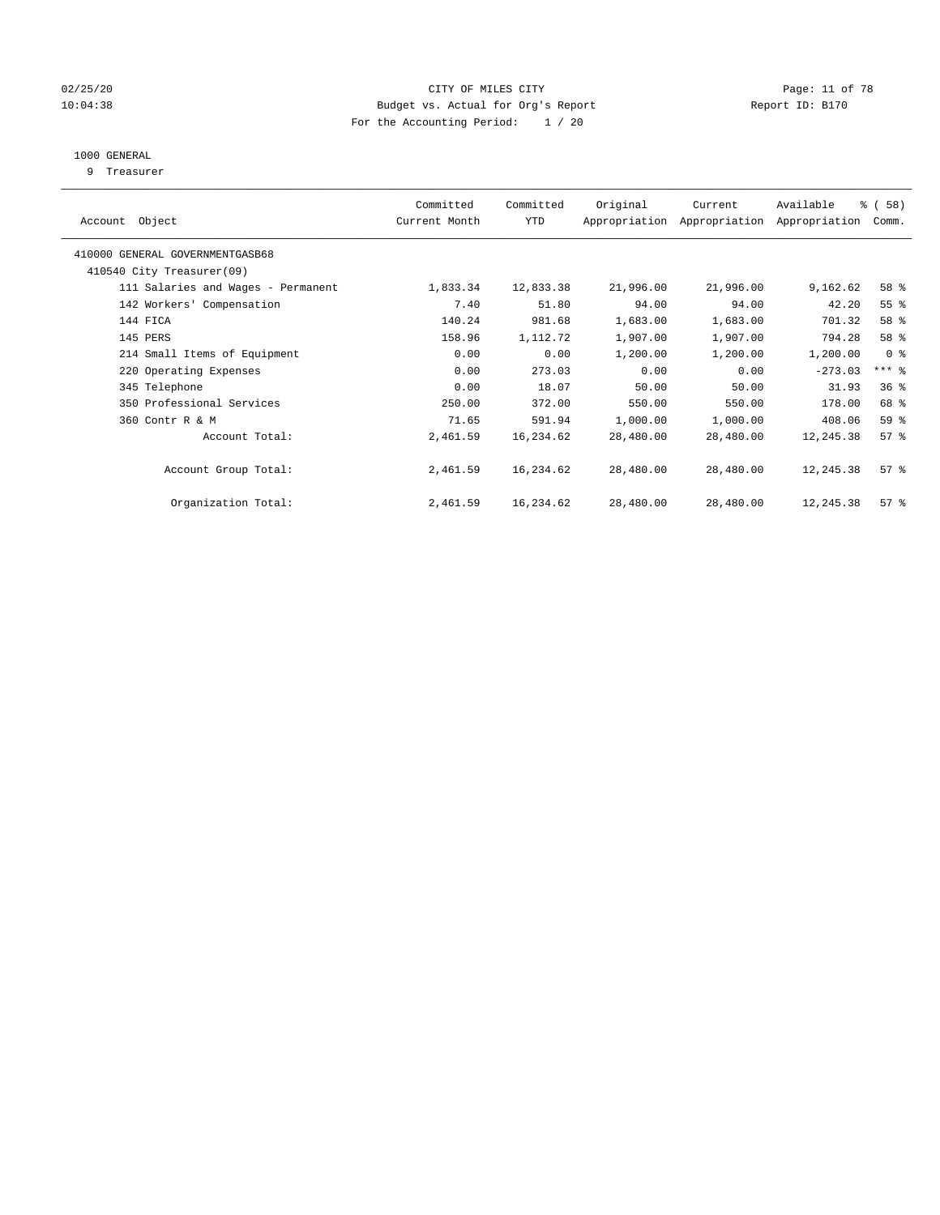CITY OF MILES CITY
Budget vs. Actual for Org's Report
For the Accounting Period: 1 / 20

02/25/20
10:04:38

Report ID: B170

1000 GENERAL
9 Treasurer

| Account Object | Committed Current Month | Committed YTD | Original Appropriation | Current Appropriation | Available Appropriation | % ( 58) Comm. |
|---|---|---|---|---|---|---|
| 410000 GENERAL GOVERNMENTGASB68 | | | | | | |
| 410540 City Treasurer(09) | | | | | | |
| 111 Salaries and Wages - Permanent | 1,833.34 | 12,833.38 | 21,996.00 | 21,996.00 | 9,162.62 | 58 % |
| 142 Workers' Compensation | 7.40 | 51.80 | 94.00 | 94.00 | 42.20 | 55 % |
| 144 FICA | 140.24 | 981.68 | 1,683.00 | 1,683.00 | 701.32 | 58 % |
| 145 PERS | 158.96 | 1,112.72 | 1,907.00 | 1,907.00 | 794.28 | 58 % |
| 214 Small Items of Equipment | 0.00 | 0.00 | 1,200.00 | 1,200.00 | 1,200.00 | 0 % |
| 220 Operating Expenses | 0.00 | 273.03 | 0.00 | 0.00 | -273.03 | *** % |
| 345 Telephone | 0.00 | 18.07 | 50.00 | 50.00 | 31.93 | 36 % |
| 350 Professional Services | 250.00 | 372.00 | 550.00 | 550.00 | 178.00 | 68 % |
| 360 Contr R & M | 71.65 | 591.94 | 1,000.00 | 1,000.00 | 408.06 | 59 % |
| Account Total: | 2,461.59 | 16,234.62 | 28,480.00 | 28,480.00 | 12,245.38 | 57 % |
| Account Group Total: | 2,461.59 | 16,234.62 | 28,480.00 | 28,480.00 | 12,245.38 | 57 % |
| Organization Total: | 2,461.59 | 16,234.62 | 28,480.00 | 28,480.00 | 12,245.38 | 57 % |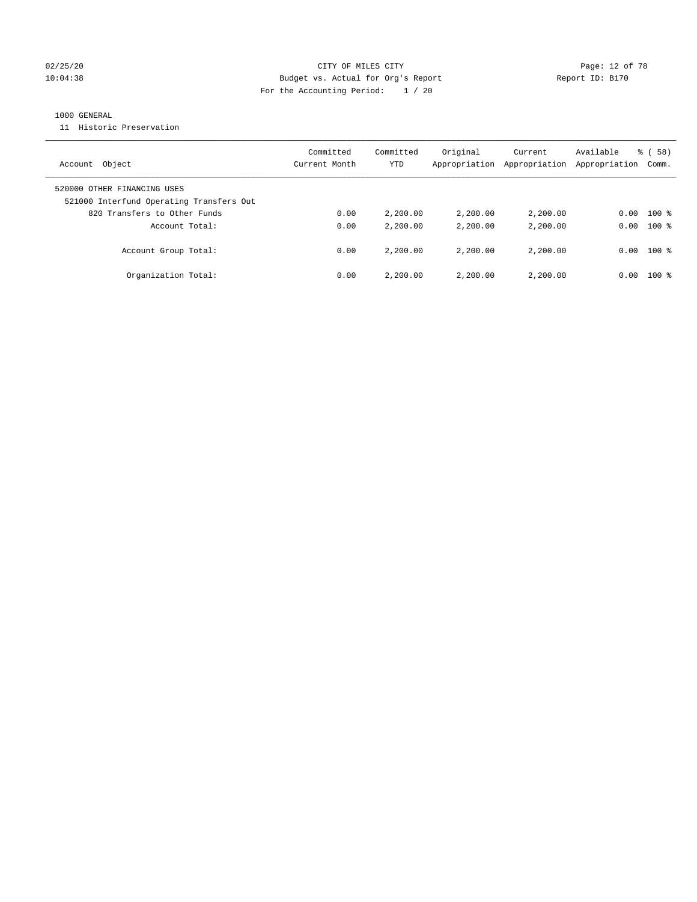CITY OF MILES CITY
Budget vs. Actual for Org's Report
For the Accounting Period: 1 / 20

1000 GENERAL
11 Historic Preservation

| Account Object | Committed Current Month | Committed YTD | Original Appropriation | Current Appropriation | Available Appropriation | % ( 58) Comm. |
|---|---|---|---|---|---|---|
| 520000 OTHER FINANCING USES | | | | | | |
| 521000 Interfund Operating Transfers Out | | | | | | |
| 820 Transfers to Other Funds | 0.00 | 2,200.00 | 2,200.00 | 2,200.00 | 0.00 | 100 % |
| Account Total: | 0.00 | 2,200.00 | 2,200.00 | 2,200.00 | 0.00 | 100 % |
| Account Group Total: | 0.00 | 2,200.00 | 2,200.00 | 2,200.00 | 0.00 | 100 % |
| Organization Total: | 0.00 | 2,200.00 | 2,200.00 | 2,200.00 | 0.00 | 100 % |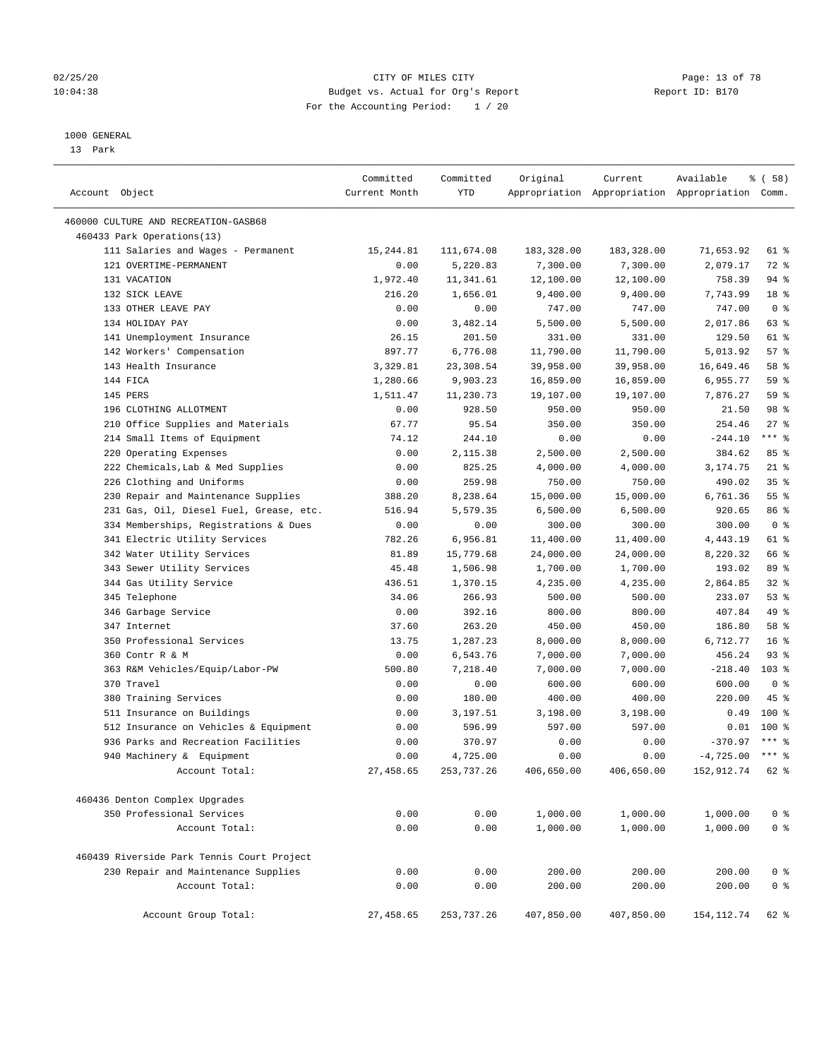CITY OF MILES CITY
Budget vs. Actual for Org's Report
For the Accounting Period: 1 / 20

1000 GENERAL
13 Park

| Account Object | Committed Current Month | Committed YTD | Original Appropriation | Current Appropriation | Available Appropriation | % ( 58) Comm. |
|---|---|---|---|---|---|---|
| 460000 CULTURE AND RECREATION-GASB68 | | | | | | |
| 460433 Park Operations(13) | | | | | | |
| 111 Salaries and Wages - Permanent | 15,244.81 | 111,674.08 | 183,328.00 | 183,328.00 | 71,653.92 | 61 % |
| 121 OVERTIME-PERMANENT | 0.00 | 5,220.83 | 7,300.00 | 7,300.00 | 2,079.17 | 72 % |
| 131 VACATION | 1,972.40 | 11,341.61 | 12,100.00 | 12,100.00 | 758.39 | 94 % |
| 132 SICK LEAVE | 216.20 | 1,656.01 | 9,400.00 | 9,400.00 | 7,743.99 | 18 % |
| 133 OTHER LEAVE PAY | 0.00 | 0.00 | 747.00 | 747.00 | 747.00 | 0 % |
| 134 HOLIDAY PAY | 0.00 | 3,482.14 | 5,500.00 | 5,500.00 | 2,017.86 | 63 % |
| 141 Unemployment Insurance | 26.15 | 201.50 | 331.00 | 331.00 | 129.50 | 61 % |
| 142 Workers' Compensation | 897.77 | 6,776.08 | 11,790.00 | 11,790.00 | 5,013.92 | 57 % |
| 143 Health Insurance | 3,329.81 | 23,308.54 | 39,958.00 | 39,958.00 | 16,649.46 | 58 % |
| 144 FICA | 1,280.66 | 9,903.23 | 16,859.00 | 16,859.00 | 6,955.77 | 59 % |
| 145 PERS | 1,511.47 | 11,230.73 | 19,107.00 | 19,107.00 | 7,876.27 | 59 % |
| 196 CLOTHING ALLOTMENT | 0.00 | 928.50 | 950.00 | 950.00 | 21.50 | 98 % |
| 210 Office Supplies and Materials | 67.77 | 95.54 | 350.00 | 350.00 | 254.46 | 27 % |
| 214 Small Items of Equipment | 74.12 | 244.10 | 0.00 | 0.00 | -244.10 | *** % |
| 220 Operating Expenses | 0.00 | 2,115.38 | 2,500.00 | 2,500.00 | 384.62 | 85 % |
| 222 Chemicals,Lab & Med Supplies | 0.00 | 825.25 | 4,000.00 | 4,000.00 | 3,174.75 | 21 % |
| 226 Clothing and Uniforms | 0.00 | 259.98 | 750.00 | 750.00 | 490.02 | 35 % |
| 230 Repair and Maintenance Supplies | 388.20 | 8,238.64 | 15,000.00 | 15,000.00 | 6,761.36 | 55 % |
| 231 Gas, Oil, Diesel Fuel, Grease, etc. | 516.94 | 5,579.35 | 6,500.00 | 6,500.00 | 920.65 | 86 % |
| 334 Memberships, Registrations & Dues | 0.00 | 0.00 | 300.00 | 300.00 | 300.00 | 0 % |
| 341 Electric Utility Services | 782.26 | 6,956.81 | 11,400.00 | 11,400.00 | 4,443.19 | 61 % |
| 342 Water Utility Services | 81.89 | 15,779.68 | 24,000.00 | 24,000.00 | 8,220.32 | 66 % |
| 343 Sewer Utility Services | 45.48 | 1,506.98 | 1,700.00 | 1,700.00 | 193.02 | 89 % |
| 344 Gas Utility Service | 436.51 | 1,370.15 | 4,235.00 | 4,235.00 | 2,864.85 | 32 % |
| 345 Telephone | 34.06 | 266.93 | 500.00 | 500.00 | 233.07 | 53 % |
| 346 Garbage Service | 0.00 | 392.16 | 800.00 | 800.00 | 407.84 | 49 % |
| 347 Internet | 37.60 | 263.20 | 450.00 | 450.00 | 186.80 | 58 % |
| 350 Professional Services | 13.75 | 1,287.23 | 8,000.00 | 8,000.00 | 6,712.77 | 16 % |
| 360 Contr R & M | 0.00 | 6,543.76 | 7,000.00 | 7,000.00 | 456.24 | 93 % |
| 363 R&M Vehicles/Equip/Labor-PW | 500.80 | 7,218.40 | 7,000.00 | 7,000.00 | -218.40 | 103 % |
| 370 Travel | 0.00 | 0.00 | 600.00 | 600.00 | 600.00 | 0 % |
| 380 Training Services | 0.00 | 180.00 | 400.00 | 400.00 | 220.00 | 45 % |
| 511 Insurance on Buildings | 0.00 | 3,197.51 | 3,198.00 | 3,198.00 | 0.49 | 100 % |
| 512 Insurance on Vehicles & Equipment | 0.00 | 596.99 | 597.00 | 597.00 | 0.01 | 100 % |
| 936 Parks and Recreation Facilities | 0.00 | 370.97 | 0.00 | 0.00 | -370.97 | *** % |
| 940 Machinery & Equipment | 0.00 | 4,725.00 | 0.00 | 0.00 | -4,725.00 | *** % |
| Account Total: | 27,458.65 | 253,737.26 | 406,650.00 | 406,650.00 | 152,912.74 | 62 % |
| 460436 Denton Complex Upgrades | | | | | | |
| 350 Professional Services | 0.00 | 0.00 | 1,000.00 | 1,000.00 | 1,000.00 | 0 % |
| Account Total: | 0.00 | 0.00 | 1,000.00 | 1,000.00 | 1,000.00 | 0 % |
| 460439 Riverside Park Tennis Court Project | | | | | | |
| 230 Repair and Maintenance Supplies | 0.00 | 0.00 | 200.00 | 200.00 | 200.00 | 0 % |
| Account Total: | 0.00 | 0.00 | 200.00 | 200.00 | 200.00 | 0 % |
| Account Group Total: | 27,458.65 | 253,737.26 | 407,850.00 | 407,850.00 | 154,112.74 | 62 % |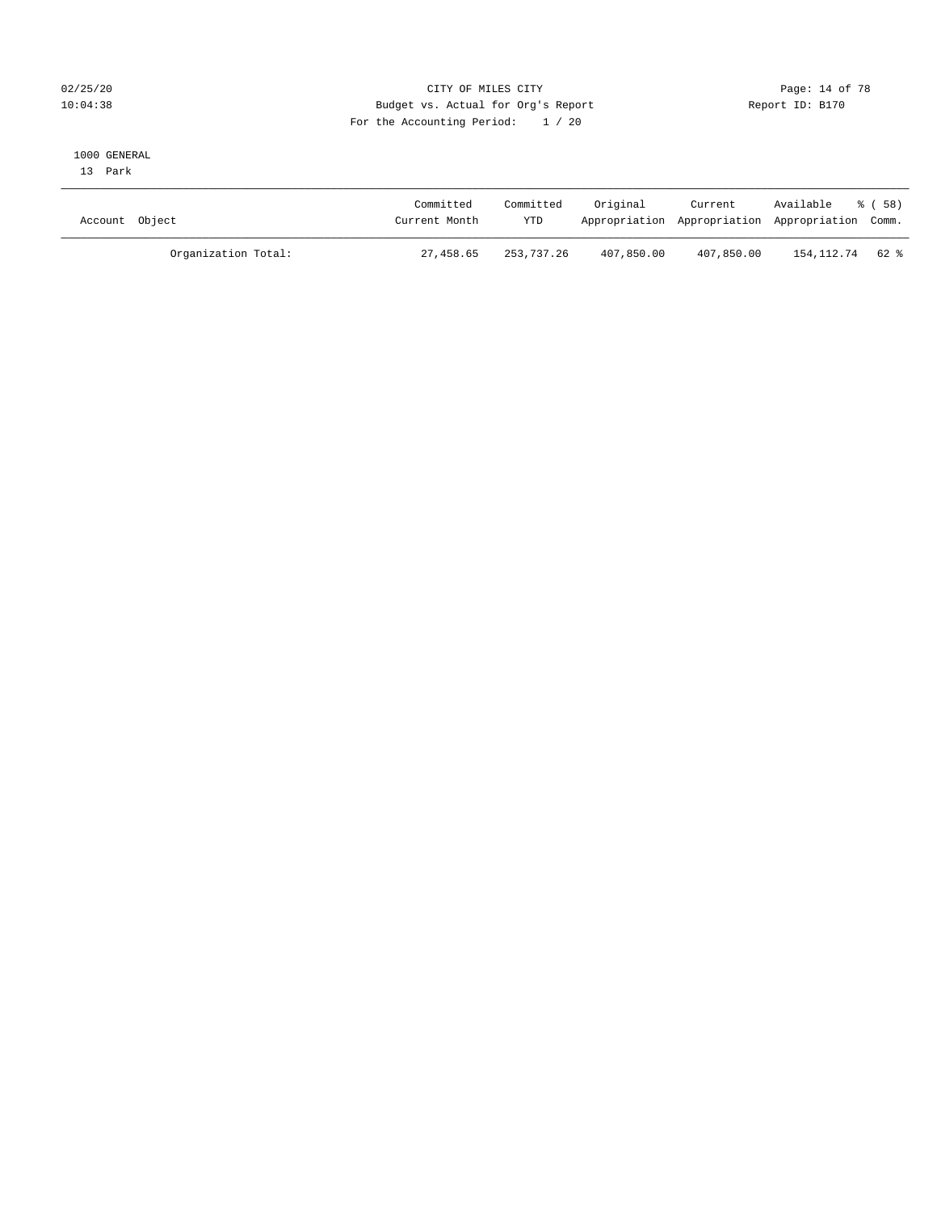CITY OF MILES CITY
Budget vs. Actual for Org's Report
For the Accounting Period: 1 / 20

02/25/20
10:04:38

Report ID: B170

1000 GENERAL
13 Park

| Account Object | Committed Current Month | Committed YTD | Original Appropriation | Current Appropriation | Available Appropriation | % ( 58) Comm. |
|---|---|---|---|---|---|---|
| Organization Total: | 27,458.65 | 253,737.26 | 407,850.00 | 407,850.00 | 154,112.74 | 62 % |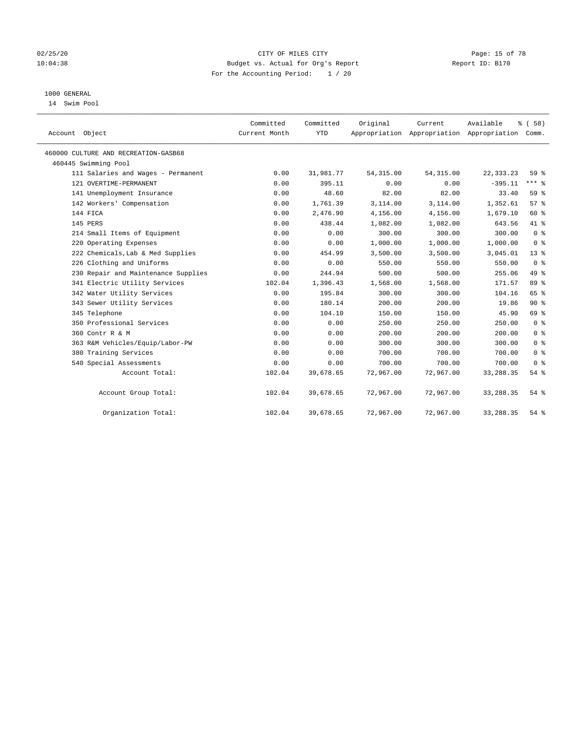CITY OF MILES CITY
Budget vs. Actual for Org's Report
For the Accounting Period: 1 / 20

02/25/20
10:04:38

Report ID: B170

1000 GENERAL
14 Swim Pool

| Account Object | Committed Current Month | Committed YTD | Original Appropriation | Current Appropriation | Available Appropriation | % ( 58) Comm. |
|---|---|---|---|---|---|---|
| 460000 CULTURE AND RECREATION-GASB68 | | | | | | |
| 460445 Swimming Pool | | | | | | |
| 111 Salaries and Wages - Permanent | 0.00 | 31,981.77 | 54,315.00 | 54,315.00 | 22,333.23 | 59 % |
| 121 OVERTIME-PERMANENT | 0.00 | 395.11 | 0.00 | 0.00 | -395.11 | *** % |
| 141 Unemployment Insurance | 0.00 | 48.60 | 82.00 | 82.00 | 33.40 | 59 % |
| 142 Workers' Compensation | 0.00 | 1,761.39 | 3,114.00 | 3,114.00 | 1,352.61 | 57 % |
| 144 FICA | 0.00 | 2,476.90 | 4,156.00 | 4,156.00 | 1,679.10 | 60 % |
| 145 PERS | 0.00 | 438.44 | 1,082.00 | 1,082.00 | 643.56 | 41 % |
| 214 Small Items of Equipment | 0.00 | 0.00 | 300.00 | 300.00 | 300.00 | 0 % |
| 220 Operating Expenses | 0.00 | 0.00 | 1,000.00 | 1,000.00 | 1,000.00 | 0 % |
| 222 Chemicals,Lab & Med Supplies | 0.00 | 454.99 | 3,500.00 | 3,500.00 | 3,045.01 | 13 % |
| 226 Clothing and Uniforms | 0.00 | 0.00 | 550.00 | 550.00 | 550.00 | 0 % |
| 230 Repair and Maintenance Supplies | 0.00 | 244.94 | 500.00 | 500.00 | 255.06 | 49 % |
| 341 Electric Utility Services | 102.04 | 1,396.43 | 1,568.00 | 1,568.00 | 171.57 | 89 % |
| 342 Water Utility Services | 0.00 | 195.84 | 300.00 | 300.00 | 104.16 | 65 % |
| 343 Sewer Utility Services | 0.00 | 180.14 | 200.00 | 200.00 | 19.86 | 90 % |
| 345 Telephone | 0.00 | 104.10 | 150.00 | 150.00 | 45.90 | 69 % |
| 350 Professional Services | 0.00 | 0.00 | 250.00 | 250.00 | 250.00 | 0 % |
| 360 Contr R & M | 0.00 | 0.00 | 200.00 | 200.00 | 200.00 | 0 % |
| 363 R&M Vehicles/Equip/Labor-PW | 0.00 | 0.00 | 300.00 | 300.00 | 300.00 | 0 % |
| 380 Training Services | 0.00 | 0.00 | 700.00 | 700.00 | 700.00 | 0 % |
| 540 Special Assessments | 0.00 | 0.00 | 700.00 | 700.00 | 700.00 | 0 % |
| Account Total: | 102.04 | 39,678.65 | 72,967.00 | 72,967.00 | 33,288.35 | 54 % |
| Account Group Total: | 102.04 | 39,678.65 | 72,967.00 | 72,967.00 | 33,288.35 | 54 % |
| Organization Total: | 102.04 | 39,678.65 | 72,967.00 | 72,967.00 | 33,288.35 | 54 % |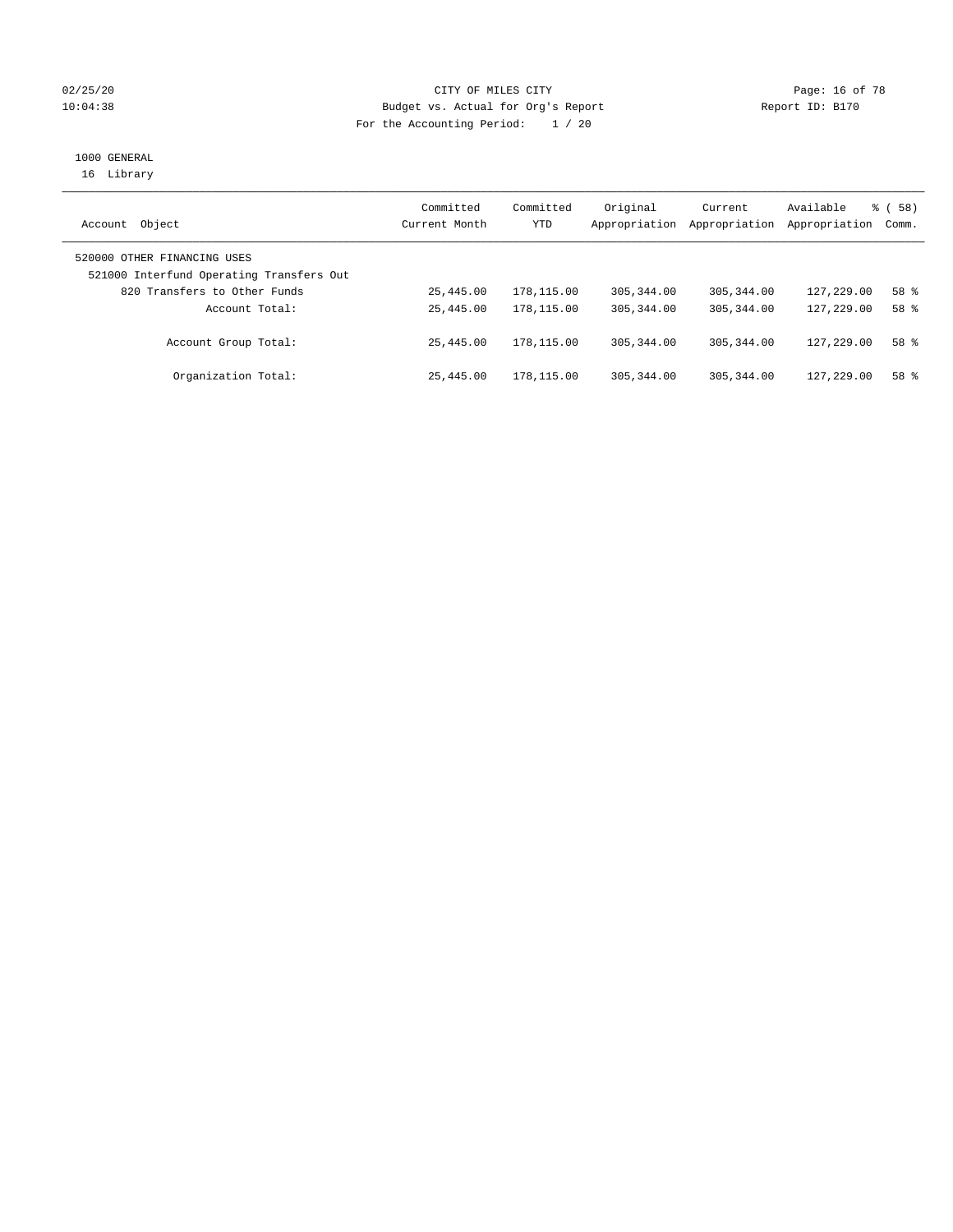CITY OF MILES CITY
Budget vs. Actual for Org's Report
For the Accounting Period: 1 / 20

1000 GENERAL
16 Library

| Account Object | Committed Current Month | Committed YTD | Original Appropriation | Current Appropriation | Available Appropriation | % ( 58) Comm. |
|---|---|---|---|---|---|---|
| 520000 OTHER FINANCING USES | | | | | | |
| 521000 Interfund Operating Transfers Out | | | | | | |
| 820 Transfers to Other Funds | 25,445.00 | 178,115.00 | 305,344.00 | 305,344.00 | 127,229.00 | 58 % |
| Account Total: | 25,445.00 | 178,115.00 | 305,344.00 | 305,344.00 | 127,229.00 | 58 % |
| Account Group Total: | 25,445.00 | 178,115.00 | 305,344.00 | 305,344.00 | 127,229.00 | 58 % |
| Organization Total: | 25,445.00 | 178,115.00 | 305,344.00 | 305,344.00 | 127,229.00 | 58 % |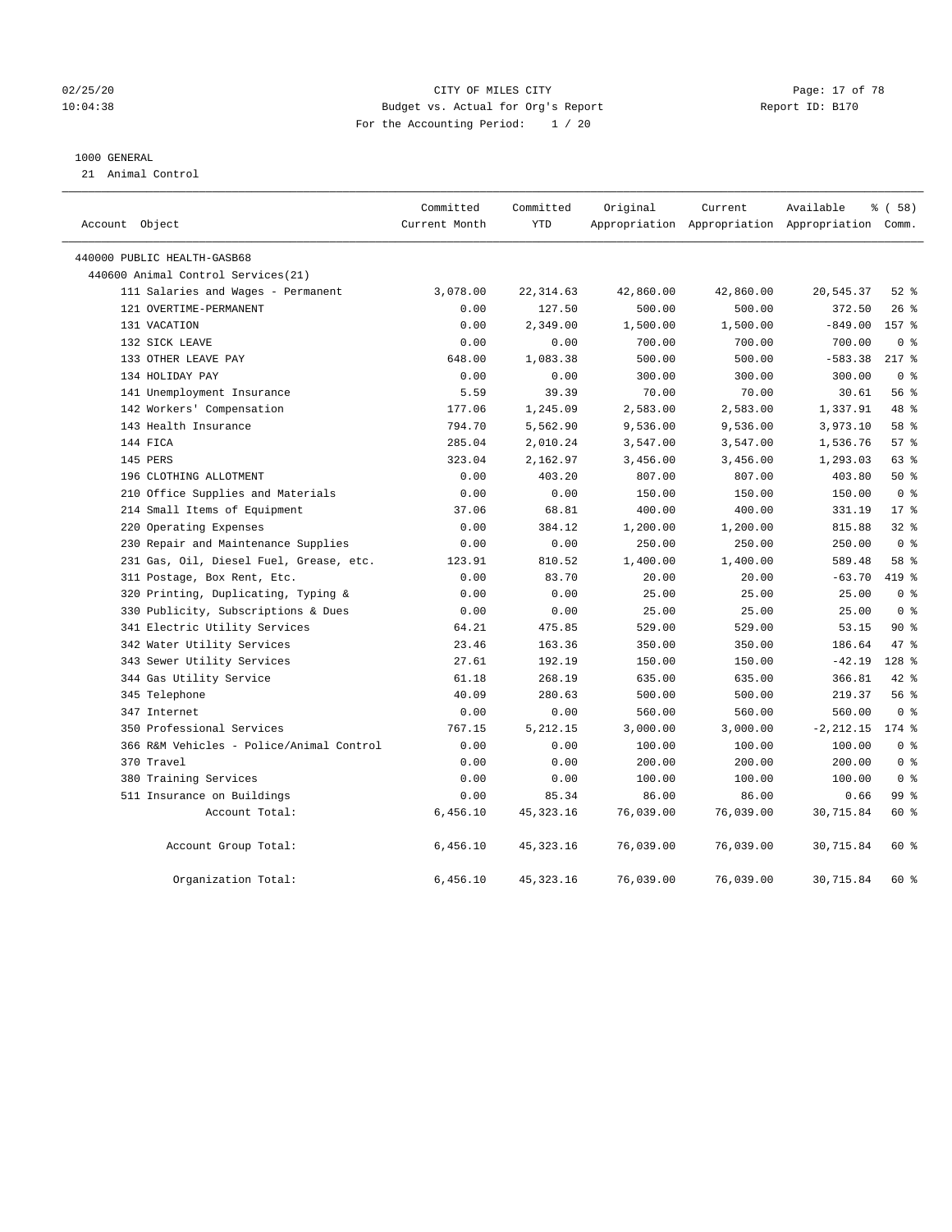CITY OF MILES CITY
Budget vs. Actual for Org's Report
For the Accounting Period: 1 / 20

02/25/20
10:04:38

Report ID: B170

1000 GENERAL
21 Animal Control

| Account Object | Committed Current Month | Committed YTD | Original Appropriation | Current Appropriation | Available Appropriation | % ( 58) Comm. |
|---|---|---|---|---|---|---|
| 440000 PUBLIC HEALTH-GASB68 | | | | | | |
| 440600 Animal Control Services(21) | | | | | | |
| 111 Salaries and Wages - Permanent | 3,078.00 | 22,314.63 | 42,860.00 | 42,860.00 | 20,545.37 | 52 % |
| 121 OVERTIME-PERMANENT | 0.00 | 127.50 | 500.00 | 500.00 | 372.50 | 26 % |
| 131 VACATION | 0.00 | 2,349.00 | 1,500.00 | 1,500.00 | -849.00 | 157 % |
| 132 SICK LEAVE | 0.00 | 0.00 | 700.00 | 700.00 | 700.00 | 0 % |
| 133 OTHER LEAVE PAY | 648.00 | 1,083.38 | 500.00 | 500.00 | -583.38 | 217 % |
| 134 HOLIDAY PAY | 0.00 | 0.00 | 300.00 | 300.00 | 300.00 | 0 % |
| 141 Unemployment Insurance | 5.59 | 39.39 | 70.00 | 70.00 | 30.61 | 56 % |
| 142 Workers' Compensation | 177.06 | 1,245.09 | 2,583.00 | 2,583.00 | 1,337.91 | 48 % |
| 143 Health Insurance | 794.70 | 5,562.90 | 9,536.00 | 9,536.00 | 3,973.10 | 58 % |
| 144 FICA | 285.04 | 2,010.24 | 3,547.00 | 3,547.00 | 1,536.76 | 57 % |
| 145 PERS | 323.04 | 2,162.97 | 3,456.00 | 3,456.00 | 1,293.03 | 63 % |
| 196 CLOTHING ALLOTMENT | 0.00 | 403.20 | 807.00 | 807.00 | 403.80 | 50 % |
| 210 Office Supplies and Materials | 0.00 | 0.00 | 150.00 | 150.00 | 150.00 | 0 % |
| 214 Small Items of Equipment | 37.06 | 68.81 | 400.00 | 400.00 | 331.19 | 17 % |
| 220 Operating Expenses | 0.00 | 384.12 | 1,200.00 | 1,200.00 | 815.88 | 32 % |
| 230 Repair and Maintenance Supplies | 0.00 | 0.00 | 250.00 | 250.00 | 250.00 | 0 % |
| 231 Gas, Oil, Diesel Fuel, Grease, etc. | 123.91 | 810.52 | 1,400.00 | 1,400.00 | 589.48 | 58 % |
| 311 Postage, Box Rent, Etc. | 0.00 | 83.70 | 20.00 | 20.00 | -63.70 | 419 % |
| 320 Printing, Duplicating, Typing & | 0.00 | 0.00 | 25.00 | 25.00 | 25.00 | 0 % |
| 330 Publicity, Subscriptions & Dues | 0.00 | 0.00 | 25.00 | 25.00 | 25.00 | 0 % |
| 341 Electric Utility Services | 64.21 | 475.85 | 529.00 | 529.00 | 53.15 | 90 % |
| 342 Water Utility Services | 23.46 | 163.36 | 350.00 | 350.00 | 186.64 | 47 % |
| 343 Sewer Utility Services | 27.61 | 192.19 | 150.00 | 150.00 | -42.19 | 128 % |
| 344 Gas Utility Service | 61.18 | 268.19 | 635.00 | 635.00 | 366.81 | 42 % |
| 345 Telephone | 40.09 | 280.63 | 500.00 | 500.00 | 219.37 | 56 % |
| 347 Internet | 0.00 | 0.00 | 560.00 | 560.00 | 560.00 | 0 % |
| 350 Professional Services | 767.15 | 5,212.15 | 3,000.00 | 3,000.00 | -2,212.15 | 174 % |
| 366 R&M Vehicles - Police/Animal Control | 0.00 | 0.00 | 100.00 | 100.00 | 100.00 | 0 % |
| 370 Travel | 0.00 | 0.00 | 200.00 | 200.00 | 200.00 | 0 % |
| 380 Training Services | 0.00 | 0.00 | 100.00 | 100.00 | 100.00 | 0 % |
| 511 Insurance on Buildings | 0.00 | 85.34 | 86.00 | 86.00 | 0.66 | 99 % |
| Account Total: | 6,456.10 | 45,323.16 | 76,039.00 | 76,039.00 | 30,715.84 | 60 % |
| Account Group Total: | 6,456.10 | 45,323.16 | 76,039.00 | 76,039.00 | 30,715.84 | 60 % |
| Organization Total: | 6,456.10 | 45,323.16 | 76,039.00 | 76,039.00 | 30,715.84 | 60 % |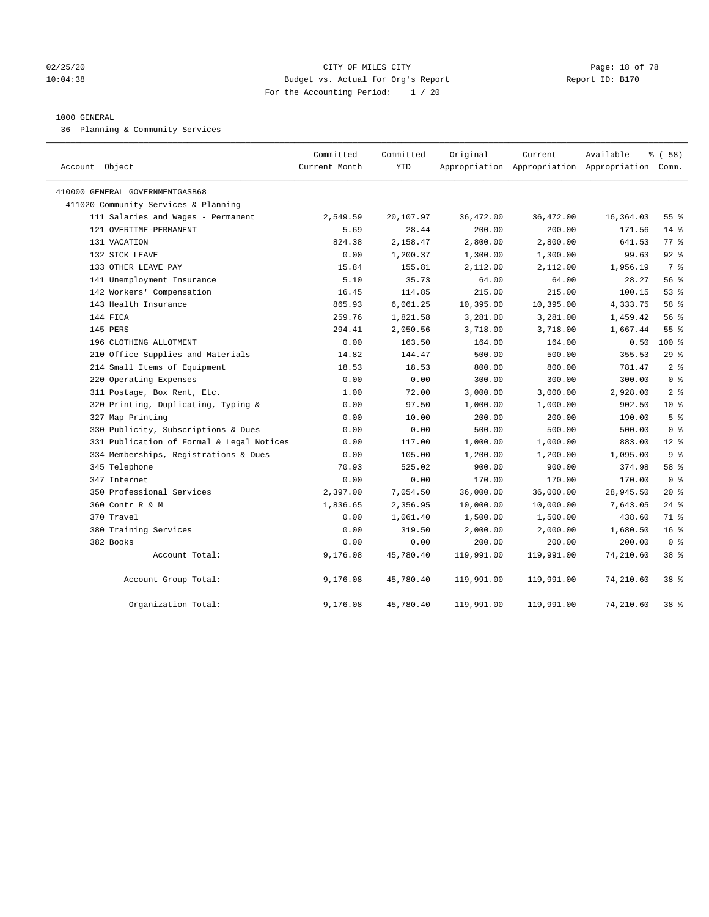02/25/20 CITY OF MILES CITY
10:04:38 Budget vs. Actual for Org's Report Report ID: B170
For the Accounting Period: 1 / 20

1000 GENERAL
36 Planning & Community Services

| Account Object | Committed Current Month | Committed YTD | Original Appropriation | Current Appropriation | Available Appropriation | % ( 58) Comm. |
|---|---|---|---|---|---|---|
| 410000 GENERAL GOVERNMENTGASB68 | | | | | | |
| 411020 Community Services & Planning | | | | | | |
| 111 Salaries and Wages - Permanent | 2,549.59 | 20,107.97 | 36,472.00 | 36,472.00 | 16,364.03 | 55 % |
| 121 OVERTIME-PERMANENT | 5.69 | 28.44 | 200.00 | 200.00 | 171.56 | 14 % |
| 131 VACATION | 824.38 | 2,158.47 | 2,800.00 | 2,800.00 | 641.53 | 77 % |
| 132 SICK LEAVE | 0.00 | 1,200.37 | 1,300.00 | 1,300.00 | 99.63 | 92 % |
| 133 OTHER LEAVE PAY | 15.84 | 155.81 | 2,112.00 | 2,112.00 | 1,956.19 | 7 % |
| 141 Unemployment Insurance | 5.10 | 35.73 | 64.00 | 64.00 | 28.27 | 56 % |
| 142 Workers' Compensation | 16.45 | 114.85 | 215.00 | 215.00 | 100.15 | 53 % |
| 143 Health Insurance | 865.93 | 6,061.25 | 10,395.00 | 10,395.00 | 4,333.75 | 58 % |
| 144 FICA | 259.76 | 1,821.58 | 3,281.00 | 3,281.00 | 1,459.42 | 56 % |
| 145 PERS | 294.41 | 2,050.56 | 3,718.00 | 3,718.00 | 1,667.44 | 55 % |
| 196 CLOTHING ALLOTMENT | 0.00 | 163.50 | 164.00 | 164.00 | 0.50 | 100 % |
| 210 Office Supplies and Materials | 14.82 | 144.47 | 500.00 | 500.00 | 355.53 | 29 % |
| 214 Small Items of Equipment | 18.53 | 18.53 | 800.00 | 800.00 | 781.47 | 2 % |
| 220 Operating Expenses | 0.00 | 0.00 | 300.00 | 300.00 | 300.00 | 0 % |
| 311 Postage, Box Rent, Etc. | 1.00 | 72.00 | 3,000.00 | 3,000.00 | 2,928.00 | 2 % |
| 320 Printing, Duplicating, Typing & | 0.00 | 97.50 | 1,000.00 | 1,000.00 | 902.50 | 10 % |
| 327 Map Printing | 0.00 | 10.00 | 200.00 | 200.00 | 190.00 | 5 % |
| 330 Publicity, Subscriptions & Dues | 0.00 | 0.00 | 500.00 | 500.00 | 500.00 | 0 % |
| 331 Publication of Formal & Legal Notices | 0.00 | 117.00 | 1,000.00 | 1,000.00 | 883.00 | 12 % |
| 334 Memberships, Registrations & Dues | 0.00 | 105.00 | 1,200.00 | 1,200.00 | 1,095.00 | 9 % |
| 345 Telephone | 70.93 | 525.02 | 900.00 | 900.00 | 374.98 | 58 % |
| 347 Internet | 0.00 | 0.00 | 170.00 | 170.00 | 170.00 | 0 % |
| 350 Professional Services | 2,397.00 | 7,054.50 | 36,000.00 | 36,000.00 | 28,945.50 | 20 % |
| 360 Contr R & M | 1,836.65 | 2,356.95 | 10,000.00 | 10,000.00 | 7,643.05 | 24 % |
| 370 Travel | 0.00 | 1,061.40 | 1,500.00 | 1,500.00 | 438.60 | 71 % |
| 380 Training Services | 0.00 | 319.50 | 2,000.00 | 2,000.00 | 1,680.50 | 16 % |
| 382 Books | 0.00 | 0.00 | 200.00 | 200.00 | 200.00 | 0 % |
| Account Total: | 9,176.08 | 45,780.40 | 119,991.00 | 119,991.00 | 74,210.60 | 38 % |
| Account Group Total: | 9,176.08 | 45,780.40 | 119,991.00 | 119,991.00 | 74,210.60 | 38 % |
| Organization Total: | 9,176.08 | 45,780.40 | 119,991.00 | 119,991.00 | 74,210.60 | 38 % |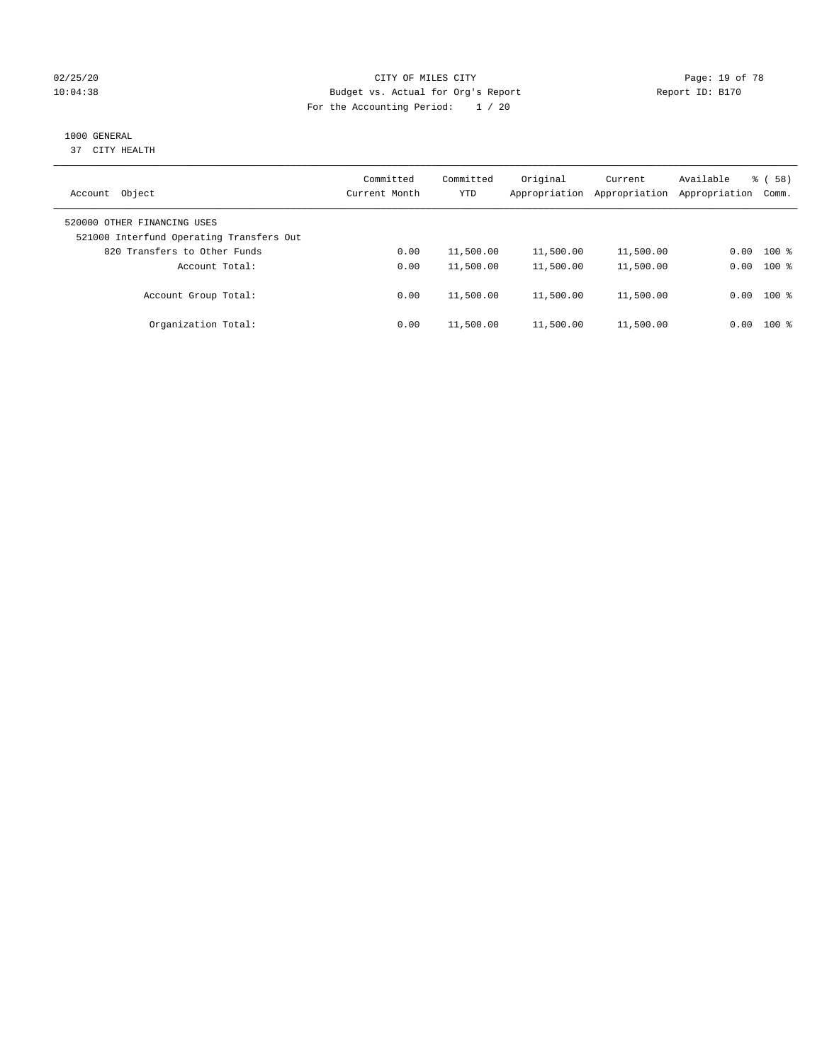CITY OF MILES CITY
Budget vs. Actual for Org's Report
For the Accounting Period: 1 / 20

Report ID: B170

02/25/20
10:04:38

## 1000 GENERAL
37 CITY HEALTH

| Account Object | Committed Current Month | Committed YTD | Original Appropriation | Current Appropriation | Available Appropriation | % ( 58) Comm. |
|---|---|---|---|---|---|---|
| 520000 OTHER FINANCING USES | | | | | | |
| 521000 Interfund Operating Transfers Out | | | | | | |
| 820 Transfers to Other Funds | 0.00 | 11,500.00 | 11,500.00 | 11,500.00 | 0.00 | 100 % |
| Account Total: | 0.00 | 11,500.00 | 11,500.00 | 11,500.00 | 0.00 | 100 % |
| Account Group Total: | 0.00 | 11,500.00 | 11,500.00 | 11,500.00 | 0.00 | 100 % |
| Organization Total: | 0.00 | 11,500.00 | 11,500.00 | 11,500.00 | 0.00 | 100 % |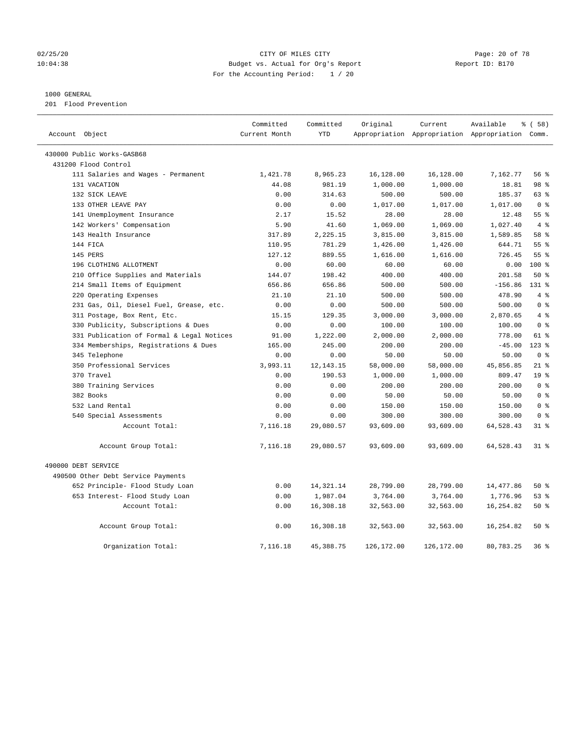CITY OF MILES CITY
Budget vs. Actual for Org's Report
For the Accounting Period: 1 / 20

02/25/20
10:04:38

Report ID: B170

1000 GENERAL
201 Flood Prevention

| Account Object | Committed Current Month | Committed YTD | Original Appropriation | Current Appropriation | Available Appropriation | % ( 58) Comm. |
|---|---|---|---|---|---|---|
| 430000 Public Works-GASB68 | | | | | | |
| 431200 Flood Control | | | | | | |
| 111 Salaries and Wages - Permanent | 1,421.78 | 8,965.23 | 16,128.00 | 16,128.00 | 7,162.77 | 56 % |
| 131 VACATION | 44.08 | 981.19 | 1,000.00 | 1,000.00 | 18.81 | 98 % |
| 132 SICK LEAVE | 0.00 | 314.63 | 500.00 | 500.00 | 185.37 | 63 % |
| 133 OTHER LEAVE PAY | 0.00 | 0.00 | 1,017.00 | 1,017.00 | 1,017.00 | 0 % |
| 141 Unemployment Insurance | 2.17 | 15.52 | 28.00 | 28.00 | 12.48 | 55 % |
| 142 Workers' Compensation | 5.90 | 41.60 | 1,069.00 | 1,069.00 | 1,027.40 | 4 % |
| 143 Health Insurance | 317.89 | 2,225.15 | 3,815.00 | 3,815.00 | 1,589.85 | 58 % |
| 144 FICA | 110.95 | 781.29 | 1,426.00 | 1,426.00 | 644.71 | 55 % |
| 145 PERS | 127.12 | 889.55 | 1,616.00 | 1,616.00 | 726.45 | 55 % |
| 196 CLOTHING ALLOTMENT | 0.00 | 60.00 | 60.00 | 60.00 | 0.00 | 100 % |
| 210 Office Supplies and Materials | 144.07 | 198.42 | 400.00 | 400.00 | 201.58 | 50 % |
| 214 Small Items of Equipment | 656.86 | 656.86 | 500.00 | 500.00 | -156.86 | 131 % |
| 220 Operating Expenses | 21.10 | 21.10 | 500.00 | 500.00 | 478.90 | 4 % |
| 231 Gas, Oil, Diesel Fuel, Grease, etc. | 0.00 | 0.00 | 500.00 | 500.00 | 500.00 | 0 % |
| 311 Postage, Box Rent, Etc. | 15.15 | 129.35 | 3,000.00 | 3,000.00 | 2,870.65 | 4 % |
| 330 Publicity, Subscriptions & Dues | 0.00 | 0.00 | 100.00 | 100.00 | 100.00 | 0 % |
| 331 Publication of Formal & Legal Notices | 91.00 | 1,222.00 | 2,000.00 | 2,000.00 | 778.00 | 61 % |
| 334 Memberships, Registrations & Dues | 165.00 | 245.00 | 200.00 | 200.00 | -45.00 | 123 % |
| 345 Telephone | 0.00 | 0.00 | 50.00 | 50.00 | 50.00 | 0 % |
| 350 Professional Services | 3,993.11 | 12,143.15 | 58,000.00 | 58,000.00 | 45,856.85 | 21 % |
| 370 Travel | 0.00 | 190.53 | 1,000.00 | 1,000.00 | 809.47 | 19 % |
| 380 Training Services | 0.00 | 0.00 | 200.00 | 200.00 | 200.00 | 0 % |
| 382 Books | 0.00 | 0.00 | 50.00 | 50.00 | 50.00 | 0 % |
| 532 Land Rental | 0.00 | 0.00 | 150.00 | 150.00 | 150.00 | 0 % |
| 540 Special Assessments | 0.00 | 0.00 | 300.00 | 300.00 | 300.00 | 0 % |
| Account Total: | 7,116.18 | 29,080.57 | 93,609.00 | 93,609.00 | 64,528.43 | 31 % |
| Account Group Total: | 7,116.18 | 29,080.57 | 93,609.00 | 93,609.00 | 64,528.43 | 31 % |
| 490000 DEBT SERVICE | | | | | | |
| 490500 Other Debt Service Payments | | | | | | |
| 652 Principle- Flood Study Loan | 0.00 | 14,321.14 | 28,799.00 | 28,799.00 | 14,477.86 | 50 % |
| 653 Interest- Flood Study Loan | 0.00 | 1,987.04 | 3,764.00 | 3,764.00 | 1,776.96 | 53 % |
| Account Total: | 0.00 | 16,308.18 | 32,563.00 | 32,563.00 | 16,254.82 | 50 % |
| Account Group Total: | 0.00 | 16,308.18 | 32,563.00 | 32,563.00 | 16,254.82 | 50 % |
| Organization Total: | 7,116.18 | 45,388.75 | 126,172.00 | 126,172.00 | 80,783.25 | 36 % |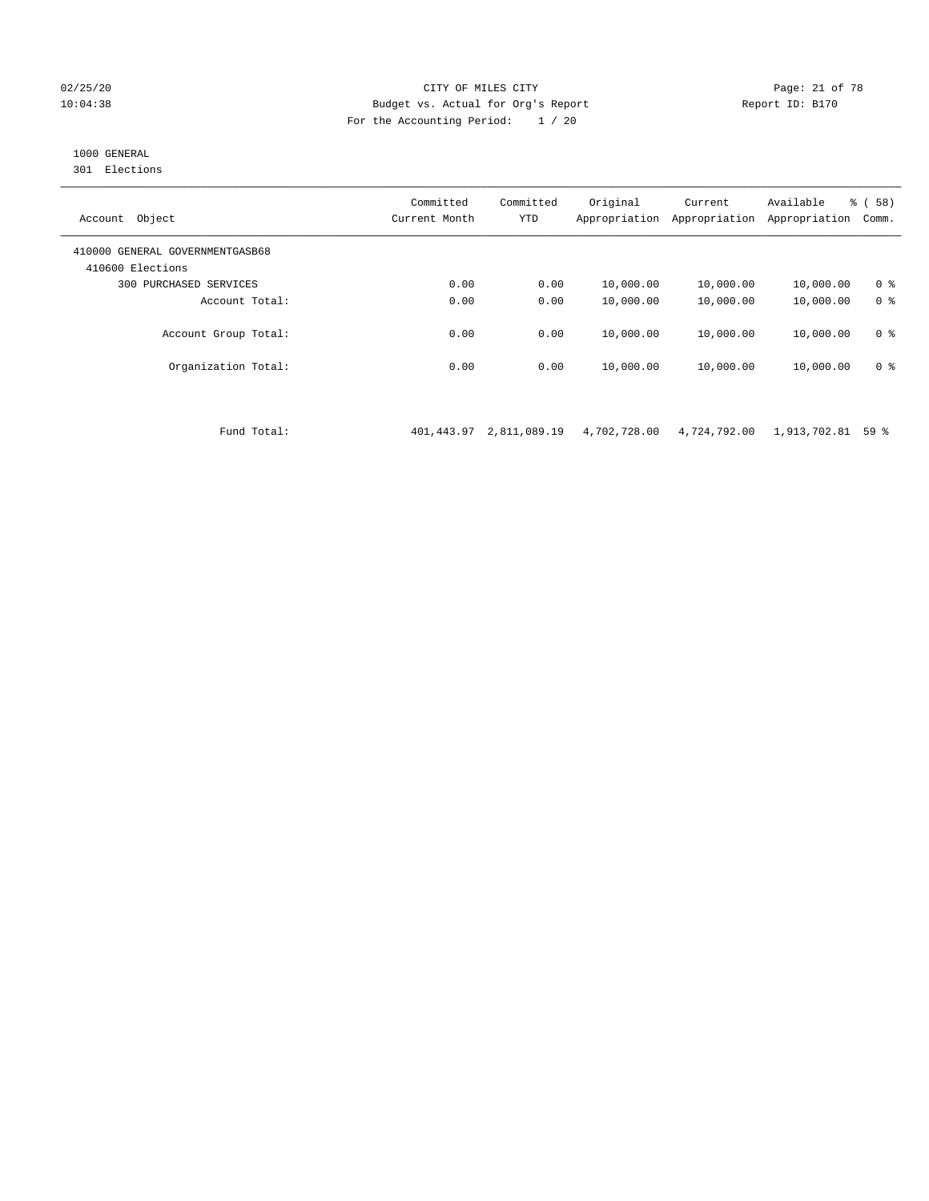CITY OF MILES CITY
Budget vs. Actual for Org's Report
For the Accounting Period: 1 / 20

Report ID: B170

02/25/20
10:04:38

1000 GENERAL
301 Elections

| Account Object | Committed Current Month | Committed YTD | Original Appropriation | Current Appropriation | Available Appropriation | % ( 58) Comm. |
|---|---|---|---|---|---|---|
| 410000 GENERAL GOVERNMENTGASB68 | | | | | | |
| 410600 Elections | | | | | | |
| 300 PURCHASED SERVICES | 0.00 | 0.00 | 10,000.00 | 10,000.00 | 10,000.00 | 0 % |
| Account Total: | 0.00 | 0.00 | 10,000.00 | 10,000.00 | 10,000.00 | 0 % |
| Account Group Total: | 0.00 | 0.00 | 10,000.00 | 10,000.00 | 10,000.00 | 0 % |
| Organization Total: | 0.00 | 0.00 | 10,000.00 | 10,000.00 | 10,000.00 | 0 % |
| Fund Total: | 401,443.97 | 2,811,089.19 | 4,702,728.00 | 4,724,792.00 | 1,913,702.81 | 59 % |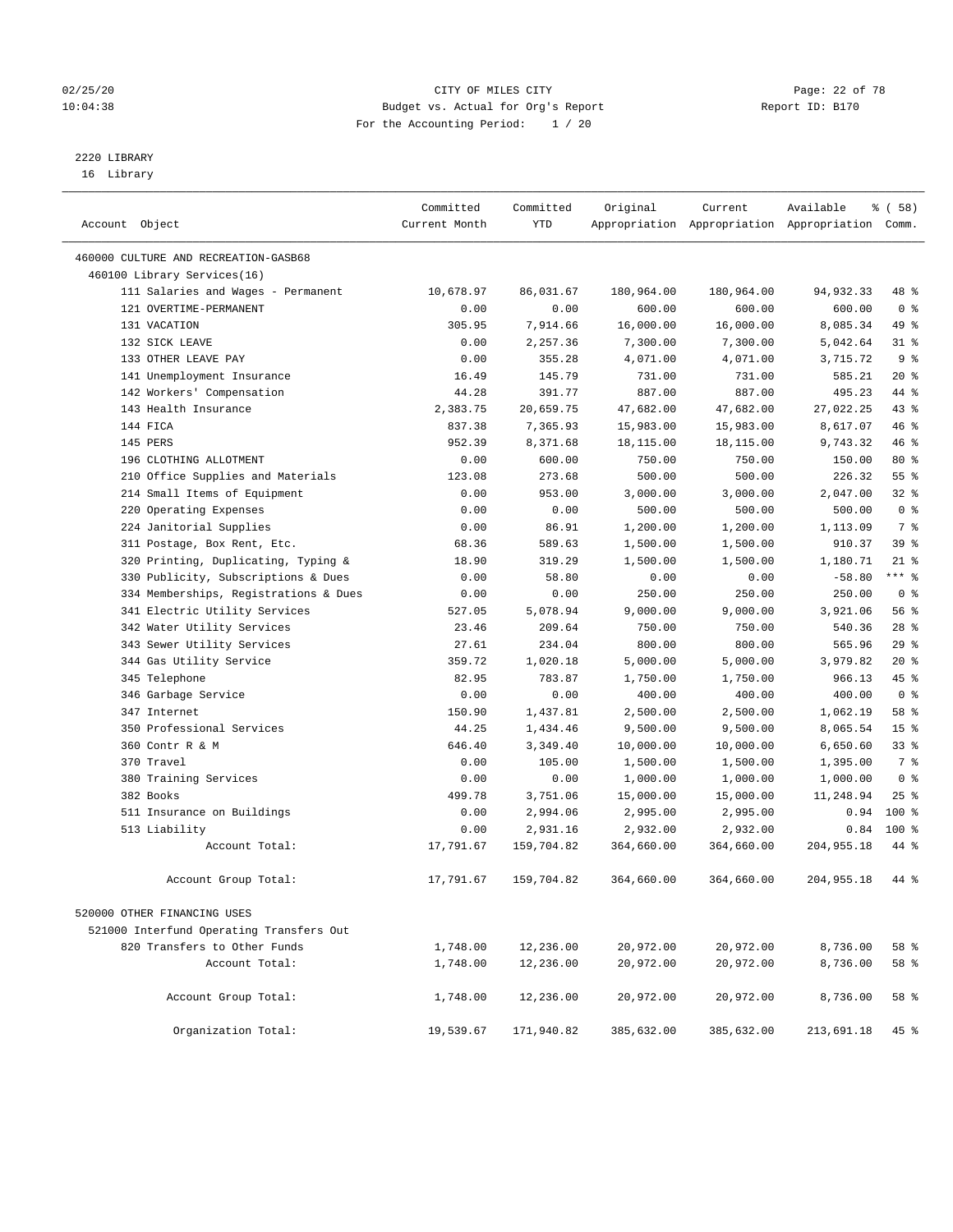CITY OF MILES CITY
Budget vs. Actual for Org's Report
For the Accounting Period: 1 / 20

2220 LIBRARY
16 Library

| Account Object | Committed Current Month | Committed YTD | Original Appropriation | Current Appropriation | Available Appropriation | % ( 58) Comm. |
|---|---|---|---|---|---|---|
| 460000 CULTURE AND RECREATION-GASB68 | | | | | | |
| 460100 Library Services(16) | | | | | | |
| 111 Salaries and Wages - Permanent | 10,678.97 | 86,031.67 | 180,964.00 | 180,964.00 | 94,932.33 | 48 % |
| 121 OVERTIME-PERMANENT | 0.00 | 0.00 | 600.00 | 600.00 | 600.00 | 0 % |
| 131 VACATION | 305.95 | 7,914.66 | 16,000.00 | 16,000.00 | 8,085.34 | 49 % |
| 132 SICK LEAVE | 0.00 | 2,257.36 | 7,300.00 | 7,300.00 | 5,042.64 | 31 % |
| 133 OTHER LEAVE PAY | 0.00 | 355.28 | 4,071.00 | 4,071.00 | 3,715.72 | 9 % |
| 141 Unemployment Insurance | 16.49 | 145.79 | 731.00 | 731.00 | 585.21 | 20 % |
| 142 Workers' Compensation | 44.28 | 391.77 | 887.00 | 887.00 | 495.23 | 44 % |
| 143 Health Insurance | 2,383.75 | 20,659.75 | 47,682.00 | 47,682.00 | 27,022.25 | 43 % |
| 144 FICA | 837.38 | 7,365.93 | 15,983.00 | 15,983.00 | 8,617.07 | 46 % |
| 145 PERS | 952.39 | 8,371.68 | 18,115.00 | 18,115.00 | 9,743.32 | 46 % |
| 196 CLOTHING ALLOTMENT | 0.00 | 600.00 | 750.00 | 750.00 | 150.00 | 80 % |
| 210 Office Supplies and Materials | 123.08 | 273.68 | 500.00 | 500.00 | 226.32 | 55 % |
| 214 Small Items of Equipment | 0.00 | 953.00 | 3,000.00 | 3,000.00 | 2,047.00 | 32 % |
| 220 Operating Expenses | 0.00 | 0.00 | 500.00 | 500.00 | 500.00 | 0 % |
| 224 Janitorial Supplies | 0.00 | 86.91 | 1,200.00 | 1,200.00 | 1,113.09 | 7 % |
| 311 Postage, Box Rent, Etc. | 68.36 | 589.63 | 1,500.00 | 1,500.00 | 910.37 | 39 % |
| 320 Printing, Duplicating, Typing & | 18.90 | 319.29 | 1,500.00 | 1,500.00 | 1,180.71 | 21 % |
| 330 Publicity, Subscriptions & Dues | 0.00 | 58.80 | 0.00 | 0.00 | -58.80 | *** % |
| 334 Memberships, Registrations & Dues | 0.00 | 0.00 | 250.00 | 250.00 | 250.00 | 0 % |
| 341 Electric Utility Services | 527.05 | 5,078.94 | 9,000.00 | 9,000.00 | 3,921.06 | 56 % |
| 342 Water Utility Services | 23.46 | 209.64 | 750.00 | 750.00 | 540.36 | 28 % |
| 343 Sewer Utility Services | 27.61 | 234.04 | 800.00 | 800.00 | 565.96 | 29 % |
| 344 Gas Utility Service | 359.72 | 1,020.18 | 5,000.00 | 5,000.00 | 3,979.82 | 20 % |
| 345 Telephone | 82.95 | 783.87 | 1,750.00 | 1,750.00 | 966.13 | 45 % |
| 346 Garbage Service | 0.00 | 0.00 | 400.00 | 400.00 | 400.00 | 0 % |
| 347 Internet | 150.90 | 1,437.81 | 2,500.00 | 2,500.00 | 1,062.19 | 58 % |
| 350 Professional Services | 44.25 | 1,434.46 | 9,500.00 | 9,500.00 | 8,065.54 | 15 % |
| 360 Contr R & M | 646.40 | 3,349.40 | 10,000.00 | 10,000.00 | 6,650.60 | 33 % |
| 370 Travel | 0.00 | 105.00 | 1,500.00 | 1,500.00 | 1,395.00 | 7 % |
| 380 Training Services | 0.00 | 0.00 | 1,000.00 | 1,000.00 | 1,000.00 | 0 % |
| 382 Books | 499.78 | 3,751.06 | 15,000.00 | 15,000.00 | 11,248.94 | 25 % |
| 511 Insurance on Buildings | 0.00 | 2,994.06 | 2,995.00 | 2,995.00 | 0.94 | 100 % |
| 513 Liability | 0.00 | 2,931.16 | 2,932.00 | 2,932.00 | 0.84 | 100 % |
| Account Total: | 17,791.67 | 159,704.82 | 364,660.00 | 364,660.00 | 204,955.18 | 44 % |
| Account Group Total: | 17,791.67 | 159,704.82 | 364,660.00 | 364,660.00 | 204,955.18 | 44 % |
| 520000 OTHER FINANCING USES | | | | | | |
| 521000 Interfund Operating Transfers Out | | | | | | |
| 820 Transfers to Other Funds | 1,748.00 | 12,236.00 | 20,972.00 | 20,972.00 | 8,736.00 | 58 % |
| Account Total: | 1,748.00 | 12,236.00 | 20,972.00 | 20,972.00 | 8,736.00 | 58 % |
| Account Group Total: | 1,748.00 | 12,236.00 | 20,972.00 | 20,972.00 | 8,736.00 | 58 % |
| Organization Total: | 19,539.67 | 171,940.82 | 385,632.00 | 385,632.00 | 213,691.18 | 45 % |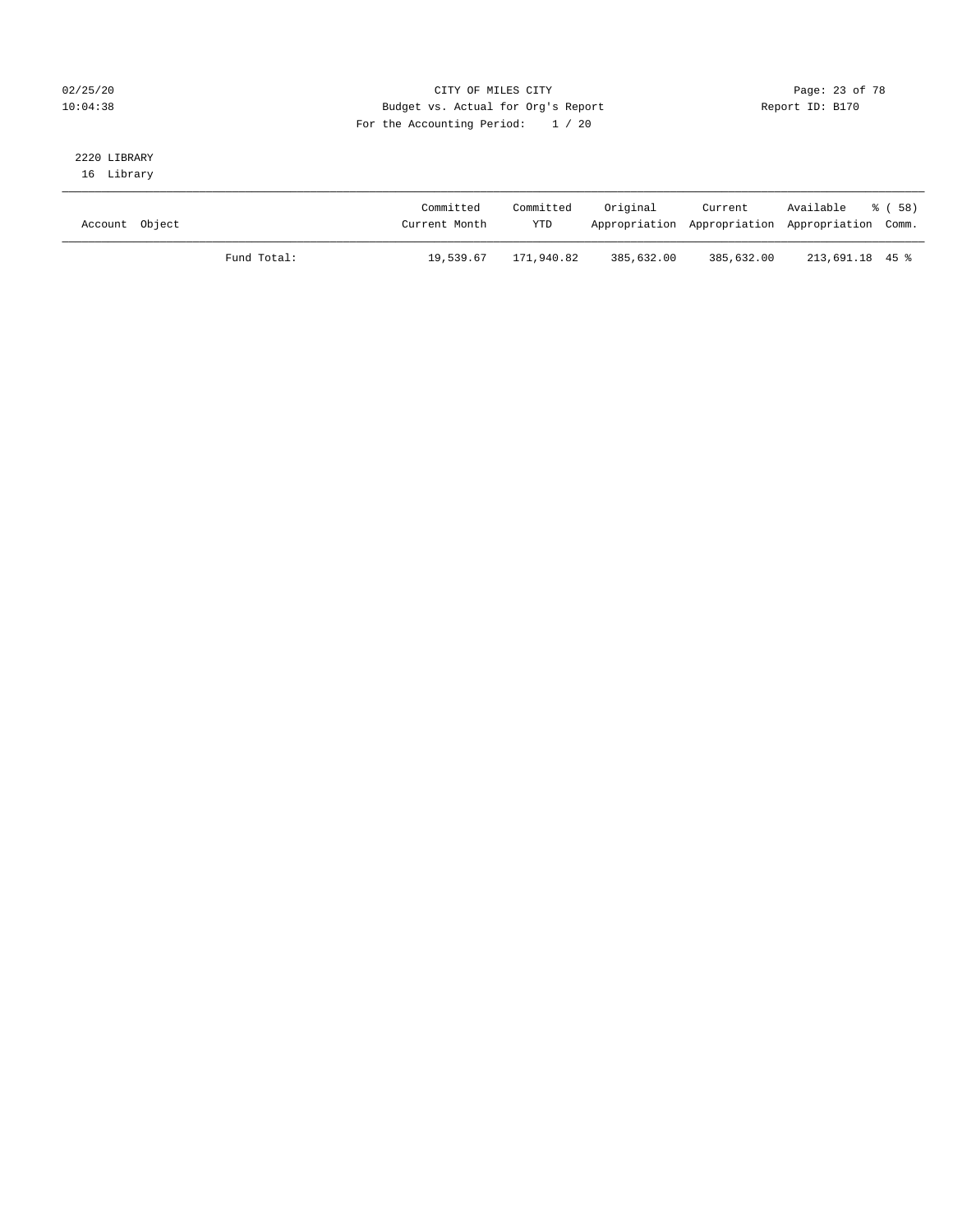CITY OF MILES CITY

Budget vs. Actual for Org's Report

Report ID: B170

For the Accounting Period: 1 / 20

02/25/20
10:04:38

2220 LIBRARY
16 Library

| Account Object | | Committed Current Month | Committed YTD | Original Appropriation | Current Appropriation | Available Appropriation | % ( 58) Comm. |
|---|---|---|---|---|---|---|---|
| | Fund Total: | 19,539.67 | 171,940.82 | 385,632.00 | 385,632.00 | 213,691.18 | 45 % |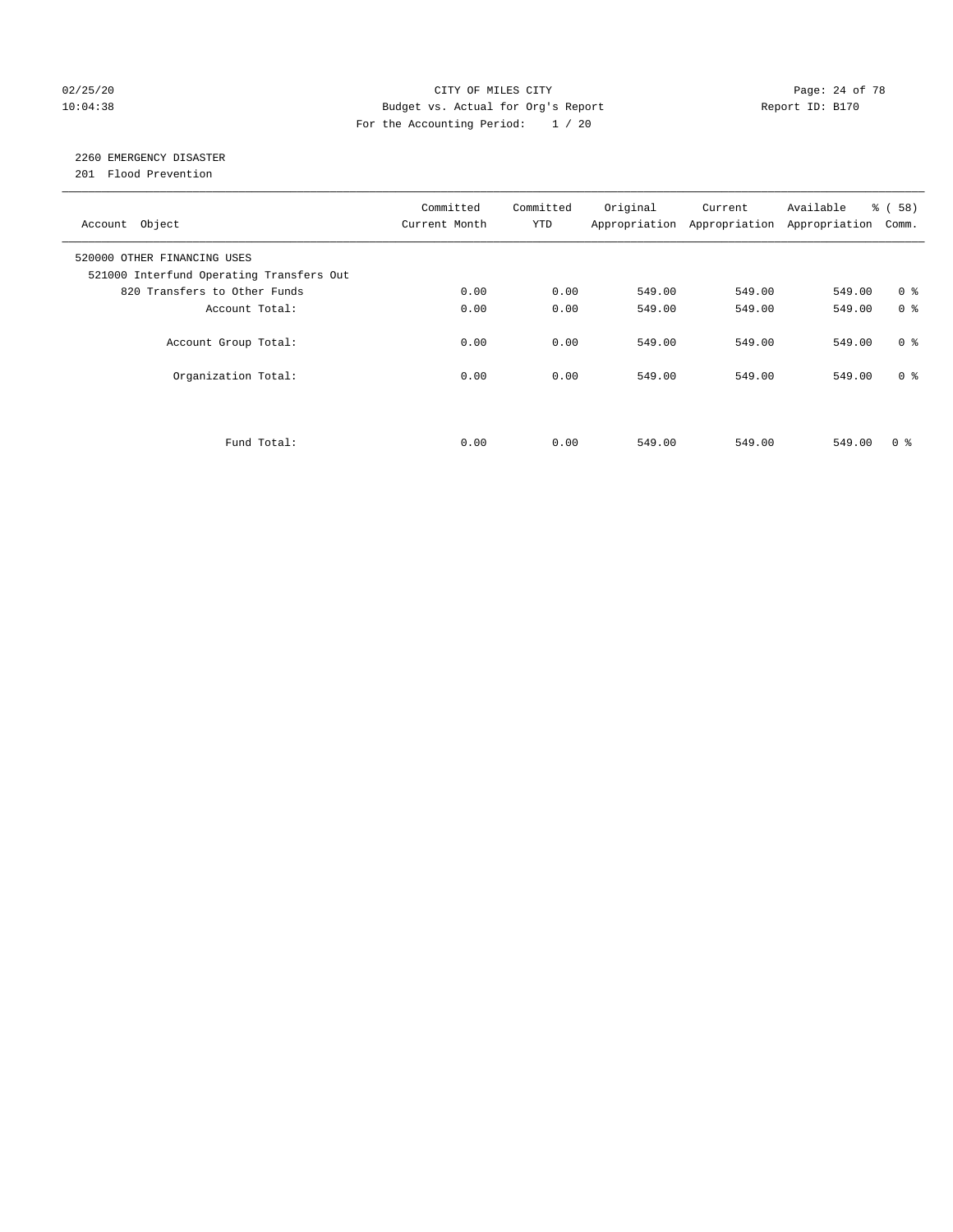CITY OF MILES CITY
Budget vs. Actual for Org's Report
For the Accounting Period: 1 / 20

02/25/20
10:04:38

Report ID: B170

## 2260 EMERGENCY DISASTER
201 Flood Prevention

| Account Object | Committed Current Month | Committed YTD | Original Appropriation | Current Appropriation | Available Appropriation | % ( 58) Comm. |
|---|---|---|---|---|---|---|
| 520000 OTHER FINANCING USES | | | | | | |
| 521000 Interfund Operating Transfers Out | | | | | | |
| 820 Transfers to Other Funds | 0.00 | 0.00 | 549.00 | 549.00 | 549.00 | 0 % |
| Account Total: | 0.00 | 0.00 | 549.00 | 549.00 | 549.00 | 0 % |
| Account Group Total: | 0.00 | 0.00 | 549.00 | 549.00 | 549.00 | 0 % |
| Organization Total: | 0.00 | 0.00 | 549.00 | 549.00 | 549.00 | 0 % |
| Fund Total: | 0.00 | 0.00 | 549.00 | 549.00 | 549.00 | 0 % |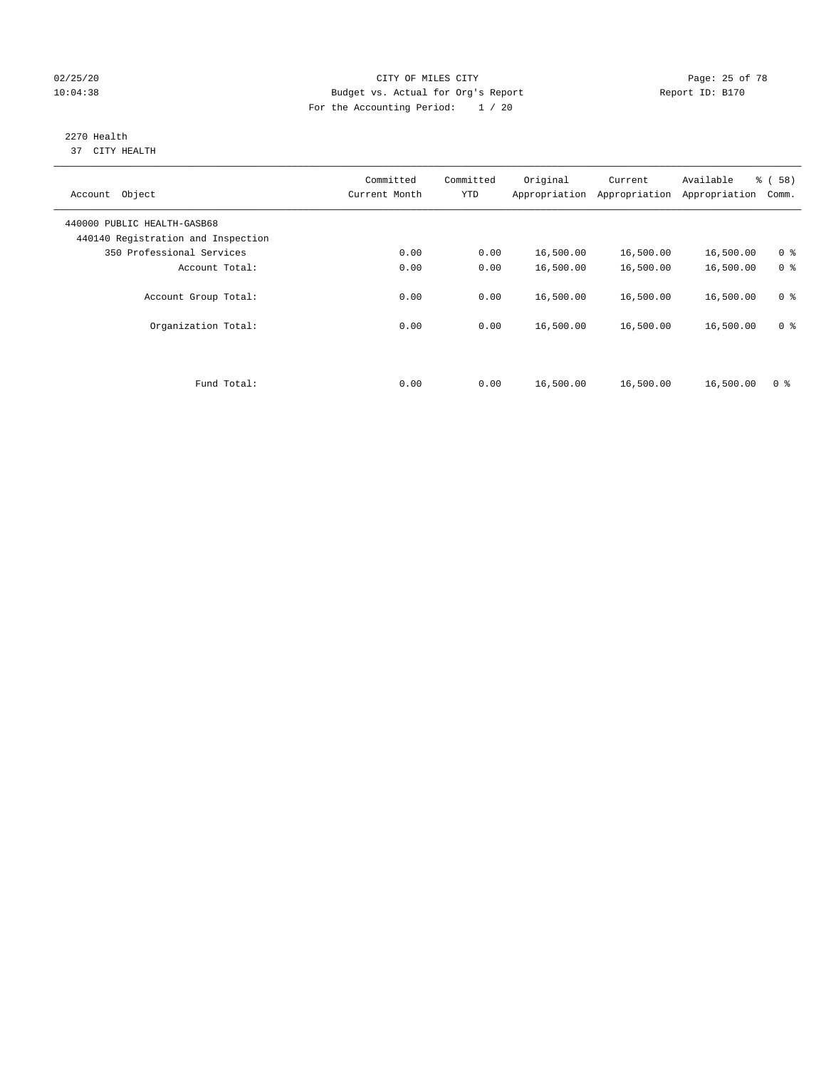CITY OF MILES CITY
Budget vs. Actual for Org's Report
For the Accounting Period: 1 / 20

02/25/20
10:04:38

Report ID: B170

2270 Health
37 CITY HEALTH

| Account Object | Committed Current Month | Committed YTD | Original Appropriation | Current Appropriation | Available Appropriation | % ( 58) Comm. |
|---|---|---|---|---|---|---|
| 440000 PUBLIC HEALTH-GASB68 | | | | | | |
| 440140 Registration and Inspection | | | | | | |
| 350 Professional Services | 0.00 | 0.00 | 16,500.00 | 16,500.00 | 16,500.00 | 0 % |
| Account Total: | 0.00 | 0.00 | 16,500.00 | 16,500.00 | 16,500.00 | 0 % |
| Account Group Total: | 0.00 | 0.00 | 16,500.00 | 16,500.00 | 16,500.00 | 0 % |
| Organization Total: | 0.00 | 0.00 | 16,500.00 | 16,500.00 | 16,500.00 | 0 % |
| Fund Total: | 0.00 | 0.00 | 16,500.00 | 16,500.00 | 16,500.00 | 0 % |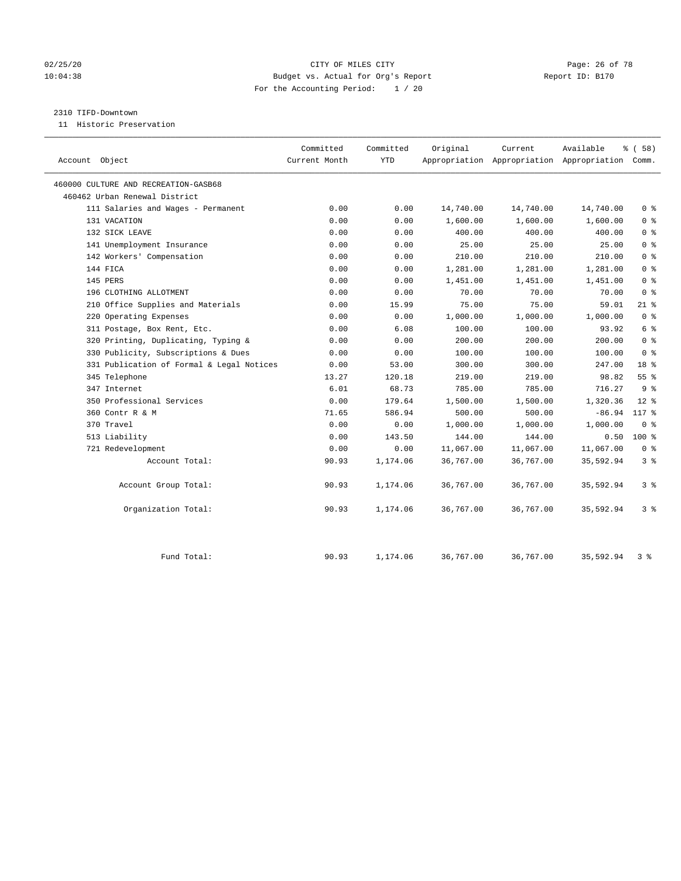02/25/20 CITY OF MILES CITY
10:04:38 Budget vs. Actual for Org's Report Report ID: B170
For the Accounting Period: 1 / 20

2310 TIFD-Downtown
11 Historic Preservation

| Account Object | Committed Current Month | Committed YTD | Original Appropriation | Current Appropriation | Available Appropriation | % ( 58) Comm. |
|---|---|---|---|---|---|---|
| 460000 CULTURE AND RECREATION-GASB68 | | | | | | |
| 460462 Urban Renewal District | | | | | | |
| 111 Salaries and Wages - Permanent | 0.00 | 0.00 | 14,740.00 | 14,740.00 | 14,740.00 | 0 % |
| 131 VACATION | 0.00 | 0.00 | 1,600.00 | 1,600.00 | 1,600.00 | 0 % |
| 132 SICK LEAVE | 0.00 | 0.00 | 400.00 | 400.00 | 400.00 | 0 % |
| 141 Unemployment Insurance | 0.00 | 0.00 | 25.00 | 25.00 | 25.00 | 0 % |
| 142 Workers' Compensation | 0.00 | 0.00 | 210.00 | 210.00 | 210.00 | 0 % |
| 144 FICA | 0.00 | 0.00 | 1,281.00 | 1,281.00 | 1,281.00 | 0 % |
| 145 PERS | 0.00 | 0.00 | 1,451.00 | 1,451.00 | 1,451.00 | 0 % |
| 196 CLOTHING ALLOTMENT | 0.00 | 0.00 | 70.00 | 70.00 | 70.00 | 0 % |
| 210 Office Supplies and Materials | 0.00 | 15.99 | 75.00 | 75.00 | 59.01 | 21 % |
| 220 Operating Expenses | 0.00 | 0.00 | 1,000.00 | 1,000.00 | 1,000.00 | 0 % |
| 311 Postage, Box Rent, Etc. | 0.00 | 6.08 | 100.00 | 100.00 | 93.92 | 6 % |
| 320 Printing, Duplicating, Typing & | 0.00 | 0.00 | 200.00 | 200.00 | 200.00 | 0 % |
| 330 Publicity, Subscriptions & Dues | 0.00 | 0.00 | 100.00 | 100.00 | 100.00 | 0 % |
| 331 Publication of Formal & Legal Notices | 0.00 | 53.00 | 300.00 | 300.00 | 247.00 | 18 % |
| 345 Telephone | 13.27 | 120.18 | 219.00 | 219.00 | 98.82 | 55 % |
| 347 Internet | 6.01 | 68.73 | 785.00 | 785.00 | 716.27 | 9 % |
| 350 Professional Services | 0.00 | 179.64 | 1,500.00 | 1,500.00 | 1,320.36 | 12 % |
| 360 Contr R & M | 71.65 | 586.94 | 500.00 | 500.00 | -86.94 | 117 % |
| 370 Travel | 0.00 | 0.00 | 1,000.00 | 1,000.00 | 1,000.00 | 0 % |
| 513 Liability | 0.00 | 143.50 | 144.00 | 144.00 | 0.50 | 100 % |
| 721 Redevelopment | 0.00 | 0.00 | 11,067.00 | 11,067.00 | 11,067.00 | 0 % |
| Account Total: | 90.93 | 1,174.06 | 36,767.00 | 36,767.00 | 35,592.94 | 3 % |
| Account Group Total: | 90.93 | 1,174.06 | 36,767.00 | 36,767.00 | 35,592.94 | 3 % |
| Organization Total: | 90.93 | 1,174.06 | 36,767.00 | 36,767.00 | 35,592.94 | 3 % |
| Fund Total: | 90.93 | 1,174.06 | 36,767.00 | 36,767.00 | 35,592.94 | 3 % |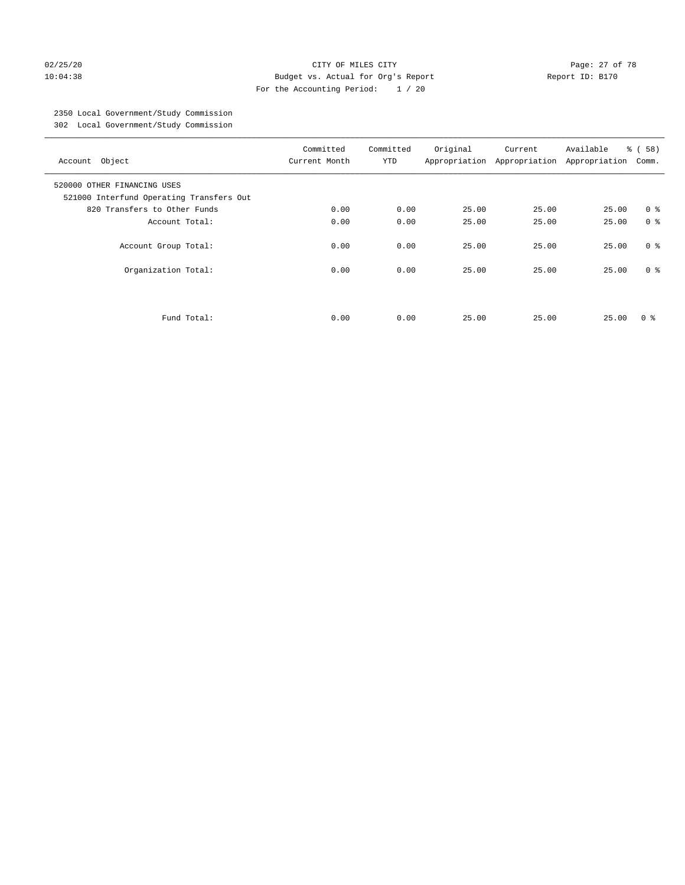CITY OF MILES CITY
Budget vs. Actual for Org's Report
For the Accounting Period: 1 / 20

02/25/20
10:04:38

Report ID: B170

2350 Local Government/Study Commission
302 Local Government/Study Commission

| Account Object | Committed Current Month | Committed YTD | Original Appropriation | Current Appropriation | Available Appropriation | % ( 58) Comm. |
|---|---|---|---|---|---|---|
| 520000 OTHER FINANCING USES | | | | | | |
| 521000 Interfund Operating Transfers Out | | | | | | |
| 820 Transfers to Other Funds | 0.00 | 0.00 | 25.00 | 25.00 | 25.00 | 0 % |
| Account Total: | 0.00 | 0.00 | 25.00 | 25.00 | 25.00 | 0 % |
| Account Group Total: | 0.00 | 0.00 | 25.00 | 25.00 | 25.00 | 0 % |
| Organization Total: | 0.00 | 0.00 | 25.00 | 25.00 | 25.00 | 0 % |
| Fund Total: | 0.00 | 0.00 | 25.00 | 25.00 | 25.00 | 0 % |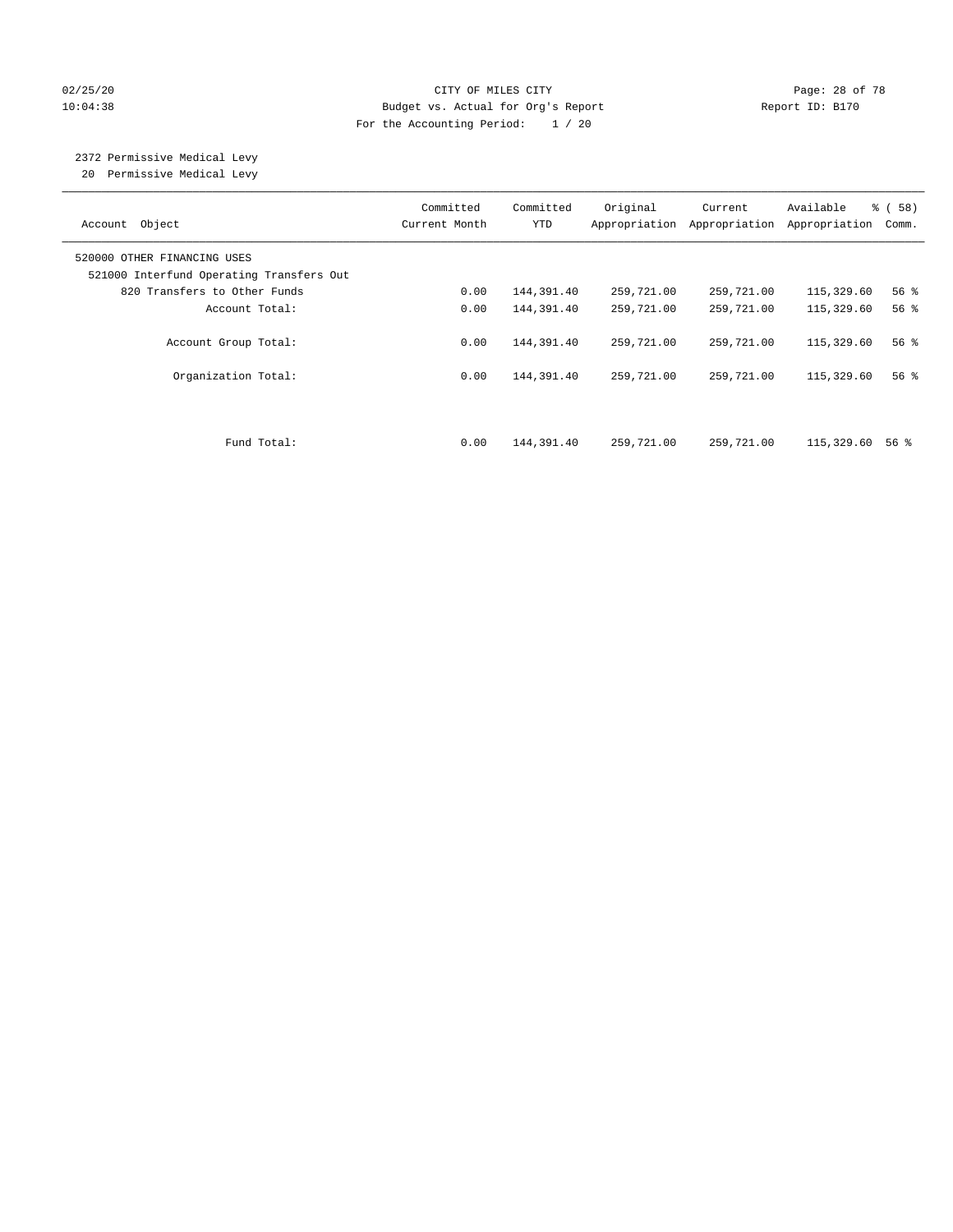CITY OF MILES CITY
Budget vs. Actual for Org's Report
For the Accounting Period: 1 / 20

02/25/20
10:04:38

Report ID: B170

2372 Permissive Medical Levy
20 Permissive Medical Levy

| Account Object | Committed Current Month | Committed YTD | Original Appropriation | Current Appropriation | Available Appropriation | % ( 58) Comm. |
|---|---|---|---|---|---|---|
| 520000 OTHER FINANCING USES | | | | | | |
| 521000 Interfund Operating Transfers Out | | | | | | |
| 820 Transfers to Other Funds | 0.00 | 144,391.40 | 259,721.00 | 259,721.00 | 115,329.60 | 56 % |
| Account Total: | 0.00 | 144,391.40 | 259,721.00 | 259,721.00 | 115,329.60 | 56 % |
| Account Group Total: | 0.00 | 144,391.40 | 259,721.00 | 259,721.00 | 115,329.60 | 56 % |
| Organization Total: | 0.00 | 144,391.40 | 259,721.00 | 259,721.00 | 115,329.60 | 56 % |
| Fund Total: | 0.00 | 144,391.40 | 259,721.00 | 259,721.00 | 115,329.60 | 56 % |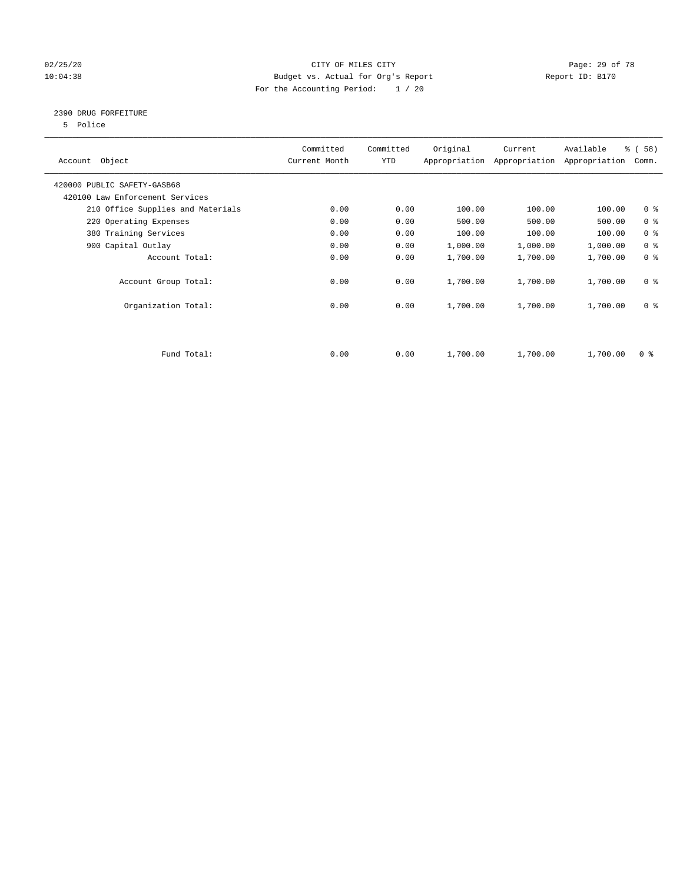CITY OF MILES CITY
Budget vs. Actual for Org's Report
For the Accounting Period: 1 / 20

02/25/20
10:04:38

Report ID: B170

## 2390 DRUG FORFEITURE

5 Police

| Account Object | Committed Current Month | Committed YTD | Original Appropriation | Current Appropriation | Available Appropriation | % ( 58) Comm. |
|---|---|---|---|---|---|---|
| 420000 PUBLIC SAFETY-GASB68 | | | | | | |
| 420100 Law Enforcement Services | | | | | | |
| 210 Office Supplies and Materials | 0.00 | 0.00 | 100.00 | 100.00 | 100.00 | 0 % |
| 220 Operating Expenses | 0.00 | 0.00 | 500.00 | 500.00 | 500.00 | 0 % |
| 380 Training Services | 0.00 | 0.00 | 100.00 | 100.00 | 100.00 | 0 % |
| 900 Capital Outlay | 0.00 | 0.00 | 1,000.00 | 1,000.00 | 1,000.00 | 0 % |
| Account Total: | 0.00 | 0.00 | 1,700.00 | 1,700.00 | 1,700.00 | 0 % |
| Account Group Total: | 0.00 | 0.00 | 1,700.00 | 1,700.00 | 1,700.00 | 0 % |
| Organization Total: | 0.00 | 0.00 | 1,700.00 | 1,700.00 | 1,700.00 | 0 % |
| Fund Total: | 0.00 | 0.00 | 1,700.00 | 1,700.00 | 1,700.00 | 0 % |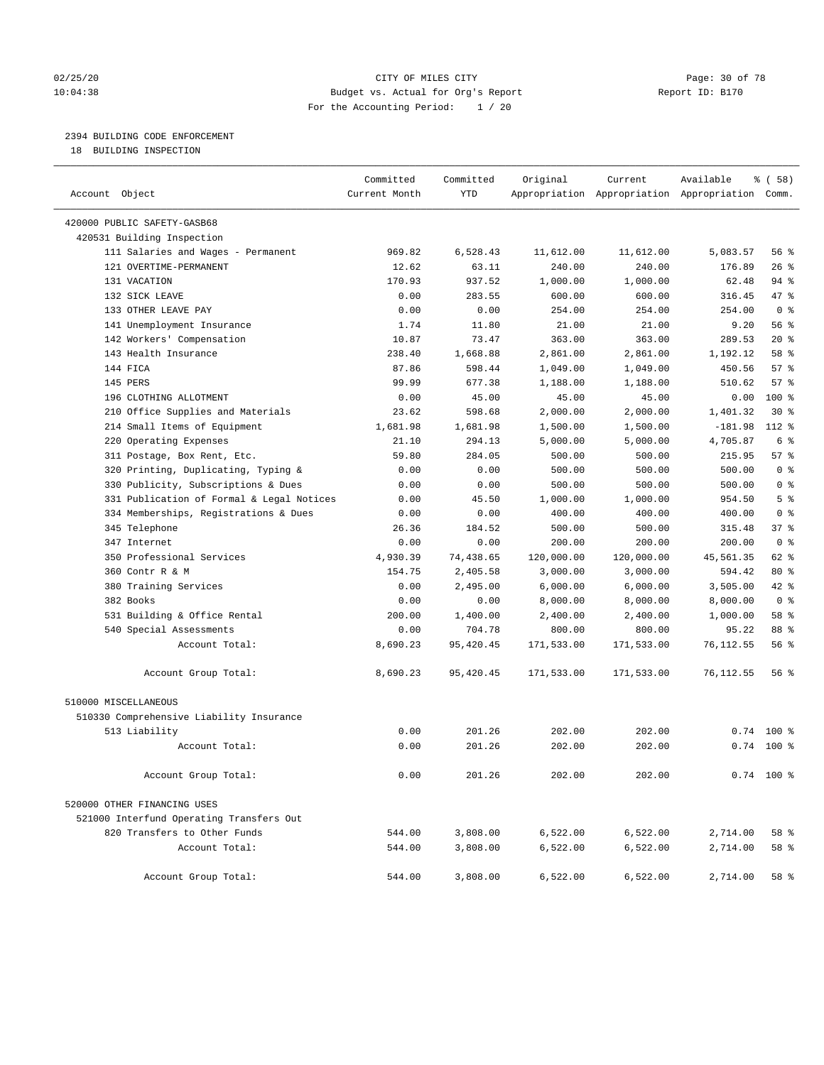CITY OF MILES CITY
Budget vs. Actual for Org's Report
For the Accounting Period: 1 / 20

## 2394 BUILDING CODE ENFORCEMENT

18 BUILDING INSPECTION

| Account Object | Committed Current Month | Committed YTD | Original Appropriation | Current Appropriation | Available Appropriation | % ( 58) Comm. |
|---|---|---|---|---|---|---|
| 420000 PUBLIC SAFETY-GASB68 | | | | | | |
| 420531 Building Inspection | | | | | | |
| 111 Salaries and Wages - Permanent | 969.82 | 6,528.43 | 11,612.00 | 11,612.00 | 5,083.57 | 56 % |
| 121 OVERTIME-PERMANENT | 12.62 | 63.11 | 240.00 | 240.00 | 176.89 | 26 % |
| 131 VACATION | 170.93 | 937.52 | 1,000.00 | 1,000.00 | 62.48 | 94 % |
| 132 SICK LEAVE | 0.00 | 283.55 | 600.00 | 600.00 | 316.45 | 47 % |
| 133 OTHER LEAVE PAY | 0.00 | 0.00 | 254.00 | 254.00 | 254.00 | 0 % |
| 141 Unemployment Insurance | 1.74 | 11.80 | 21.00 | 21.00 | 9.20 | 56 % |
| 142 Workers' Compensation | 10.87 | 73.47 | 363.00 | 363.00 | 289.53 | 20 % |
| 143 Health Insurance | 238.40 | 1,668.88 | 2,861.00 | 2,861.00 | 1,192.12 | 58 % |
| 144 FICA | 87.86 | 598.44 | 1,049.00 | 1,049.00 | 450.56 | 57 % |
| 145 PERS | 99.99 | 677.38 | 1,188.00 | 1,188.00 | 510.62 | 57 % |
| 196 CLOTHING ALLOTMENT | 0.00 | 45.00 | 45.00 | 45.00 | 0.00 | 100 % |
| 210 Office Supplies and Materials | 23.62 | 598.68 | 2,000.00 | 2,000.00 | 1,401.32 | 30 % |
| 214 Small Items of Equipment | 1,681.98 | 1,681.98 | 1,500.00 | 1,500.00 | -181.98 | 112 % |
| 220 Operating Expenses | 21.10 | 294.13 | 5,000.00 | 5,000.00 | 4,705.87 | 6 % |
| 311 Postage, Box Rent, Etc. | 59.80 | 284.05 | 500.00 | 500.00 | 215.95 | 57 % |
| 320 Printing, Duplicating, Typing & | 0.00 | 0.00 | 500.00 | 500.00 | 500.00 | 0 % |
| 330 Publicity, Subscriptions & Dues | 0.00 | 0.00 | 500.00 | 500.00 | 500.00 | 0 % |
| 331 Publication of Formal & Legal Notices | 0.00 | 45.50 | 1,000.00 | 1,000.00 | 954.50 | 5 % |
| 334 Memberships, Registrations & Dues | 0.00 | 0.00 | 400.00 | 400.00 | 400.00 | 0 % |
| 345 Telephone | 26.36 | 184.52 | 500.00 | 500.00 | 315.48 | 37 % |
| 347 Internet | 0.00 | 0.00 | 200.00 | 200.00 | 200.00 | 0 % |
| 350 Professional Services | 4,930.39 | 74,438.65 | 120,000.00 | 120,000.00 | 45,561.35 | 62 % |
| 360 Contr R & M | 154.75 | 2,405.58 | 3,000.00 | 3,000.00 | 594.42 | 80 % |
| 380 Training Services | 0.00 | 2,495.00 | 6,000.00 | 6,000.00 | 3,505.00 | 42 % |
| 382 Books | 0.00 | 0.00 | 8,000.00 | 8,000.00 | 8,000.00 | 0 % |
| 531 Building & Office Rental | 200.00 | 1,400.00 | 2,400.00 | 2,400.00 | 1,000.00 | 58 % |
| 540 Special Assessments | 0.00 | 704.78 | 800.00 | 800.00 | 95.22 | 88 % |
| Account Total: | 8,690.23 | 95,420.45 | 171,533.00 | 171,533.00 | 76,112.55 | 56 % |
| Account Group Total: | 8,690.23 | 95,420.45 | 171,533.00 | 171,533.00 | 76,112.55 | 56 % |
| 510000 MISCELLANEOUS | | | | | | |
| 510330 Comprehensive Liability Insurance | | | | | | |
| 513 Liability | 0.00 | 201.26 | 202.00 | 202.00 | 0.74 | 100 % |
| Account Total: | 0.00 | 201.26 | 202.00 | 202.00 | 0.74 | 100 % |
| Account Group Total: | 0.00 | 201.26 | 202.00 | 202.00 | 0.74 | 100 % |
| 520000 OTHER FINANCING USES | | | | | | |
| 521000 Interfund Operating Transfers Out | | | | | | |
| 820 Transfers to Other Funds | 544.00 | 3,808.00 | 6,522.00 | 6,522.00 | 2,714.00 | 58 % |
| Account Total: | 544.00 | 3,808.00 | 6,522.00 | 6,522.00 | 2,714.00 | 58 % |
| Account Group Total: | 544.00 | 3,808.00 | 6,522.00 | 6,522.00 | 2,714.00 | 58 % |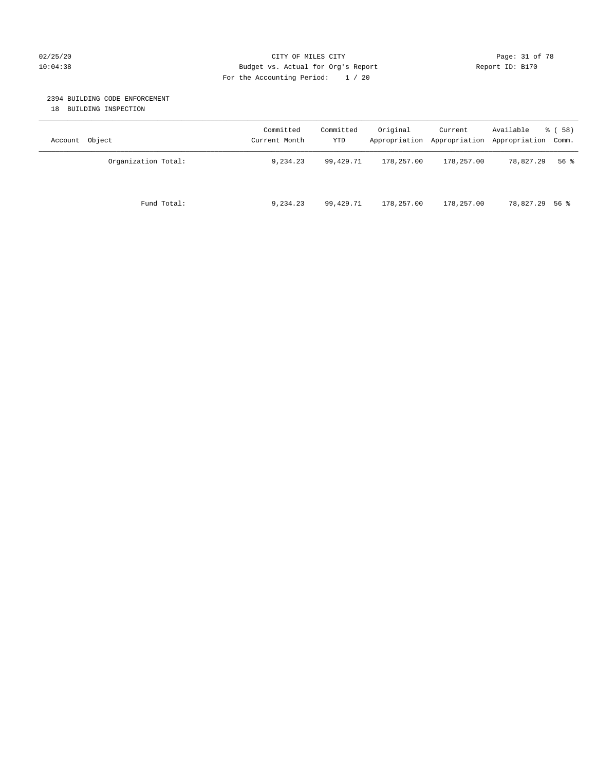CITY OF MILES CITY

Budget vs. Actual for Org's Report

For the Accounting Period: 1 / 20

2394 BUILDING CODE ENFORCEMENT

18 BUILDING INSPECTION

| Account Object | Committed Current Month | Committed YTD | Original Appropriation | Current Appropriation | Available Appropriation | % ( 58) Comm. |
|---|---|---|---|---|---|---|
| Organization Total: | 9,234.23 | 99,429.71 | 178,257.00 | 178,257.00 | 78,827.29 | 56 % |
| Fund Total: | 9,234.23 | 99,429.71 | 178,257.00 | 178,257.00 | 78,827.29 | 56 % |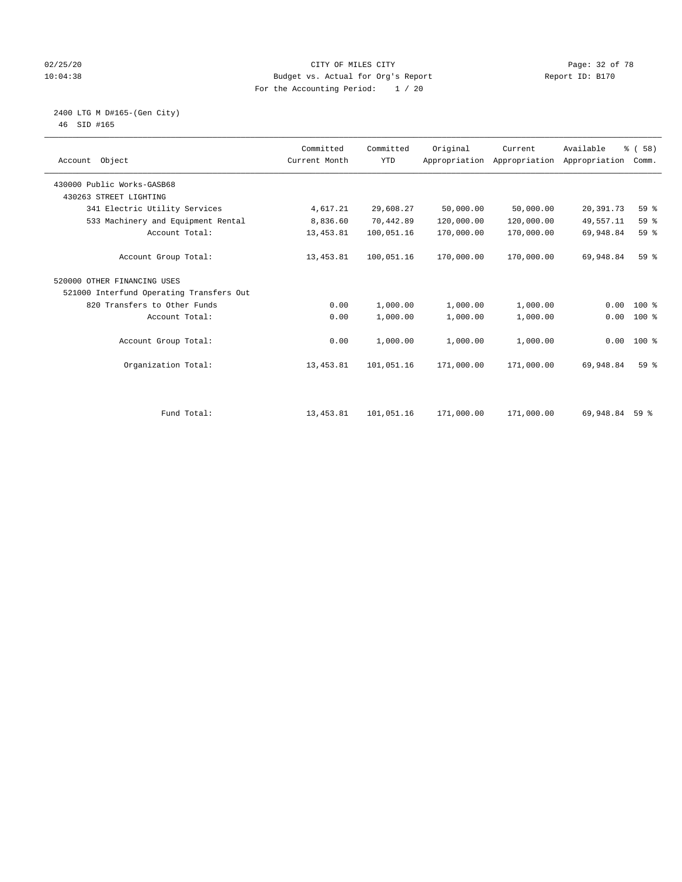CITY OF MILES CITY
Budget vs. Actual for Org's Report
For the Accounting Period: 1 / 20

02/25/20
10:04:38

Report ID: B170

2400 LTG M D#165-(Gen City)
46 SID #165

| Account Object | Committed Current Month | Committed YTD | Original Appropriation | Current Appropriation | Available Appropriation | % ( 58) Comm. |
|---|---|---|---|---|---|---|
| 430000 Public Works-GASB68 | | | | | | |
| 430263 STREET LIGHTING | | | | | | |
| 341 Electric Utility Services | 4,617.21 | 29,608.27 | 50,000.00 | 50,000.00 | 20,391.73 | 59 % |
| 533 Machinery and Equipment Rental | 8,836.60 | 70,442.89 | 120,000.00 | 120,000.00 | 49,557.11 | 59 % |
| Account Total: | 13,453.81 | 100,051.16 | 170,000.00 | 170,000.00 | 69,948.84 | 59 % |
| Account Group Total: | 13,453.81 | 100,051.16 | 170,000.00 | 170,000.00 | 69,948.84 | 59 % |
| 520000 OTHER FINANCING USES | | | | | | |
| 521000 Interfund Operating Transfers Out | | | | | | |
| 820 Transfers to Other Funds | 0.00 | 1,000.00 | 1,000.00 | 1,000.00 | 0.00 | 100 % |
| Account Total: | 0.00 | 1,000.00 | 1,000.00 | 1,000.00 | 0.00 | 100 % |
| Account Group Total: | 0.00 | 1,000.00 | 1,000.00 | 1,000.00 | 0.00 | 100 % |
| Organization Total: | 13,453.81 | 101,051.16 | 171,000.00 | 171,000.00 | 69,948.84 | 59 % |
| Fund Total: | 13,453.81 | 101,051.16 | 171,000.00 | 171,000.00 | 69,948.84 | 59 % |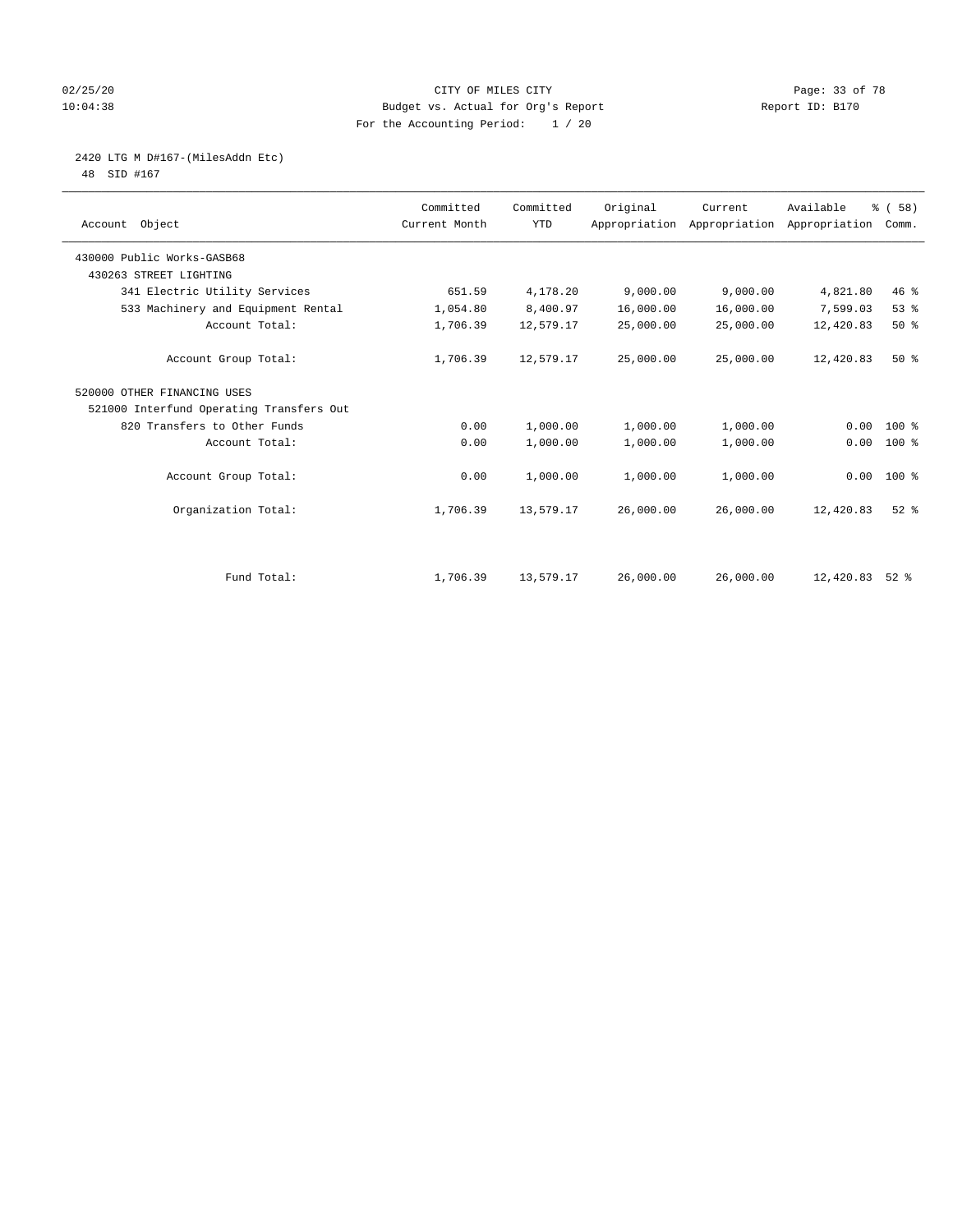CITY OF MILES CITY
Budget vs. Actual for Org's Report
For the Accounting Period: 1 / 20

02/25/20
10:04:38

Report ID: B170

## 2420 LTG M D#167-(MilesAddn Etc)

48 SID #167

| Account Object | Committed Current Month | Committed YTD | Original Appropriation | Current Appropriation | Available Appropriation | % ( 58) Comm. |
|---|---|---|---|---|---|---|
| 430000 Public Works-GASB68 | | | | | | |
| 430263 STREET LIGHTING | | | | | | |
| 341 Electric Utility Services | 651.59 | 4,178.20 | 9,000.00 | 9,000.00 | 4,821.80 | 46 % |
| 533 Machinery and Equipment Rental | 1,054.80 | 8,400.97 | 16,000.00 | 16,000.00 | 7,599.03 | 53 % |
| Account Total: | 1,706.39 | 12,579.17 | 25,000.00 | 25,000.00 | 12,420.83 | 50 % |
| Account Group Total: | 1,706.39 | 12,579.17 | 25,000.00 | 25,000.00 | 12,420.83 | 50 % |
| 520000 OTHER FINANCING USES | | | | | | |
| 521000 Interfund Operating Transfers Out | | | | | | |
| 820 Transfers to Other Funds | 0.00 | 1,000.00 | 1,000.00 | 1,000.00 | 0.00 | 100 % |
| Account Total: | 0.00 | 1,000.00 | 1,000.00 | 1,000.00 | 0.00 | 100 % |
| Account Group Total: | 0.00 | 1,000.00 | 1,000.00 | 1,000.00 | 0.00 | 100 % |
| Organization Total: | 1,706.39 | 13,579.17 | 26,000.00 | 26,000.00 | 12,420.83 | 52 % |
| Fund Total: | 1,706.39 | 13,579.17 | 26,000.00 | 26,000.00 | 12,420.83 | 52 % |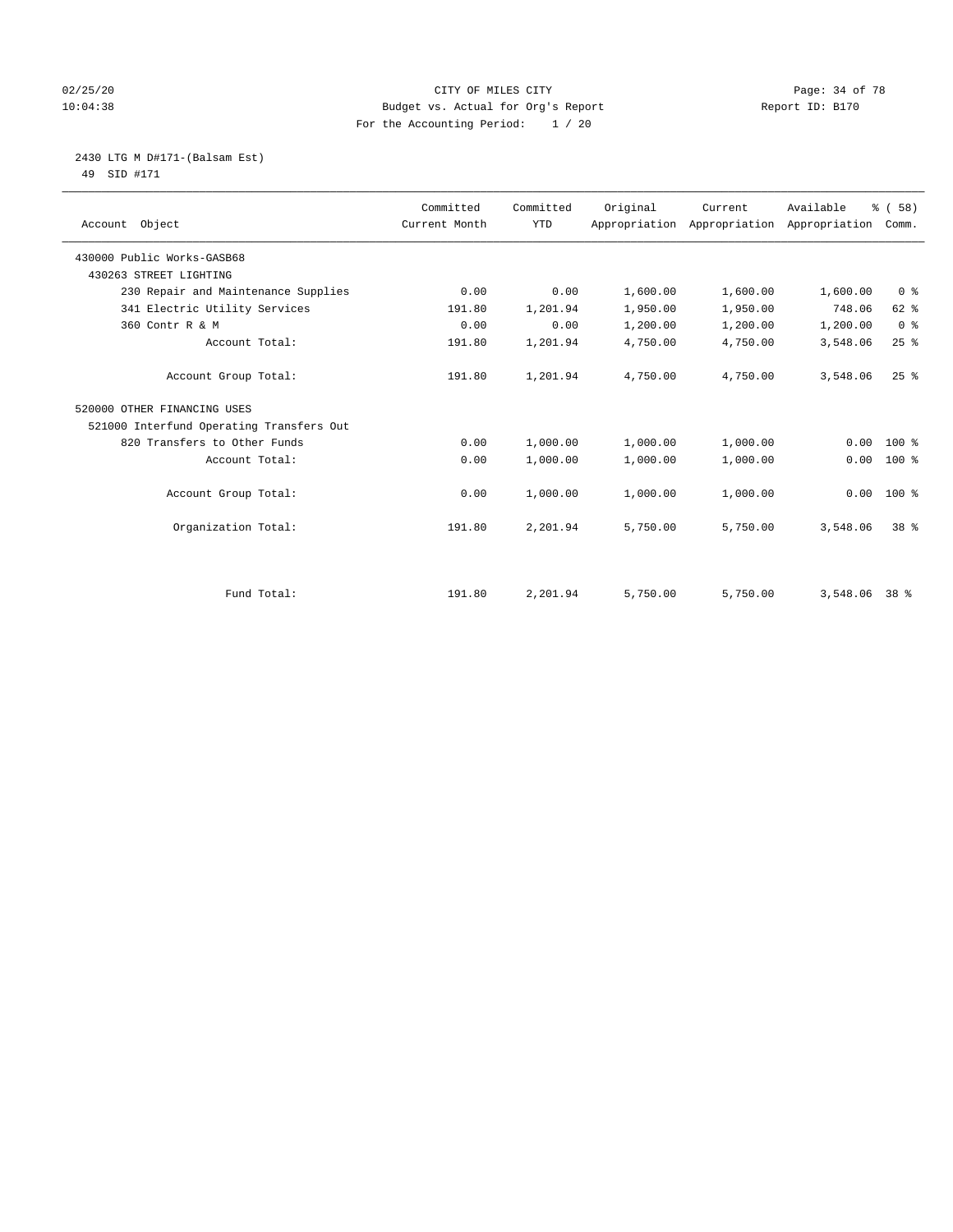CITY OF MILES CITY
Budget vs. Actual for Org's Report
For the Accounting Period: 1 / 20

02/25/20
10:04:38

Report ID: B170

## 2430 LTG M D#171-(Balsam Est)

49 SID #171

| Account Object | Committed Current Month | Committed YTD | Original Appropriation | Current Appropriation | Available Appropriation | % ( 58) Comm. |
|---|---|---|---|---|---|---|
| 430000 Public Works-GASB68 | | | | | | |
| 430263 STREET LIGHTING | | | | | | |
| 230 Repair and Maintenance Supplies | 0.00 | 0.00 | 1,600.00 | 1,600.00 | 1,600.00 | 0 % |
| 341 Electric Utility Services | 191.80 | 1,201.94 | 1,950.00 | 1,950.00 | 748.06 | 62 % |
| 360 Contr R & M | 0.00 | 0.00 | 1,200.00 | 1,200.00 | 1,200.00 | 0 % |
| Account Total: | 191.80 | 1,201.94 | 4,750.00 | 4,750.00 | 3,548.06 | 25 % |
| Account Group Total: | 191.80 | 1,201.94 | 4,750.00 | 4,750.00 | 3,548.06 | 25 % |
| 520000 OTHER FINANCING USES | | | | | | |
| 521000 Interfund Operating Transfers Out | | | | | | |
| 820 Transfers to Other Funds | 0.00 | 1,000.00 | 1,000.00 | 1,000.00 | 0.00 | 100 % |
| Account Total: | 0.00 | 1,000.00 | 1,000.00 | 1,000.00 | 0.00 | 100 % |
| Account Group Total: | 0.00 | 1,000.00 | 1,000.00 | 1,000.00 | 0.00 | 100 % |
| Organization Total: | 191.80 | 2,201.94 | 5,750.00 | 5,750.00 | 3,548.06 | 38 % |
| Fund Total: | 191.80 | 2,201.94 | 5,750.00 | 5,750.00 | 3,548.06 | 38 % |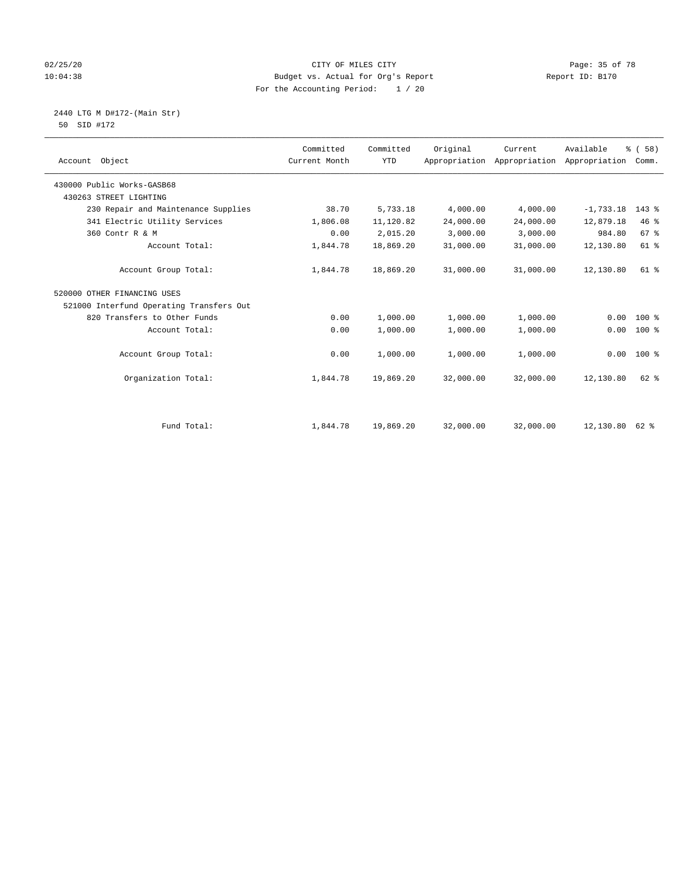CITY OF MILES CITY
Budget vs. Actual for Org's Report
For the Accounting Period: 1 / 20

Report ID: B170

02/25/20
10:04:38

## 2440 LTG M D#172-(Main Str)

50 SID #172

| Account Object | Committed Current Month | Committed YTD | Original Appropriation | Current Appropriation | Available Appropriation | % ( 58) Comm. |
|---|---|---|---|---|---|---|
| 430000 Public Works-GASB68 | | | | | | |
| 430263 STREET LIGHTING | | | | | | |
| 230 Repair and Maintenance Supplies | 38.70 | 5,733.18 | 4,000.00 | 4,000.00 | -1,733.18 | 143 % |
| 341 Electric Utility Services | 1,806.08 | 11,120.82 | 24,000.00 | 24,000.00 | 12,879.18 | 46 % |
| 360 Contr R & M | 0.00 | 2,015.20 | 3,000.00 | 3,000.00 | 984.80 | 67 % |
| Account Total: | 1,844.78 | 18,869.20 | 31,000.00 | 31,000.00 | 12,130.80 | 61 % |
| Account Group Total: | 1,844.78 | 18,869.20 | 31,000.00 | 31,000.00 | 12,130.80 | 61 % |
| 520000 OTHER FINANCING USES | | | | | | |
| 521000 Interfund Operating Transfers Out | | | | | | |
| 820 Transfers to Other Funds | 0.00 | 1,000.00 | 1,000.00 | 1,000.00 | 0.00 | 100 % |
| Account Total: | 0.00 | 1,000.00 | 1,000.00 | 1,000.00 | 0.00 | 100 % |
| Account Group Total: | 0.00 | 1,000.00 | 1,000.00 | 1,000.00 | 0.00 | 100 % |
| Organization Total: | 1,844.78 | 19,869.20 | 32,000.00 | 32,000.00 | 12,130.80 | 62 % |
| Fund Total: | 1,844.78 | 19,869.20 | 32,000.00 | 32,000.00 | 12,130.80 | 62 % |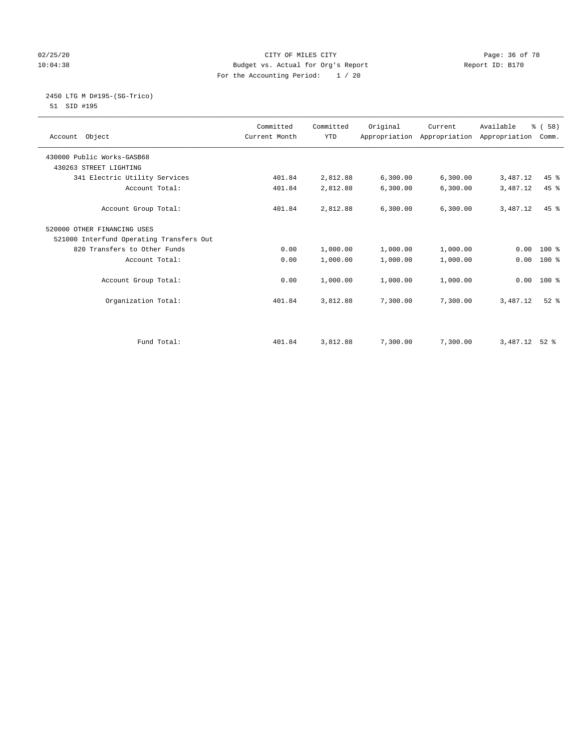CITY OF MILES CITY
Budget vs. Actual for Org's Report
For the Accounting Period: 1 / 20

02/25/20
10:04:38

Report ID: B170

2450 LTG M D#195-(SG-Trico)
51 SID #195

| Account Object | Committed Current Month | Committed YTD | Original Appropriation | Current Appropriation | Available Appropriation | % ( 58) Comm. |
|---|---|---|---|---|---|---|
| 430000 Public Works-GASB68 | | | | | | |
| 430263 STREET LIGHTING | | | | | | |
| 341 Electric Utility Services | 401.84 | 2,812.88 | 6,300.00 | 6,300.00 | 3,487.12 | 45 % |
| Account Total: | 401.84 | 2,812.88 | 6,300.00 | 6,300.00 | 3,487.12 | 45 % |
| Account Group Total: | 401.84 | 2,812.88 | 6,300.00 | 6,300.00 | 3,487.12 | 45 % |
| 520000 OTHER FINANCING USES | | | | | | |
| 521000 Interfund Operating Transfers Out | | | | | | |
| 820 Transfers to Other Funds | 0.00 | 1,000.00 | 1,000.00 | 1,000.00 | 0.00 | 100 % |
| Account Total: | 0.00 | 1,000.00 | 1,000.00 | 1,000.00 | 0.00 | 100 % |
| Account Group Total: | 0.00 | 1,000.00 | 1,000.00 | 1,000.00 | 0.00 | 100 % |
| Organization Total: | 401.84 | 3,812.88 | 7,300.00 | 7,300.00 | 3,487.12 | 52 % |
| Fund Total: | 401.84 | 3,812.88 | 7,300.00 | 7,300.00 | 3,487.12 | 52 % |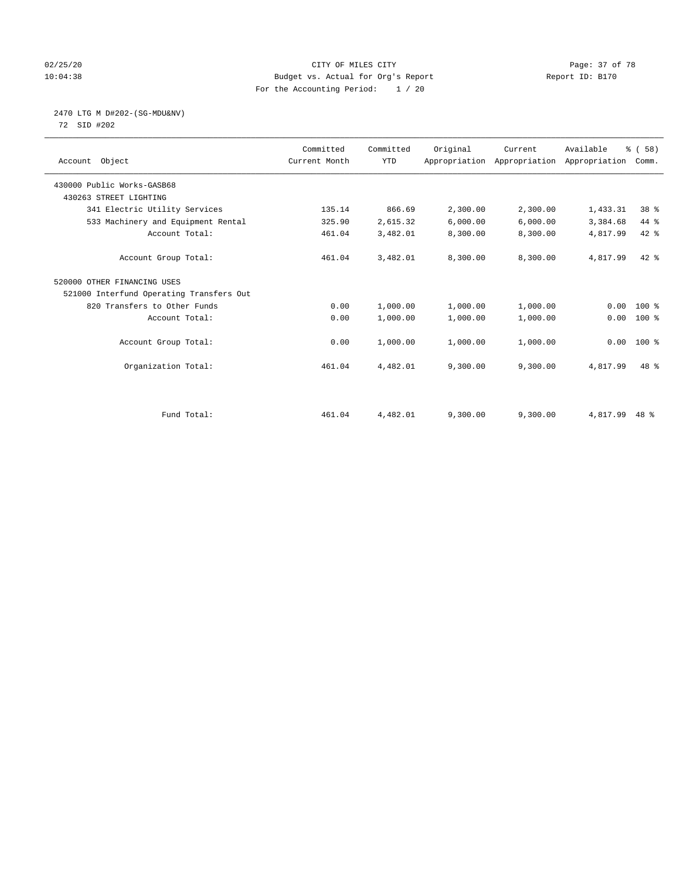CITY OF MILES CITY
Budget vs. Actual for Org's Report
For the Accounting Period: 1 / 20

Report ID: B170

## 2470 LTG M D#202-(SG-MDU&NV)

72 SID #202

| Account Object | Committed Current Month | Committed YTD | Original Appropriation | Current Appropriation | Available Appropriation | % ( 58) Comm. |
|---|---|---|---|---|---|---|
| 430000 Public Works-GASB68 | | | | | | |
| 430263 STREET LIGHTING | | | | | | |
| 341 Electric Utility Services | 135.14 | 866.69 | 2,300.00 | 2,300.00 | 1,433.31 | 38 % |
| 533 Machinery and Equipment Rental | 325.90 | 2,615.32 | 6,000.00 | 6,000.00 | 3,384.68 | 44 % |
| Account Total: | 461.04 | 3,482.01 | 8,300.00 | 8,300.00 | 4,817.99 | 42 % |
| Account Group Total: | 461.04 | 3,482.01 | 8,300.00 | 8,300.00 | 4,817.99 | 42 % |
| 520000 OTHER FINANCING USES | | | | | | |
| 521000 Interfund Operating Transfers Out | | | | | | |
| 820 Transfers to Other Funds | 0.00 | 1,000.00 | 1,000.00 | 1,000.00 | 0.00 | 100 % |
| Account Total: | 0.00 | 1,000.00 | 1,000.00 | 1,000.00 | 0.00 | 100 % |
| Account Group Total: | 0.00 | 1,000.00 | 1,000.00 | 1,000.00 | 0.00 | 100 % |
| Organization Total: | 461.04 | 4,482.01 | 9,300.00 | 9,300.00 | 4,817.99 | 48 % |
| Fund Total: | 461.04 | 4,482.01 | 9,300.00 | 9,300.00 | 4,817.99 | 48 % |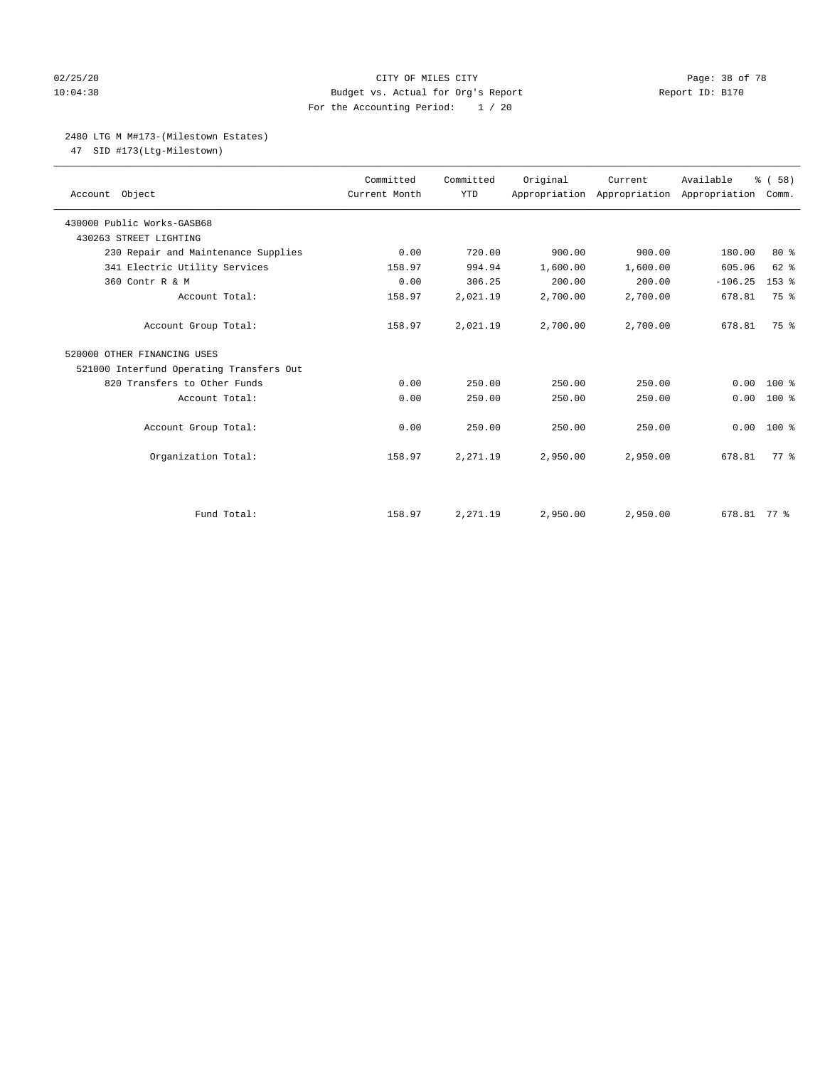CITY OF MILES CITY
Budget vs. Actual for Org's Report
For the Accounting Period: 1 / 20

02/25/20
10:04:38

Report ID: B170

2480 LTG M M#173-(Milestown Estates)
47 SID #173(Ltg-Milestown)

| Account Object | Committed Current Month | Committed YTD | Original Appropriation | Current Appropriation | Available Appropriation | % ( 58) Comm. |
|---|---|---|---|---|---|---|
| 430000 Public Works-GASB68 | | | | | | |
| 430263 STREET LIGHTING | | | | | | |
| 230 Repair and Maintenance Supplies | 0.00 | 720.00 | 900.00 | 900.00 | 180.00 | 80 % |
| 341 Electric Utility Services | 158.97 | 994.94 | 1,600.00 | 1,600.00 | 605.06 | 62 % |
| 360 Contr R & M | 0.00 | 306.25 | 200.00 | 200.00 | -106.25 | 153 % |
| Account Total: | 158.97 | 2,021.19 | 2,700.00 | 2,700.00 | 678.81 | 75 % |
| Account Group Total: | 158.97 | 2,021.19 | 2,700.00 | 2,700.00 | 678.81 | 75 % |
| 520000 OTHER FINANCING USES | | | | | | |
| 521000 Interfund Operating Transfers Out | | | | | | |
| 820 Transfers to Other Funds | 0.00 | 250.00 | 250.00 | 250.00 | 0.00 | 100 % |
| Account Total: | 0.00 | 250.00 | 250.00 | 250.00 | 0.00 | 100 % |
| Account Group Total: | 0.00 | 250.00 | 250.00 | 250.00 | 0.00 | 100 % |
| Organization Total: | 158.97 | 2,271.19 | 2,950.00 | 2,950.00 | 678.81 | 77 % |
| Fund Total: | 158.97 | 2,271.19 | 2,950.00 | 2,950.00 | 678.81 | 77 % |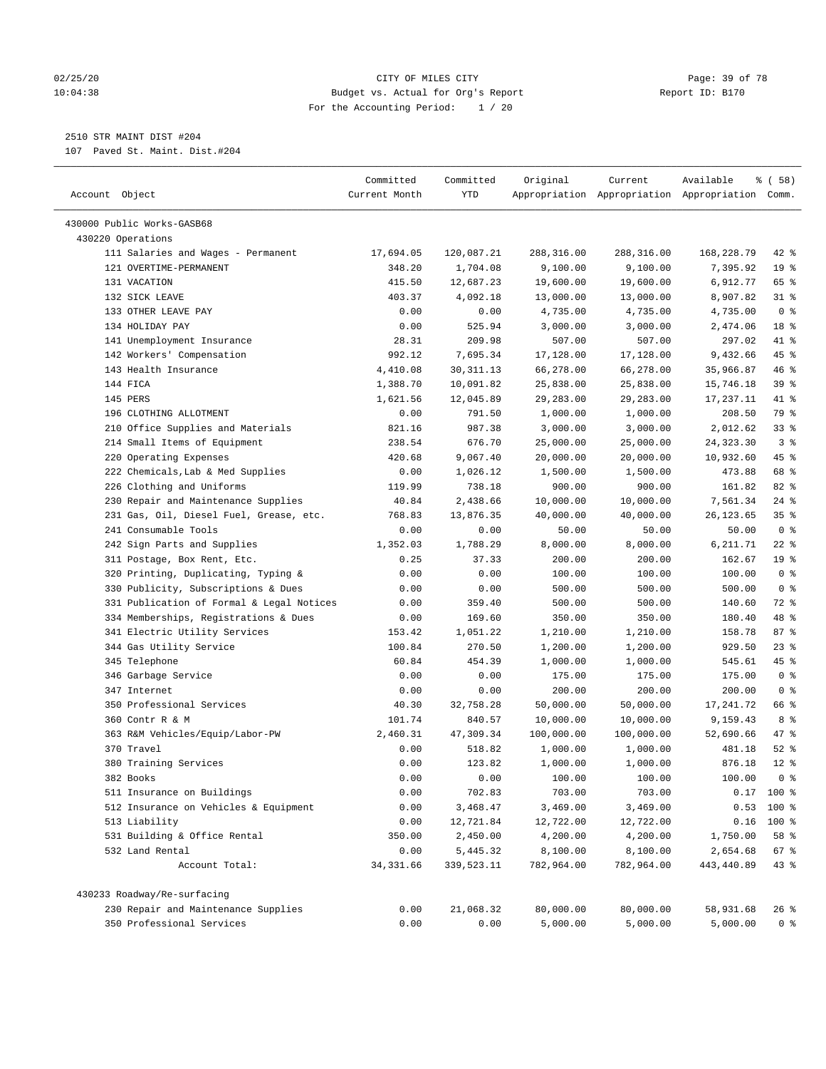## 2510 STR MAINT DIST #204

107 Paved St. Maint. Dist.#204

| Account Object | Committed Current Month | Committed YTD | Original Appropriation | Current Appropriation | Available Appropriation | % ( 58) Comm. |
|---|---|---|---|---|---|---|
| 430000 Public Works-GASB68 | | | | | | |
| 430220 Operations | | | | | | |
| 111 Salaries and Wages - Permanent | 17,694.05 | 120,087.21 | 288,316.00 | 288,316.00 | 168,228.79 | 42 % |
| 121 OVERTIME-PERMANENT | 348.20 | 1,704.08 | 9,100.00 | 9,100.00 | 7,395.92 | 19 % |
| 131 VACATION | 415.50 | 12,687.23 | 19,600.00 | 19,600.00 | 6,912.77 | 65 % |
| 132 SICK LEAVE | 403.37 | 4,092.18 | 13,000.00 | 13,000.00 | 8,907.82 | 31 % |
| 133 OTHER LEAVE PAY | 0.00 | 0.00 | 4,735.00 | 4,735.00 | 4,735.00 | 0 % |
| 134 HOLIDAY PAY | 0.00 | 525.94 | 3,000.00 | 3,000.00 | 2,474.06 | 18 % |
| 141 Unemployment Insurance | 28.31 | 209.98 | 507.00 | 507.00 | 297.02 | 41 % |
| 142 Workers' Compensation | 992.12 | 7,695.34 | 17,128.00 | 17,128.00 | 9,432.66 | 45 % |
| 143 Health Insurance | 4,410.08 | 30,311.13 | 66,278.00 | 66,278.00 | 35,966.87 | 46 % |
| 144 FICA | 1,388.70 | 10,091.82 | 25,838.00 | 25,838.00 | 15,746.18 | 39 % |
| 145 PERS | 1,621.56 | 12,045.89 | 29,283.00 | 29,283.00 | 17,237.11 | 41 % |
| 196 CLOTHING ALLOTMENT | 0.00 | 791.50 | 1,000.00 | 1,000.00 | 208.50 | 79 % |
| 210 Office Supplies and Materials | 821.16 | 987.38 | 3,000.00 | 3,000.00 | 2,012.62 | 33 % |
| 214 Small Items of Equipment | 238.54 | 676.70 | 25,000.00 | 25,000.00 | 24,323.30 | 3 % |
| 220 Operating Expenses | 420.68 | 9,067.40 | 20,000.00 | 20,000.00 | 10,932.60 | 45 % |
| 222 Chemicals,Lab & Med Supplies | 0.00 | 1,026.12 | 1,500.00 | 1,500.00 | 473.88 | 68 % |
| 226 Clothing and Uniforms | 119.99 | 738.18 | 900.00 | 900.00 | 161.82 | 82 % |
| 230 Repair and Maintenance Supplies | 40.84 | 2,438.66 | 10,000.00 | 10,000.00 | 7,561.34 | 24 % |
| 231 Gas, Oil, Diesel Fuel, Grease, etc. | 768.83 | 13,876.35 | 40,000.00 | 40,000.00 | 26,123.65 | 35 % |
| 241 Consumable Tools | 0.00 | 0.00 | 50.00 | 50.00 | 50.00 | 0 % |
| 242 Sign Parts and Supplies | 1,352.03 | 1,788.29 | 8,000.00 | 8,000.00 | 6,211.71 | 22 % |
| 311 Postage, Box Rent, Etc. | 0.25 | 37.33 | 200.00 | 200.00 | 162.67 | 19 % |
| 320 Printing, Duplicating, Typing & | 0.00 | 0.00 | 100.00 | 100.00 | 100.00 | 0 % |
| 330 Publicity, Subscriptions & Dues | 0.00 | 0.00 | 500.00 | 500.00 | 500.00 | 0 % |
| 331 Publication of Formal & Legal Notices | 0.00 | 359.40 | 500.00 | 500.00 | 140.60 | 72 % |
| 334 Memberships, Registrations & Dues | 0.00 | 169.60 | 350.00 | 350.00 | 180.40 | 48 % |
| 341 Electric Utility Services | 153.42 | 1,051.22 | 1,210.00 | 1,210.00 | 158.78 | 87 % |
| 344 Gas Utility Service | 100.84 | 270.50 | 1,200.00 | 1,200.00 | 929.50 | 23 % |
| 345 Telephone | 60.84 | 454.39 | 1,000.00 | 1,000.00 | 545.61 | 45 % |
| 346 Garbage Service | 0.00 | 0.00 | 175.00 | 175.00 | 175.00 | 0 % |
| 347 Internet | 0.00 | 0.00 | 200.00 | 200.00 | 200.00 | 0 % |
| 350 Professional Services | 40.30 | 32,758.28 | 50,000.00 | 50,000.00 | 17,241.72 | 66 % |
| 360 Contr R & M | 101.74 | 840.57 | 10,000.00 | 10,000.00 | 9,159.43 | 8 % |
| 363 R&M Vehicles/Equip/Labor-PW | 2,460.31 | 47,309.34 | 100,000.00 | 100,000.00 | 52,690.66 | 47 % |
| 370 Travel | 0.00 | 518.82 | 1,000.00 | 1,000.00 | 481.18 | 52 % |
| 380 Training Services | 0.00 | 123.82 | 1,000.00 | 1,000.00 | 876.18 | 12 % |
| 382 Books | 0.00 | 0.00 | 100.00 | 100.00 | 100.00 | 0 % |
| 511 Insurance on Buildings | 0.00 | 702.83 | 703.00 | 703.00 | 0.17 | 100 % |
| 512 Insurance on Vehicles & Equipment | 0.00 | 3,468.47 | 3,469.00 | 3,469.00 | 0.53 | 100 % |
| 513 Liability | 0.00 | 12,721.84 | 12,722.00 | 12,722.00 | 0.16 | 100 % |
| 531 Building & Office Rental | 350.00 | 2,450.00 | 4,200.00 | 4,200.00 | 1,750.00 | 58 % |
| 532 Land Rental | 0.00 | 5,445.32 | 8,100.00 | 8,100.00 | 2,654.68 | 67 % |
| Account Total: | 34,331.66 | 339,523.11 | 782,964.00 | 782,964.00 | 443,440.89 | 43 % |
| 430233 Roadway/Re-surfacing | | | | | | |
| 230 Repair and Maintenance Supplies | 0.00 | 21,068.32 | 80,000.00 | 80,000.00 | 58,931.68 | 26 % |
| 350 Professional Services | 0.00 | 0.00 | 5,000.00 | 5,000.00 | 5,000.00 | 0 % |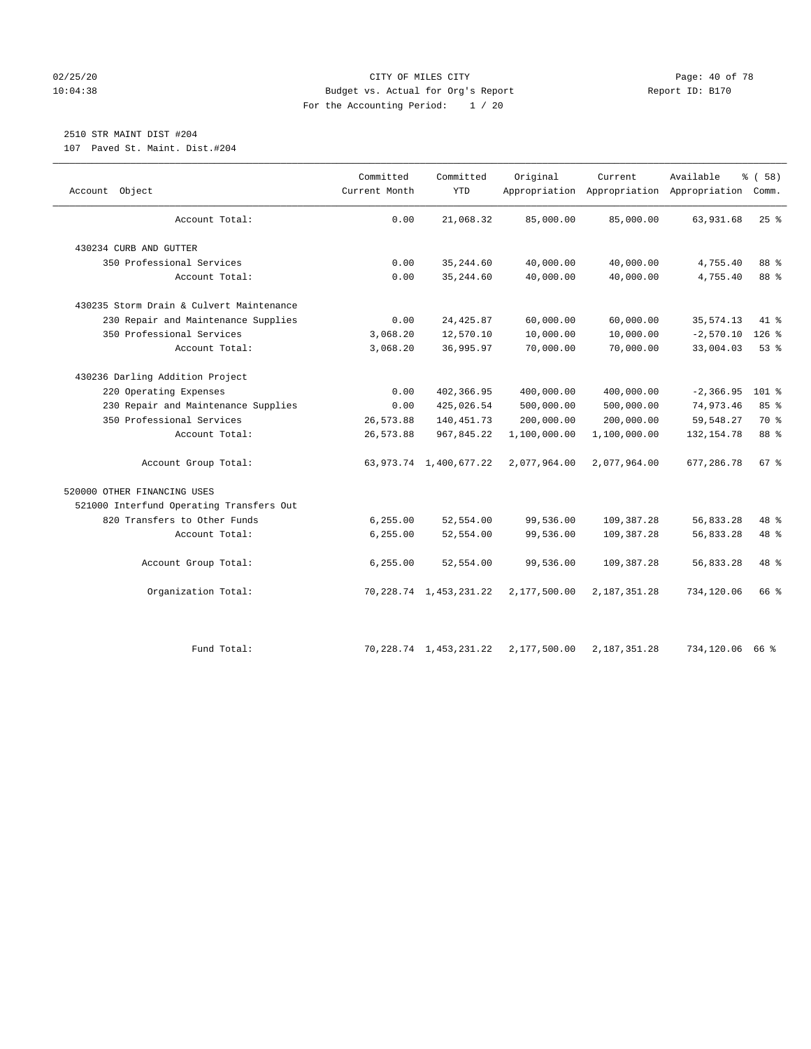CITY OF MILES CITY
Budget vs. Actual for Org's Report
For the Accounting Period: 1 / 20

2510 STR MAINT DIST #204
107 Paved St. Maint. Dist.#204

| Account Object | Committed Current Month | Committed YTD | Original Appropriation | Current Appropriation | Available Appropriation | % ( 58) Comm. |
|---|---|---|---|---|---|---|
| Account Total: | 0.00 | 21,068.32 | 85,000.00 | 85,000.00 | 63,931.68 | 25 % |
| 430234 CURB AND GUTTER | | | | | | |
| 350 Professional Services | 0.00 | 35,244.60 | 40,000.00 | 40,000.00 | 4,755.40 | 88 % |
| Account Total: | 0.00 | 35,244.60 | 40,000.00 | 40,000.00 | 4,755.40 | 88 % |
| 430235 Storm Drain & Culvert Maintenance | | | | | | |
| 230 Repair and Maintenance Supplies | 0.00 | 24,425.87 | 60,000.00 | 60,000.00 | 35,574.13 | 41 % |
| 350 Professional Services | 3,068.20 | 12,570.10 | 10,000.00 | 10,000.00 | -2,570.10 | 126 % |
| Account Total: | 3,068.20 | 36,995.97 | 70,000.00 | 70,000.00 | 33,004.03 | 53 % |
| 430236 Darling Addition Project | | | | | | |
| 220 Operating Expenses | 0.00 | 402,366.95 | 400,000.00 | 400,000.00 | -2,366.95 | 101 % |
| 230 Repair and Maintenance Supplies | 0.00 | 425,026.54 | 500,000.00 | 500,000.00 | 74,973.46 | 85 % |
| 350 Professional Services | 26,573.88 | 140,451.73 | 200,000.00 | 200,000.00 | 59,548.27 | 70 % |
| Account Total: | 26,573.88 | 967,845.22 | 1,100,000.00 | 1,100,000.00 | 132,154.78 | 88 % |
| Account Group Total: | 63,973.74 | 1,400,677.22 | 2,077,964.00 | 2,077,964.00 | 677,286.78 | 67 % |
| 520000 OTHER FINANCING USES | | | | | | |
| 521000 Interfund Operating Transfers Out | | | | | | |
| 820 Transfers to Other Funds | 6,255.00 | 52,554.00 | 99,536.00 | 109,387.28 | 56,833.28 | 48 % |
| Account Total: | 6,255.00 | 52,554.00 | 99,536.00 | 109,387.28 | 56,833.28 | 48 % |
| Account Group Total: | 6,255.00 | 52,554.00 | 99,536.00 | 109,387.28 | 56,833.28 | 48 % |
| Organization Total: | 70,228.74 | 1,453,231.22 | 2,177,500.00 | 2,187,351.28 | 734,120.06 | 66 % |
| Fund Total: | 70,228.74 | 1,453,231.22 | 2,177,500.00 | 2,187,351.28 | 734,120.06 | 66 % |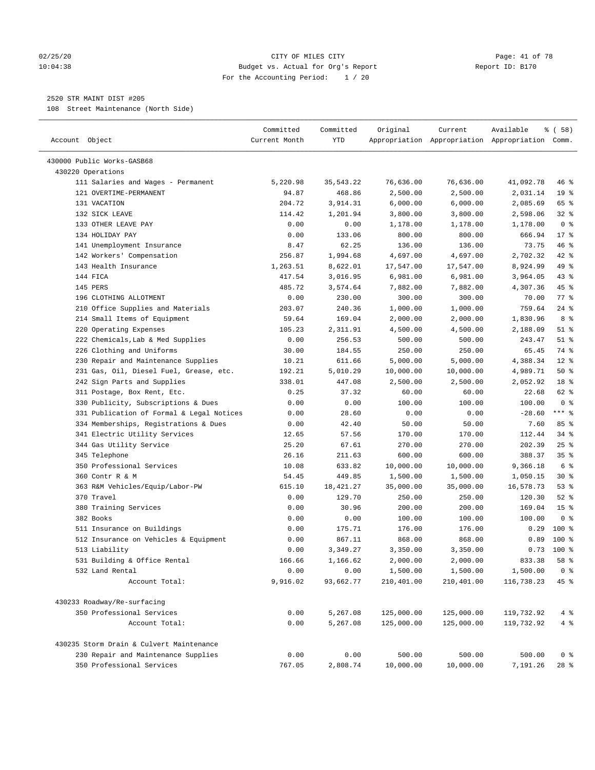# CITY OF MILES CITY

Budget vs. Actual for Org's Report

For the Accounting Period: 1 / 20

02/25/20 10:04:38 — Report ID: B170

## 2520 STR MAINT DIST #205

108 Street Maintenance (North Side)

| Account Object | Committed Current Month | Committed YTD | Original Appropriation | Current Appropriation | Available Appropriation | % ( 58) Comm. |
|---|---|---|---|---|---|---|
| 430000 Public Works-GASB68 | | | | | | |
| 430220 Operations | | | | | | |
| 111 Salaries and Wages - Permanent | 5,220.98 | 35,543.22 | 76,636.00 | 76,636.00 | 41,092.78 | 46 % |
| 121 OVERTIME-PERMANENT | 94.87 | 468.86 | 2,500.00 | 2,500.00 | 2,031.14 | 19 % |
| 131 VACATION | 204.72 | 3,914.31 | 6,000.00 | 6,000.00 | 2,085.69 | 65 % |
| 132 SICK LEAVE | 114.42 | 1,201.94 | 3,800.00 | 3,800.00 | 2,598.06 | 32 % |
| 133 OTHER LEAVE PAY | 0.00 | 0.00 | 1,178.00 | 1,178.00 | 1,178.00 | 0 % |
| 134 HOLIDAY PAY | 0.00 | 133.06 | 800.00 | 800.00 | 666.94 | 17 % |
| 141 Unemployment Insurance | 8.47 | 62.25 | 136.00 | 136.00 | 73.75 | 46 % |
| 142 Workers' Compensation | 256.87 | 1,994.68 | 4,697.00 | 4,697.00 | 2,702.32 | 42 % |
| 143 Health Insurance | 1,263.51 | 8,622.01 | 17,547.00 | 17,547.00 | 8,924.99 | 49 % |
| 144 FICA | 417.54 | 3,016.95 | 6,981.00 | 6,981.00 | 3,964.05 | 43 % |
| 145 PERS | 485.72 | 3,574.64 | 7,882.00 | 7,882.00 | 4,307.36 | 45 % |
| 196 CLOTHING ALLOTMENT | 0.00 | 230.00 | 300.00 | 300.00 | 70.00 | 77 % |
| 210 Office Supplies and Materials | 203.07 | 240.36 | 1,000.00 | 1,000.00 | 759.64 | 24 % |
| 214 Small Items of Equipment | 59.64 | 169.04 | 2,000.00 | 2,000.00 | 1,830.96 | 8 % |
| 220 Operating Expenses | 105.23 | 2,311.91 | 4,500.00 | 4,500.00 | 2,188.09 | 51 % |
| 222 Chemicals,Lab & Med Supplies | 0.00 | 256.53 | 500.00 | 500.00 | 243.47 | 51 % |
| 226 Clothing and Uniforms | 30.00 | 184.55 | 250.00 | 250.00 | 65.45 | 74 % |
| 230 Repair and Maintenance Supplies | 10.21 | 611.66 | 5,000.00 | 5,000.00 | 4,388.34 | 12 % |
| 231 Gas, Oil, Diesel Fuel, Grease, etc. | 192.21 | 5,010.29 | 10,000.00 | 10,000.00 | 4,989.71 | 50 % |
| 242 Sign Parts and Supplies | 338.01 | 447.08 | 2,500.00 | 2,500.00 | 2,052.92 | 18 % |
| 311 Postage, Box Rent, Etc. | 0.25 | 37.32 | 60.00 | 60.00 | 22.68 | 62 % |
| 330 Publicity, Subscriptions & Dues | 0.00 | 0.00 | 100.00 | 100.00 | 100.00 | 0 % |
| 331 Publication of Formal & Legal Notices | 0.00 | 28.60 | 0.00 | 0.00 | -28.60 | *** % |
| 334 Memberships, Registrations & Dues | 0.00 | 42.40 | 50.00 | 50.00 | 7.60 | 85 % |
| 341 Electric Utility Services | 12.65 | 57.56 | 170.00 | 170.00 | 112.44 | 34 % |
| 344 Gas Utility Service | 25.20 | 67.61 | 270.00 | 270.00 | 202.39 | 25 % |
| 345 Telephone | 26.16 | 211.63 | 600.00 | 600.00 | 388.37 | 35 % |
| 350 Professional Services | 10.08 | 633.82 | 10,000.00 | 10,000.00 | 9,366.18 | 6 % |
| 360 Contr R & M | 54.45 | 449.85 | 1,500.00 | 1,500.00 | 1,050.15 | 30 % |
| 363 R&M Vehicles/Equip/Labor-PW | 615.10 | 18,421.27 | 35,000.00 | 35,000.00 | 16,578.73 | 53 % |
| 370 Travel | 0.00 | 129.70 | 250.00 | 250.00 | 120.30 | 52 % |
| 380 Training Services | 0.00 | 30.96 | 200.00 | 200.00 | 169.04 | 15 % |
| 382 Books | 0.00 | 0.00 | 100.00 | 100.00 | 100.00 | 0 % |
| 511 Insurance on Buildings | 0.00 | 175.71 | 176.00 | 176.00 | 0.29 | 100 % |
| 512 Insurance on Vehicles & Equipment | 0.00 | 867.11 | 868.00 | 868.00 | 0.89 | 100 % |
| 513 Liability | 0.00 | 3,349.27 | 3,350.00 | 3,350.00 | 0.73 | 100 % |
| 531 Building & Office Rental | 166.66 | 1,166.62 | 2,000.00 | 2,000.00 | 833.38 | 58 % |
| 532 Land Rental | 0.00 | 0.00 | 1,500.00 | 1,500.00 | 1,500.00 | 0 % |
| Account Total: | 9,916.02 | 93,662.77 | 210,401.00 | 210,401.00 | 116,738.23 | 45 % |
| 430233 Roadway/Re-surfacing | | | | | | |
| 350 Professional Services | 0.00 | 5,267.08 | 125,000.00 | 125,000.00 | 119,732.92 | 4 % |
| Account Total: | 0.00 | 5,267.08 | 125,000.00 | 125,000.00 | 119,732.92 | 4 % |
| 430235 Storm Drain & Culvert Maintenance | | | | | | |
| 230 Repair and Maintenance Supplies | 0.00 | 0.00 | 500.00 | 500.00 | 500.00 | 0 % |
| 350 Professional Services | 767.05 | 2,808.74 | 10,000.00 | 10,000.00 | 7,191.26 | 28 % |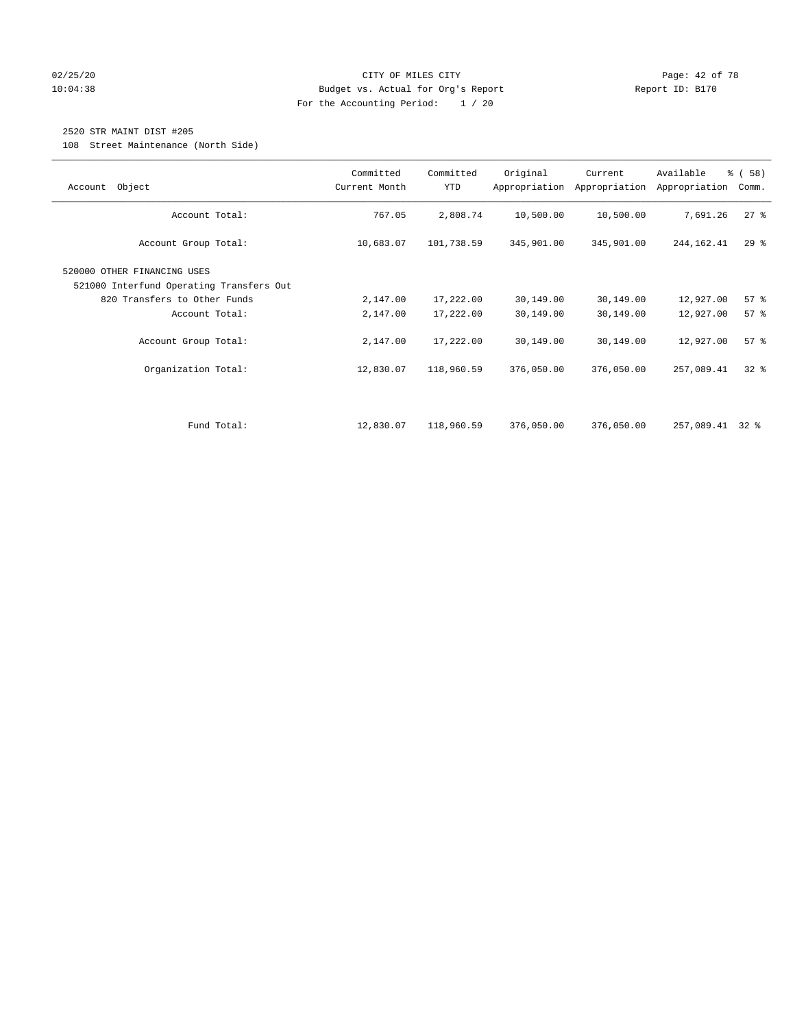CITY OF MILES CITY

Budget vs. Actual for Org's Report

For the Accounting Period: 1 / 20

2520 STR MAINT DIST #205

108 Street Maintenance (North Side)

| Account Object | Committed Current Month | Committed YTD | Original Appropriation | Current Appropriation | Available Appropriation | % ( 58) Comm. |
|---|---|---|---|---|---|---|
| Account Total: | 767.05 | 2,808.74 | 10,500.00 | 10,500.00 | 7,691.26 | 27 % |
| Account Group Total: | 10,683.07 | 101,738.59 | 345,901.00 | 345,901.00 | 244,162.41 | 29 % |
| 520000 OTHER FINANCING USES | | | | | | |
| 521000 Interfund Operating Transfers Out | | | | | | |
| 820 Transfers to Other Funds | 2,147.00 | 17,222.00 | 30,149.00 | 30,149.00 | 12,927.00 | 57 % |
| Account Total: | 2,147.00 | 17,222.00 | 30,149.00 | 30,149.00 | 12,927.00 | 57 % |
| Account Group Total: | 2,147.00 | 17,222.00 | 30,149.00 | 30,149.00 | 12,927.00 | 57 % |
| Organization Total: | 12,830.07 | 118,960.59 | 376,050.00 | 376,050.00 | 257,089.41 | 32 % |
| Fund Total: | 12,830.07 | 118,960.59 | 376,050.00 | 376,050.00 | 257,089.41 | 32 % |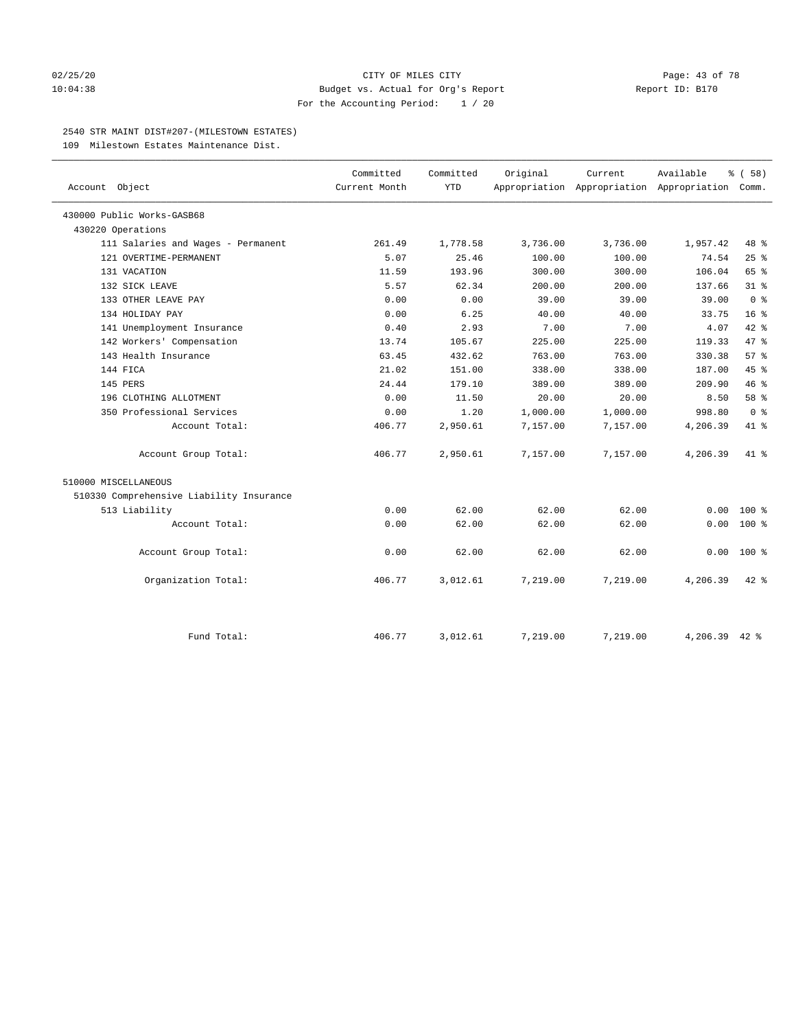CITY OF MILES CITY
Budget vs. Actual for Org's Report
For the Accounting Period: 1 / 20

2540 STR MAINT DIST#207-(MILESTOWN ESTATES)

109 Milestown Estates Maintenance Dist.

| Account Object | Committed Current Month | Committed YTD | Original Appropriation | Current Appropriation | Available Appropriation | % ( 58) Comm. |
|---|---|---|---|---|---|---|
| 430000 Public Works-GASB68 | | | | | | |
| 430220 Operations | | | | | | |
| 111 Salaries and Wages - Permanent | 261.49 | 1,778.58 | 3,736.00 | 3,736.00 | 1,957.42 | 48 % |
| 121 OVERTIME-PERMANENT | 5.07 | 25.46 | 100.00 | 100.00 | 74.54 | 25 % |
| 131 VACATION | 11.59 | 193.96 | 300.00 | 300.00 | 106.04 | 65 % |
| 132 SICK LEAVE | 5.57 | 62.34 | 200.00 | 200.00 | 137.66 | 31 % |
| 133 OTHER LEAVE PAY | 0.00 | 0.00 | 39.00 | 39.00 | 39.00 | 0 % |
| 134 HOLIDAY PAY | 0.00 | 6.25 | 40.00 | 40.00 | 33.75 | 16 % |
| 141 Unemployment Insurance | 0.40 | 2.93 | 7.00 | 7.00 | 4.07 | 42 % |
| 142 Workers' Compensation | 13.74 | 105.67 | 225.00 | 225.00 | 119.33 | 47 % |
| 143 Health Insurance | 63.45 | 432.62 | 763.00 | 763.00 | 330.38 | 57 % |
| 144 FICA | 21.02 | 151.00 | 338.00 | 338.00 | 187.00 | 45 % |
| 145 PERS | 24.44 | 179.10 | 389.00 | 389.00 | 209.90 | 46 % |
| 196 CLOTHING ALLOTMENT | 0.00 | 11.50 | 20.00 | 20.00 | 8.50 | 58 % |
| 350 Professional Services | 0.00 | 1.20 | 1,000.00 | 1,000.00 | 998.80 | 0 % |
| Account Total: | 406.77 | 2,950.61 | 7,157.00 | 7,157.00 | 4,206.39 | 41 % |
| Account Group Total: | 406.77 | 2,950.61 | 7,157.00 | 7,157.00 | 4,206.39 | 41 % |
| 510000 MISCELLANEOUS | | | | | | |
| 510330 Comprehensive Liability Insurance | | | | | | |
| 513 Liability | 0.00 | 62.00 | 62.00 | 62.00 | 0.00 | 100 % |
| Account Total: | 0.00 | 62.00 | 62.00 | 62.00 | 0.00 | 100 % |
| Account Group Total: | 0.00 | 62.00 | 62.00 | 62.00 | 0.00 | 100 % |
| Organization Total: | 406.77 | 3,012.61 | 7,219.00 | 7,219.00 | 4,206.39 | 42 % |
| Fund Total: | 406.77 | 3,012.61 | 7,219.00 | 7,219.00 | 4,206.39 | 42 % |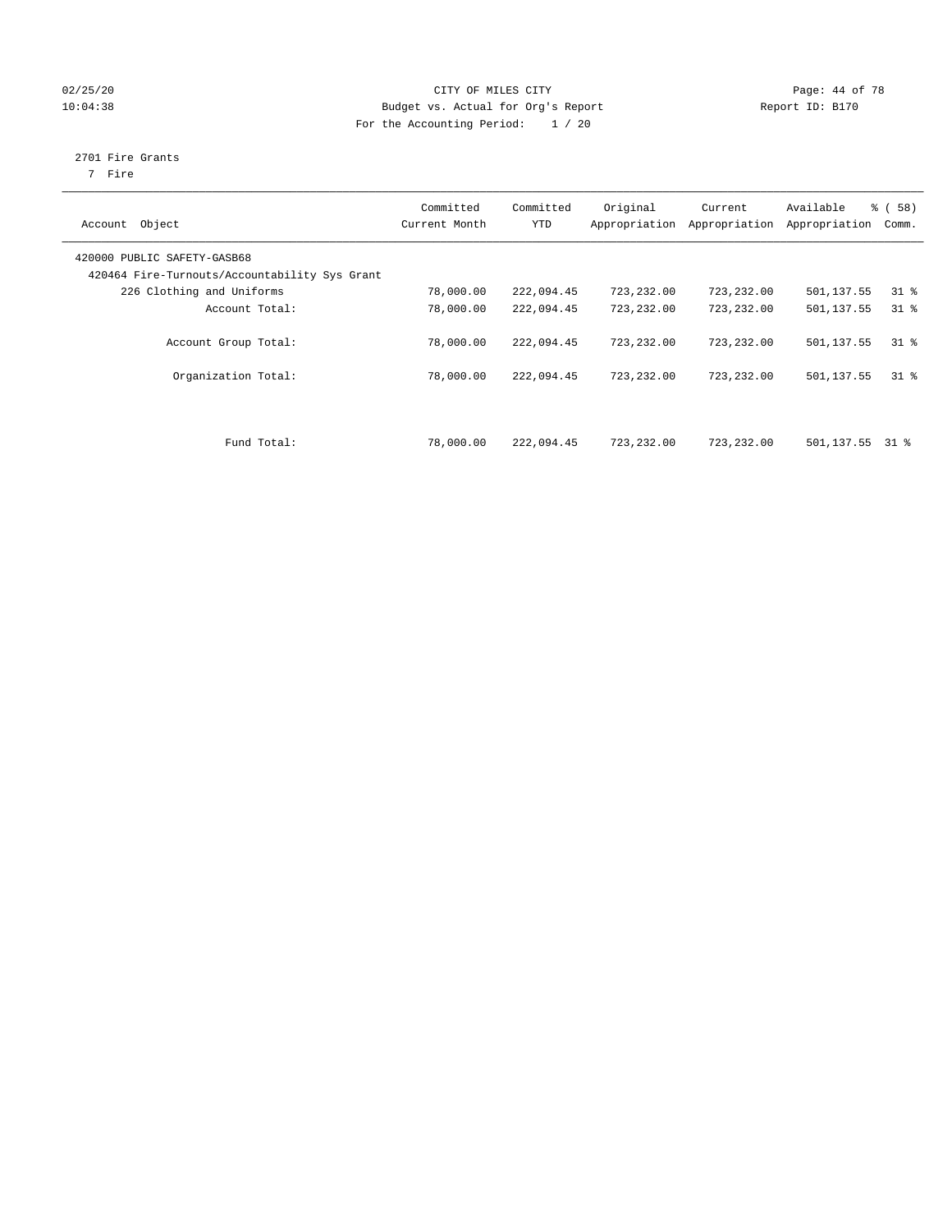CITY OF MILES CITY

Budget vs. Actual for Org's Report

For the Accounting Period: 1 / 20

02/25/20
10:04:38

Report ID: B170

2701 Fire Grants
7 Fire

| Account Object | Committed Current Month | Committed YTD | Original Appropriation | Current Appropriation | Available Appropriation | % ( 58) Comm. |
|---|---|---|---|---|---|---|
| 420000 PUBLIC SAFETY-GASB68 | | | | | | |
| 420464 Fire-Turnouts/Accountability Sys Grant | | | | | | |
| 226 Clothing and Uniforms | 78,000.00 | 222,094.45 | 723,232.00 | 723,232.00 | 501,137.55 | 31 % |
| Account Total: | 78,000.00 | 222,094.45 | 723,232.00 | 723,232.00 | 501,137.55 | 31 % |
| Account Group Total: | 78,000.00 | 222,094.45 | 723,232.00 | 723,232.00 | 501,137.55 | 31 % |
| Organization Total: | 78,000.00 | 222,094.45 | 723,232.00 | 723,232.00 | 501,137.55 | 31 % |
| Fund Total: | 78,000.00 | 222,094.45 | 723,232.00 | 723,232.00 | 501,137.55 | 31 % |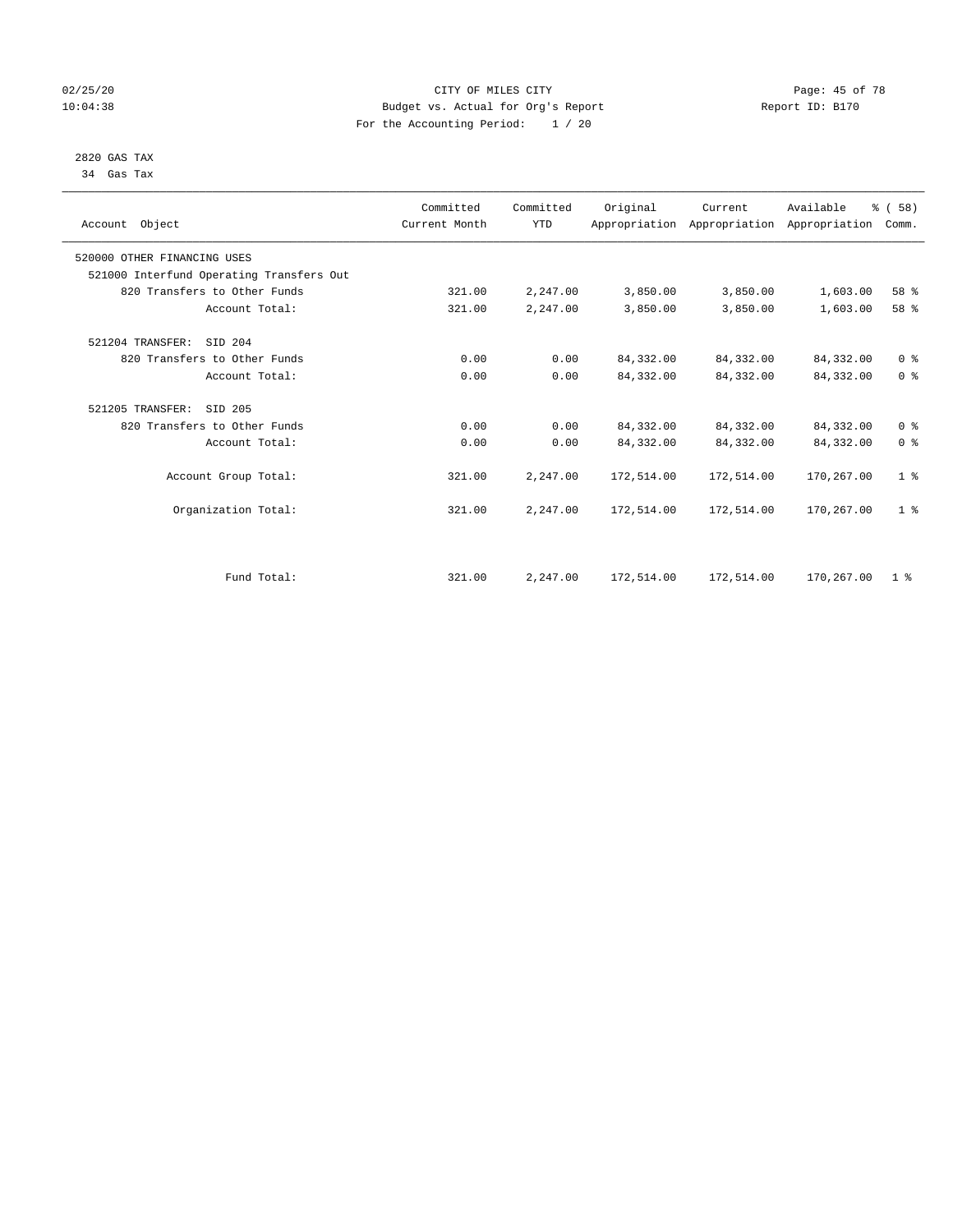CITY OF MILES CITY
Budget vs. Actual for Org's Report
For the Accounting Period: 1 / 20

02/25/20
10:04:38

Report ID: B170

2820 GAS TAX
34 Gas Tax

| Account Object | Committed Current Month | Committed YTD | Original Appropriation | Current Appropriation | Available Appropriation | % ( 58) Comm. |
|---|---|---|---|---|---|---|
| 520000 OTHER FINANCING USES | | | | | | |
| 521000 Interfund Operating Transfers Out | | | | | | |
| 820 Transfers to Other Funds | 321.00 | 2,247.00 | 3,850.00 | 3,850.00 | 1,603.00 | 58 % |
| Account Total: | 321.00 | 2,247.00 | 3,850.00 | 3,850.00 | 1,603.00 | 58 % |
| 521204 TRANSFER: SID 204 | | | | | | |
| 820 Transfers to Other Funds | 0.00 | 0.00 | 84,332.00 | 84,332.00 | 84,332.00 | 0 % |
| Account Total: | 0.00 | 0.00 | 84,332.00 | 84,332.00 | 84,332.00 | 0 % |
| 521205 TRANSFER: SID 205 | | | | | | |
| 820 Transfers to Other Funds | 0.00 | 0.00 | 84,332.00 | 84,332.00 | 84,332.00 | 0 % |
| Account Total: | 0.00 | 0.00 | 84,332.00 | 84,332.00 | 84,332.00 | 0 % |
| Account Group Total: | 321.00 | 2,247.00 | 172,514.00 | 172,514.00 | 170,267.00 | 1 % |
| Organization Total: | 321.00 | 2,247.00 | 172,514.00 | 172,514.00 | 170,267.00 | 1 % |
| Fund Total: | 321.00 | 2,247.00 | 172,514.00 | 172,514.00 | 170,267.00 | 1 % |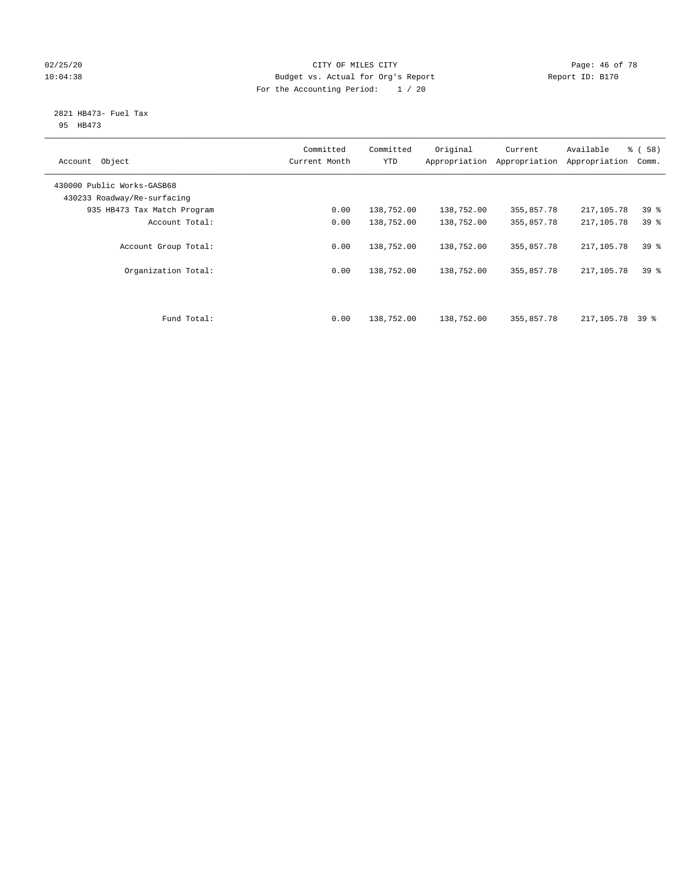CITY OF MILES CITY
Budget vs. Actual for Org's Report
For the Accounting Period: 1 / 20

02/25/20
10:04:38

Report ID: B170

2821 HB473- Fuel Tax
95 HB473

| Account Object | Committed Current Month | Committed YTD | Original Appropriation | Current Appropriation | Available Appropriation | % ( 58) Comm. |
|---|---|---|---|---|---|---|
| 430000 Public Works-GASB68 | | | | | | |
| 430233 Roadway/Re-surfacing | | | | | | |
| 935 HB473 Tax Match Program | 0.00 | 138,752.00 | 138,752.00 | 355,857.78 | 217,105.78 | 39 % |
| Account Total: | 0.00 | 138,752.00 | 138,752.00 | 355,857.78 | 217,105.78 | 39 % |
| Account Group Total: | 0.00 | 138,752.00 | 138,752.00 | 355,857.78 | 217,105.78 | 39 % |
| Organization Total: | 0.00 | 138,752.00 | 138,752.00 | 355,857.78 | 217,105.78 | 39 % |
| Fund Total: | 0.00 | 138,752.00 | 138,752.00 | 355,857.78 | 217,105.78 | 39 % |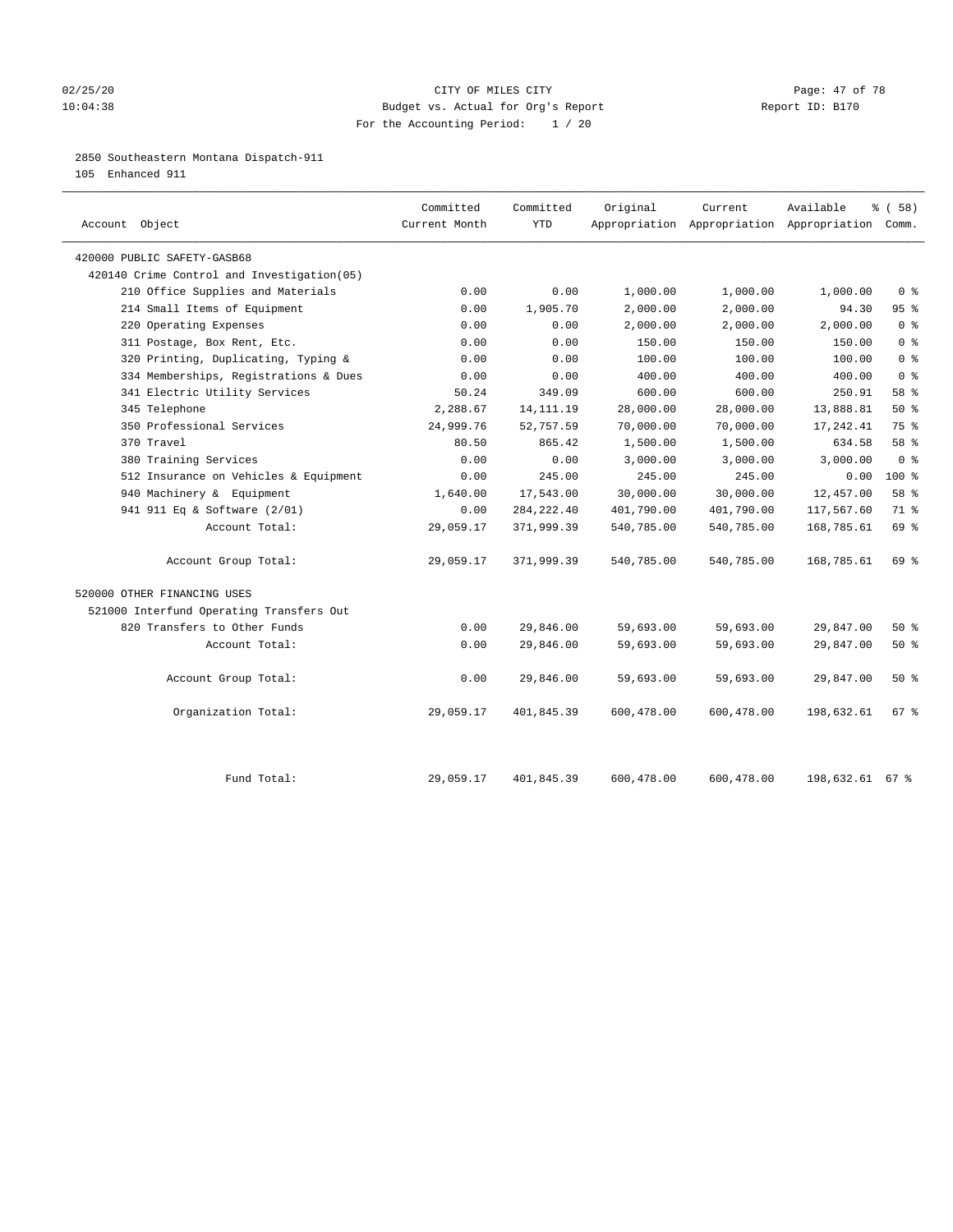CITY OF MILES CITY
Budget vs. Actual for Org's Report
For the Accounting Period: 1 / 20

02/25/20
10:04:38

Report ID: B170

2850 Southeastern Montana Dispatch-911
105 Enhanced 911

| Account Object | Committed Current Month | Committed YTD | Original Appropriation | Current Appropriation | Available Appropriation | % ( 58) Comm. |
|---|---|---|---|---|---|---|
| 420000 PUBLIC SAFETY-GASB68 | | | | | | |
| 420140 Crime Control and Investigation(05) | | | | | | |
| 210 Office Supplies and Materials | 0.00 | 0.00 | 1,000.00 | 1,000.00 | 1,000.00 | 0 % |
| 214 Small Items of Equipment | 0.00 | 1,905.70 | 2,000.00 | 2,000.00 | 94.30 | 95 % |
| 220 Operating Expenses | 0.00 | 0.00 | 2,000.00 | 2,000.00 | 2,000.00 | 0 % |
| 311 Postage, Box Rent, Etc. | 0.00 | 0.00 | 150.00 | 150.00 | 150.00 | 0 % |
| 320 Printing, Duplicating, Typing & | 0.00 | 0.00 | 100.00 | 100.00 | 100.00 | 0 % |
| 334 Memberships, Registrations & Dues | 0.00 | 0.00 | 400.00 | 400.00 | 400.00 | 0 % |
| 341 Electric Utility Services | 50.24 | 349.09 | 600.00 | 600.00 | 250.91 | 58 % |
| 345 Telephone | 2,288.67 | 14,111.19 | 28,000.00 | 28,000.00 | 13,888.81 | 50 % |
| 350 Professional Services | 24,999.76 | 52,757.59 | 70,000.00 | 70,000.00 | 17,242.41 | 75 % |
| 370 Travel | 80.50 | 865.42 | 1,500.00 | 1,500.00 | 634.58 | 58 % |
| 380 Training Services | 0.00 | 0.00 | 3,000.00 | 3,000.00 | 3,000.00 | 0 % |
| 512 Insurance on Vehicles & Equipment | 0.00 | 245.00 | 245.00 | 245.00 | 0.00 | 100 % |
| 940 Machinery & Equipment | 1,640.00 | 17,543.00 | 30,000.00 | 30,000.00 | 12,457.00 | 58 % |
| 941 911 Eq & Software (2/01) | 0.00 | 284,222.40 | 401,790.00 | 401,790.00 | 117,567.60 | 71 % |
| Account Total: | 29,059.17 | 371,999.39 | 540,785.00 | 540,785.00 | 168,785.61 | 69 % |
| Account Group Total: | 29,059.17 | 371,999.39 | 540,785.00 | 540,785.00 | 168,785.61 | 69 % |
| 520000 OTHER FINANCING USES | | | | | | |
| 521000 Interfund Operating Transfers Out | | | | | | |
| 820 Transfers to Other Funds | 0.00 | 29,846.00 | 59,693.00 | 59,693.00 | 29,847.00 | 50 % |
| Account Total: | 0.00 | 29,846.00 | 59,693.00 | 59,693.00 | 29,847.00 | 50 % |
| Account Group Total: | 0.00 | 29,846.00 | 59,693.00 | 59,693.00 | 29,847.00 | 50 % |
| Organization Total: | 29,059.17 | 401,845.39 | 600,478.00 | 600,478.00 | 198,632.61 | 67 % |
| Fund Total: | 29,059.17 | 401,845.39 | 600,478.00 | 600,478.00 | 198,632.61 | 67 % |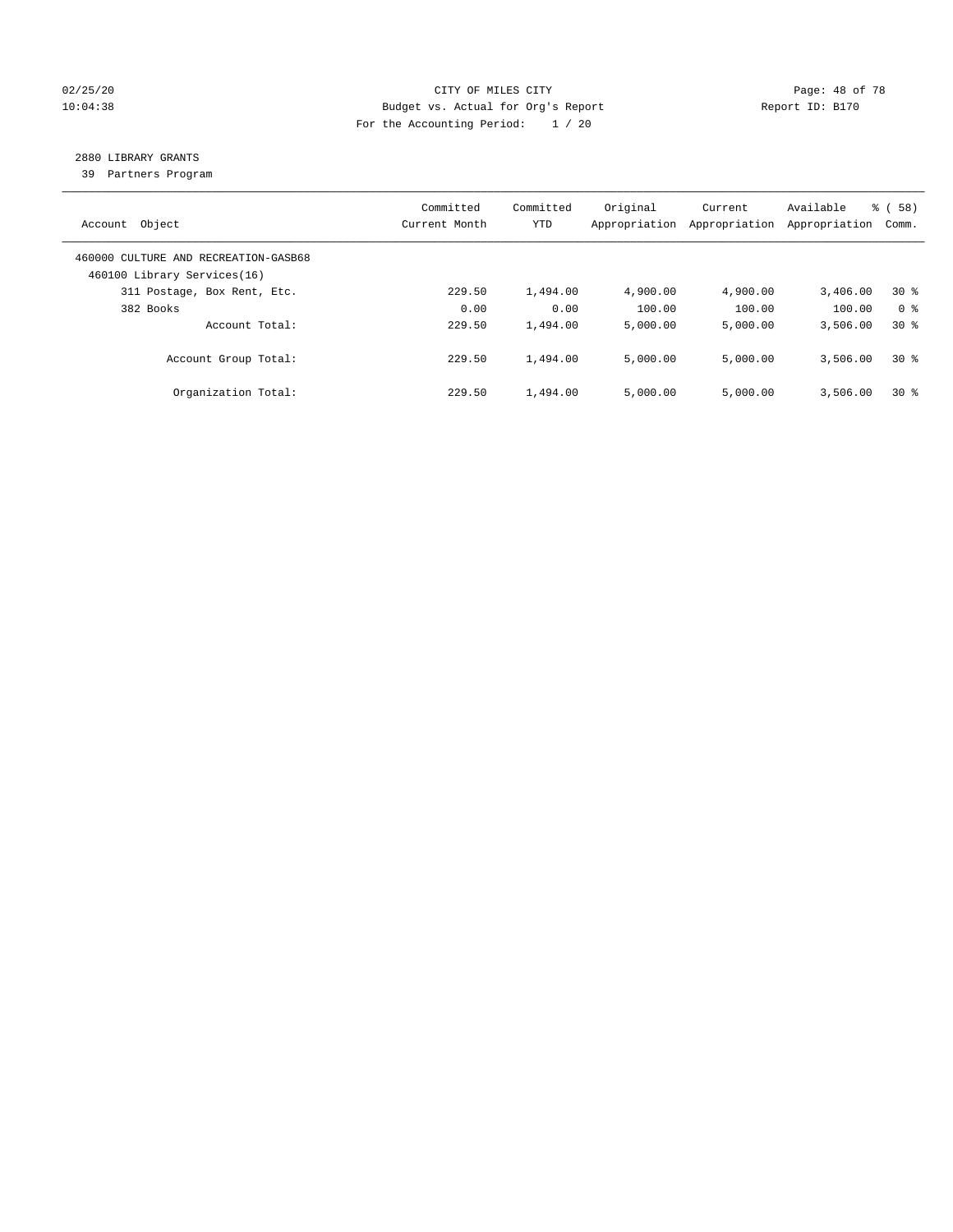CITY OF MILES CITY

Budget vs. Actual for Org's Report

For the Accounting Period: 1 / 20

## 2880 LIBRARY GRANTS

39 Partners Program

| Account Object | Committed Current Month | Committed YTD | Original Appropriation | Current Appropriation | Available Appropriation | % ( 58) Comm. |
|---|---|---|---|---|---|---|
| 460000 CULTURE AND RECREATION-GASB68 | | | | | | |
| 460100 Library Services(16) | | | | | | |
| 311 Postage, Box Rent, Etc. | 229.50 | 1,494.00 | 4,900.00 | 4,900.00 | 3,406.00 | 30 % |
| 382 Books | 0.00 | 0.00 | 100.00 | 100.00 | 100.00 | 0 % |
| Account Total: | 229.50 | 1,494.00 | 5,000.00 | 5,000.00 | 3,506.00 | 30 % |
| Account Group Total: | 229.50 | 1,494.00 | 5,000.00 | 5,000.00 | 3,506.00 | 30 % |
| Organization Total: | 229.50 | 1,494.00 | 5,000.00 | 5,000.00 | 3,506.00 | 30 % |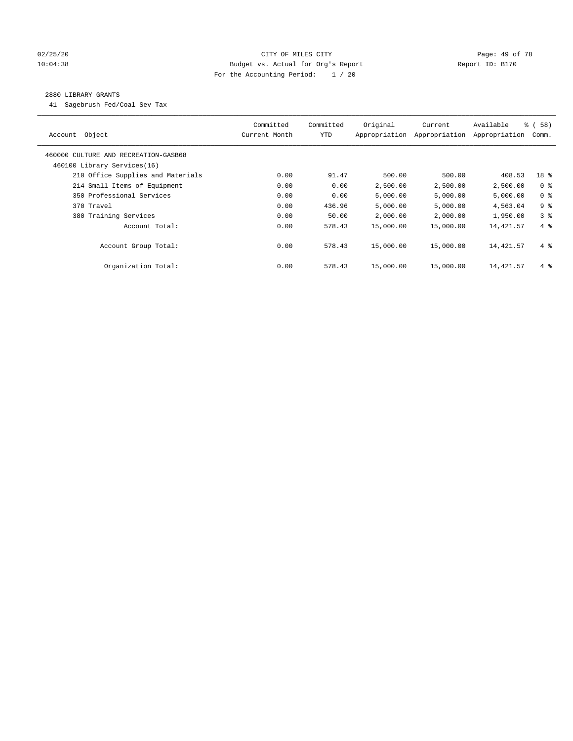CITY OF MILES CITY

Budget vs. Actual for Org's Report

For the Accounting Period: 1 / 20

02/25/20 10:04:38 — Report ID: B170

2880 LIBRARY GRANTS

41 Sagebrush Fed/Coal Sev Tax

| Account Object | Committed Current Month | Committed YTD | Original Appropriation | Current Appropriation | Available Appropriation | % ( 58) Comm. |
|---|---|---|---|---|---|---|
| 460000 CULTURE AND RECREATION-GASB68 | | | | | | |
| 460100 Library Services(16) | | | | | | |
| 210 Office Supplies and Materials | 0.00 | 91.47 | 500.00 | 500.00 | 408.53 | 18 % |
| 214 Small Items of Equipment | 0.00 | 0.00 | 2,500.00 | 2,500.00 | 2,500.00 | 0 % |
| 350 Professional Services | 0.00 | 0.00 | 5,000.00 | 5,000.00 | 5,000.00 | 0 % |
| 370 Travel | 0.00 | 436.96 | 5,000.00 | 5,000.00 | 4,563.04 | 9 % |
| 380 Training Services | 0.00 | 50.00 | 2,000.00 | 2,000.00 | 1,950.00 | 3 % |
| Account Total: | 0.00 | 578.43 | 15,000.00 | 15,000.00 | 14,421.57 | 4 % |
| Account Group Total: | 0.00 | 578.43 | 15,000.00 | 15,000.00 | 14,421.57 | 4 % |
| Organization Total: | 0.00 | 578.43 | 15,000.00 | 15,000.00 | 14,421.57 | 4 % |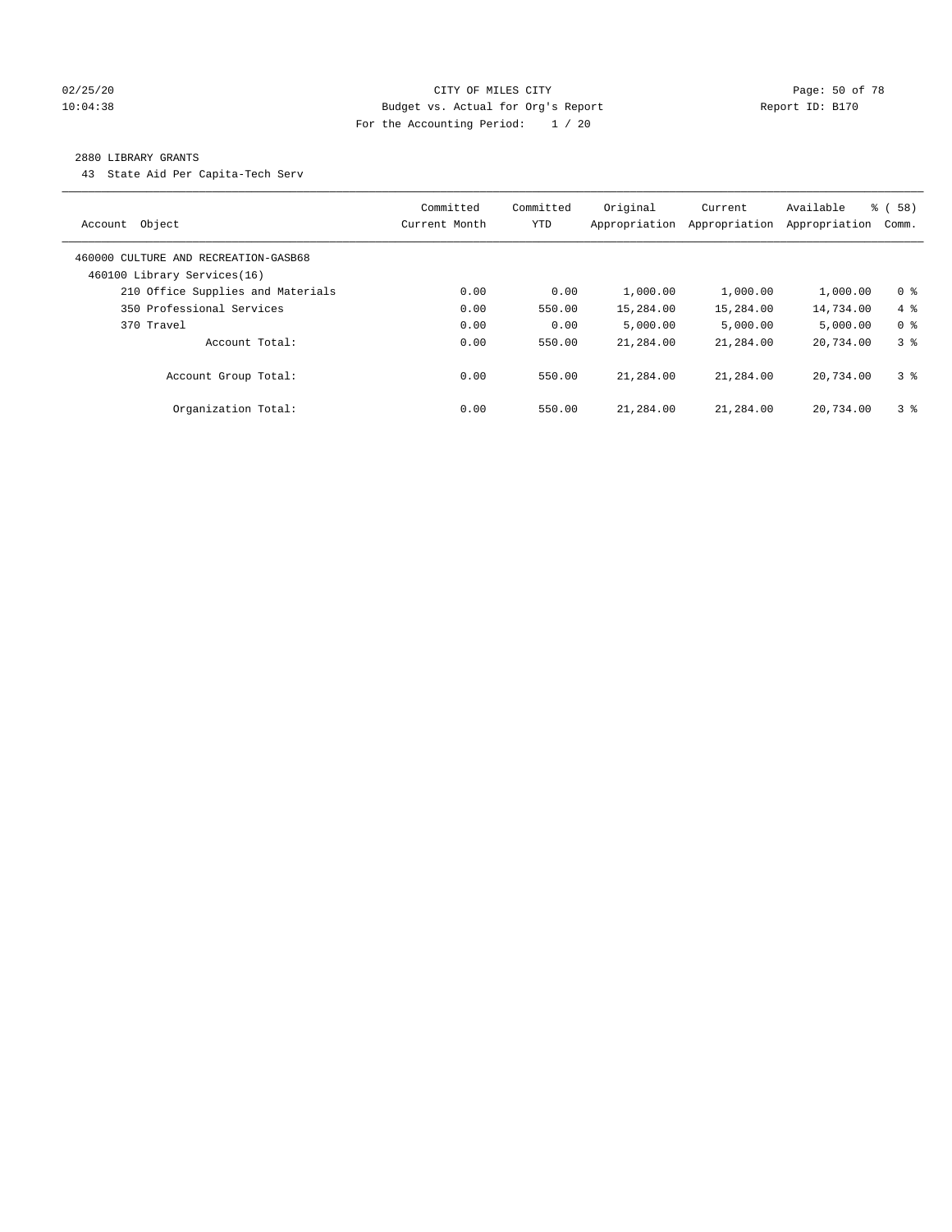CITY OF MILES CITY
Budget vs. Actual for Org's Report
For the Accounting Period: 1 / 20

02/25/20 10:04:38 Report ID: B170

2880 LIBRARY GRANTS

43 State Aid Per Capita-Tech Serv

| Account Object | Committed Current Month | Committed YTD | Original Appropriation | Current Appropriation | Available Appropriation | % ( 58) Comm. |
|---|---|---|---|---|---|---|
| 460000 CULTURE AND RECREATION-GASB68 | | | | | | |
| 460100 Library Services(16) | | | | | | |
| 210 Office Supplies and Materials | 0.00 | 0.00 | 1,000.00 | 1,000.00 | 1,000.00 | 0 % |
| 350 Professional Services | 0.00 | 550.00 | 15,284.00 | 15,284.00 | 14,734.00 | 4 % |
| 370 Travel | 0.00 | 0.00 | 5,000.00 | 5,000.00 | 5,000.00 | 0 % |
| Account Total: | 0.00 | 550.00 | 21,284.00 | 21,284.00 | 20,734.00 | 3 % |
| Account Group Total: | 0.00 | 550.00 | 21,284.00 | 21,284.00 | 20,734.00 | 3 % |
| Organization Total: | 0.00 | 550.00 | 21,284.00 | 21,284.00 | 20,734.00 | 3 % |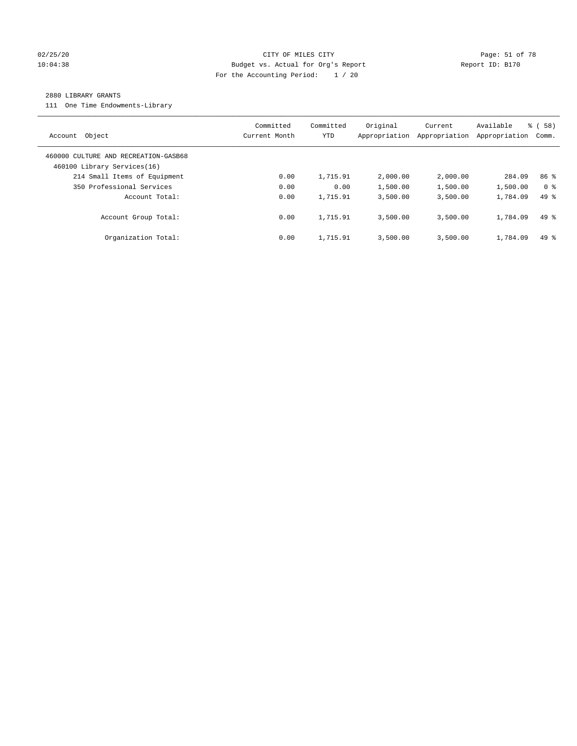CITY OF MILES CITY
Budget vs. Actual for Org's Report
For the Accounting Period: 1 / 20

02/25/20
10:04:38

Report ID: B170

2880 LIBRARY GRANTS

111 One Time Endowments-Library

| Account Object | Committed Current Month | Committed YTD | Original Appropriation | Current Appropriation | Available Appropriation | % ( 58) Comm. |
|---|---|---|---|---|---|---|
| 460000 CULTURE AND RECREATION-GASB68 | | | | | | |
| 460100 Library Services(16) | | | | | | |
| 214 Small Items of Equipment | 0.00 | 1,715.91 | 2,000.00 | 2,000.00 | 284.09 | 86 % |
| 350 Professional Services | 0.00 | 0.00 | 1,500.00 | 1,500.00 | 1,500.00 | 0 % |
| Account Total: | 0.00 | 1,715.91 | 3,500.00 | 3,500.00 | 1,784.09 | 49 % |
| Account Group Total: | 0.00 | 1,715.91 | 3,500.00 | 3,500.00 | 1,784.09 | 49 % |
| Organization Total: | 0.00 | 1,715.91 | 3,500.00 | 3,500.00 | 1,784.09 | 49 % |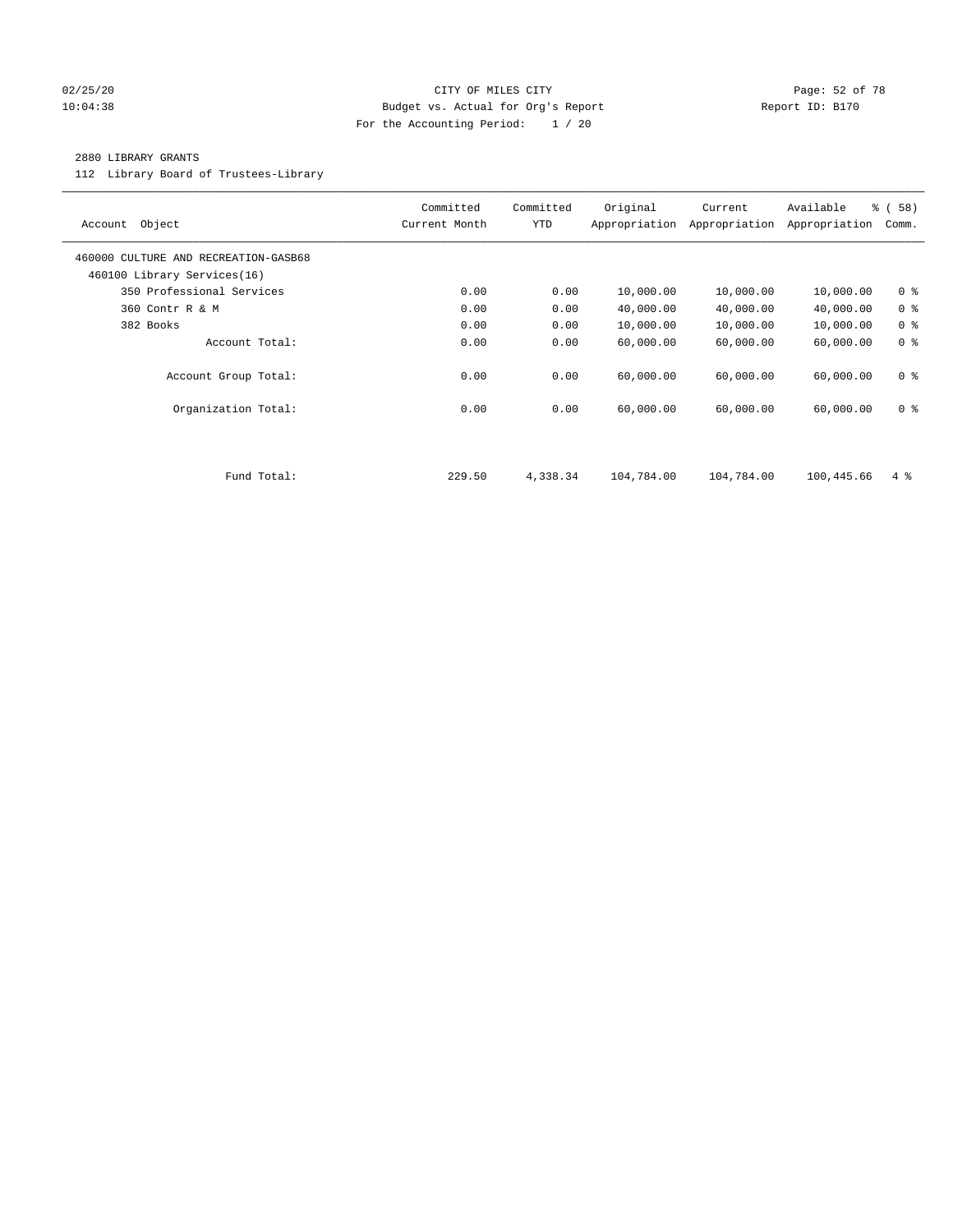CITY OF MILES CITY

Budget vs. Actual for Org's Report

For the Accounting Period: 1 / 20

02/25/20 10:04:38 — Report ID: B170

2880 LIBRARY GRANTS

112 Library Board of Trustees-Library

| Account Object | Committed Current Month | Committed YTD | Original Appropriation | Current Appropriation | Available Appropriation | % ( 58) Comm. |
|---|---|---|---|---|---|---|
| 460000 CULTURE AND RECREATION-GASB68 | | | | | | |
| 460100 Library Services(16) | | | | | | |
| 350 Professional Services | 0.00 | 0.00 | 10,000.00 | 10,000.00 | 10,000.00 | 0 % |
| 360 Contr R & M | 0.00 | 0.00 | 40,000.00 | 40,000.00 | 40,000.00 | 0 % |
| 382 Books | 0.00 | 0.00 | 10,000.00 | 10,000.00 | 10,000.00 | 0 % |
| Account Total: | 0.00 | 0.00 | 60,000.00 | 60,000.00 | 60,000.00 | 0 % |
| Account Group Total: | 0.00 | 0.00 | 60,000.00 | 60,000.00 | 60,000.00 | 0 % |
| Organization Total: | 0.00 | 0.00 | 60,000.00 | 60,000.00 | 60,000.00 | 0 % |
| Fund Total: | 229.50 | 4,338.34 | 104,784.00 | 104,784.00 | 100,445.66 | 4 % |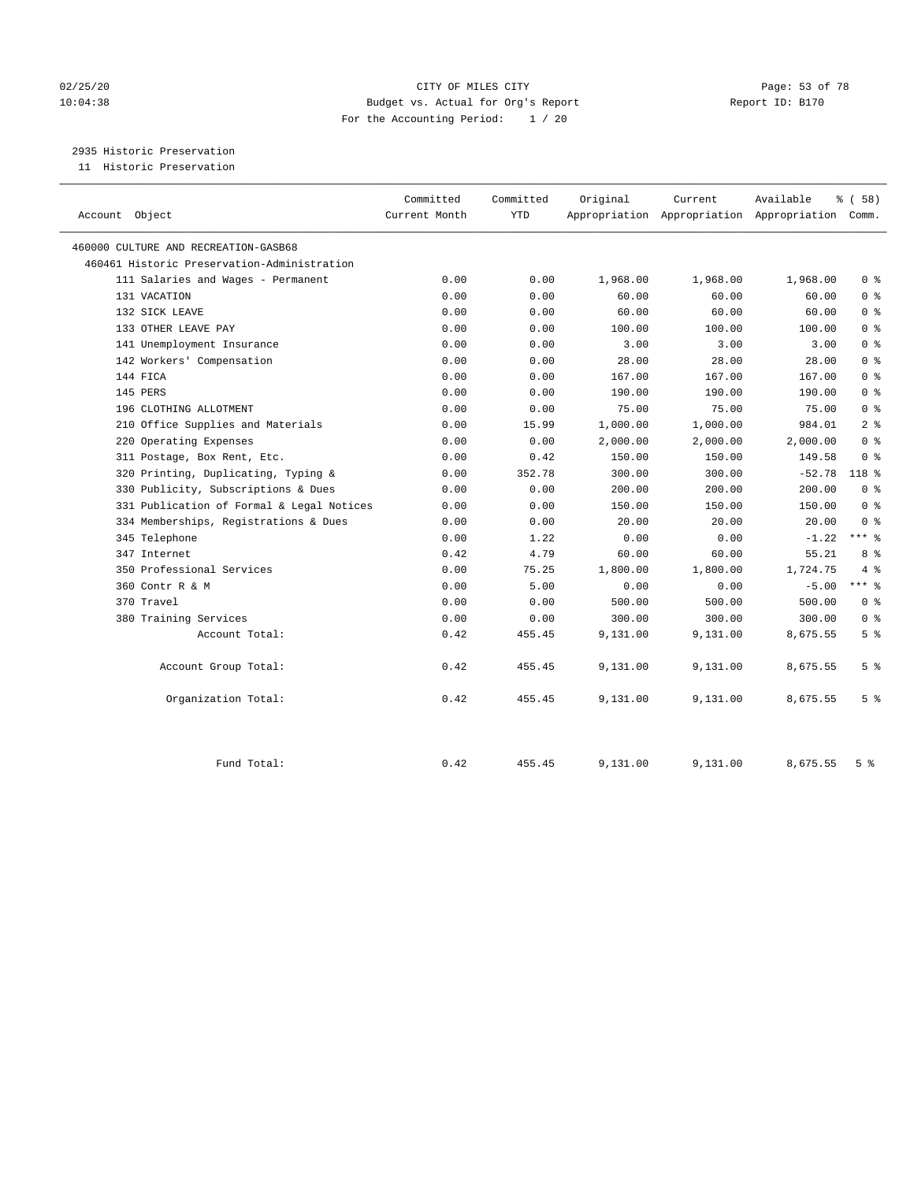CITY OF MILES CITY
Budget vs. Actual for Org's Report
For the Accounting Period: 1 / 20

02/25/20 10:04:38 Report ID: B170

## 2935 Historic Preservation

11 Historic Preservation

| Account Object | Committed Current Month | Committed YTD | Original Appropriation | Current Appropriation | Available Appropriation | % ( 58) Comm. |
|---|---|---|---|---|---|---|
| 460000 CULTURE AND RECREATION-GASB68 | | | | | | |
| 460461 Historic Preservation-Administration | | | | | | |
| 111 Salaries and Wages - Permanent | 0.00 | 0.00 | 1,968.00 | 1,968.00 | 1,968.00 | 0 % |
| 131 VACATION | 0.00 | 0.00 | 60.00 | 60.00 | 60.00 | 0 % |
| 132 SICK LEAVE | 0.00 | 0.00 | 60.00 | 60.00 | 60.00 | 0 % |
| 133 OTHER LEAVE PAY | 0.00 | 0.00 | 100.00 | 100.00 | 100.00 | 0 % |
| 141 Unemployment Insurance | 0.00 | 0.00 | 3.00 | 3.00 | 3.00 | 0 % |
| 142 Workers' Compensation | 0.00 | 0.00 | 28.00 | 28.00 | 28.00 | 0 % |
| 144 FICA | 0.00 | 0.00 | 167.00 | 167.00 | 167.00 | 0 % |
| 145 PERS | 0.00 | 0.00 | 190.00 | 190.00 | 190.00 | 0 % |
| 196 CLOTHING ALLOTMENT | 0.00 | 0.00 | 75.00 | 75.00 | 75.00 | 0 % |
| 210 Office Supplies and Materials | 0.00 | 15.99 | 1,000.00 | 1,000.00 | 984.01 | 2 % |
| 220 Operating Expenses | 0.00 | 0.00 | 2,000.00 | 2,000.00 | 2,000.00 | 0 % |
| 311 Postage, Box Rent, Etc. | 0.00 | 0.42 | 150.00 | 150.00 | 149.58 | 0 % |
| 320 Printing, Duplicating, Typing & | 0.00 | 352.78 | 300.00 | 300.00 | -52.78 | 118 % |
| 330 Publicity, Subscriptions & Dues | 0.00 | 0.00 | 200.00 | 200.00 | 200.00 | 0 % |
| 331 Publication of Formal & Legal Notices | 0.00 | 0.00 | 150.00 | 150.00 | 150.00 | 0 % |
| 334 Memberships, Registrations & Dues | 0.00 | 0.00 | 20.00 | 20.00 | 20.00 | 0 % |
| 345 Telephone | 0.00 | 1.22 | 0.00 | 0.00 | -1.22 | *** % |
| 347 Internet | 0.42 | 4.79 | 60.00 | 60.00 | 55.21 | 8 % |
| 350 Professional Services | 0.00 | 75.25 | 1,800.00 | 1,800.00 | 1,724.75 | 4 % |
| 360 Contr R & M | 0.00 | 5.00 | 0.00 | 0.00 | -5.00 | *** % |
| 370 Travel | 0.00 | 0.00 | 500.00 | 500.00 | 500.00 | 0 % |
| 380 Training Services | 0.00 | 0.00 | 300.00 | 300.00 | 300.00 | 0 % |
| Account Total: | 0.42 | 455.45 | 9,131.00 | 9,131.00 | 8,675.55 | 5 % |
| Account Group Total: | 0.42 | 455.45 | 9,131.00 | 9,131.00 | 8,675.55 | 5 % |
| Organization Total: | 0.42 | 455.45 | 9,131.00 | 9,131.00 | 8,675.55 | 5 % |
| Fund Total: | 0.42 | 455.45 | 9,131.00 | 9,131.00 | 8,675.55 | 5 % |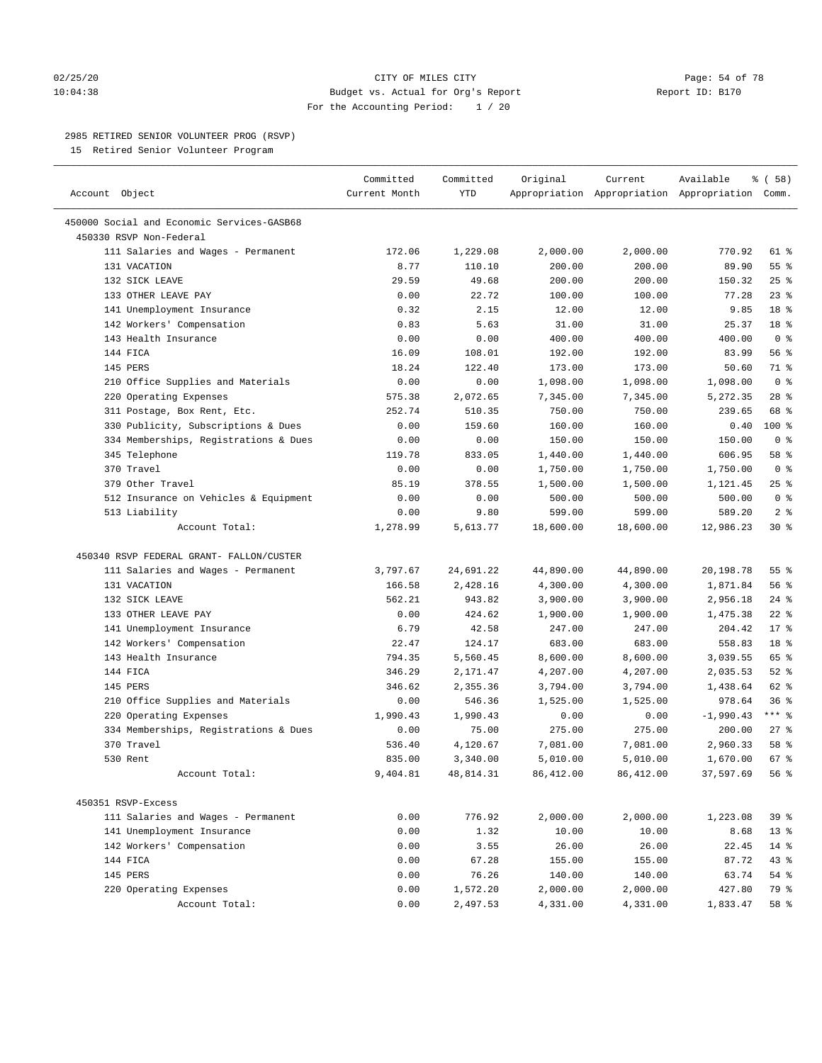CITY OF MILES CITY
Budget vs. Actual for Org's Report
For the Accounting Period: 1 / 20

02/25/20
10:04:38

Report ID: B170

## 2985 RETIRED SENIOR VOLUNTEER PROG (RSVP)

15 Retired Senior Volunteer Program

| Account Object | Committed Current Month | Committed YTD | Original Appropriation | Current Appropriation | Available Appropriation | % ( 58) Comm. |
|---|---|---|---|---|---|---|
| 450000 Social and Economic Services-GASB68 | | | | | | |
| 450330 RSVP Non-Federal | | | | | | |
| 111 Salaries and Wages - Permanent | 172.06 | 1,229.08 | 2,000.00 | 2,000.00 | 770.92 | 61 % |
| 131 VACATION | 8.77 | 110.10 | 200.00 | 200.00 | 89.90 | 55 % |
| 132 SICK LEAVE | 29.59 | 49.68 | 200.00 | 200.00 | 150.32 | 25 % |
| 133 OTHER LEAVE PAY | 0.00 | 22.72 | 100.00 | 100.00 | 77.28 | 23 % |
| 141 Unemployment Insurance | 0.32 | 2.15 | 12.00 | 12.00 | 9.85 | 18 % |
| 142 Workers' Compensation | 0.83 | 5.63 | 31.00 | 31.00 | 25.37 | 18 % |
| 143 Health Insurance | 0.00 | 0.00 | 400.00 | 400.00 | 400.00 | 0 % |
| 144 FICA | 16.09 | 108.01 | 192.00 | 192.00 | 83.99 | 56 % |
| 145 PERS | 18.24 | 122.40 | 173.00 | 173.00 | 50.60 | 71 % |
| 210 Office Supplies and Materials | 0.00 | 0.00 | 1,098.00 | 1,098.00 | 1,098.00 | 0 % |
| 220 Operating Expenses | 575.38 | 2,072.65 | 7,345.00 | 7,345.00 | 5,272.35 | 28 % |
| 311 Postage, Box Rent, Etc. | 252.74 | 510.35 | 750.00 | 750.00 | 239.65 | 68 % |
| 330 Publicity, Subscriptions & Dues | 0.00 | 159.60 | 160.00 | 160.00 | 0.40 | 100 % |
| 334 Memberships, Registrations & Dues | 0.00 | 0.00 | 150.00 | 150.00 | 150.00 | 0 % |
| 345 Telephone | 119.78 | 833.05 | 1,440.00 | 1,440.00 | 606.95 | 58 % |
| 370 Travel | 0.00 | 0.00 | 1,750.00 | 1,750.00 | 1,750.00 | 0 % |
| 379 Other Travel | 85.19 | 378.55 | 1,500.00 | 1,500.00 | 1,121.45 | 25 % |
| 512 Insurance on Vehicles & Equipment | 0.00 | 0.00 | 500.00 | 500.00 | 500.00 | 0 % |
| 513 Liability | 0.00 | 9.80 | 599.00 | 599.00 | 589.20 | 2 % |
| Account Total: | 1,278.99 | 5,613.77 | 18,600.00 | 18,600.00 | 12,986.23 | 30 % |
| 450340 RSVP FEDERAL GRANT- FALLON/CUSTER | | | | | | |
| 111 Salaries and Wages - Permanent | 3,797.67 | 24,691.22 | 44,890.00 | 44,890.00 | 20,198.78 | 55 % |
| 131 VACATION | 166.58 | 2,428.16 | 4,300.00 | 4,300.00 | 1,871.84 | 56 % |
| 132 SICK LEAVE | 562.21 | 943.82 | 3,900.00 | 3,900.00 | 2,956.18 | 24 % |
| 133 OTHER LEAVE PAY | 0.00 | 424.62 | 1,900.00 | 1,900.00 | 1,475.38 | 22 % |
| 141 Unemployment Insurance | 6.79 | 42.58 | 247.00 | 247.00 | 204.42 | 17 % |
| 142 Workers' Compensation | 22.47 | 124.17 | 683.00 | 683.00 | 558.83 | 18 % |
| 143 Health Insurance | 794.35 | 5,560.45 | 8,600.00 | 8,600.00 | 3,039.55 | 65 % |
| 144 FICA | 346.29 | 2,171.47 | 4,207.00 | 4,207.00 | 2,035.53 | 52 % |
| 145 PERS | 346.62 | 2,355.36 | 3,794.00 | 3,794.00 | 1,438.64 | 62 % |
| 210 Office Supplies and Materials | 0.00 | 546.36 | 1,525.00 | 1,525.00 | 978.64 | 36 % |
| 220 Operating Expenses | 1,990.43 | 1,990.43 | 0.00 | 0.00 | -1,990.43 | *** % |
| 334 Memberships, Registrations & Dues | 0.00 | 75.00 | 275.00 | 275.00 | 200.00 | 27 % |
| 370 Travel | 536.40 | 4,120.67 | 7,081.00 | 7,081.00 | 2,960.33 | 58 % |
| 530 Rent | 835.00 | 3,340.00 | 5,010.00 | 5,010.00 | 1,670.00 | 67 % |
| Account Total: | 9,404.81 | 48,814.31 | 86,412.00 | 86,412.00 | 37,597.69 | 56 % |
| 450351 RSVP-Excess | | | | | | |
| 111 Salaries and Wages - Permanent | 0.00 | 776.92 | 2,000.00 | 2,000.00 | 1,223.08 | 39 % |
| 141 Unemployment Insurance | 0.00 | 1.32 | 10.00 | 10.00 | 8.68 | 13 % |
| 142 Workers' Compensation | 0.00 | 3.55 | 26.00 | 26.00 | 22.45 | 14 % |
| 144 FICA | 0.00 | 67.28 | 155.00 | 155.00 | 87.72 | 43 % |
| 145 PERS | 0.00 | 76.26 | 140.00 | 140.00 | 63.74 | 54 % |
| 220 Operating Expenses | 0.00 | 1,572.20 | 2,000.00 | 2,000.00 | 427.80 | 79 % |
| Account Total: | 0.00 | 2,497.53 | 4,331.00 | 4,331.00 | 1,833.47 | 58 % |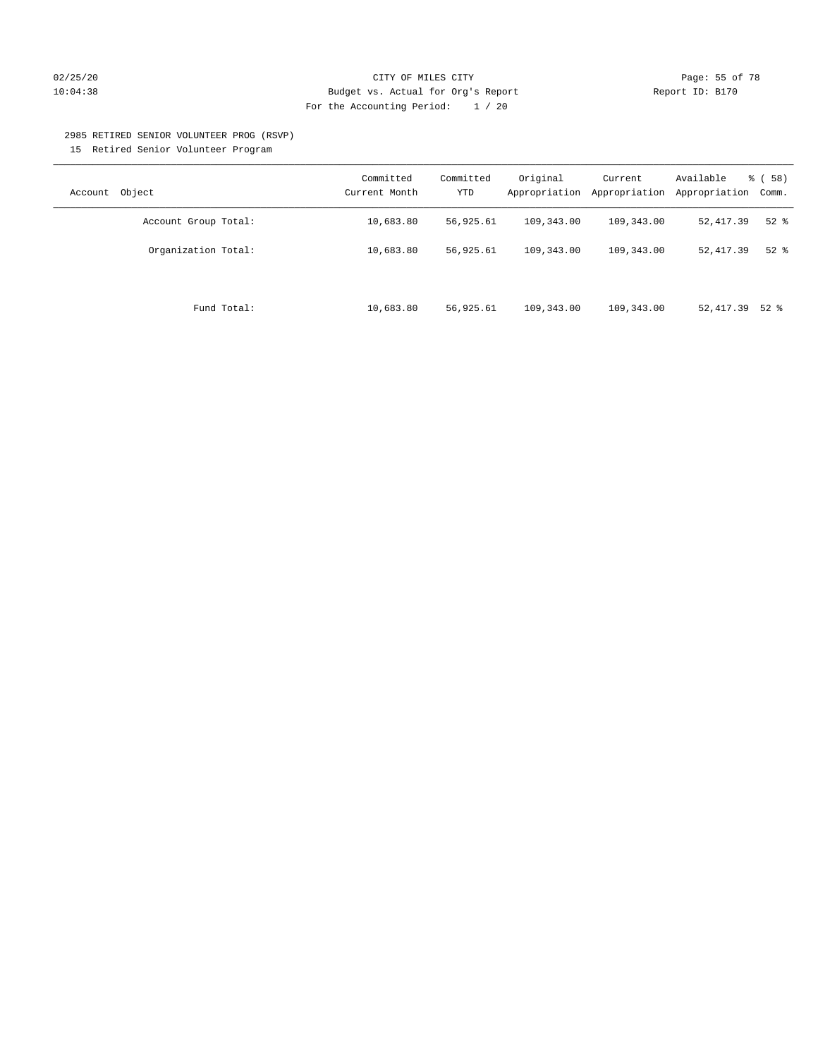CITY OF MILES CITY
Budget vs. Actual for Org's Report
For the Accounting Period: 1 / 20

Report ID: B170

2985 RETIRED SENIOR VOLUNTEER PROG (RSVP)
15 Retired Senior Volunteer Program

| Account Object | Committed Current Month | Committed YTD | Original Appropriation | Current Appropriation | Available Appropriation | % ( 58) Comm. |
|---|---|---|---|---|---|---|
| Account Group Total: | 10,683.80 | 56,925.61 | 109,343.00 | 109,343.00 | 52,417.39 | 52 % |
| Organization Total: | 10,683.80 | 56,925.61 | 109,343.00 | 109,343.00 | 52,417.39 | 52 % |
| Fund Total: | 10,683.80 | 56,925.61 | 109,343.00 | 109,343.00 | 52,417.39 | 52 % |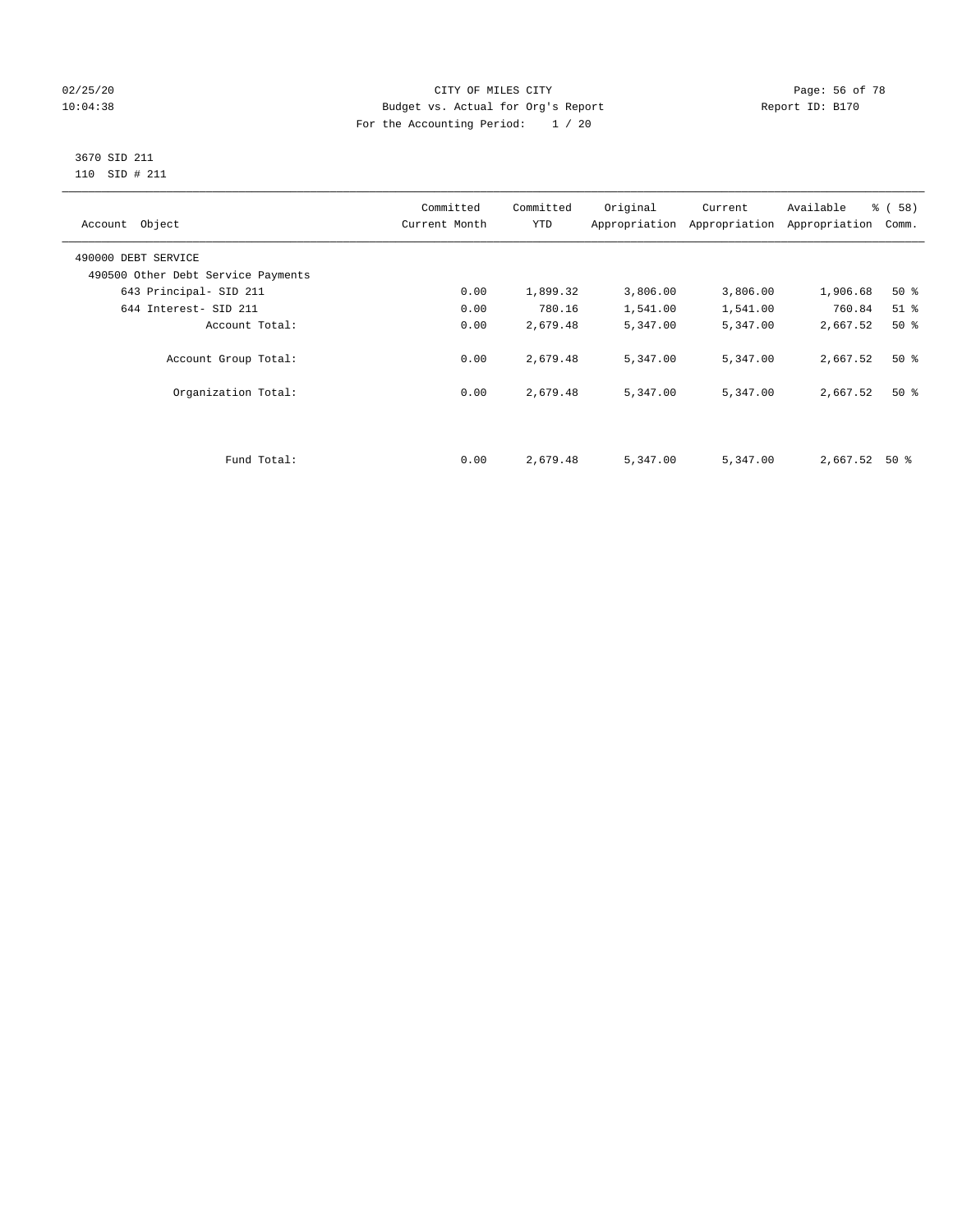CITY OF MILES CITY
Budget vs. Actual for Org's Report
For the Accounting Period: 1 / 20

02/25/20
10:04:38

Report ID: B170

3670 SID 211
110 SID # 211

| Account Object | Committed Current Month | Committed YTD | Original Appropriation | Current Appropriation | Available Appropriation | % ( 58) Comm. |
|---|---|---|---|---|---|---|
| 490000 DEBT SERVICE | | | | | | |
| 490500 Other Debt Service Payments | | | | | | |
| 643 Principal- SID 211 | 0.00 | 1,899.32 | 3,806.00 | 3,806.00 | 1,906.68 | 50 % |
| 644 Interest- SID 211 | 0.00 | 780.16 | 1,541.00 | 1,541.00 | 760.84 | 51 % |
| Account Total: | 0.00 | 2,679.48 | 5,347.00 | 5,347.00 | 2,667.52 | 50 % |
| Account Group Total: | 0.00 | 2,679.48 | 5,347.00 | 5,347.00 | 2,667.52 | 50 % |
| Organization Total: | 0.00 | 2,679.48 | 5,347.00 | 5,347.00 | 2,667.52 | 50 % |
| Fund Total: | 0.00 | 2,679.48 | 5,347.00 | 5,347.00 | 2,667.52 | 50 % |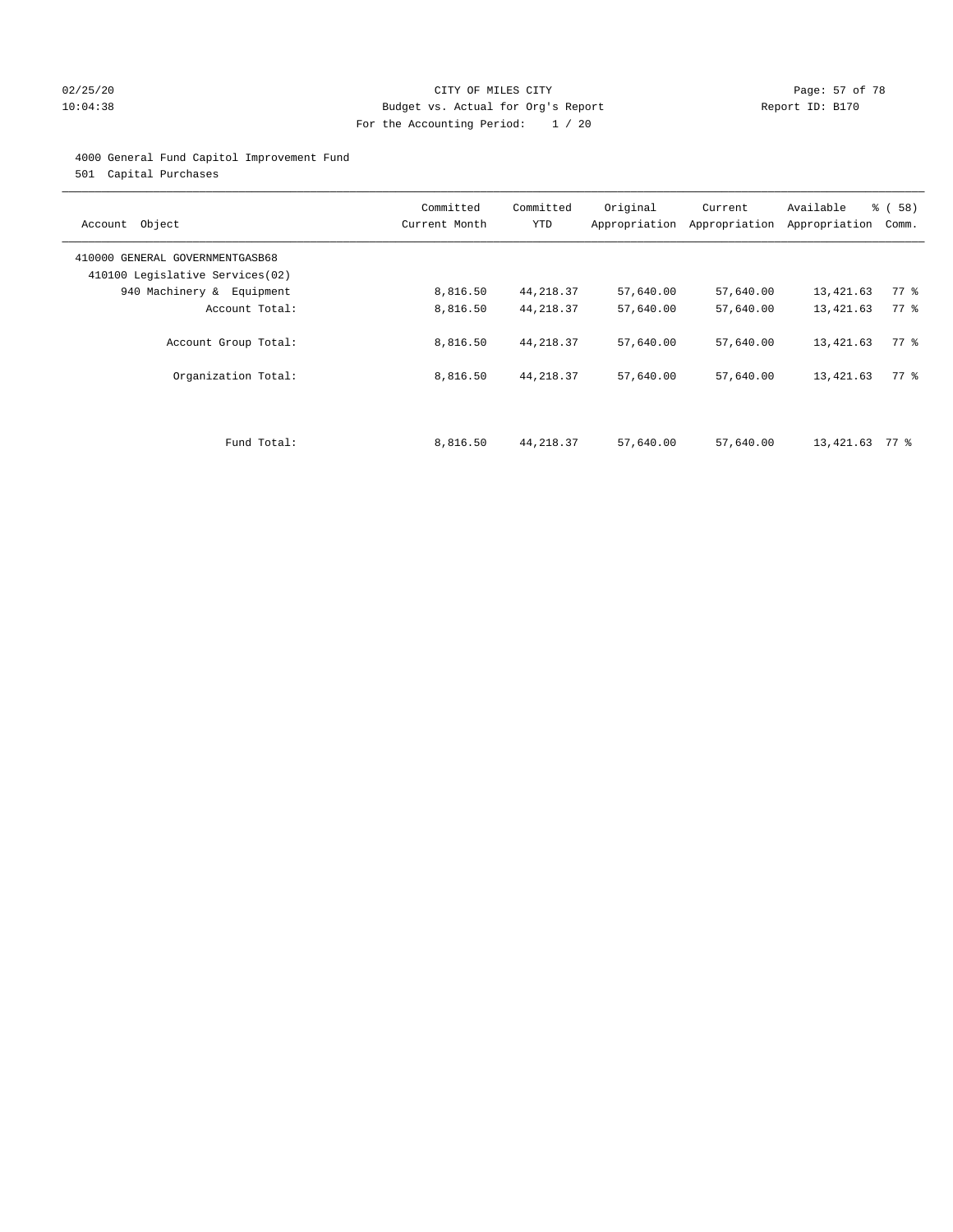CITY OF MILES CITY
Budget vs. Actual for Org's Report
For the Accounting Period: 1 / 20

02/25/20
10:04:38

Report ID: B170

4000 General Fund Capitol Improvement Fund
501 Capital Purchases

| Account Object | Committed Current Month | Committed YTD | Original Appropriation | Current Appropriation | Available Appropriation | % ( 58) Comm. |
|---|---|---|---|---|---|---|
| 410000 GENERAL GOVERNMENTGASB68 | | | | | | |
| 410100 Legislative Services(02) | | | | | | |
| 940 Machinery & Equipment | 8,816.50 | 44,218.37 | 57,640.00 | 57,640.00 | 13,421.63 | 77 % |
| Account Total: | 8,816.50 | 44,218.37 | 57,640.00 | 57,640.00 | 13,421.63 | 77 % |
| Account Group Total: | 8,816.50 | 44,218.37 | 57,640.00 | 57,640.00 | 13,421.63 | 77 % |
| Organization Total: | 8,816.50 | 44,218.37 | 57,640.00 | 57,640.00 | 13,421.63 | 77 % |
| Fund Total: | 8,816.50 | 44,218.37 | 57,640.00 | 57,640.00 | 13,421.63 | 77 % |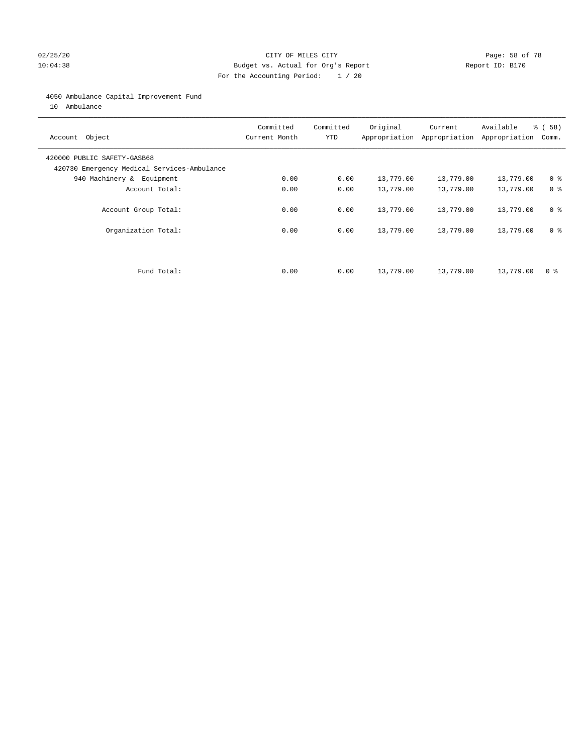CITY OF MILES CITY
Budget vs. Actual for Org's Report
For the Accounting Period: 1 / 20

02/25/20
10:04:38

Report ID: B170

4050 Ambulance Capital Improvement Fund
10 Ambulance

| Account Object | Committed Current Month | Committed YTD | Original Appropriation | Current Appropriation | Available Appropriation | % ( 58) Comm. |
|---|---|---|---|---|---|---|
| 420000 PUBLIC SAFETY-GASB68 | | | | | | |
| 420730 Emergency Medical Services-Ambulance | | | | | | |
| 940 Machinery & Equipment | 0.00 | 0.00 | 13,779.00 | 13,779.00 | 13,779.00 | 0 % |
| Account Total: | 0.00 | 0.00 | 13,779.00 | 13,779.00 | 13,779.00 | 0 % |
| Account Group Total: | 0.00 | 0.00 | 13,779.00 | 13,779.00 | 13,779.00 | 0 % |
| Organization Total: | 0.00 | 0.00 | 13,779.00 | 13,779.00 | 13,779.00 | 0 % |
| Fund Total: | 0.00 | 0.00 | 13,779.00 | 13,779.00 | 13,779.00 | 0 % |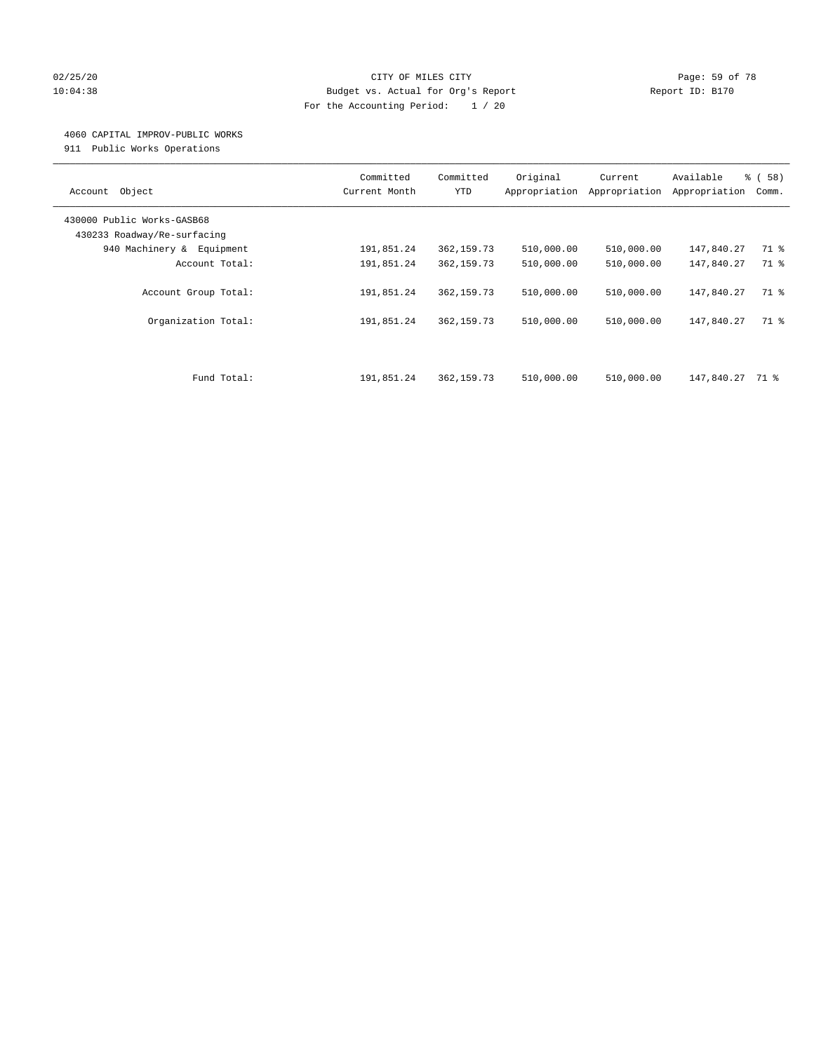CITY OF MILES CITY
Budget vs. Actual for Org's Report
For the Accounting Period: 1 / 20

02/25/20
10:04:38

Report ID: B170

4060 CAPITAL IMPROV-PUBLIC WORKS
911 Public Works Operations

| Account Object | Committed Current Month | Committed YTD | Original Appropriation | Current Appropriation | Available Appropriation | % ( 58) Comm. |
|---|---|---|---|---|---|---|
| 430000 Public Works-GASB68 | | | | | | |
| 430233 Roadway/Re-surfacing | | | | | | |
| 940 Machinery & Equipment | 191,851.24 | 362,159.73 | 510,000.00 | 510,000.00 | 147,840.27 | 71 % |
| Account Total: | 191,851.24 | 362,159.73 | 510,000.00 | 510,000.00 | 147,840.27 | 71 % |
| Account Group Total: | 191,851.24 | 362,159.73 | 510,000.00 | 510,000.00 | 147,840.27 | 71 % |
| Organization Total: | 191,851.24 | 362,159.73 | 510,000.00 | 510,000.00 | 147,840.27 | 71 % |
| Fund Total: | 191,851.24 | 362,159.73 | 510,000.00 | 510,000.00 | 147,840.27 | 71 % |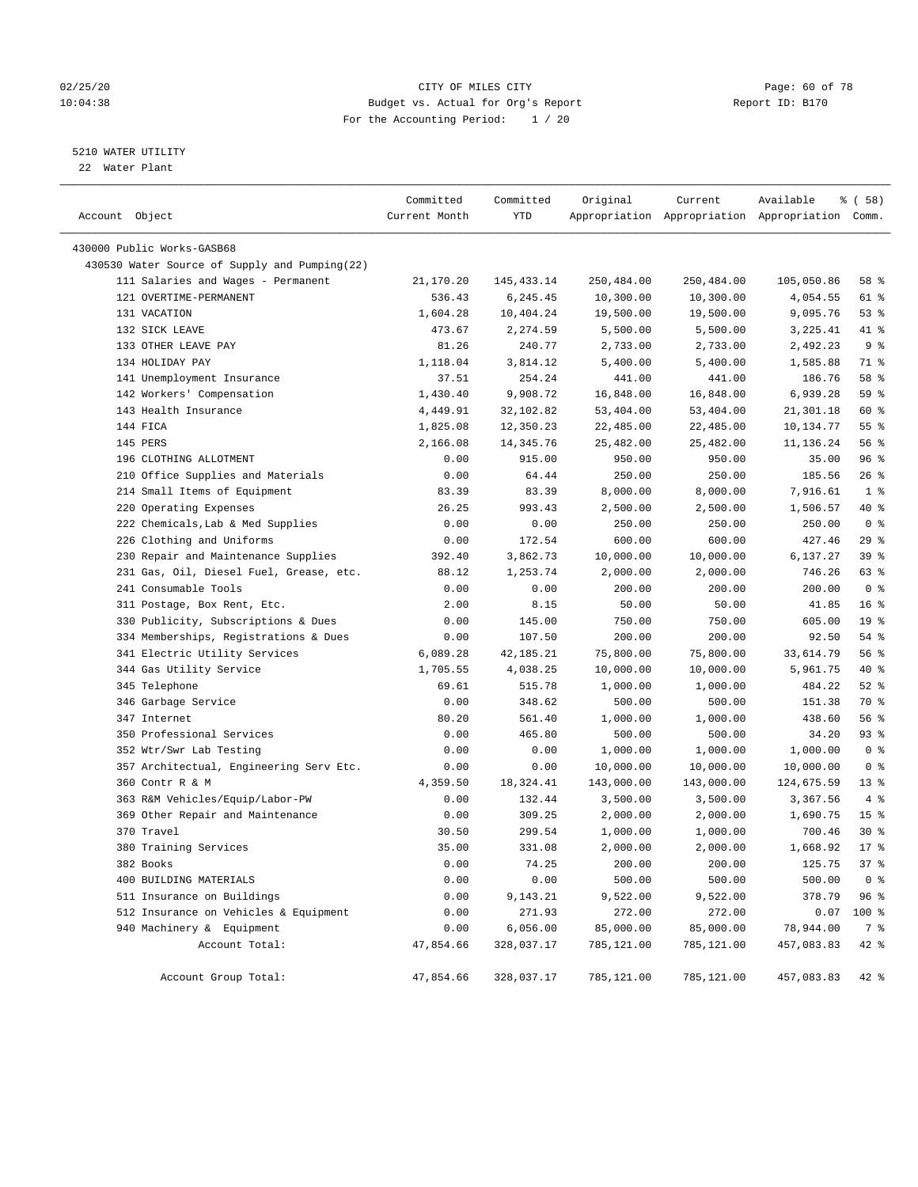CITY OF MILES CITY
Budget vs. Actual for Org's Report
For the Accounting Period: 1 / 20

5210 WATER UTILITY
22 Water Plant

| Account Object | Committed Current Month | Committed YTD | Original Appropriation | Current Appropriation | Available Appropriation | % ( 58) Comm. |
|---|---|---|---|---|---|---|
| 430000 Public Works-GASB68 | | | | | | |
| 430530 Water Source of Supply and Pumping(22) | | | | | | |
| 111 Salaries and Wages - Permanent | 21,170.20 | 145,433.14 | 250,484.00 | 250,484.00 | 105,050.86 | 58 % |
| 121 OVERTIME-PERMANENT | 536.43 | 6,245.45 | 10,300.00 | 10,300.00 | 4,054.55 | 61 % |
| 131 VACATION | 1,604.28 | 10,404.24 | 19,500.00 | 19,500.00 | 9,095.76 | 53 % |
| 132 SICK LEAVE | 473.67 | 2,274.59 | 5,500.00 | 5,500.00 | 3,225.41 | 41 % |
| 133 OTHER LEAVE PAY | 81.26 | 240.77 | 2,733.00 | 2,733.00 | 2,492.23 | 9 % |
| 134 HOLIDAY PAY | 1,118.04 | 3,814.12 | 5,400.00 | 5,400.00 | 1,585.88 | 71 % |
| 141 Unemployment Insurance | 37.51 | 254.24 | 441.00 | 441.00 | 186.76 | 58 % |
| 142 Workers' Compensation | 1,430.40 | 9,908.72 | 16,848.00 | 16,848.00 | 6,939.28 | 59 % |
| 143 Health Insurance | 4,449.91 | 32,102.82 | 53,404.00 | 53,404.00 | 21,301.18 | 60 % |
| 144 FICA | 1,825.08 | 12,350.23 | 22,485.00 | 22,485.00 | 10,134.77 | 55 % |
| 145 PERS | 2,166.08 | 14,345.76 | 25,482.00 | 25,482.00 | 11,136.24 | 56 % |
| 196 CLOTHING ALLOTMENT | 0.00 | 915.00 | 950.00 | 950.00 | 35.00 | 96 % |
| 210 Office Supplies and Materials | 0.00 | 64.44 | 250.00 | 250.00 | 185.56 | 26 % |
| 214 Small Items of Equipment | 83.39 | 83.39 | 8,000.00 | 8,000.00 | 7,916.61 | 1 % |
| 220 Operating Expenses | 26.25 | 993.43 | 2,500.00 | 2,500.00 | 1,506.57 | 40 % |
| 222 Chemicals,Lab & Med Supplies | 0.00 | 0.00 | 250.00 | 250.00 | 250.00 | 0 % |
| 226 Clothing and Uniforms | 0.00 | 172.54 | 600.00 | 600.00 | 427.46 | 29 % |
| 230 Repair and Maintenance Supplies | 392.40 | 3,862.73 | 10,000.00 | 10,000.00 | 6,137.27 | 39 % |
| 231 Gas, Oil, Diesel Fuel, Grease, etc. | 88.12 | 1,253.74 | 2,000.00 | 2,000.00 | 746.26 | 63 % |
| 241 Consumable Tools | 0.00 | 0.00 | 200.00 | 200.00 | 200.00 | 0 % |
| 311 Postage, Box Rent, Etc. | 2.00 | 8.15 | 50.00 | 50.00 | 41.85 | 16 % |
| 330 Publicity, Subscriptions & Dues | 0.00 | 145.00 | 750.00 | 750.00 | 605.00 | 19 % |
| 334 Memberships, Registrations & Dues | 0.00 | 107.50 | 200.00 | 200.00 | 92.50 | 54 % |
| 341 Electric Utility Services | 6,089.28 | 42,185.21 | 75,800.00 | 75,800.00 | 33,614.79 | 56 % |
| 344 Gas Utility Service | 1,705.55 | 4,038.25 | 10,000.00 | 10,000.00 | 5,961.75 | 40 % |
| 345 Telephone | 69.61 | 515.78 | 1,000.00 | 1,000.00 | 484.22 | 52 % |
| 346 Garbage Service | 0.00 | 348.62 | 500.00 | 500.00 | 151.38 | 70 % |
| 347 Internet | 80.20 | 561.40 | 1,000.00 | 1,000.00 | 438.60 | 56 % |
| 350 Professional Services | 0.00 | 465.80 | 500.00 | 500.00 | 34.20 | 93 % |
| 352 Wtr/Swr Lab Testing | 0.00 | 0.00 | 1,000.00 | 1,000.00 | 1,000.00 | 0 % |
| 357 Architectual, Engineering Serv Etc. | 0.00 | 0.00 | 10,000.00 | 10,000.00 | 10,000.00 | 0 % |
| 360 Contr R & M | 4,359.50 | 18,324.41 | 143,000.00 | 143,000.00 | 124,675.59 | 13 % |
| 363 R&M Vehicles/Equip/Labor-PW | 0.00 | 132.44 | 3,500.00 | 3,500.00 | 3,367.56 | 4 % |
| 369 Other Repair and Maintenance | 0.00 | 309.25 | 2,000.00 | 2,000.00 | 1,690.75 | 15 % |
| 370 Travel | 30.50 | 299.54 | 1,000.00 | 1,000.00 | 700.46 | 30 % |
| 380 Training Services | 35.00 | 331.08 | 2,000.00 | 2,000.00 | 1,668.92 | 17 % |
| 382 Books | 0.00 | 74.25 | 200.00 | 200.00 | 125.75 | 37 % |
| 400 BUILDING MATERIALS | 0.00 | 0.00 | 500.00 | 500.00 | 500.00 | 0 % |
| 511 Insurance on Buildings | 0.00 | 9,143.21 | 9,522.00 | 9,522.00 | 378.79 | 96 % |
| 512 Insurance on Vehicles & Equipment | 0.00 | 271.93 | 272.00 | 272.00 | 0.07 | 100 % |
| 940 Machinery & Equipment | 0.00 | 6,056.00 | 85,000.00 | 85,000.00 | 78,944.00 | 7 % |
| Account Total: | 47,854.66 | 328,037.17 | 785,121.00 | 785,121.00 | 457,083.83 | 42 % |
| Account Group Total: | 47,854.66 | 328,037.17 | 785,121.00 | 785,121.00 | 457,083.83 | 42 % |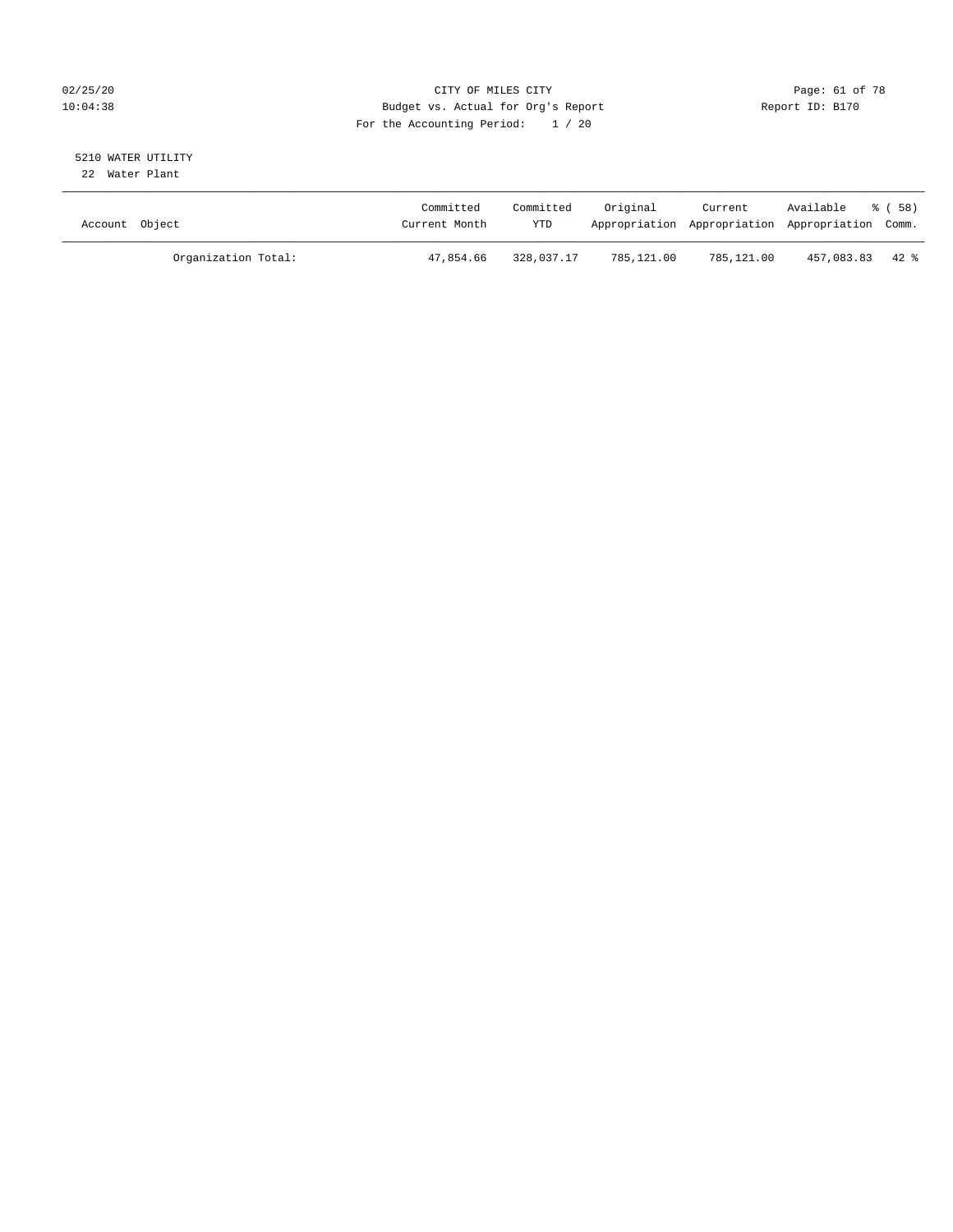CITY OF MILES CITY
Budget vs. Actual for Org's Report
For the Accounting Period: 1 / 20

02/25/20
10:04:38

Report ID: B170

5210 WATER UTILITY
22 Water Plant

| Account Object | Committed Current Month | Committed YTD | Original Appropriation | Current Appropriation | Available Appropriation | % ( 58) Comm. |
| --- | --- | --- | --- | --- | --- | --- |
| Organization Total: | 47,854.66 | 328,037.17 | 785,121.00 | 785,121.00 | 457,083.83 | 42 % |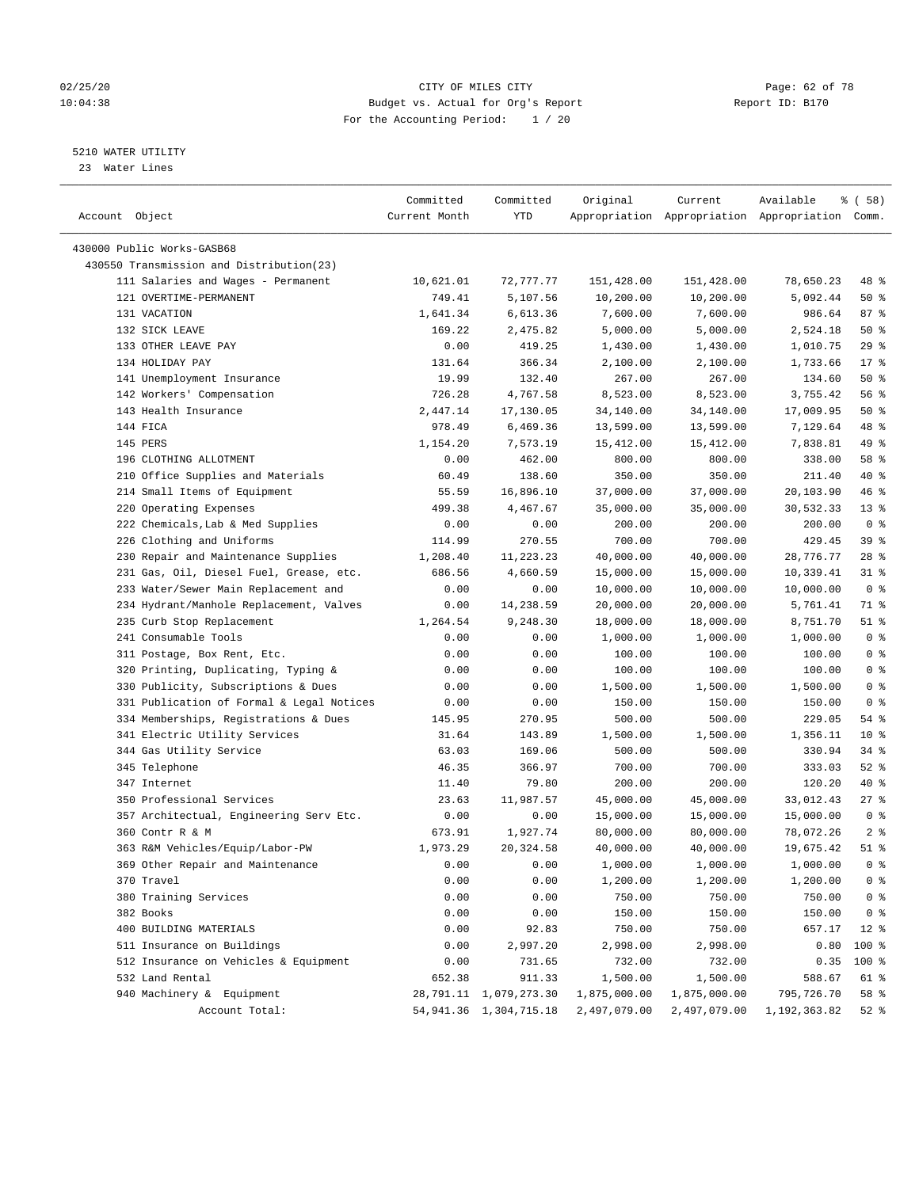CITY OF MILES CITY
Budget vs. Actual for Org's Report
For the Accounting Period: 1 / 20

5210 WATER UTILITY
23 Water Lines

| Account Object | Committed Current Month | Committed YTD | Original Appropriation | Current Appropriation | Available Appropriation | % ( 58) Comm. |
|---|---|---|---|---|---|---|
| 430000 Public Works-GASB68 | | | | | | |
| 430550 Transmission and Distribution(23) | | | | | | |
| 111 Salaries and Wages - Permanent | 10,621.01 | 72,777.77 | 151,428.00 | 151,428.00 | 78,650.23 | 48 % |
| 121 OVERTIME-PERMANENT | 749.41 | 5,107.56 | 10,200.00 | 10,200.00 | 5,092.44 | 50 % |
| 131 VACATION | 1,641.34 | 6,613.36 | 7,600.00 | 7,600.00 | 986.64 | 87 % |
| 132 SICK LEAVE | 169.22 | 2,475.82 | 5,000.00 | 5,000.00 | 2,524.18 | 50 % |
| 133 OTHER LEAVE PAY | 0.00 | 419.25 | 1,430.00 | 1,430.00 | 1,010.75 | 29 % |
| 134 HOLIDAY PAY | 131.64 | 366.34 | 2,100.00 | 2,100.00 | 1,733.66 | 17 % |
| 141 Unemployment Insurance | 19.99 | 132.40 | 267.00 | 267.00 | 134.60 | 50 % |
| 142 Workers' Compensation | 726.28 | 4,767.58 | 8,523.00 | 8,523.00 | 3,755.42 | 56 % |
| 143 Health Insurance | 2,447.14 | 17,130.05 | 34,140.00 | 34,140.00 | 17,009.95 | 50 % |
| 144 FICA | 978.49 | 6,469.36 | 13,599.00 | 13,599.00 | 7,129.64 | 48 % |
| 145 PERS | 1,154.20 | 7,573.19 | 15,412.00 | 15,412.00 | 7,838.81 | 49 % |
| 196 CLOTHING ALLOTMENT | 0.00 | 462.00 | 800.00 | 800.00 | 338.00 | 58 % |
| 210 Office Supplies and Materials | 60.49 | 138.60 | 350.00 | 350.00 | 211.40 | 40 % |
| 214 Small Items of Equipment | 55.59 | 16,896.10 | 37,000.00 | 37,000.00 | 20,103.90 | 46 % |
| 220 Operating Expenses | 499.38 | 4,467.67 | 35,000.00 | 35,000.00 | 30,532.33 | 13 % |
| 222 Chemicals,Lab & Med Supplies | 0.00 | 0.00 | 200.00 | 200.00 | 200.00 | 0 % |
| 226 Clothing and Uniforms | 114.99 | 270.55 | 700.00 | 700.00 | 429.45 | 39 % |
| 230 Repair and Maintenance Supplies | 1,208.40 | 11,223.23 | 40,000.00 | 40,000.00 | 28,776.77 | 28 % |
| 231 Gas, Oil, Diesel Fuel, Grease, etc. | 686.56 | 4,660.59 | 15,000.00 | 15,000.00 | 10,339.41 | 31 % |
| 233 Water/Sewer Main Replacement and | 0.00 | 0.00 | 10,000.00 | 10,000.00 | 10,000.00 | 0 % |
| 234 Hydrant/Manhole Replacement, Valves | 0.00 | 14,238.59 | 20,000.00 | 20,000.00 | 5,761.41 | 71 % |
| 235 Curb Stop Replacement | 1,264.54 | 9,248.30 | 18,000.00 | 18,000.00 | 8,751.70 | 51 % |
| 241 Consumable Tools | 0.00 | 0.00 | 1,000.00 | 1,000.00 | 1,000.00 | 0 % |
| 311 Postage, Box Rent, Etc. | 0.00 | 0.00 | 100.00 | 100.00 | 100.00 | 0 % |
| 320 Printing, Duplicating, Typing & | 0.00 | 0.00 | 100.00 | 100.00 | 100.00 | 0 % |
| 330 Publicity, Subscriptions & Dues | 0.00 | 0.00 | 1,500.00 | 1,500.00 | 1,500.00 | 0 % |
| 331 Publication of Formal & Legal Notices | 0.00 | 0.00 | 150.00 | 150.00 | 150.00 | 0 % |
| 334 Memberships, Registrations & Dues | 145.95 | 270.95 | 500.00 | 500.00 | 229.05 | 54 % |
| 341 Electric Utility Services | 31.64 | 143.89 | 1,500.00 | 1,500.00 | 1,356.11 | 10 % |
| 344 Gas Utility Service | 63.03 | 169.06 | 500.00 | 500.00 | 330.94 | 34 % |
| 345 Telephone | 46.35 | 366.97 | 700.00 | 700.00 | 333.03 | 52 % |
| 347 Internet | 11.40 | 79.80 | 200.00 | 200.00 | 120.20 | 40 % |
| 350 Professional Services | 23.63 | 11,987.57 | 45,000.00 | 45,000.00 | 33,012.43 | 27 % |
| 357 Architectual, Engineering Serv Etc. | 0.00 | 0.00 | 15,000.00 | 15,000.00 | 15,000.00 | 0 % |
| 360 Contr R & M | 673.91 | 1,927.74 | 80,000.00 | 80,000.00 | 78,072.26 | 2 % |
| 363 R&M Vehicles/Equip/Labor-PW | 1,973.29 | 20,324.58 | 40,000.00 | 40,000.00 | 19,675.42 | 51 % |
| 369 Other Repair and Maintenance | 0.00 | 0.00 | 1,000.00 | 1,000.00 | 1,000.00 | 0 % |
| 370 Travel | 0.00 | 0.00 | 1,200.00 | 1,200.00 | 1,200.00 | 0 % |
| 380 Training Services | 0.00 | 0.00 | 750.00 | 750.00 | 750.00 | 0 % |
| 382 Books | 0.00 | 0.00 | 150.00 | 150.00 | 150.00 | 0 % |
| 400 BUILDING MATERIALS | 0.00 | 92.83 | 750.00 | 750.00 | 657.17 | 12 % |
| 511 Insurance on Buildings | 0.00 | 2,997.20 | 2,998.00 | 2,998.00 | 0.80 | 100 % |
| 512 Insurance on Vehicles & Equipment | 0.00 | 731.65 | 732.00 | 732.00 | 0.35 | 100 % |
| 532 Land Rental | 652.38 | 911.33 | 1,500.00 | 1,500.00 | 588.67 | 61 % |
| 940 Machinery & Equipment | 28,791.11 | 1,079,273.30 | 1,875,000.00 | 1,875,000.00 | 795,726.70 | 58 % |
| Account Total: | 54,941.36 | 1,304,715.18 | 2,497,079.00 | 2,497,079.00 | 1,192,363.82 | 52 % |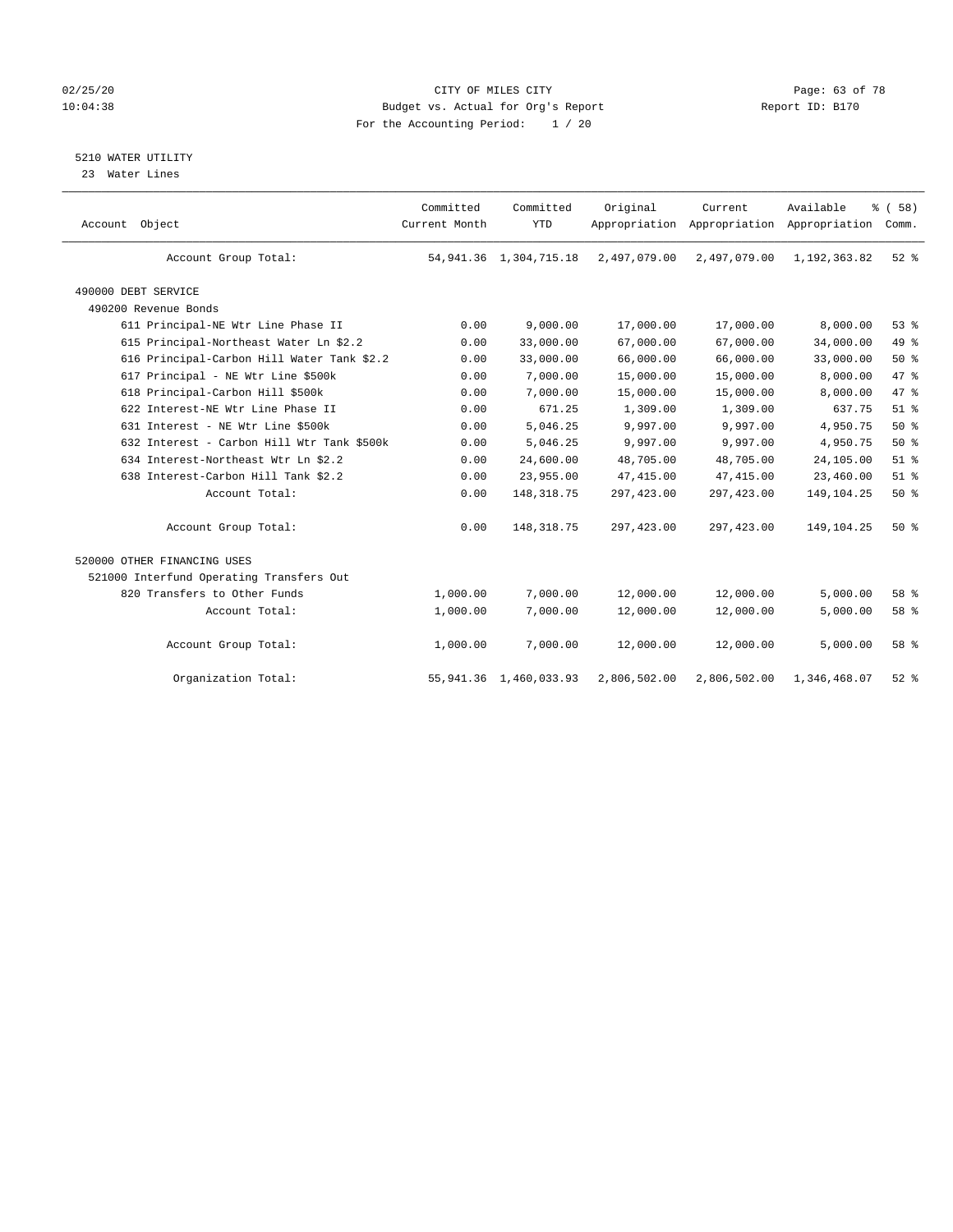CITY OF MILES CITY
Budget vs. Actual for Org's Report
For the Accounting Period: 1 / 20

5210 WATER UTILITY
23 Water Lines

| Account Object | Committed Current Month | Committed YTD | Original Appropriation | Current Appropriation | Available Appropriation | % ( 58) Comm. |
|---|---|---|---|---|---|---|
| Account Group Total: | 54,941.36 | 1,304,715.18 | 2,497,079.00 | 2,497,079.00 | 1,192,363.82 | 52 % |
| 490000 DEBT SERVICE | | | | | | |
| 490200 Revenue Bonds | | | | | | |
| 611 Principal-NE Wtr Line Phase II | 0.00 | 9,000.00 | 17,000.00 | 17,000.00 | 8,000.00 | 53 % |
| 615 Principal-Northeast Water Ln $2.2 | 0.00 | 33,000.00 | 67,000.00 | 67,000.00 | 34,000.00 | 49 % |
| 616 Principal-Carbon Hill Water Tank $2.2 | 0.00 | 33,000.00 | 66,000.00 | 66,000.00 | 33,000.00 | 50 % |
| 617 Principal - NE Wtr Line $500k | 0.00 | 7,000.00 | 15,000.00 | 15,000.00 | 8,000.00 | 47 % |
| 618 Principal-Carbon Hill $500k | 0.00 | 7,000.00 | 15,000.00 | 15,000.00 | 8,000.00 | 47 % |
| 622 Interest-NE Wtr Line Phase II | 0.00 | 671.25 | 1,309.00 | 1,309.00 | 637.75 | 51 % |
| 631 Interest - NE Wtr Line $500k | 0.00 | 5,046.25 | 9,997.00 | 9,997.00 | 4,950.75 | 50 % |
| 632 Interest - Carbon Hill Wtr Tank $500k | 0.00 | 5,046.25 | 9,997.00 | 9,997.00 | 4,950.75 | 50 % |
| 634 Interest-Northeast Wtr Ln $2.2 | 0.00 | 24,600.00 | 48,705.00 | 48,705.00 | 24,105.00 | 51 % |
| 638 Interest-Carbon Hill Tank $2.2 | 0.00 | 23,955.00 | 47,415.00 | 47,415.00 | 23,460.00 | 51 % |
| Account Total: | 0.00 | 148,318.75 | 297,423.00 | 297,423.00 | 149,104.25 | 50 % |
| Account Group Total: | 0.00 | 148,318.75 | 297,423.00 | 297,423.00 | 149,104.25 | 50 % |
| 520000 OTHER FINANCING USES | | | | | | |
| 521000 Interfund Operating Transfers Out | | | | | | |
| 820 Transfers to Other Funds | 1,000.00 | 7,000.00 | 12,000.00 | 12,000.00 | 5,000.00 | 58 % |
| Account Total: | 1,000.00 | 7,000.00 | 12,000.00 | 12,000.00 | 5,000.00 | 58 % |
| Account Group Total: | 1,000.00 | 7,000.00 | 12,000.00 | 12,000.00 | 5,000.00 | 58 % |
| Organization Total: | 55,941.36 | 1,460,033.93 | 2,806,502.00 | 2,806,502.00 | 1,346,468.07 | 52 % |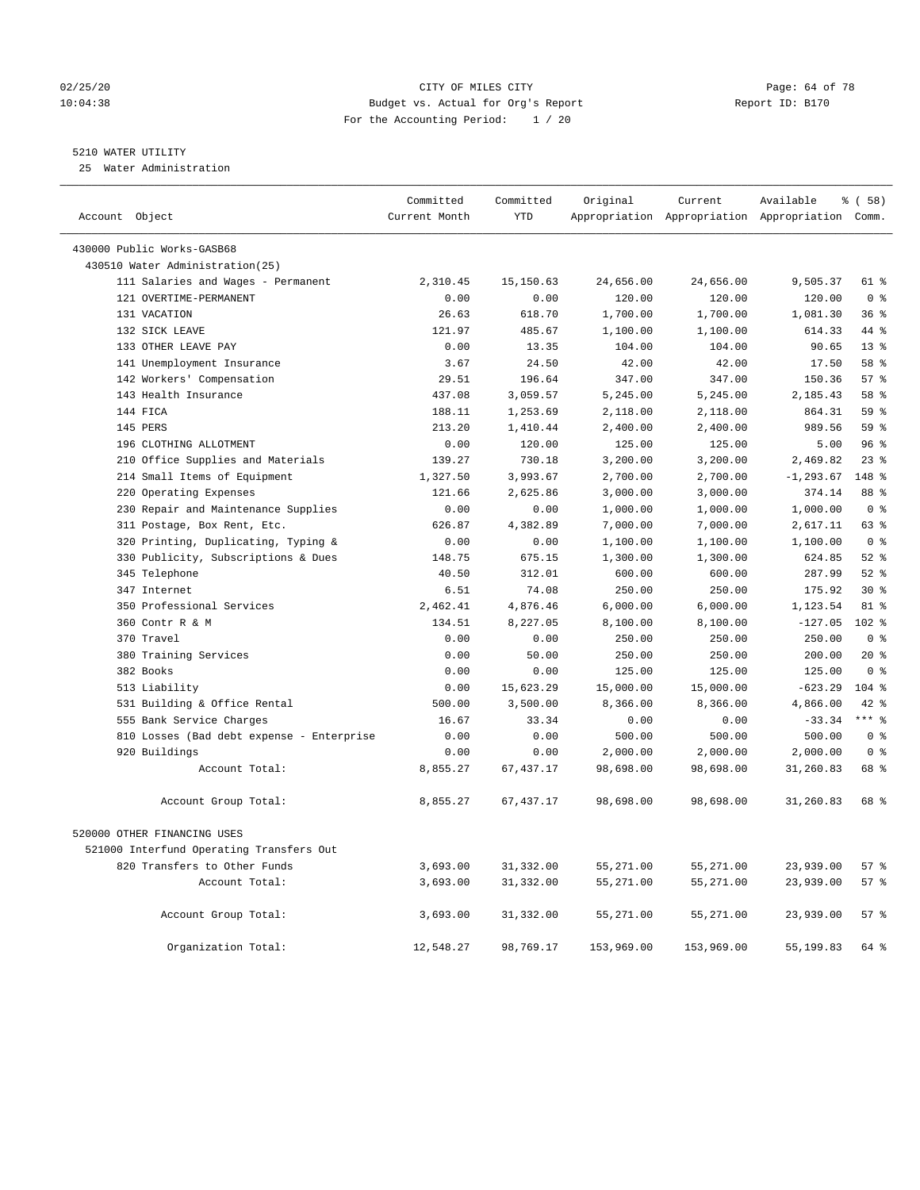CITY OF MILES CITY
Budget vs. Actual for Org's Report
For the Accounting Period: 1 / 20

Report ID: B170

02/25/20
10:04:38

5210 WATER UTILITY
25 Water Administration

| Account Object | Committed Current Month | Committed YTD | Original Appropriation | Current Appropriation | Available Appropriation | % ( 58) Comm. |
|---|---|---|---|---|---|---|
| 430000 Public Works-GASB68 | | | | | | |
| 430510 Water Administration(25) | | | | | | |
| 111 Salaries and Wages - Permanent | 2,310.45 | 15,150.63 | 24,656.00 | 24,656.00 | 9,505.37 | 61 % |
| 121 OVERTIME-PERMANENT | 0.00 | 0.00 | 120.00 | 120.00 | 120.00 | 0 % |
| 131 VACATION | 26.63 | 618.70 | 1,700.00 | 1,700.00 | 1,081.30 | 36 % |
| 132 SICK LEAVE | 121.97 | 485.67 | 1,100.00 | 1,100.00 | 614.33 | 44 % |
| 133 OTHER LEAVE PAY | 0.00 | 13.35 | 104.00 | 104.00 | 90.65 | 13 % |
| 141 Unemployment Insurance | 3.67 | 24.50 | 42.00 | 42.00 | 17.50 | 58 % |
| 142 Workers' Compensation | 29.51 | 196.64 | 347.00 | 347.00 | 150.36 | 57 % |
| 143 Health Insurance | 437.08 | 3,059.57 | 5,245.00 | 5,245.00 | 2,185.43 | 58 % |
| 144 FICA | 188.11 | 1,253.69 | 2,118.00 | 2,118.00 | 864.31 | 59 % |
| 145 PERS | 213.20 | 1,410.44 | 2,400.00 | 2,400.00 | 989.56 | 59 % |
| 196 CLOTHING ALLOTMENT | 0.00 | 120.00 | 125.00 | 125.00 | 5.00 | 96 % |
| 210 Office Supplies and Materials | 139.27 | 730.18 | 3,200.00 | 3,200.00 | 2,469.82 | 23 % |
| 214 Small Items of Equipment | 1,327.50 | 3,993.67 | 2,700.00 | 2,700.00 | -1,293.67 | 148 % |
| 220 Operating Expenses | 121.66 | 2,625.86 | 3,000.00 | 3,000.00 | 374.14 | 88 % |
| 230 Repair and Maintenance Supplies | 0.00 | 0.00 | 1,000.00 | 1,000.00 | 1,000.00 | 0 % |
| 311 Postage, Box Rent, Etc. | 626.87 | 4,382.89 | 7,000.00 | 7,000.00 | 2,617.11 | 63 % |
| 320 Printing, Duplicating, Typing & | 0.00 | 0.00 | 1,100.00 | 1,100.00 | 1,100.00 | 0 % |
| 330 Publicity, Subscriptions & Dues | 148.75 | 675.15 | 1,300.00 | 1,300.00 | 624.85 | 52 % |
| 345 Telephone | 40.50 | 312.01 | 600.00 | 600.00 | 287.99 | 52 % |
| 347 Internet | 6.51 | 74.08 | 250.00 | 250.00 | 175.92 | 30 % |
| 350 Professional Services | 2,462.41 | 4,876.46 | 6,000.00 | 6,000.00 | 1,123.54 | 81 % |
| 360 Contr R & M | 134.51 | 8,227.05 | 8,100.00 | 8,100.00 | -127.05 | 102 % |
| 370 Travel | 0.00 | 0.00 | 250.00 | 250.00 | 250.00 | 0 % |
| 380 Training Services | 0.00 | 50.00 | 250.00 | 250.00 | 200.00 | 20 % |
| 382 Books | 0.00 | 0.00 | 125.00 | 125.00 | 125.00 | 0 % |
| 513 Liability | 0.00 | 15,623.29 | 15,000.00 | 15,000.00 | -623.29 | 104 % |
| 531 Building & Office Rental | 500.00 | 3,500.00 | 8,366.00 | 8,366.00 | 4,866.00 | 42 % |
| 555 Bank Service Charges | 16.67 | 33.34 | 0.00 | 0.00 | -33.34 | *** % |
| 810 Losses (Bad debt expense - Enterprise | 0.00 | 0.00 | 500.00 | 500.00 | 500.00 | 0 % |
| 920 Buildings | 0.00 | 0.00 | 2,000.00 | 2,000.00 | 2,000.00 | 0 % |
| Account Total: | 8,855.27 | 67,437.17 | 98,698.00 | 98,698.00 | 31,260.83 | 68 % |
| Account Group Total: | 8,855.27 | 67,437.17 | 98,698.00 | 98,698.00 | 31,260.83 | 68 % |
| 520000 OTHER FINANCING USES | | | | | | |
| 521000 Interfund Operating Transfers Out | | | | | | |
| 820 Transfers to Other Funds | 3,693.00 | 31,332.00 | 55,271.00 | 55,271.00 | 23,939.00 | 57 % |
| Account Total: | 3,693.00 | 31,332.00 | 55,271.00 | 55,271.00 | 23,939.00 | 57 % |
| Account Group Total: | 3,693.00 | 31,332.00 | 55,271.00 | 55,271.00 | 23,939.00 | 57 % |
| Organization Total: | 12,548.27 | 98,769.17 | 153,969.00 | 153,969.00 | 55,199.83 | 64 % |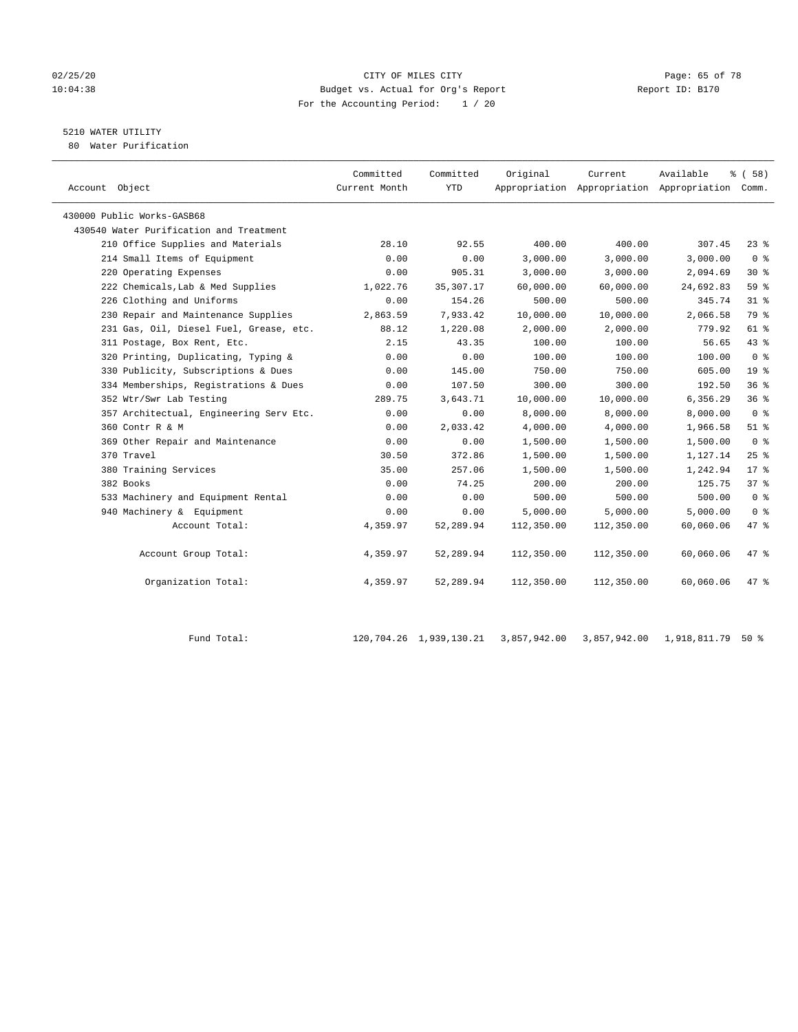CITY OF MILES CITY
Budget vs. Actual for Org's Report
For the Accounting Period: 1 / 20

02/25/20
10:04:38

Report ID: B170

## 5210 WATER UTILITY

80 Water Purification

| Account Object | Committed Current Month | Committed YTD | Original Appropriation | Current Appropriation | Available Appropriation | % ( 58) Comm. |
|---|---|---|---|---|---|---|
| 430000 Public Works-GASB68 | | | | | | |
| 430540 Water Purification and Treatment | | | | | | |
| 210 Office Supplies and Materials | 28.10 | 92.55 | 400.00 | 400.00 | 307.45 | 23 % |
| 214 Small Items of Equipment | 0.00 | 0.00 | 3,000.00 | 3,000.00 | 3,000.00 | 0 % |
| 220 Operating Expenses | 0.00 | 905.31 | 3,000.00 | 3,000.00 | 2,094.69 | 30 % |
| 222 Chemicals,Lab & Med Supplies | 1,022.76 | 35,307.17 | 60,000.00 | 60,000.00 | 24,692.83 | 59 % |
| 226 Clothing and Uniforms | 0.00 | 154.26 | 500.00 | 500.00 | 345.74 | 31 % |
| 230 Repair and Maintenance Supplies | 2,863.59 | 7,933.42 | 10,000.00 | 10,000.00 | 2,066.58 | 79 % |
| 231 Gas, Oil, Diesel Fuel, Grease, etc. | 88.12 | 1,220.08 | 2,000.00 | 2,000.00 | 779.92 | 61 % |
| 311 Postage, Box Rent, Etc. | 2.15 | 43.35 | 100.00 | 100.00 | 56.65 | 43 % |
| 320 Printing, Duplicating, Typing & | 0.00 | 0.00 | 100.00 | 100.00 | 100.00 | 0 % |
| 330 Publicity, Subscriptions & Dues | 0.00 | 145.00 | 750.00 | 750.00 | 605.00 | 19 % |
| 334 Memberships, Registrations & Dues | 0.00 | 107.50 | 300.00 | 300.00 | 192.50 | 36 % |
| 352 Wtr/Swr Lab Testing | 289.75 | 3,643.71 | 10,000.00 | 10,000.00 | 6,356.29 | 36 % |
| 357 Architectual, Engineering Serv Etc. | 0.00 | 0.00 | 8,000.00 | 8,000.00 | 8,000.00 | 0 % |
| 360 Contr R & M | 0.00 | 2,033.42 | 4,000.00 | 4,000.00 | 1,966.58 | 51 % |
| 369 Other Repair and Maintenance | 0.00 | 0.00 | 1,500.00 | 1,500.00 | 1,500.00 | 0 % |
| 370 Travel | 30.50 | 372.86 | 1,500.00 | 1,500.00 | 1,127.14 | 25 % |
| 380 Training Services | 35.00 | 257.06 | 1,500.00 | 1,500.00 | 1,242.94 | 17 % |
| 382 Books | 0.00 | 74.25 | 200.00 | 200.00 | 125.75 | 37 % |
| 533 Machinery and Equipment Rental | 0.00 | 0.00 | 500.00 | 500.00 | 500.00 | 0 % |
| 940 Machinery & Equipment | 0.00 | 0.00 | 5,000.00 | 5,000.00 | 5,000.00 | 0 % |
| Account Total: | 4,359.97 | 52,289.94 | 112,350.00 | 112,350.00 | 60,060.06 | 47 % |
| Account Group Total: | 4,359.97 | 52,289.94 | 112,350.00 | 112,350.00 | 60,060.06 | 47 % |
| Organization Total: | 4,359.97 | 52,289.94 | 112,350.00 | 112,350.00 | 60,060.06 | 47 % |
| Fund Total: | 120,704.26 | 1,939,130.21 | 3,857,942.00 | 3,857,942.00 | 1,918,811.79 | 50 % |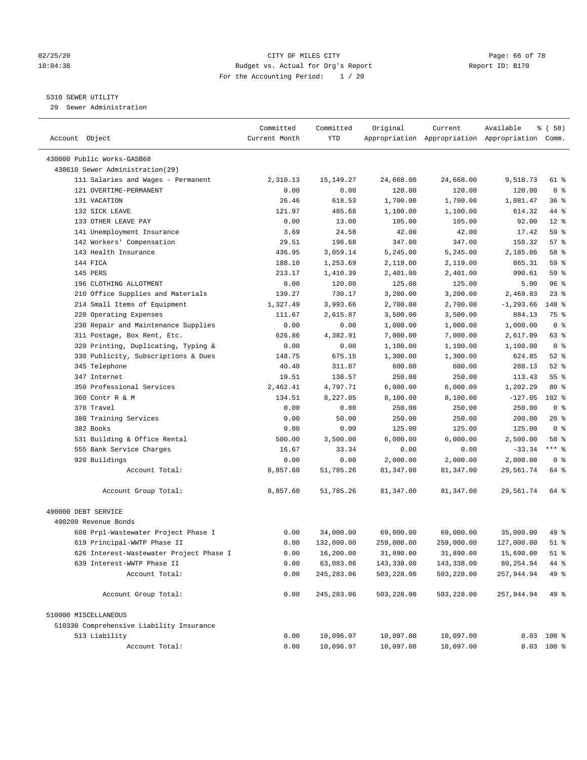CITY OF MILES CITY
Budget vs. Actual for Org's Report
For the Accounting Period: 1 / 20

5310 SEWER UTILITY
29 Sewer Administration

| Account Object | Committed Current Month | Committed YTD | Original Appropriation | Current Appropriation | Available Appropriation | % ( 58) Comm. |
|---|---|---|---|---|---|---|
| 430000 Public Works-GASB68 | | | | | | |
| 430610 Sewer Administration(29) | | | | | | |
| 111 Salaries and Wages - Permanent | 2,310.13 | 15,149.27 | 24,668.00 | 24,668.00 | 9,518.73 | 61 % |
| 121 OVERTIME-PERMANENT | 0.00 | 0.00 | 120.00 | 120.00 | 120.00 | 0 % |
| 131 VACATION | 26.46 | 618.53 | 1,700.00 | 1,700.00 | 1,081.47 | 36 % |
| 132 SICK LEAVE | 121.97 | 485.68 | 1,100.00 | 1,100.00 | 614.32 | 44 % |
| 133 OTHER LEAVE PAY | 0.00 | 13.00 | 105.00 | 105.00 | 92.00 | 12 % |
| 141 Unemployment Insurance | 3.69 | 24.58 | 42.00 | 42.00 | 17.42 | 59 % |
| 142 Workers' Compensation | 29.51 | 196.68 | 347.00 | 347.00 | 150.32 | 57 % |
| 143 Health Insurance | 436.95 | 3,059.14 | 5,245.00 | 5,245.00 | 2,185.86 | 58 % |
| 144 FICA | 188.10 | 1,253.69 | 2,119.00 | 2,119.00 | 865.31 | 59 % |
| 145 PERS | 213.17 | 1,410.39 | 2,401.00 | 2,401.00 | 990.61 | 59 % |
| 196 CLOTHING ALLOTMENT | 0.00 | 120.00 | 125.00 | 125.00 | 5.00 | 96 % |
| 210 Office Supplies and Materials | 139.27 | 730.17 | 3,200.00 | 3,200.00 | 2,469.83 | 23 % |
| 214 Small Items of Equipment | 1,327.49 | 3,993.66 | 2,700.00 | 2,700.00 | -1,293.66 | 148 % |
| 220 Operating Expenses | 111.67 | 2,615.87 | 3,500.00 | 3,500.00 | 884.13 | 75 % |
| 230 Repair and Maintenance Supplies | 0.00 | 0.00 | 1,000.00 | 1,000.00 | 1,000.00 | 0 % |
| 311 Postage, Box Rent, Etc. | 626.86 | 4,382.91 | 7,000.00 | 7,000.00 | 2,617.09 | 63 % |
| 320 Printing, Duplicating, Typing & | 0.00 | 0.00 | 1,100.00 | 1,100.00 | 1,100.00 | 0 % |
| 330 Publicity, Subscriptions & Dues | 148.75 | 675.15 | 1,300.00 | 1,300.00 | 624.85 | 52 % |
| 345 Telephone | 40.48 | 311.87 | 600.00 | 600.00 | 288.13 | 52 % |
| 347 Internet | 19.51 | 136.57 | 250.00 | 250.00 | 113.43 | 55 % |
| 350 Professional Services | 2,462.41 | 4,797.71 | 6,000.00 | 6,000.00 | 1,202.29 | 80 % |
| 360 Contr R & M | 134.51 | 8,227.05 | 8,100.00 | 8,100.00 | -127.05 | 102 % |
| 370 Travel | 0.00 | 0.00 | 250.00 | 250.00 | 250.00 | 0 % |
| 380 Training Services | 0.00 | 50.00 | 250.00 | 250.00 | 200.00 | 20 % |
| 382 Books | 0.00 | 0.00 | 125.00 | 125.00 | 125.00 | 0 % |
| 531 Building & Office Rental | 500.00 | 3,500.00 | 6,000.00 | 6,000.00 | 2,500.00 | 58 % |
| 555 Bank Service Charges | 16.67 | 33.34 | 0.00 | 0.00 | -33.34 | *** % |
| 920 Buildings | 0.00 | 0.00 | 2,000.00 | 2,000.00 | 2,000.00 | 0 % |
| Account Total: | 8,857.60 | 51,785.26 | 81,347.00 | 81,347.00 | 29,561.74 | 64 % |
| Account Group Total: | 8,857.60 | 51,785.26 | 81,347.00 | 81,347.00 | 29,561.74 | 64 % |
| 490000 DEBT SERVICE | | | | | | |
| 490200 Revenue Bonds | | | | | | |
| 608 Prpl-Wastewater Project Phase I | 0.00 | 34,000.00 | 69,000.00 | 69,000.00 | 35,000.00 | 49 % |
| 619 Principal-WWTP Phase II | 0.00 | 132,000.00 | 259,000.00 | 259,000.00 | 127,000.00 | 51 % |
| 626 Interest-Wastewater Project Phase I | 0.00 | 16,200.00 | 31,890.00 | 31,890.00 | 15,690.00 | 51 % |
| 639 Interest-WWTP Phase II | 0.00 | 63,083.06 | 143,338.00 | 143,338.00 | 80,254.94 | 44 % |
| Account Total: | 0.00 | 245,283.06 | 503,228.00 | 503,228.00 | 257,944.94 | 49 % |
| Account Group Total: | 0.00 | 245,283.06 | 503,228.00 | 503,228.00 | 257,944.94 | 49 % |
| 510000 MISCELLANEOUS | | | | | | |
| 510330 Comprehensive Liability Insurance | | | | | | |
| 513 Liability | 0.00 | 10,096.97 | 10,097.00 | 10,097.00 | 0.03 | 100 % |
| Account Total: | 0.00 | 10,096.97 | 10,097.00 | 10,097.00 | 0.03 | 100 % |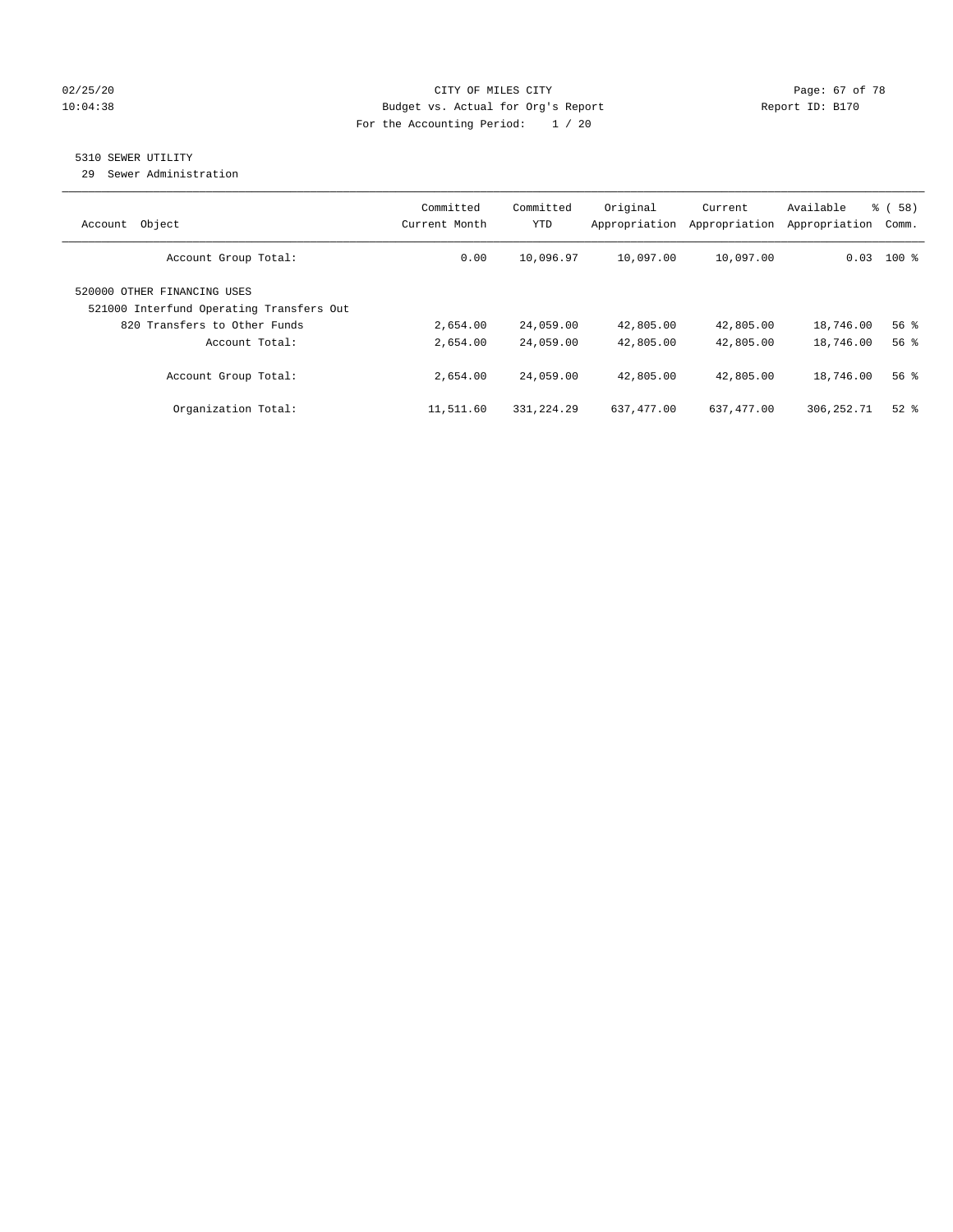CITY OF MILES CITY
Budget vs. Actual for Org's Report
For the Accounting Period: 1 / 20

02/25/20 10:04:38 — Report ID: B170

## 5310 SEWER UTILITY

29 Sewer Administration

| Account Object | Committed Current Month | Committed YTD | Original Appropriation | Current Appropriation | Available Appropriation | % ( 58) Comm. |
|---|---|---|---|---|---|---|
| Account Group Total: | 0.00 | 10,096.97 | 10,097.00 | 10,097.00 | 0.03 | 100 % |
| 520000 OTHER FINANCING USES | | | | | | |
| 521000 Interfund Operating Transfers Out | | | | | | |
| 820 Transfers to Other Funds | 2,654.00 | 24,059.00 | 42,805.00 | 42,805.00 | 18,746.00 | 56 % |
| Account Total: | 2,654.00 | 24,059.00 | 42,805.00 | 42,805.00 | 18,746.00 | 56 % |
| Account Group Total: | 2,654.00 | 24,059.00 | 42,805.00 | 42,805.00 | 18,746.00 | 56 % |
| Organization Total: | 11,511.60 | 331,224.29 | 637,477.00 | 637,477.00 | 306,252.71 | 52 % |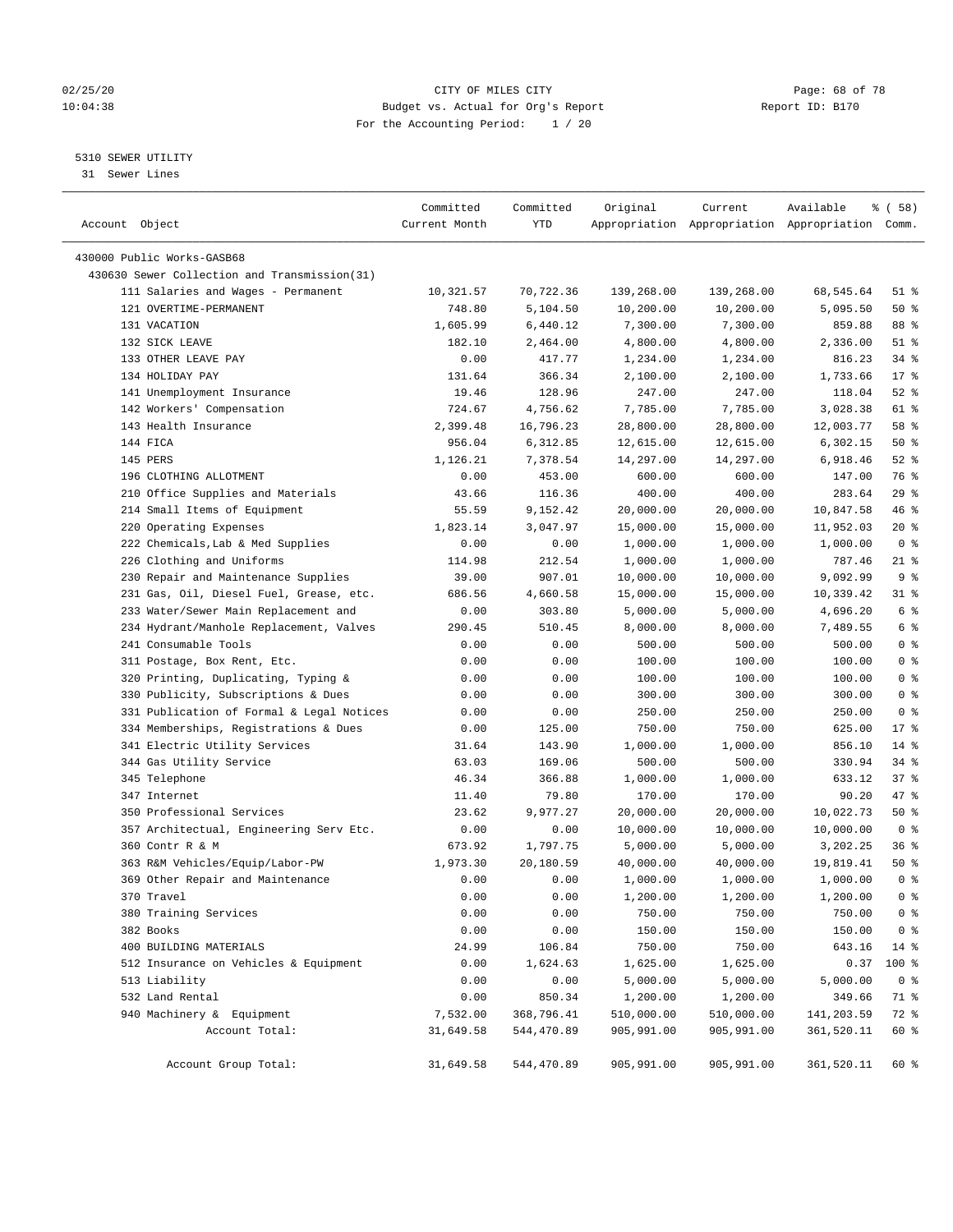CITY OF MILES CITY
Budget vs. Actual for Org's Report
For the Accounting Period: 1 / 20

5310 SEWER UTILITY
31 Sewer Lines

| Account Object | Committed Current Month | Committed YTD | Original Appropriation | Current Appropriation | Available Appropriation | % ( 58) Comm. |
|---|---|---|---|---|---|---|
| 430000 Public Works-GASB68 | | | | | | |
| 430630 Sewer Collection and Transmission(31) | | | | | | |
| 111 Salaries and Wages - Permanent | 10,321.57 | 70,722.36 | 139,268.00 | 139,268.00 | 68,545.64 | 51 % |
| 121 OVERTIME-PERMANENT | 748.80 | 5,104.50 | 10,200.00 | 10,200.00 | 5,095.50 | 50 % |
| 131 VACATION | 1,605.99 | 6,440.12 | 7,300.00 | 7,300.00 | 859.88 | 88 % |
| 132 SICK LEAVE | 182.10 | 2,464.00 | 4,800.00 | 4,800.00 | 2,336.00 | 51 % |
| 133 OTHER LEAVE PAY | 0.00 | 417.77 | 1,234.00 | 1,234.00 | 816.23 | 34 % |
| 134 HOLIDAY PAY | 131.64 | 366.34 | 2,100.00 | 2,100.00 | 1,733.66 | 17 % |
| 141 Unemployment Insurance | 19.46 | 128.96 | 247.00 | 247.00 | 118.04 | 52 % |
| 142 Workers' Compensation | 724.67 | 4,756.62 | 7,785.00 | 7,785.00 | 3,028.38 | 61 % |
| 143 Health Insurance | 2,399.48 | 16,796.23 | 28,800.00 | 28,800.00 | 12,003.77 | 58 % |
| 144 FICA | 956.04 | 6,312.85 | 12,615.00 | 12,615.00 | 6,302.15 | 50 % |
| 145 PERS | 1,126.21 | 7,378.54 | 14,297.00 | 14,297.00 | 6,918.46 | 52 % |
| 196 CLOTHING ALLOTMENT | 0.00 | 453.00 | 600.00 | 600.00 | 147.00 | 76 % |
| 210 Office Supplies and Materials | 43.66 | 116.36 | 400.00 | 400.00 | 283.64 | 29 % |
| 214 Small Items of Equipment | 55.59 | 9,152.42 | 20,000.00 | 20,000.00 | 10,847.58 | 46 % |
| 220 Operating Expenses | 1,823.14 | 3,047.97 | 15,000.00 | 15,000.00 | 11,952.03 | 20 % |
| 222 Chemicals,Lab & Med Supplies | 0.00 | 0.00 | 1,000.00 | 1,000.00 | 1,000.00 | 0 % |
| 226 Clothing and Uniforms | 114.98 | 212.54 | 1,000.00 | 1,000.00 | 787.46 | 21 % |
| 230 Repair and Maintenance Supplies | 39.00 | 907.01 | 10,000.00 | 10,000.00 | 9,092.99 | 9 % |
| 231 Gas, Oil, Diesel Fuel, Grease, etc. | 686.56 | 4,660.58 | 15,000.00 | 15,000.00 | 10,339.42 | 31 % |
| 233 Water/Sewer Main Replacement and | 0.00 | 303.80 | 5,000.00 | 5,000.00 | 4,696.20 | 6 % |
| 234 Hydrant/Manhole Replacement, Valves | 290.45 | 510.45 | 8,000.00 | 8,000.00 | 7,489.55 | 6 % |
| 241 Consumable Tools | 0.00 | 0.00 | 500.00 | 500.00 | 500.00 | 0 % |
| 311 Postage, Box Rent, Etc. | 0.00 | 0.00 | 100.00 | 100.00 | 100.00 | 0 % |
| 320 Printing, Duplicating, Typing & | 0.00 | 0.00 | 100.00 | 100.00 | 100.00 | 0 % |
| 330 Publicity, Subscriptions & Dues | 0.00 | 0.00 | 300.00 | 300.00 | 300.00 | 0 % |
| 331 Publication of Formal & Legal Notices | 0.00 | 0.00 | 250.00 | 250.00 | 250.00 | 0 % |
| 334 Memberships, Registrations & Dues | 0.00 | 125.00 | 750.00 | 750.00 | 625.00 | 17 % |
| 341 Electric Utility Services | 31.64 | 143.90 | 1,000.00 | 1,000.00 | 856.10 | 14 % |
| 344 Gas Utility Service | 63.03 | 169.06 | 500.00 | 500.00 | 330.94 | 34 % |
| 345 Telephone | 46.34 | 366.88 | 1,000.00 | 1,000.00 | 633.12 | 37 % |
| 347 Internet | 11.40 | 79.80 | 170.00 | 170.00 | 90.20 | 47 % |
| 350 Professional Services | 23.62 | 9,977.27 | 20,000.00 | 20,000.00 | 10,022.73 | 50 % |
| 357 Architectual, Engineering Serv Etc. | 0.00 | 0.00 | 10,000.00 | 10,000.00 | 10,000.00 | 0 % |
| 360 Contr R & M | 673.92 | 1,797.75 | 5,000.00 | 5,000.00 | 3,202.25 | 36 % |
| 363 R&M Vehicles/Equip/Labor-PW | 1,973.30 | 20,180.59 | 40,000.00 | 40,000.00 | 19,819.41 | 50 % |
| 369 Other Repair and Maintenance | 0.00 | 0.00 | 1,000.00 | 1,000.00 | 1,000.00 | 0 % |
| 370 Travel | 0.00 | 0.00 | 1,200.00 | 1,200.00 | 1,200.00 | 0 % |
| 380 Training Services | 0.00 | 0.00 | 750.00 | 750.00 | 750.00 | 0 % |
| 382 Books | 0.00 | 0.00 | 150.00 | 150.00 | 150.00 | 0 % |
| 400 BUILDING MATERIALS | 24.99 | 106.84 | 750.00 | 750.00 | 643.16 | 14 % |
| 512 Insurance on Vehicles & Equipment | 0.00 | 1,624.63 | 1,625.00 | 1,625.00 | 0.37 | 100 % |
| 513 Liability | 0.00 | 0.00 | 5,000.00 | 5,000.00 | 5,000.00 | 0 % |
| 532 Land Rental | 0.00 | 850.34 | 1,200.00 | 1,200.00 | 349.66 | 71 % |
| 940 Machinery & Equipment | 7,532.00 | 368,796.41 | 510,000.00 | 510,000.00 | 141,203.59 | 72 % |
| Account Total: | 31,649.58 | 544,470.89 | 905,991.00 | 905,991.00 | 361,520.11 | 60 % |
| Account Group Total: | 31,649.58 | 544,470.89 | 905,991.00 | 905,991.00 | 361,520.11 | 60 % |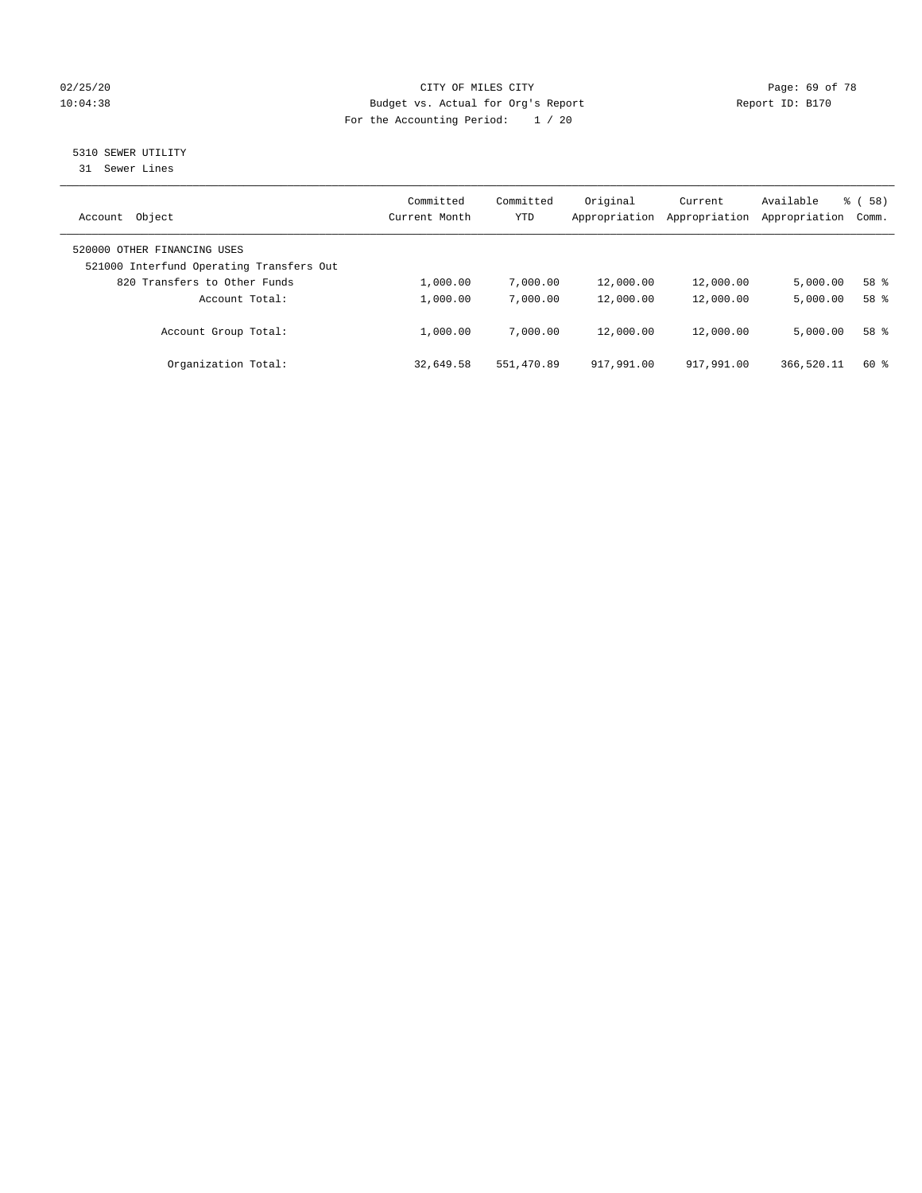CITY OF MILES CITY
Budget vs. Actual for Org's Report
For the Accounting Period: 1 / 20

02/25/20
10:04:38

Report ID: B170

## 5310 SEWER UTILITY

31 Sewer Lines

| Account Object | Committed Current Month | Committed YTD | Original Appropriation | Current Appropriation | Available Appropriation | % ( 58) Comm. |
|---|---|---|---|---|---|---|
| 520000 OTHER FINANCING USES | | | | | | |
| 521000 Interfund Operating Transfers Out | | | | | | |
| 820 Transfers to Other Funds | 1,000.00 | 7,000.00 | 12,000.00 | 12,000.00 | 5,000.00 | 58 % |
| Account Total: | 1,000.00 | 7,000.00 | 12,000.00 | 12,000.00 | 5,000.00 | 58 % |
| Account Group Total: | 1,000.00 | 7,000.00 | 12,000.00 | 12,000.00 | 5,000.00 | 58 % |
| Organization Total: | 32,649.58 | 551,470.89 | 917,991.00 | 917,991.00 | 366,520.11 | 60 % |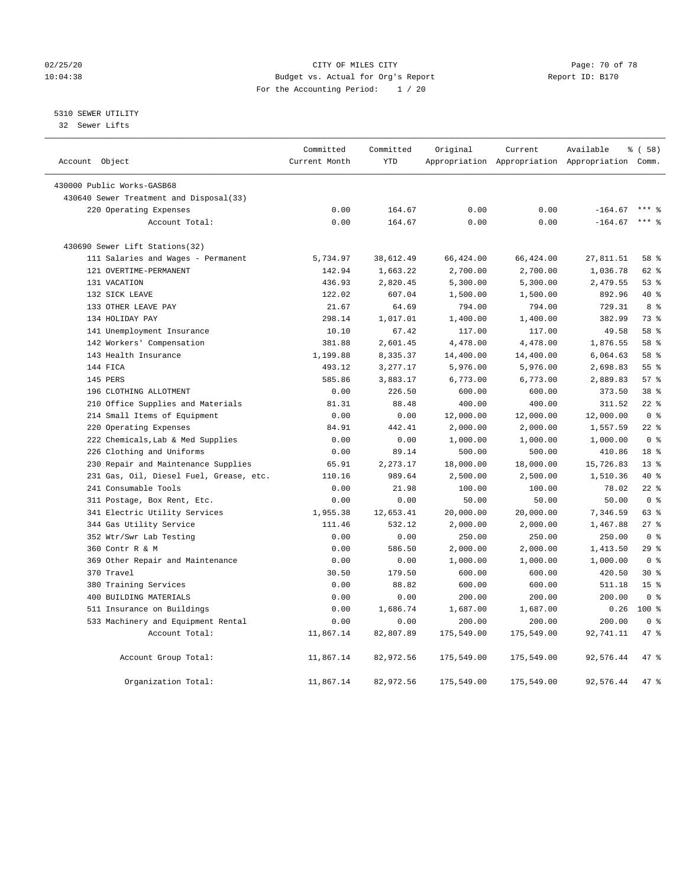CITY OF MILES CITY
Budget vs. Actual for Org's Report
For the Accounting Period: 1 / 20

02/25/20
10:04:38

Report ID: B170

5310 SEWER UTILITY
32 Sewer Lifts

| Account Object | Committed Current Month | Committed YTD | Original Appropriation | Current Appropriation | Available Appropriation | % ( 58) Comm. |
|---|---|---|---|---|---|---|
| 430000 Public Works-GASB68 | | | | | | |
| 430640 Sewer Treatment and Disposal(33) | | | | | | |
| 220 Operating Expenses | 0.00 | 164.67 | 0.00 | 0.00 | -164.67 | *** % |
| Account Total: | 0.00 | 164.67 | 0.00 | 0.00 | -164.67 | *** % |
| 430690 Sewer Lift Stations(32) | | | | | | |
| 111 Salaries and Wages - Permanent | 5,734.97 | 38,612.49 | 66,424.00 | 66,424.00 | 27,811.51 | 58 % |
| 121 OVERTIME-PERMANENT | 142.94 | 1,663.22 | 2,700.00 | 2,700.00 | 1,036.78 | 62 % |
| 131 VACATION | 436.93 | 2,820.45 | 5,300.00 | 5,300.00 | 2,479.55 | 53 % |
| 132 SICK LEAVE | 122.02 | 607.04 | 1,500.00 | 1,500.00 | 892.96 | 40 % |
| 133 OTHER LEAVE PAY | 21.67 | 64.69 | 794.00 | 794.00 | 729.31 | 8 % |
| 134 HOLIDAY PAY | 298.14 | 1,017.01 | 1,400.00 | 1,400.00 | 382.99 | 73 % |
| 141 Unemployment Insurance | 10.10 | 67.42 | 117.00 | 117.00 | 49.58 | 58 % |
| 142 Workers' Compensation | 381.88 | 2,601.45 | 4,478.00 | 4,478.00 | 1,876.55 | 58 % |
| 143 Health Insurance | 1,199.88 | 8,335.37 | 14,400.00 | 14,400.00 | 6,064.63 | 58 % |
| 144 FICA | 493.12 | 3,277.17 | 5,976.00 | 5,976.00 | 2,698.83 | 55 % |
| 145 PERS | 585.86 | 3,883.17 | 6,773.00 | 6,773.00 | 2,889.83 | 57 % |
| 196 CLOTHING ALLOTMENT | 0.00 | 226.50 | 600.00 | 600.00 | 373.50 | 38 % |
| 210 Office Supplies and Materials | 81.31 | 88.48 | 400.00 | 400.00 | 311.52 | 22 % |
| 214 Small Items of Equipment | 0.00 | 0.00 | 12,000.00 | 12,000.00 | 12,000.00 | 0 % |
| 220 Operating Expenses | 84.91 | 442.41 | 2,000.00 | 2,000.00 | 1,557.59 | 22 % |
| 222 Chemicals,Lab & Med Supplies | 0.00 | 0.00 | 1,000.00 | 1,000.00 | 1,000.00 | 0 % |
| 226 Clothing and Uniforms | 0.00 | 89.14 | 500.00 | 500.00 | 410.86 | 18 % |
| 230 Repair and Maintenance Supplies | 65.91 | 2,273.17 | 18,000.00 | 18,000.00 | 15,726.83 | 13 % |
| 231 Gas, Oil, Diesel Fuel, Grease, etc. | 110.16 | 989.64 | 2,500.00 | 2,500.00 | 1,510.36 | 40 % |
| 241 Consumable Tools | 0.00 | 21.98 | 100.00 | 100.00 | 78.02 | 22 % |
| 311 Postage, Box Rent, Etc. | 0.00 | 0.00 | 50.00 | 50.00 | 50.00 | 0 % |
| 341 Electric Utility Services | 1,955.38 | 12,653.41 | 20,000.00 | 20,000.00 | 7,346.59 | 63 % |
| 344 Gas Utility Service | 111.46 | 532.12 | 2,000.00 | 2,000.00 | 1,467.88 | 27 % |
| 352 Wtr/Swr Lab Testing | 0.00 | 0.00 | 250.00 | 250.00 | 250.00 | 0 % |
| 360 Contr R & M | 0.00 | 586.50 | 2,000.00 | 2,000.00 | 1,413.50 | 29 % |
| 369 Other Repair and Maintenance | 0.00 | 0.00 | 1,000.00 | 1,000.00 | 1,000.00 | 0 % |
| 370 Travel | 30.50 | 179.50 | 600.00 | 600.00 | 420.50 | 30 % |
| 380 Training Services | 0.00 | 88.82 | 600.00 | 600.00 | 511.18 | 15 % |
| 400 BUILDING MATERIALS | 0.00 | 0.00 | 200.00 | 200.00 | 200.00 | 0 % |
| 511 Insurance on Buildings | 0.00 | 1,686.74 | 1,687.00 | 1,687.00 | 0.26 | 100 % |
| 533 Machinery and Equipment Rental | 0.00 | 0.00 | 200.00 | 200.00 | 200.00 | 0 % |
| Account Total: | 11,867.14 | 82,807.89 | 175,549.00 | 175,549.00 | 92,741.11 | 47 % |
| Account Group Total: | 11,867.14 | 82,972.56 | 175,549.00 | 175,549.00 | 92,576.44 | 47 % |
| Organization Total: | 11,867.14 | 82,972.56 | 175,549.00 | 175,549.00 | 92,576.44 | 47 % |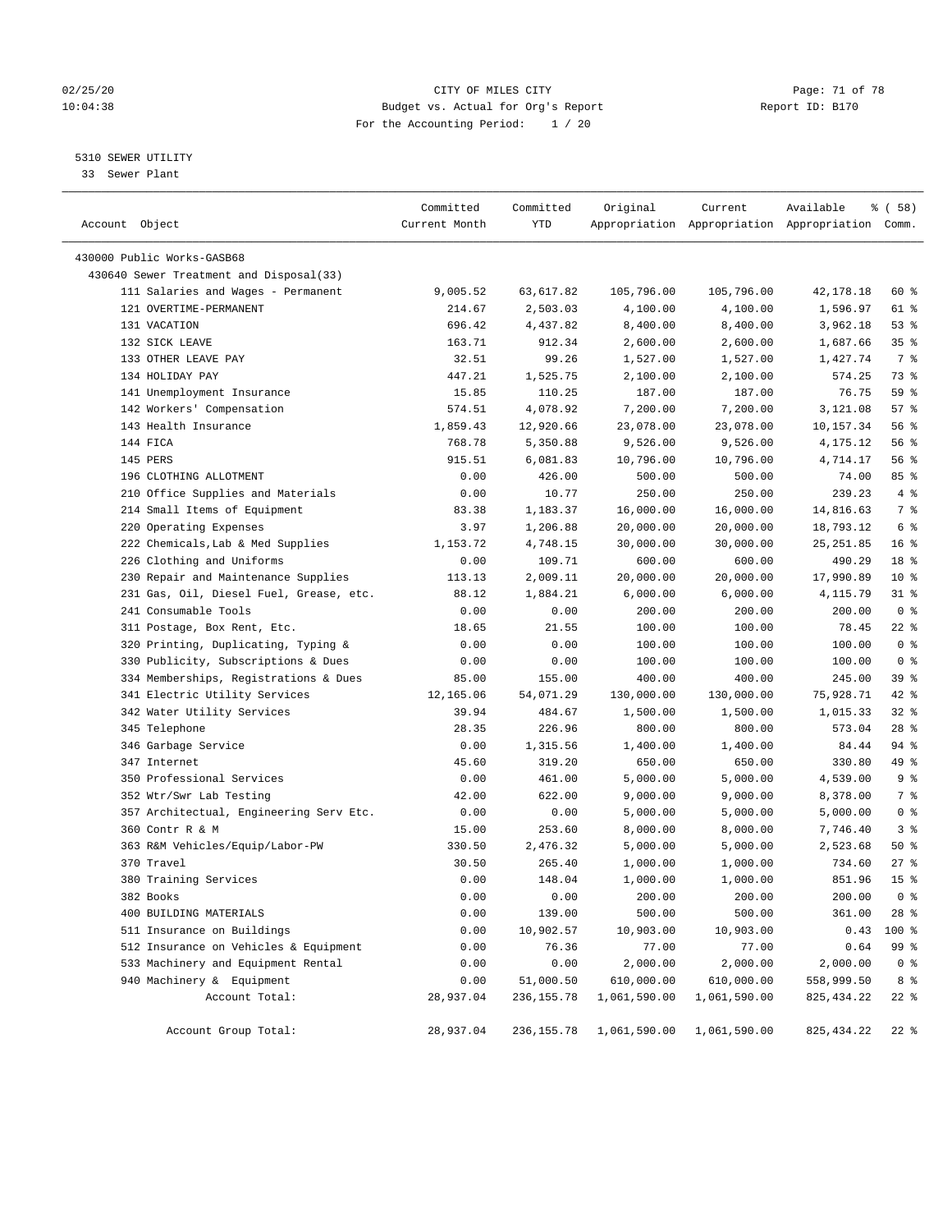CITY OF MILES CITY
Budget vs. Actual for Org's Report
For the Accounting Period: 1 / 20

5310 SEWER UTILITY
33 Sewer Plant

| Account Object | Committed Current Month | Committed YTD | Original Appropriation | Current Appropriation | Available Appropriation | % ( 58) Comm. |
|---|---|---|---|---|---|---|
| 430000 Public Works-GASB68 | | | | | | |
| 430640 Sewer Treatment and Disposal(33) | | | | | | |
| 111 Salaries and Wages - Permanent | 9,005.52 | 63,617.82 | 105,796.00 | 105,796.00 | 42,178.18 | 60 % |
| 121 OVERTIME-PERMANENT | 214.67 | 2,503.03 | 4,100.00 | 4,100.00 | 1,596.97 | 61 % |
| 131 VACATION | 696.42 | 4,437.82 | 8,400.00 | 8,400.00 | 3,962.18 | 53 % |
| 132 SICK LEAVE | 163.71 | 912.34 | 2,600.00 | 2,600.00 | 1,687.66 | 35 % |
| 133 OTHER LEAVE PAY | 32.51 | 99.26 | 1,527.00 | 1,527.00 | 1,427.74 | 7 % |
| 134 HOLIDAY PAY | 447.21 | 1,525.75 | 2,100.00 | 2,100.00 | 574.25 | 73 % |
| 141 Unemployment Insurance | 15.85 | 110.25 | 187.00 | 187.00 | 76.75 | 59 % |
| 142 Workers' Compensation | 574.51 | 4,078.92 | 7,200.00 | 7,200.00 | 3,121.08 | 57 % |
| 143 Health Insurance | 1,859.43 | 12,920.66 | 23,078.00 | 23,078.00 | 10,157.34 | 56 % |
| 144 FICA | 768.78 | 5,350.88 | 9,526.00 | 9,526.00 | 4,175.12 | 56 % |
| 145 PERS | 915.51 | 6,081.83 | 10,796.00 | 10,796.00 | 4,714.17 | 56 % |
| 196 CLOTHING ALLOTMENT | 0.00 | 426.00 | 500.00 | 500.00 | 74.00 | 85 % |
| 210 Office Supplies and Materials | 0.00 | 10.77 | 250.00 | 250.00 | 239.23 | 4 % |
| 214 Small Items of Equipment | 83.38 | 1,183.37 | 16,000.00 | 16,000.00 | 14,816.63 | 7 % |
| 220 Operating Expenses | 3.97 | 1,206.88 | 20,000.00 | 20,000.00 | 18,793.12 | 6 % |
| 222 Chemicals,Lab & Med Supplies | 1,153.72 | 4,748.15 | 30,000.00 | 30,000.00 | 25,251.85 | 16 % |
| 226 Clothing and Uniforms | 0.00 | 109.71 | 600.00 | 600.00 | 490.29 | 18 % |
| 230 Repair and Maintenance Supplies | 113.13 | 2,009.11 | 20,000.00 | 20,000.00 | 17,990.89 | 10 % |
| 231 Gas, Oil, Diesel Fuel, Grease, etc. | 88.12 | 1,884.21 | 6,000.00 | 6,000.00 | 4,115.79 | 31 % |
| 241 Consumable Tools | 0.00 | 0.00 | 200.00 | 200.00 | 200.00 | 0 % |
| 311 Postage, Box Rent, Etc. | 18.65 | 21.55 | 100.00 | 100.00 | 78.45 | 22 % |
| 320 Printing, Duplicating, Typing & | 0.00 | 0.00 | 100.00 | 100.00 | 100.00 | 0 % |
| 330 Publicity, Subscriptions & Dues | 0.00 | 0.00 | 100.00 | 100.00 | 100.00 | 0 % |
| 334 Memberships, Registrations & Dues | 85.00 | 155.00 | 400.00 | 400.00 | 245.00 | 39 % |
| 341 Electric Utility Services | 12,165.06 | 54,071.29 | 130,000.00 | 130,000.00 | 75,928.71 | 42 % |
| 342 Water Utility Services | 39.94 | 484.67 | 1,500.00 | 1,500.00 | 1,015.33 | 32 % |
| 345 Telephone | 28.35 | 226.96 | 800.00 | 800.00 | 573.04 | 28 % |
| 346 Garbage Service | 0.00 | 1,315.56 | 1,400.00 | 1,400.00 | 84.44 | 94 % |
| 347 Internet | 45.60 | 319.20 | 650.00 | 650.00 | 330.80 | 49 % |
| 350 Professional Services | 0.00 | 461.00 | 5,000.00 | 5,000.00 | 4,539.00 | 9 % |
| 352 Wtr/Swr Lab Testing | 42.00 | 622.00 | 9,000.00 | 9,000.00 | 8,378.00 | 7 % |
| 357 Architectual, Engineering Serv Etc. | 0.00 | 0.00 | 5,000.00 | 5,000.00 | 5,000.00 | 0 % |
| 360 Contr R & M | 15.00 | 253.60 | 8,000.00 | 8,000.00 | 7,746.40 | 3 % |
| 363 R&M Vehicles/Equip/Labor-PW | 330.50 | 2,476.32 | 5,000.00 | 5,000.00 | 2,523.68 | 50 % |
| 370 Travel | 30.50 | 265.40 | 1,000.00 | 1,000.00 | 734.60 | 27 % |
| 380 Training Services | 0.00 | 148.04 | 1,000.00 | 1,000.00 | 851.96 | 15 % |
| 382 Books | 0.00 | 0.00 | 200.00 | 200.00 | 200.00 | 0 % |
| 400 BUILDING MATERIALS | 0.00 | 139.00 | 500.00 | 500.00 | 361.00 | 28 % |
| 511 Insurance on Buildings | 0.00 | 10,902.57 | 10,903.00 | 10,903.00 | 0.43 | 100 % |
| 512 Insurance on Vehicles & Equipment | 0.00 | 76.36 | 77.00 | 77.00 | 0.64 | 99 % |
| 533 Machinery and Equipment Rental | 0.00 | 0.00 | 2,000.00 | 2,000.00 | 2,000.00 | 0 % |
| 940 Machinery & Equipment | 0.00 | 51,000.50 | 610,000.00 | 610,000.00 | 558,999.50 | 8 % |
| Account Total: | 28,937.04 | 236,155.78 | 1,061,590.00 | 1,061,590.00 | 825,434.22 | 22 % |
| Account Group Total: | 28,937.04 | 236,155.78 | 1,061,590.00 | 1,061,590.00 | 825,434.22 | 22 % |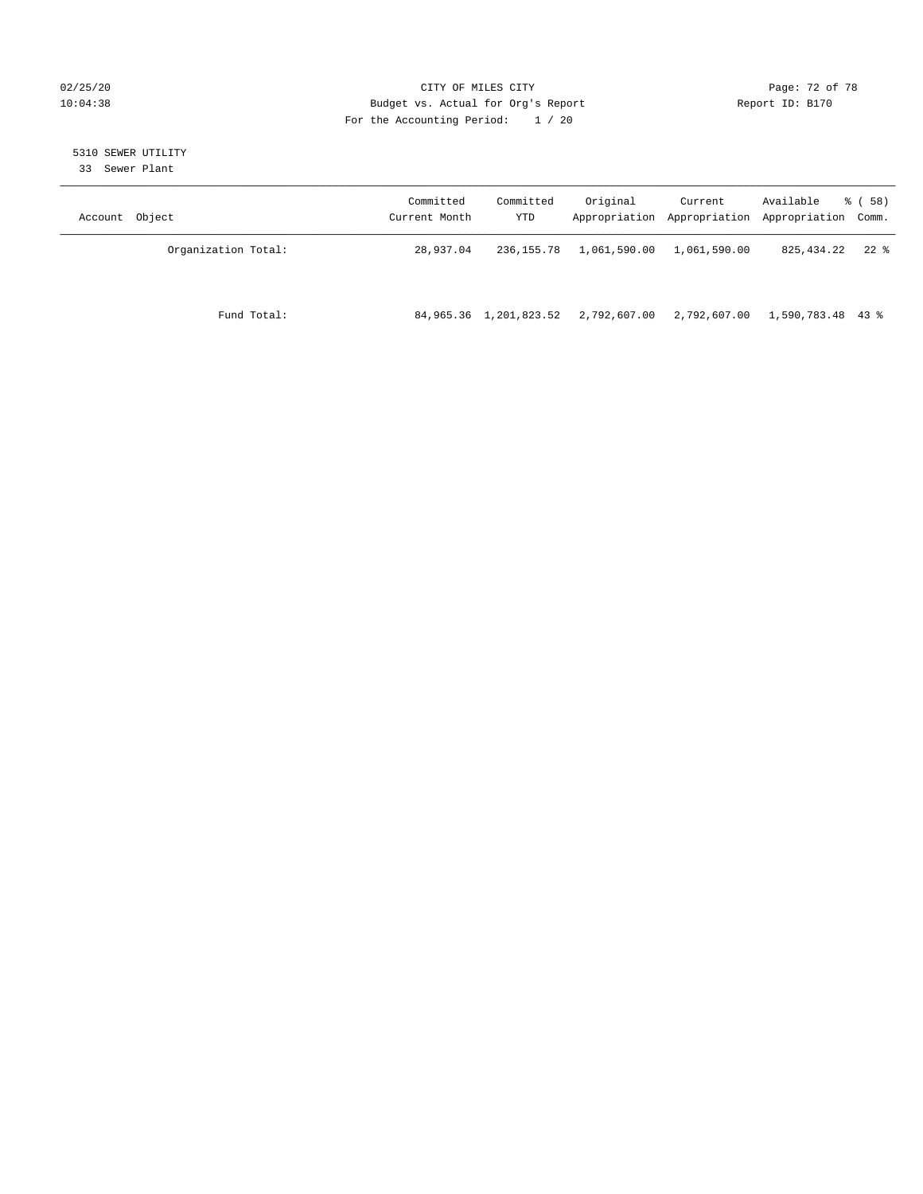CITY OF MILES CITY
Budget vs. Actual for Org's Report
For the Accounting Period: 1 / 20

02/25/20
10:04:38

Report ID: B170

5310 SEWER UTILITY
33 Sewer Plant

| Account Object | Committed Current Month | Committed YTD | Original Appropriation | Current Appropriation | Available Appropriation | % ( 58) Comm. |
|---|---|---|---|---|---|---|
| Organization Total: | 28,937.04 | 236,155.78 | 1,061,590.00 | 1,061,590.00 | 825,434.22 | 22 % |
| Fund Total: | 84,965.36 | 1,201,823.52 | 2,792,607.00 | 2,792,607.00 | 1,590,783.48 | 43 % |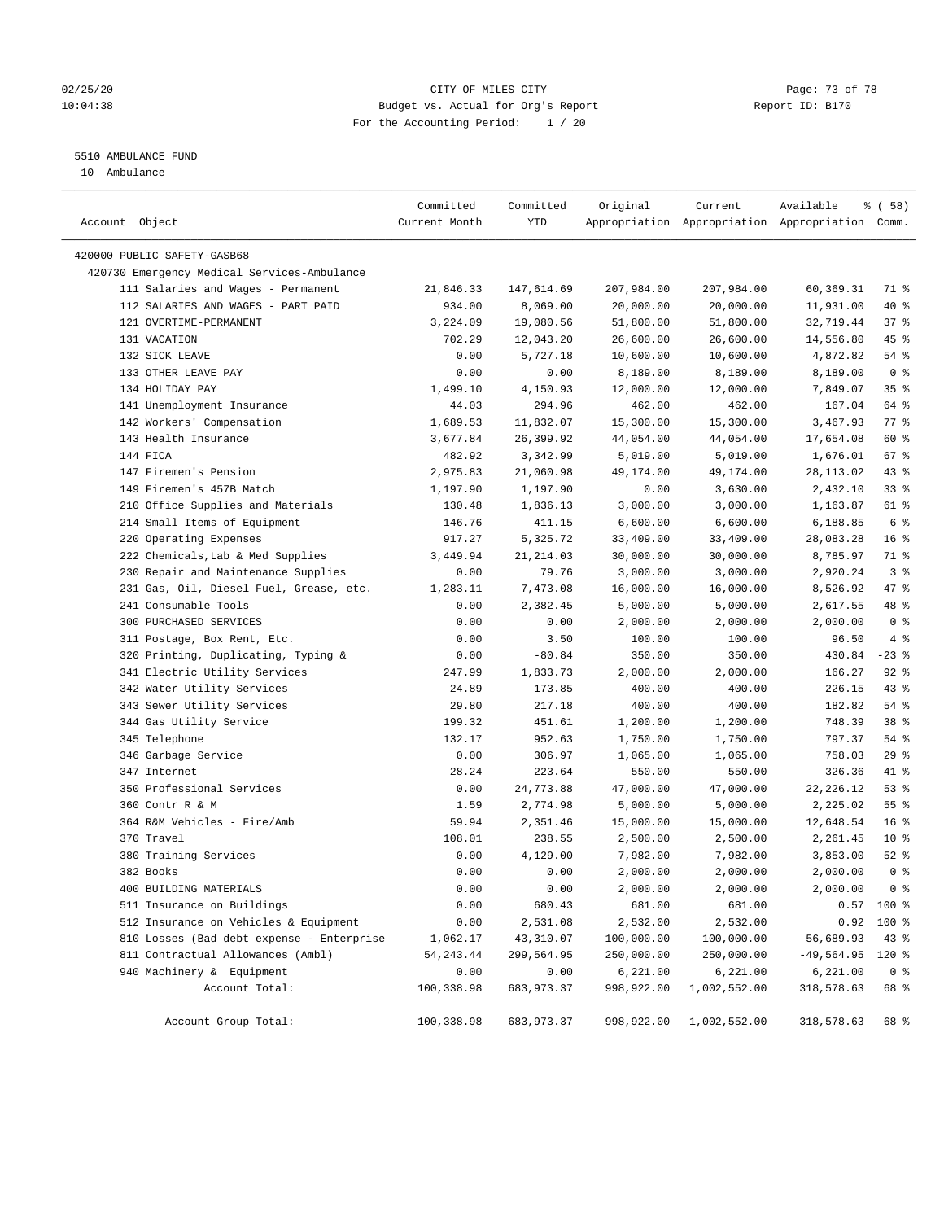CITY OF MILES CITY
Budget vs. Actual for Org's Report
For the Accounting Period: 1 / 20

5510 AMBULANCE FUND
10 Ambulance

| Account Object | Committed Current Month | Committed YTD | Original Appropriation | Current Appropriation | Available Appropriation | % ( 58) Comm. |
|---|---|---|---|---|---|---|
| 420000 PUBLIC SAFETY-GASB68 | | | | | | |
| 420730 Emergency Medical Services-Ambulance | | | | | | |
| 111 Salaries and Wages - Permanent | 21,846.33 | 147,614.69 | 207,984.00 | 207,984.00 | 60,369.31 | 71 % |
| 112 SALARIES AND WAGES - PART PAID | 934.00 | 8,069.00 | 20,000.00 | 20,000.00 | 11,931.00 | 40 % |
| 121 OVERTIME-PERMANENT | 3,224.09 | 19,080.56 | 51,800.00 | 51,800.00 | 32,719.44 | 37 % |
| 131 VACATION | 702.29 | 12,043.20 | 26,600.00 | 26,600.00 | 14,556.80 | 45 % |
| 132 SICK LEAVE | 0.00 | 5,727.18 | 10,600.00 | 10,600.00 | 4,872.82 | 54 % |
| 133 OTHER LEAVE PAY | 0.00 | 0.00 | 8,189.00 | 8,189.00 | 8,189.00 | 0 % |
| 134 HOLIDAY PAY | 1,499.10 | 4,150.93 | 12,000.00 | 12,000.00 | 7,849.07 | 35 % |
| 141 Unemployment Insurance | 44.03 | 294.96 | 462.00 | 462.00 | 167.04 | 64 % |
| 142 Workers' Compensation | 1,689.53 | 11,832.07 | 15,300.00 | 15,300.00 | 3,467.93 | 77 % |
| 143 Health Insurance | 3,677.84 | 26,399.92 | 44,054.00 | 44,054.00 | 17,654.08 | 60 % |
| 144 FICA | 482.92 | 3,342.99 | 5,019.00 | 5,019.00 | 1,676.01 | 67 % |
| 147 Firemen's Pension | 2,975.83 | 21,060.98 | 49,174.00 | 49,174.00 | 28,113.02 | 43 % |
| 149 Firemen's 457B Match | 1,197.90 | 1,197.90 | 0.00 | 3,630.00 | 2,432.10 | 33 % |
| 210 Office Supplies and Materials | 130.48 | 1,836.13 | 3,000.00 | 3,000.00 | 1,163.87 | 61 % |
| 214 Small Items of Equipment | 146.76 | 411.15 | 6,600.00 | 6,600.00 | 6,188.85 | 6 % |
| 220 Operating Expenses | 917.27 | 5,325.72 | 33,409.00 | 33,409.00 | 28,083.28 | 16 % |
| 222 Chemicals,Lab & Med Supplies | 3,449.94 | 21,214.03 | 30,000.00 | 30,000.00 | 8,785.97 | 71 % |
| 230 Repair and Maintenance Supplies | 0.00 | 79.76 | 3,000.00 | 3,000.00 | 2,920.24 | 3 % |
| 231 Gas, Oil, Diesel Fuel, Grease, etc. | 1,283.11 | 7,473.08 | 16,000.00 | 16,000.00 | 8,526.92 | 47 % |
| 241 Consumable Tools | 0.00 | 2,382.45 | 5,000.00 | 5,000.00 | 2,617.55 | 48 % |
| 300 PURCHASED SERVICES | 0.00 | 0.00 | 2,000.00 | 2,000.00 | 2,000.00 | 0 % |
| 311 Postage, Box Rent, Etc. | 0.00 | 3.50 | 100.00 | 100.00 | 96.50 | 4 % |
| 320 Printing, Duplicating, Typing & | 0.00 | -80.84 | 350.00 | 350.00 | 430.84 | -23 % |
| 341 Electric Utility Services | 247.99 | 1,833.73 | 2,000.00 | 2,000.00 | 166.27 | 92 % |
| 342 Water Utility Services | 24.89 | 173.85 | 400.00 | 400.00 | 226.15 | 43 % |
| 343 Sewer Utility Services | 29.80 | 217.18 | 400.00 | 400.00 | 182.82 | 54 % |
| 344 Gas Utility Service | 199.32 | 451.61 | 1,200.00 | 1,200.00 | 748.39 | 38 % |
| 345 Telephone | 132.17 | 952.63 | 1,750.00 | 1,750.00 | 797.37 | 54 % |
| 346 Garbage Service | 0.00 | 306.97 | 1,065.00 | 1,065.00 | 758.03 | 29 % |
| 347 Internet | 28.24 | 223.64 | 550.00 | 550.00 | 326.36 | 41 % |
| 350 Professional Services | 0.00 | 24,773.88 | 47,000.00 | 47,000.00 | 22,226.12 | 53 % |
| 360 Contr R & M | 1.59 | 2,774.98 | 5,000.00 | 5,000.00 | 2,225.02 | 55 % |
| 364 R&M Vehicles - Fire/Amb | 59.94 | 2,351.46 | 15,000.00 | 15,000.00 | 12,648.54 | 16 % |
| 370 Travel | 108.01 | 238.55 | 2,500.00 | 2,500.00 | 2,261.45 | 10 % |
| 380 Training Services | 0.00 | 4,129.00 | 7,982.00 | 7,982.00 | 3,853.00 | 52 % |
| 382 Books | 0.00 | 0.00 | 2,000.00 | 2,000.00 | 2,000.00 | 0 % |
| 400 BUILDING MATERIALS | 0.00 | 0.00 | 2,000.00 | 2,000.00 | 2,000.00 | 0 % |
| 511 Insurance on Buildings | 0.00 | 680.43 | 681.00 | 681.00 | 0.57 | 100 % |
| 512 Insurance on Vehicles & Equipment | 0.00 | 2,531.08 | 2,532.00 | 2,532.00 | 0.92 | 100 % |
| 810 Losses (Bad debt expense - Enterprise | 1,062.17 | 43,310.07 | 100,000.00 | 100,000.00 | 56,689.93 | 43 % |
| 811 Contractual Allowances (Ambl) | 54,243.44 | 299,564.95 | 250,000.00 | 250,000.00 | -49,564.95 | 120 % |
| 940 Machinery & Equipment | 0.00 | 0.00 | 6,221.00 | 6,221.00 | 6,221.00 | 0 % |
| Account Total: | 100,338.98 | 683,973.37 | 998,922.00 | 1,002,552.00 | 318,578.63 | 68 % |
| Account Group Total: | 100,338.98 | 683,973.37 | 998,922.00 | 1,002,552.00 | 318,578.63 | 68 % |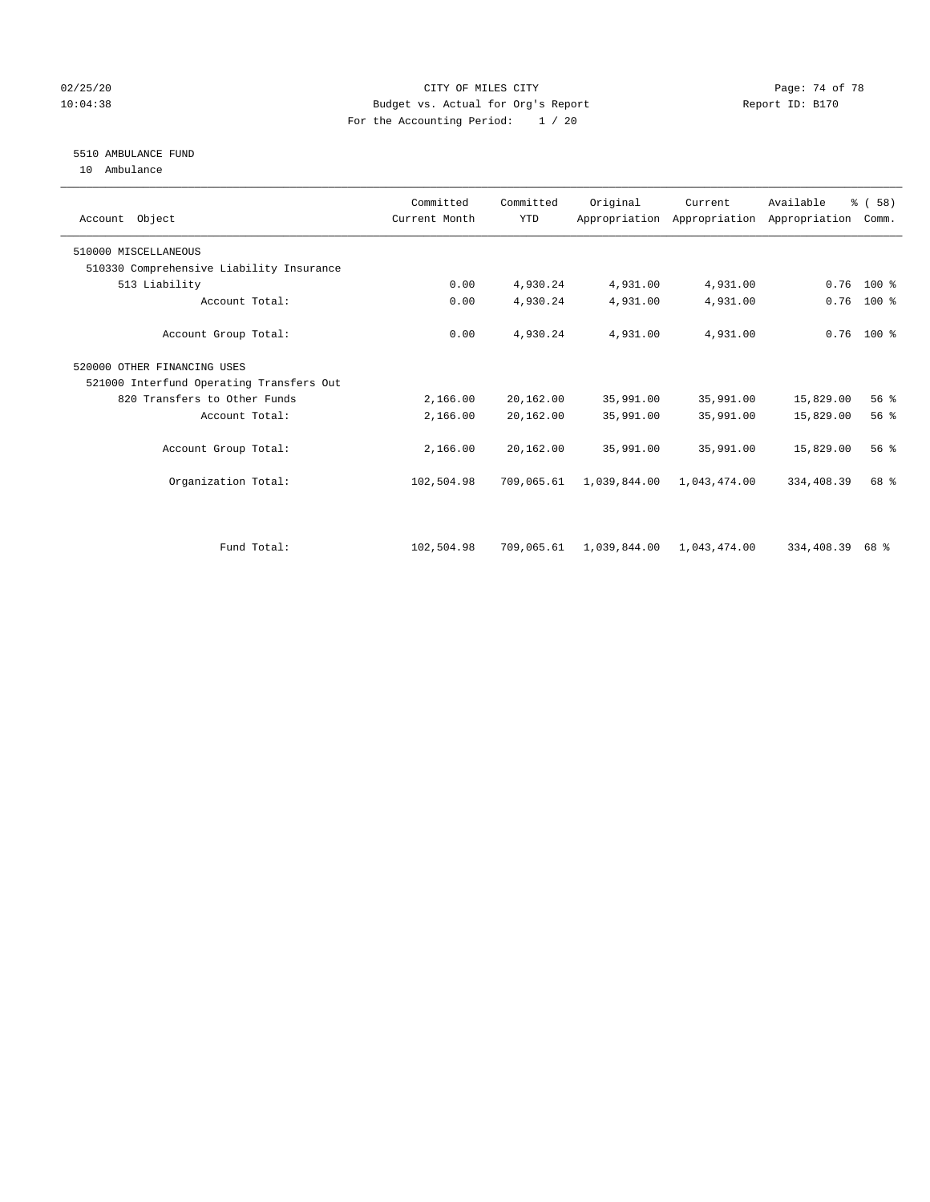CITY OF MILES CITY
Budget vs. Actual for Org's Report
For the Accounting Period: 1 / 20

02/25/20
10:04:38

Report ID: B170

## 5510 AMBULANCE FUND

10 Ambulance

| Account Object | Committed Current Month | Committed YTD | Original Appropriation | Current Appropriation | Available Appropriation | % ( 58) Comm. |
|---|---|---|---|---|---|---|
| 510000 MISCELLANEOUS | | | | | | |
| 510330 Comprehensive Liability Insurance | | | | | | |
| 513 Liability | 0.00 | 4,930.24 | 4,931.00 | 4,931.00 | 0.76 | 100 % |
| Account Total: | 0.00 | 4,930.24 | 4,931.00 | 4,931.00 | 0.76 | 100 % |
| Account Group Total: | 0.00 | 4,930.24 | 4,931.00 | 4,931.00 | 0.76 | 100 % |
| 520000 OTHER FINANCING USES | | | | | | |
| 521000 Interfund Operating Transfers Out | | | | | | |
| 820 Transfers to Other Funds | 2,166.00 | 20,162.00 | 35,991.00 | 35,991.00 | 15,829.00 | 56 % |
| Account Total: | 2,166.00 | 20,162.00 | 35,991.00 | 35,991.00 | 15,829.00 | 56 % |
| Account Group Total: | 2,166.00 | 20,162.00 | 35,991.00 | 35,991.00 | 15,829.00 | 56 % |
| Organization Total: | 102,504.98 | 709,065.61 | 1,039,844.00 | 1,043,474.00 | 334,408.39 | 68 % |
| Fund Total: | 102,504.98 | 709,065.61 | 1,039,844.00 | 1,043,474.00 | 334,408.39 | 68 % |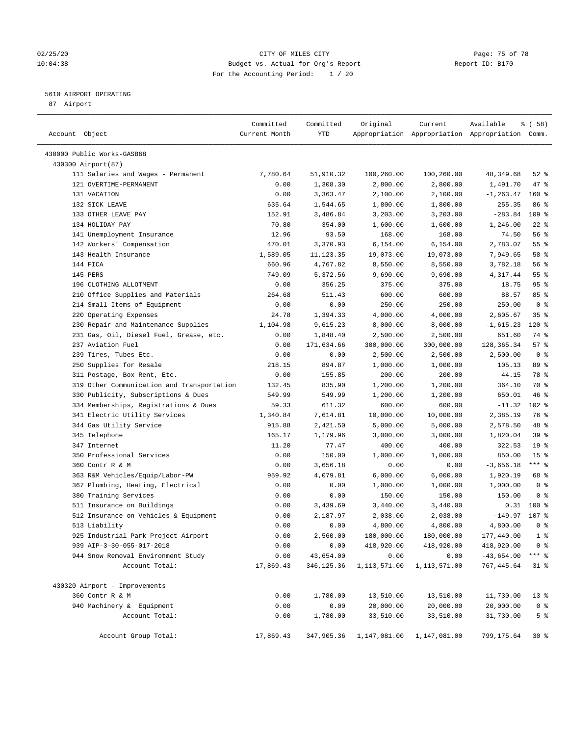CITY OF MILES CITY
Budget vs. Actual for Org's Report
For the Accounting Period: 1 / 20

02/25/20
10:04:38

Report ID: B170

## 5610 AIRPORT OPERATING

87 Airport

| Account Object | Committed Current Month | Committed YTD | Original Appropriation | Current Appropriation | Available Appropriation | % ( 58) Comm. |
|---|---|---|---|---|---|---|
| 430000 Public Works-GASB68 | | | | | | |
| 430300 Airport(87) | | | | | | |
| 111 Salaries and Wages - Permanent | 7,780.64 | 51,910.32 | 100,260.00 | 100,260.00 | 48,349.68 | 52 % |
| 121 OVERTIME-PERMANENT | 0.00 | 1,308.30 | 2,800.00 | 2,800.00 | 1,491.70 | 47 % |
| 131 VACATION | 0.00 | 3,363.47 | 2,100.00 | 2,100.00 | -1,263.47 | 160 % |
| 132 SICK LEAVE | 635.64 | 1,544.65 | 1,800.00 | 1,800.00 | 255.35 | 86 % |
| 133 OTHER LEAVE PAY | 152.91 | 3,486.84 | 3,203.00 | 3,203.00 | -283.84 | 109 % |
| 134 HOLIDAY PAY | 70.80 | 354.00 | 1,600.00 | 1,600.00 | 1,246.00 | 22 % |
| 141 Unemployment Insurance | 12.96 | 93.50 | 168.00 | 168.00 | 74.50 | 56 % |
| 142 Workers' Compensation | 470.01 | 3,370.93 | 6,154.00 | 6,154.00 | 2,783.07 | 55 % |
| 143 Health Insurance | 1,589.05 | 11,123.35 | 19,073.00 | 19,073.00 | 7,949.65 | 58 % |
| 144 FICA | 660.96 | 4,767.82 | 8,550.00 | 8,550.00 | 3,782.18 | 56 % |
| 145 PERS | 749.09 | 5,372.56 | 9,690.00 | 9,690.00 | 4,317.44 | 55 % |
| 196 CLOTHING ALLOTMENT | 0.00 | 356.25 | 375.00 | 375.00 | 18.75 | 95 % |
| 210 Office Supplies and Materials | 264.68 | 511.43 | 600.00 | 600.00 | 88.57 | 85 % |
| 214 Small Items of Equipment | 0.00 | 0.00 | 250.00 | 250.00 | 250.00 | 0 % |
| 220 Operating Expenses | 24.78 | 1,394.33 | 4,000.00 | 4,000.00 | 2,605.67 | 35 % |
| 230 Repair and Maintenance Supplies | 1,104.98 | 9,615.23 | 8,000.00 | 8,000.00 | -1,615.23 | 120 % |
| 231 Gas, Oil, Diesel Fuel, Grease, etc. | 0.00 | 1,848.40 | 2,500.00 | 2,500.00 | 651.60 | 74 % |
| 237 Aviation Fuel | 0.00 | 171,634.66 | 300,000.00 | 300,000.00 | 128,365.34 | 57 % |
| 239 Tires, Tubes Etc. | 0.00 | 0.00 | 2,500.00 | 2,500.00 | 2,500.00 | 0 % |
| 250 Supplies for Resale | 218.15 | 894.87 | 1,000.00 | 1,000.00 | 105.13 | 89 % |
| 311 Postage, Box Rent, Etc. | 0.00 | 155.85 | 200.00 | 200.00 | 44.15 | 78 % |
| 319 Other Communication and Transportation | 132.45 | 835.90 | 1,200.00 | 1,200.00 | 364.10 | 70 % |
| 330 Publicity, Subscriptions & Dues | 549.99 | 549.99 | 1,200.00 | 1,200.00 | 650.01 | 46 % |
| 334 Memberships, Registrations & Dues | 59.33 | 611.32 | 600.00 | 600.00 | -11.32 | 102 % |
| 341 Electric Utility Services | 1,340.84 | 7,614.81 | 10,000.00 | 10,000.00 | 2,385.19 | 76 % |
| 344 Gas Utility Service | 915.88 | 2,421.50 | 5,000.00 | 5,000.00 | 2,578.50 | 48 % |
| 345 Telephone | 165.17 | 1,179.96 | 3,000.00 | 3,000.00 | 1,820.04 | 39 % |
| 347 Internet | 11.20 | 77.47 | 400.00 | 400.00 | 322.53 | 19 % |
| 350 Professional Services | 0.00 | 150.00 | 1,000.00 | 1,000.00 | 850.00 | 15 % |
| 360 Contr R & M | 0.00 | 3,656.18 | 0.00 | 0.00 | -3,656.18 | *** % |
| 363 R&M Vehicles/Equip/Labor-PW | 959.92 | 4,079.81 | 6,000.00 | 6,000.00 | 1,920.19 | 68 % |
| 367 Plumbing, Heating, Electrical | 0.00 | 0.00 | 1,000.00 | 1,000.00 | 1,000.00 | 0 % |
| 380 Training Services | 0.00 | 0.00 | 150.00 | 150.00 | 150.00 | 0 % |
| 511 Insurance on Buildings | 0.00 | 3,439.69 | 3,440.00 | 3,440.00 | 0.31 | 100 % |
| 512 Insurance on Vehicles & Equipment | 0.00 | 2,187.97 | 2,038.00 | 2,038.00 | -149.97 | 107 % |
| 513 Liability | 0.00 | 0.00 | 4,800.00 | 4,800.00 | 4,800.00 | 0 % |
| 925 Industrial Park Project-Airport | 0.00 | 2,560.00 | 180,000.00 | 180,000.00 | 177,440.00 | 1 % |
| 939 AIP-3-30-055-017-2018 | 0.00 | 0.00 | 418,920.00 | 418,920.00 | 418,920.00 | 0 % |
| 944 Snow Removal Environment Study | 0.00 | 43,654.00 | 0.00 | 0.00 | -43,654.00 | *** % |
| Account Total: | 17,869.43 | 346,125.36 | 1,113,571.00 | 1,113,571.00 | 767,445.64 | 31 % |
| 430320 Airport - Improvements | | | | | | |
| 360 Contr R & M | 0.00 | 1,780.00 | 13,510.00 | 13,510.00 | 11,730.00 | 13 % |
| 940 Machinery & Equipment | 0.00 | 0.00 | 20,000.00 | 20,000.00 | 20,000.00 | 0 % |
| Account Total: | 0.00 | 1,780.00 | 33,510.00 | 33,510.00 | 31,730.00 | 5 % |
| Account Group Total: | 17,869.43 | 347,905.36 | 1,147,081.00 | 1,147,081.00 | 799,175.64 | 30 % |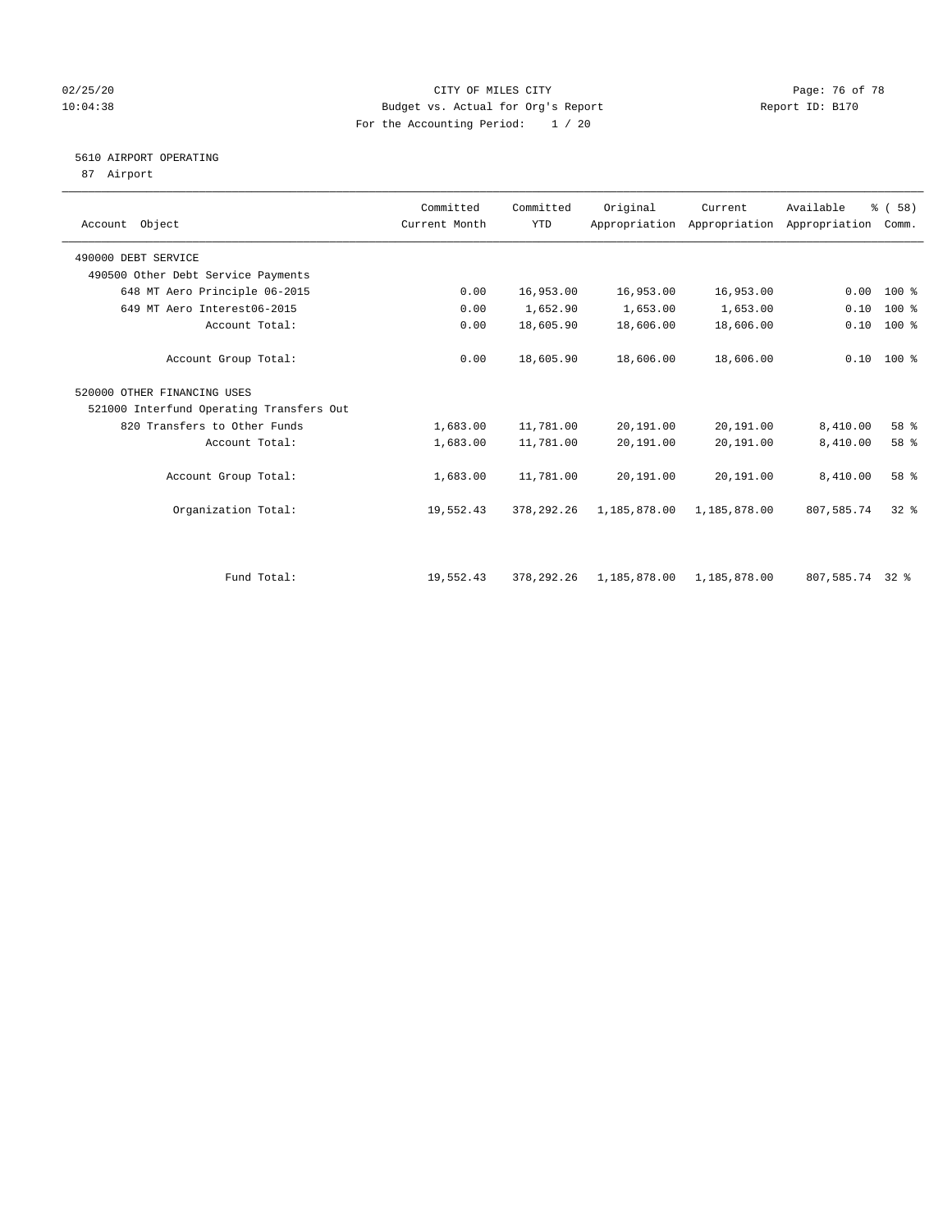CITY OF MILES CITY
Budget vs. Actual for Org's Report
For the Accounting Period: 1 / 20

02/25/20 10:04:38 Report ID: B170

## 5610 AIRPORT OPERATING
87 Airport

| Account Object | Committed Current Month | Committed YTD | Original Appropriation | Current Appropriation | Available Appropriation | % ( 58) Comm. |
|---|---|---|---|---|---|---|
| 490000 DEBT SERVICE | | | | | | |
| 490500 Other Debt Service Payments | | | | | | |
| 648 MT Aero Principle 06-2015 | 0.00 | 16,953.00 | 16,953.00 | 16,953.00 | 0.00 | 100 % |
| 649 MT Aero Interest06-2015 | 0.00 | 1,652.90 | 1,653.00 | 1,653.00 | 0.10 | 100 % |
| Account Total: | 0.00 | 18,605.90 | 18,606.00 | 18,606.00 | 0.10 | 100 % |
| Account Group Total: | 0.00 | 18,605.90 | 18,606.00 | 18,606.00 | 0.10 | 100 % |
| 520000 OTHER FINANCING USES | | | | | | |
| 521000 Interfund Operating Transfers Out | | | | | | |
| 820 Transfers to Other Funds | 1,683.00 | 11,781.00 | 20,191.00 | 20,191.00 | 8,410.00 | 58 % |
| Account Total: | 1,683.00 | 11,781.00 | 20,191.00 | 20,191.00 | 8,410.00 | 58 % |
| Account Group Total: | 1,683.00 | 11,781.00 | 20,191.00 | 20,191.00 | 8,410.00 | 58 % |
| Organization Total: | 19,552.43 | 378,292.26 | 1,185,878.00 | 1,185,878.00 | 807,585.74 | 32 % |
| Fund Total: | 19,552.43 | 378,292.26 | 1,185,878.00 | 1,185,878.00 | 807,585.74 | 32 % |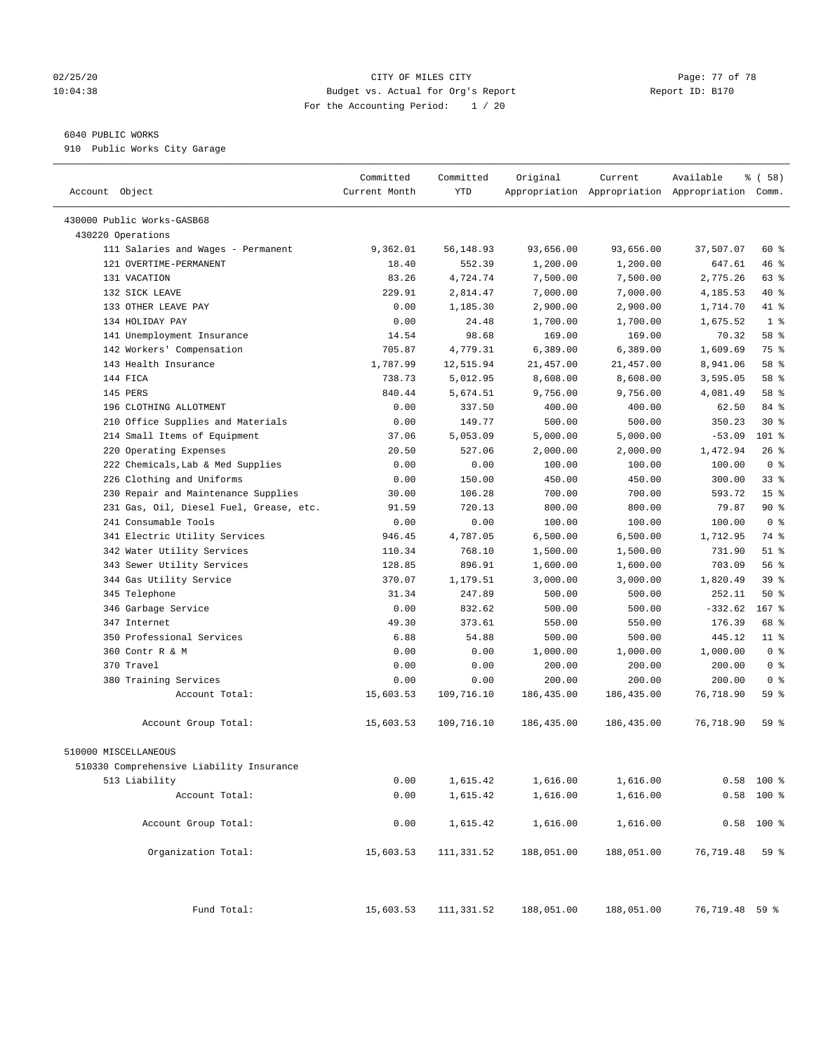CITY OF MILES CITY
Budget vs. Actual for Org's Report
For the Accounting Period: 1 / 20

02/25/20
10:04:38

Report ID: B170

6040 PUBLIC WORKS
910 Public Works City Garage

| Account Object | Committed Current Month | Committed YTD | Original Appropriation | Current Appropriation | Available Appropriation | % ( 58) Comm. |
|---|---|---|---|---|---|---|
| 430000 Public Works-GASB68 | | | | | | |
| 430220 Operations | | | | | | |
| 111 Salaries and Wages - Permanent | 9,362.01 | 56,148.93 | 93,656.00 | 93,656.00 | 37,507.07 | 60 % |
| 121 OVERTIME-PERMANENT | 18.40 | 552.39 | 1,200.00 | 1,200.00 | 647.61 | 46 % |
| 131 VACATION | 83.26 | 4,724.74 | 7,500.00 | 7,500.00 | 2,775.26 | 63 % |
| 132 SICK LEAVE | 229.91 | 2,814.47 | 7,000.00 | 7,000.00 | 4,185.53 | 40 % |
| 133 OTHER LEAVE PAY | 0.00 | 1,185.30 | 2,900.00 | 2,900.00 | 1,714.70 | 41 % |
| 134 HOLIDAY PAY | 0.00 | 24.48 | 1,700.00 | 1,700.00 | 1,675.52 | 1 % |
| 141 Unemployment Insurance | 14.54 | 98.68 | 169.00 | 169.00 | 70.32 | 58 % |
| 142 Workers' Compensation | 705.87 | 4,779.31 | 6,389.00 | 6,389.00 | 1,609.69 | 75 % |
| 143 Health Insurance | 1,787.99 | 12,515.94 | 21,457.00 | 21,457.00 | 8,941.06 | 58 % |
| 144 FICA | 738.73 | 5,012.95 | 8,608.00 | 8,608.00 | 3,595.05 | 58 % |
| 145 PERS | 840.44 | 5,674.51 | 9,756.00 | 9,756.00 | 4,081.49 | 58 % |
| 196 CLOTHING ALLOTMENT | 0.00 | 337.50 | 400.00 | 400.00 | 62.50 | 84 % |
| 210 Office Supplies and Materials | 0.00 | 149.77 | 500.00 | 500.00 | 350.23 | 30 % |
| 214 Small Items of Equipment | 37.06 | 5,053.09 | 5,000.00 | 5,000.00 | -53.09 | 101 % |
| 220 Operating Expenses | 20.50 | 527.06 | 2,000.00 | 2,000.00 | 1,472.94 | 26 % |
| 222 Chemicals,Lab & Med Supplies | 0.00 | 0.00 | 100.00 | 100.00 | 100.00 | 0 % |
| 226 Clothing and Uniforms | 0.00 | 150.00 | 450.00 | 450.00 | 300.00 | 33 % |
| 230 Repair and Maintenance Supplies | 30.00 | 106.28 | 700.00 | 700.00 | 593.72 | 15 % |
| 231 Gas, Oil, Diesel Fuel, Grease, etc. | 91.59 | 720.13 | 800.00 | 800.00 | 79.87 | 90 % |
| 241 Consumable Tools | 0.00 | 0.00 | 100.00 | 100.00 | 100.00 | 0 % |
| 341 Electric Utility Services | 946.45 | 4,787.05 | 6,500.00 | 6,500.00 | 1,712.95 | 74 % |
| 342 Water Utility Services | 110.34 | 768.10 | 1,500.00 | 1,500.00 | 731.90 | 51 % |
| 343 Sewer Utility Services | 128.85 | 896.91 | 1,600.00 | 1,600.00 | 703.09 | 56 % |
| 344 Gas Utility Service | 370.07 | 1,179.51 | 3,000.00 | 3,000.00 | 1,820.49 | 39 % |
| 345 Telephone | 31.34 | 247.89 | 500.00 | 500.00 | 252.11 | 50 % |
| 346 Garbage Service | 0.00 | 832.62 | 500.00 | 500.00 | -332.62 | 167 % |
| 347 Internet | 49.30 | 373.61 | 550.00 | 550.00 | 176.39 | 68 % |
| 350 Professional Services | 6.88 | 54.88 | 500.00 | 500.00 | 445.12 | 11 % |
| 360 Contr R & M | 0.00 | 0.00 | 1,000.00 | 1,000.00 | 1,000.00 | 0 % |
| 370 Travel | 0.00 | 0.00 | 200.00 | 200.00 | 200.00 | 0 % |
| 380 Training Services | 0.00 | 0.00 | 200.00 | 200.00 | 200.00 | 0 % |
| Account Total: | 15,603.53 | 109,716.10 | 186,435.00 | 186,435.00 | 76,718.90 | 59 % |
| Account Group Total: | 15,603.53 | 109,716.10 | 186,435.00 | 186,435.00 | 76,718.90 | 59 % |
| 510000 MISCELLANEOUS | | | | | | |
| 510330 Comprehensive Liability Insurance | | | | | | |
| 513 Liability | 0.00 | 1,615.42 | 1,616.00 | 1,616.00 | 0.58 | 100 % |
| Account Total: | 0.00 | 1,615.42 | 1,616.00 | 1,616.00 | 0.58 | 100 % |
| Account Group Total: | 0.00 | 1,615.42 | 1,616.00 | 1,616.00 | 0.58 | 100 % |
| Organization Total: | 15,603.53 | 111,331.52 | 188,051.00 | 188,051.00 | 76,719.48 | 59 % |
| Fund Total: | 15,603.53 | 111,331.52 | 188,051.00 | 188,051.00 | 76,719.48 | 59 % |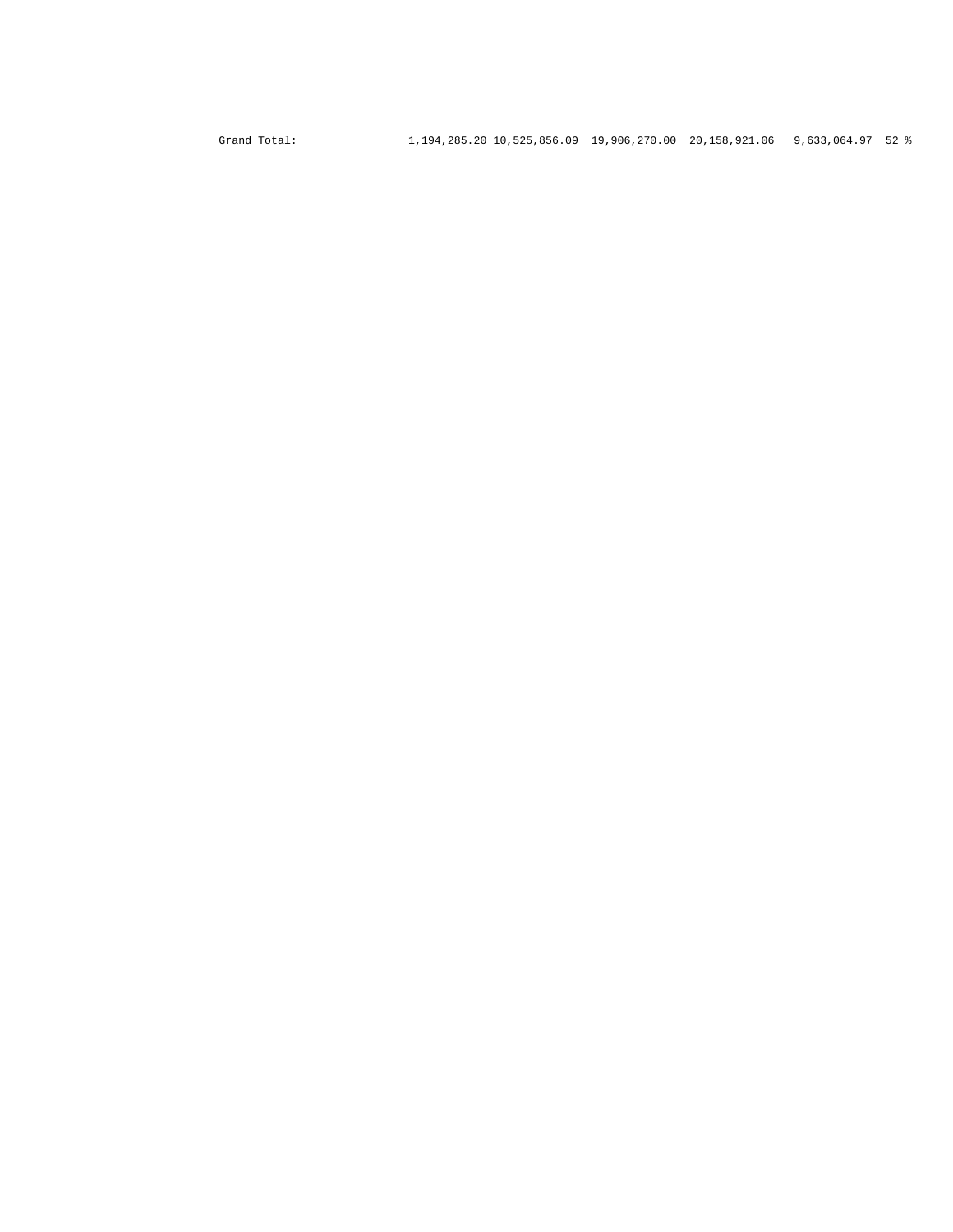| | | | | | | |
|---|---|---|---|---|---|---|
| Grand Total: | 1,194,285.20 | 10,525,856.09 | 19,906,270.00 | 20,158,921.06 | 9,633,064.97 | 52 % |